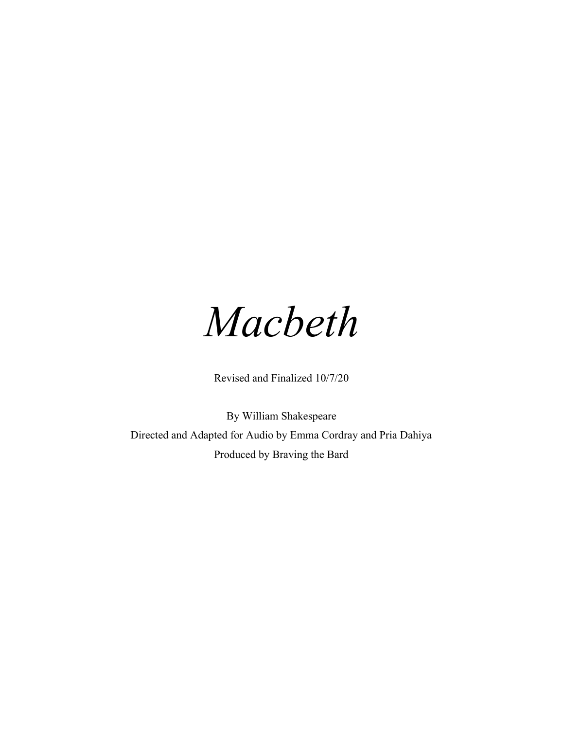# *Macbeth*

Revised and Finalized 10/7/20

By William Shakespeare

Directed and Adapted for Audio by Emma Cordray and Pria Dahiya

Produced by Braving the Bard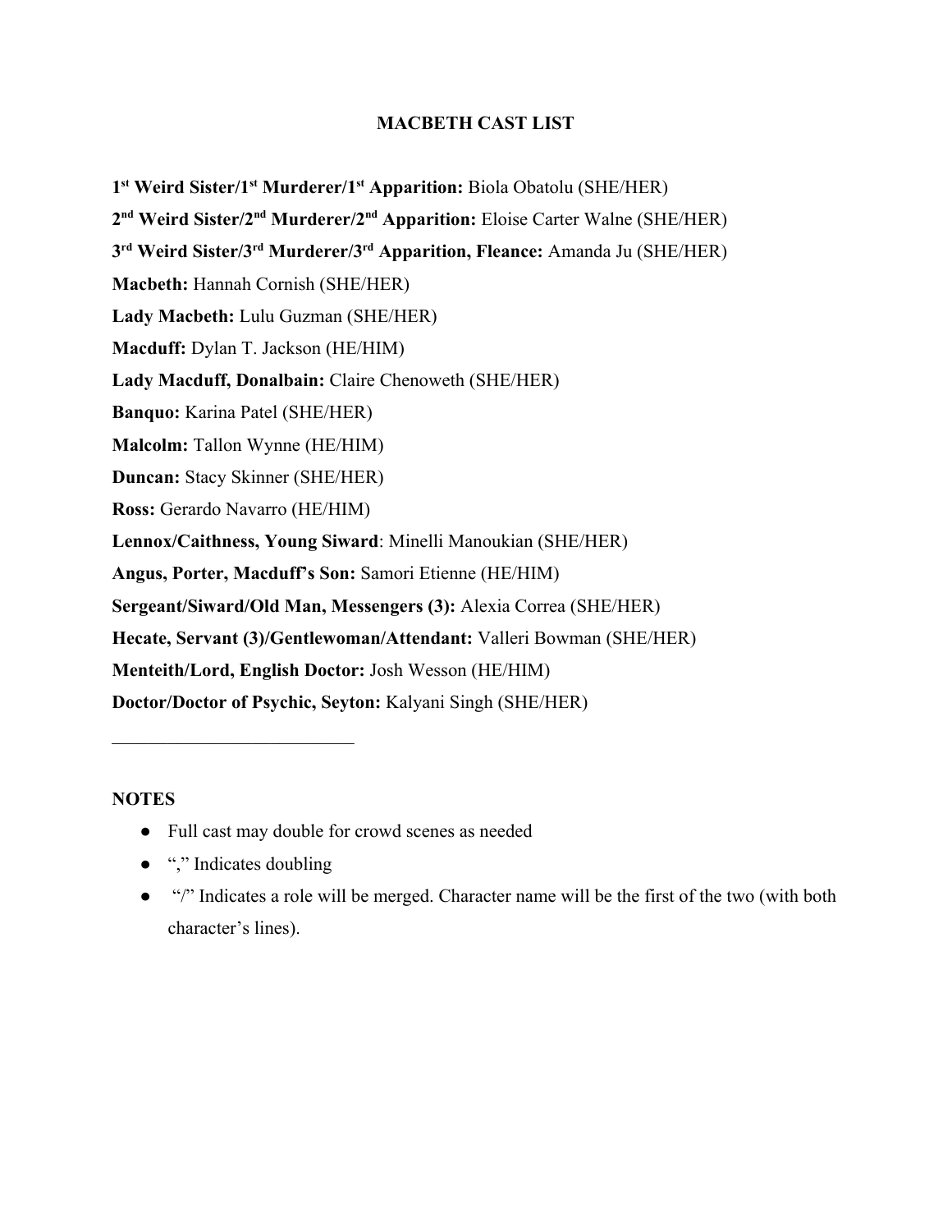# MACBETH CAST LIST

**1st Weird Sister/1st Murderer/1st Apparition:** Biola Obatolu (SHE/HER)

**2nd Weird Sister/2nd Murderer/2nd Apparition:** Eloise Carter Walne (SHE/HER)

**3rd Weird Sister/3rd Murderer/3rd Apparition, Fleance:** Amanda Ju (SHE/HER)

**Macbeth:** Hannah Cornish (SHE/HER)

**Lady Macbeth:** Lulu Guzman (SHE/HER)

**Macduff:** Dylan T. Jackson (HE/HIM)

**Lady Macduff, Donalbain:** Claire Chenoweth (SHE/HER)

**Banquo:** Karina Patel (SHE/HER)

**Malcolm:** Tallon Wynne (HE/HIM)

**Duncan:** Stacy Skinner (SHE/HER)

**Ross:** Gerardo Navarro (HE/HIM)

**Lennox/Caithness, Young Siward**: Minelli Manoukian (SHE/HER)

**Angus, Porter, Macduff's Son:** Samori Etienne (HE/HIM)

**Sergeant/Siward/Old Man, Messengers (3):** Alexia Correa (SHE/HER)

**Hecate, Servant (3)/Gentlewoman/Attendant:** Valleri Bowman (SHE/HER)

**Menteith/Lord, English Doctor:** Josh Wesson (HE/HIM)

**Doctor/Doctor of Psychic, Seyton:** Kalyani Singh (SHE/HER)

---

**NOTES**

- Full cast may double for crowd scenes as needed
- "," Indicates doubling
- "/" Indicates a role will be merged. Character name will be the first of the two (with both character's lines).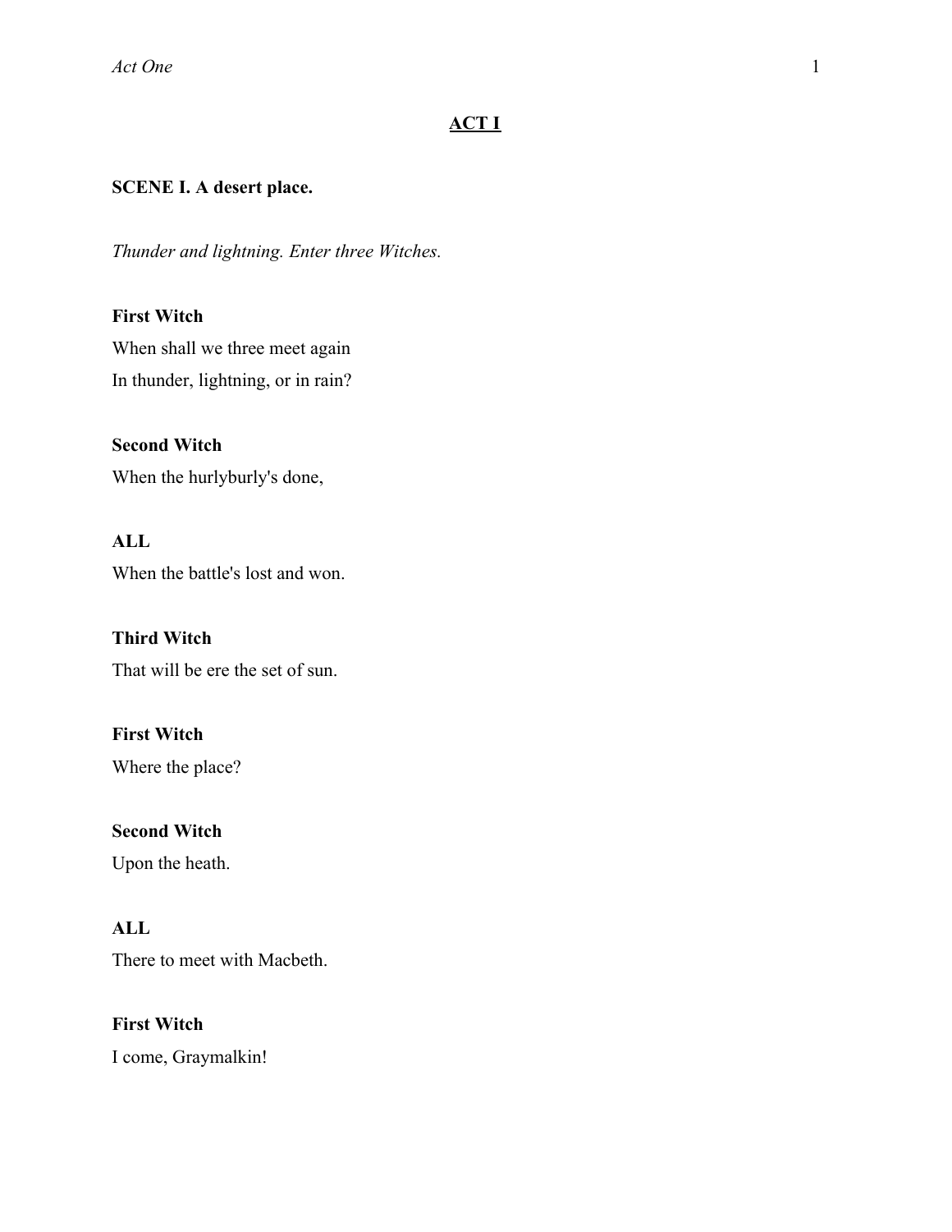# ACT I

## SCENE I. A desert place.

*Thunder and lightning. Enter three Witches.*

**First Witch**
When shall we three meet again
In thunder, lightning, or in rain?

**Second Witch**
When the hurlyburly's done,

**ALL**
When the battle's lost and won.

**Third Witch**
That will be ere the set of sun.

**First Witch**
Where the place?

**Second Witch**
Upon the heath.

**ALL**
There to meet with Macbeth.

**First Witch**
I come, Graymalkin!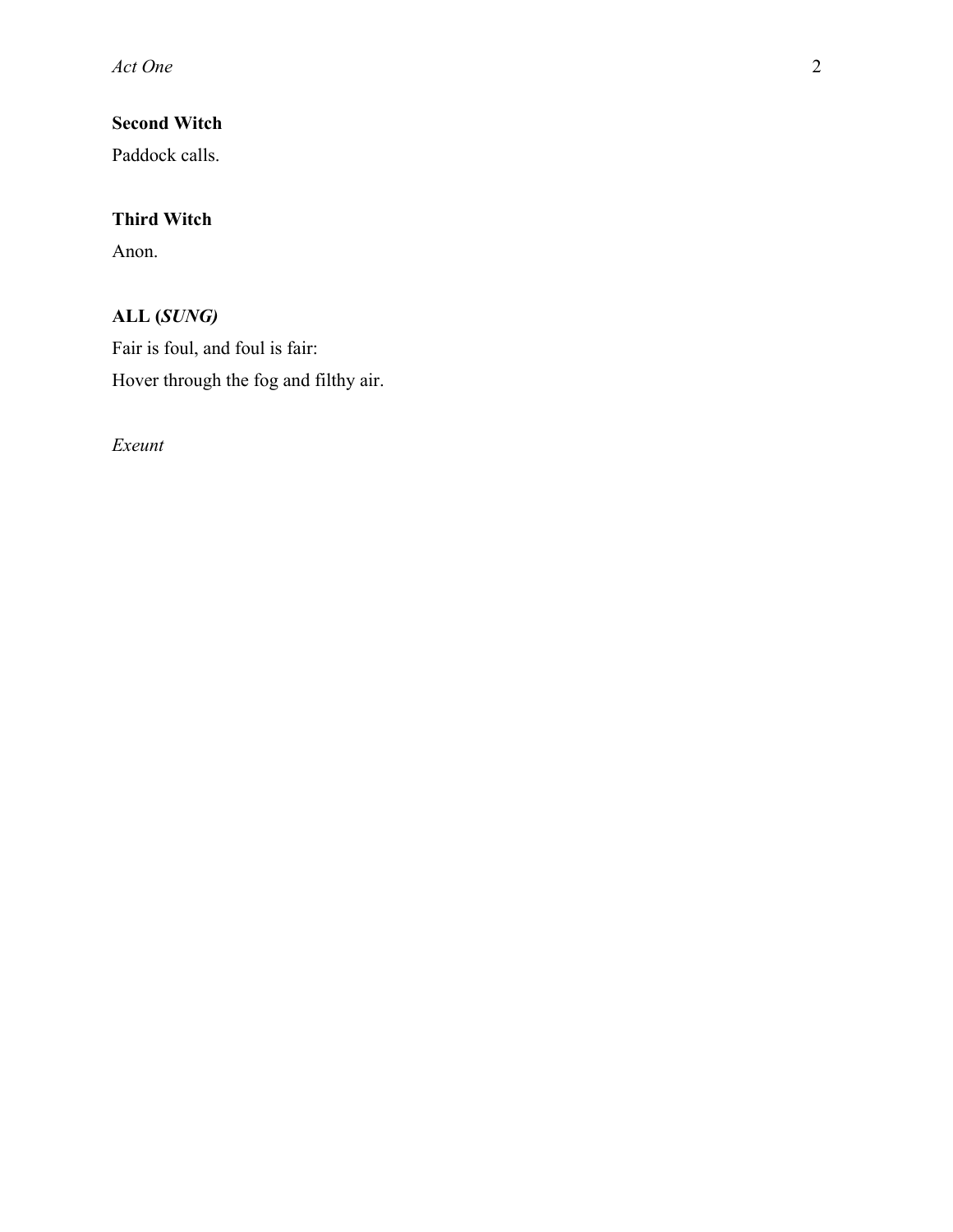**Second Witch**

Paddock calls.

**Third Witch**

Anon.

**ALL (*SUNG)***

Fair is foul, and foul is fair:

Hover through the fog and filthy air.

*Exeunt*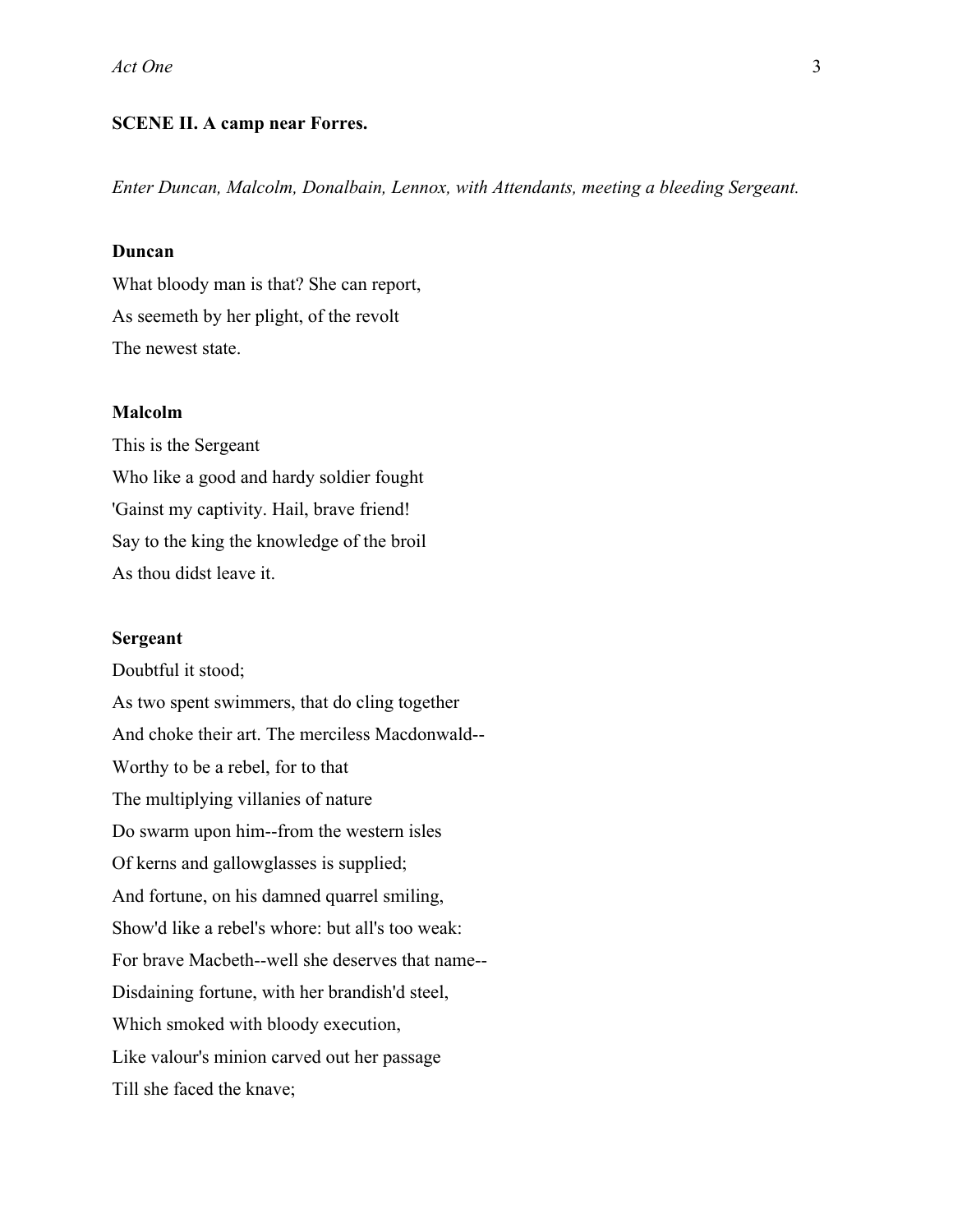**SCENE II. A camp near Forres.**

*Enter Duncan, Malcolm, Donalbain, Lennox, with Attendants, meeting a bleeding Sergeant.*

**Duncan**

What bloody man is that? She can report,
As seemeth by her plight, of the revolt
The newest state.

**Malcolm**

This is the Sergeant
Who like a good and hardy soldier fought
'Gainst my captivity. Hail, brave friend!
Say to the king the knowledge of the broil
As thou didst leave it.

**Sergeant**

Doubtful it stood;
As two spent swimmers, that do cling together
And choke their art. The merciless Macdonwald--
Worthy to be a rebel, for to that
The multiplying villanies of nature
Do swarm upon him--from the western isles
Of kerns and gallowglasses is supplied;
And fortune, on his damned quarrel smiling,
Show'd like a rebel's whore: but all's too weak:
For brave Macbeth--well she deserves that name--
Disdaining fortune, with her brandish'd steel,
Which smoked with bloody execution,
Like valour's minion carved out her passage
Till she faced the knave;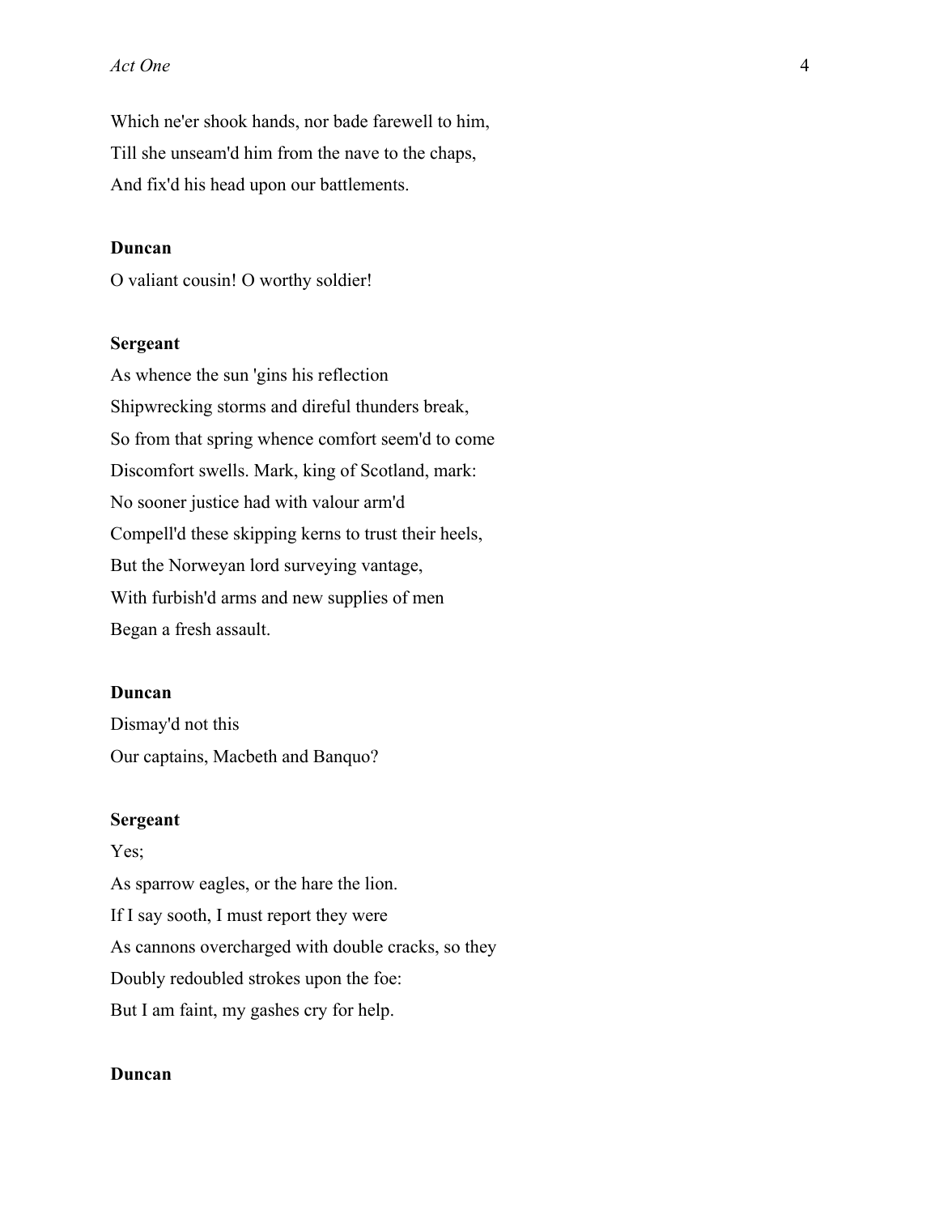Which ne'er shook hands, nor bade farewell to him,
Till she unseam'd him from the nave to the chaps,
And fix'd his head upon our battlements.

**Duncan**

O valiant cousin! O worthy soldier!

**Sergeant**

As whence the sun 'gins his reflection
Shipwrecking storms and direful thunders break,
So from that spring whence comfort seem'd to come
Discomfort swells. Mark, king of Scotland, mark:
No sooner justice had with valour arm'd
Compell'd these skipping kerns to trust their heels,
But the Norweyan lord surveying vantage,
With furbish'd arms and new supplies of men
Began a fresh assault.

**Duncan**

Dismay'd not this
Our captains, Macbeth and Banquo?

**Sergeant**

Yes;
As sparrow eagles, or the hare the lion.
If I say sooth, I must report they were
As cannons overcharged with double cracks, so they
Doubly redoubled strokes upon the foe:
But I am faint, my gashes cry for help.

**Duncan**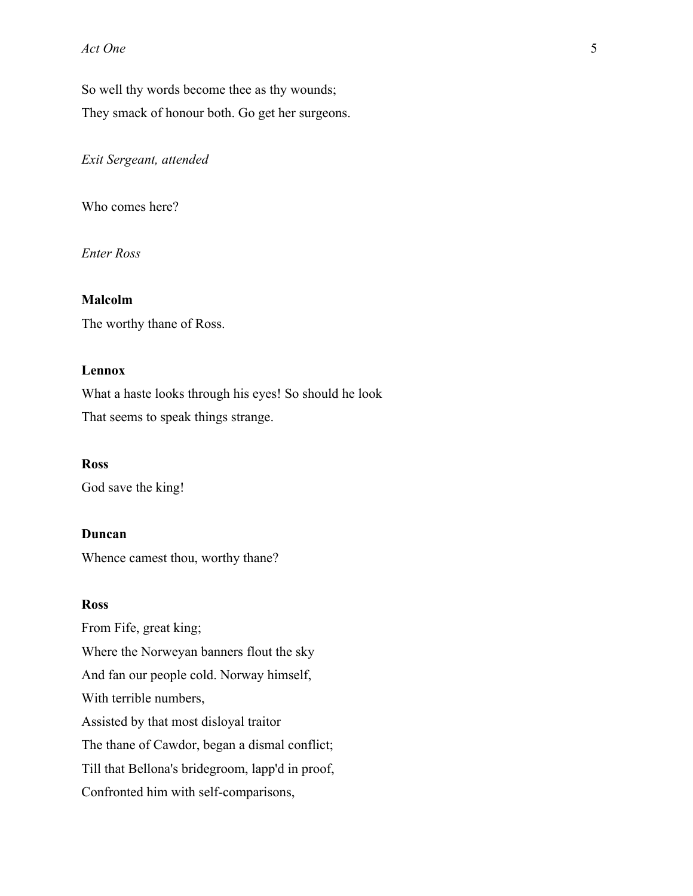So well thy words become thee as thy wounds;
They smack of honour both. Go get her surgeons.

*Exit Sergeant, attended*

Who comes here?

*Enter Ross*

**Malcolm**
The worthy thane of Ross.

**Lennox**
What a haste looks through his eyes! So should he look
That seems to speak things strange.

**Ross**
God save the king!

**Duncan**
Whence camest thou, worthy thane?

**Ross**
From Fife, great king;
Where the Norweyan banners flout the sky
And fan our people cold. Norway himself,
With terrible numbers,
Assisted by that most disloyal traitor
The thane of Cawdor, began a dismal conflict;
Till that Bellona's bridegroom, lapp'd in proof,
Confronted him with self-comparisons,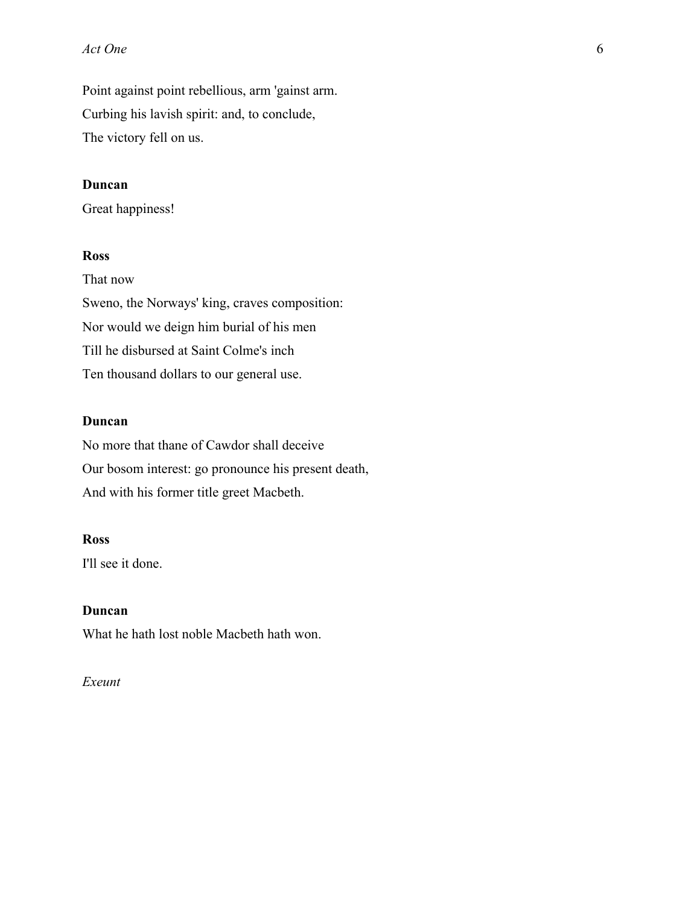Point against point rebellious, arm 'gainst arm.
Curbing his lavish spirit: and, to conclude,
The victory fell on us.

**Duncan**

Great happiness!

**Ross**

That now
Sweno, the Norways' king, craves composition:
Nor would we deign him burial of his men
Till he disbursed at Saint Colme's inch
Ten thousand dollars to our general use.

**Duncan**

No more that thane of Cawdor shall deceive
Our bosom interest: go pronounce his present death,
And with his former title greet Macbeth.

**Ross**

I'll see it done.

**Duncan**

What he hath lost noble Macbeth hath won.

*Exeunt*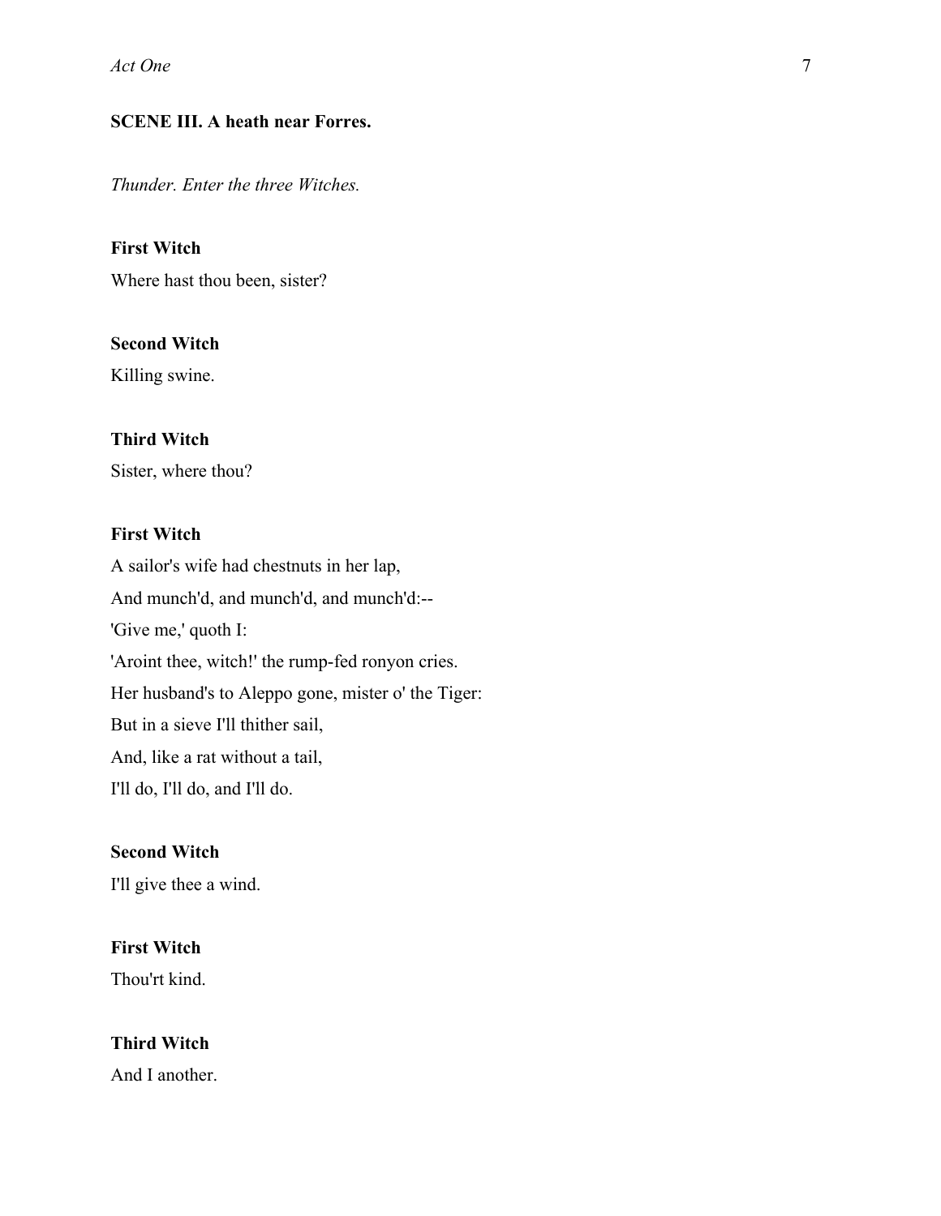### SCENE III. A heath near Forres.

*Thunder. Enter the three Witches.*

**First Witch**

Where hast thou been, sister?

**Second Witch**

Killing swine.

**Third Witch**

Sister, where thou?

**First Witch**

A sailor's wife had chestnuts in her lap,
And munch'd, and munch'd, and munch'd:--
'Give me,' quoth I:
'Aroint thee, witch!' the rump-fed ronyon cries.
Her husband's to Aleppo gone, mister o' the Tiger:
But in a sieve I'll thither sail,
And, like a rat without a tail,
I'll do, I'll do, and I'll do.

**Second Witch**

I'll give thee a wind.

**First Witch**

Thou'rt kind.

**Third Witch**

And I another.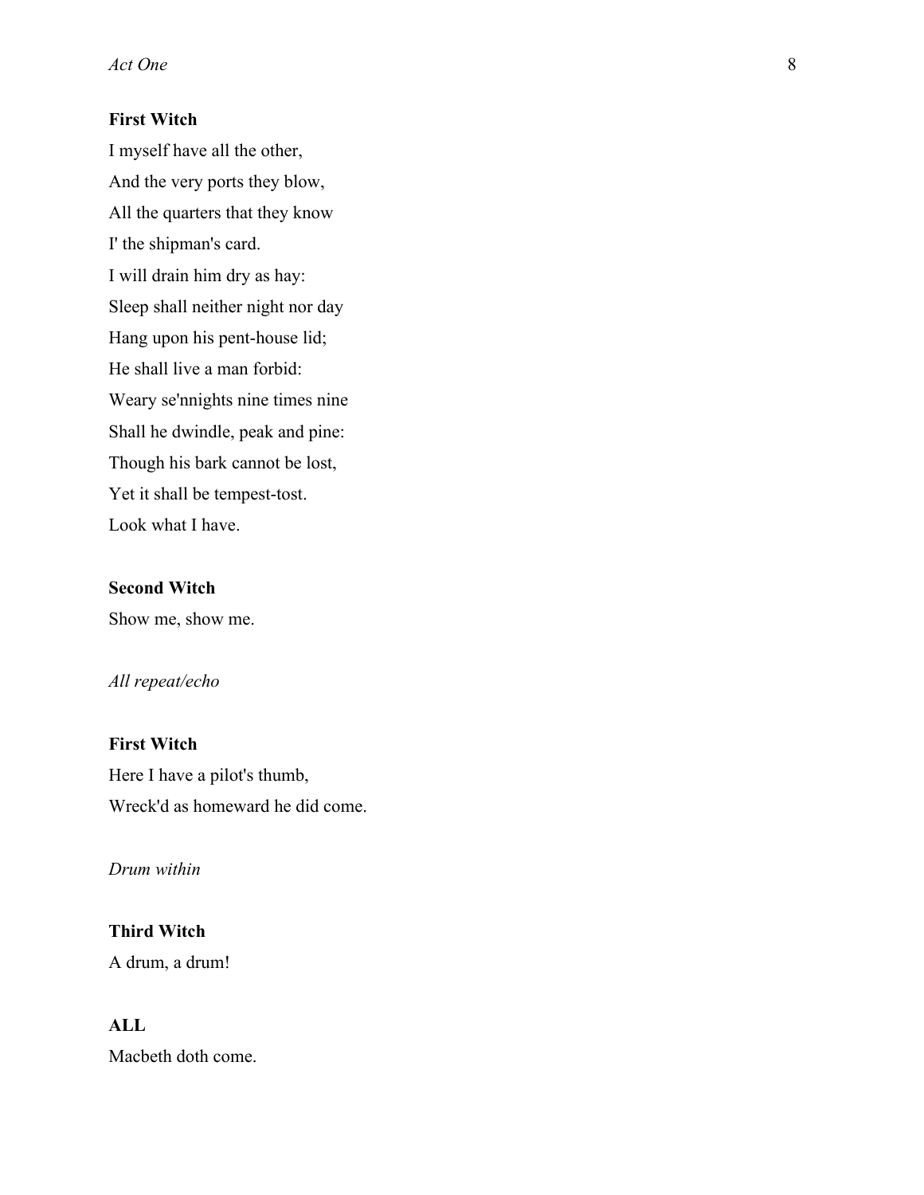**First Witch**

I myself have all the other,
And the very ports they blow,
All the quarters that they know
I' the shipman's card.
I will drain him dry as hay:
Sleep shall neither night nor day
Hang upon his pent-house lid;
He shall live a man forbid:
Weary se'nnights nine times nine
Shall he dwindle, peak and pine:
Though his bark cannot be lost,
Yet it shall be tempest-tost.
Look what I have.

**Second Witch**

Show me, show me.

*All repeat/echo*

**First Witch**

Here I have a pilot's thumb,
Wreck'd as homeward he did come.

*Drum within*

**Third Witch**

A drum, a drum!

**ALL**

Macbeth doth come.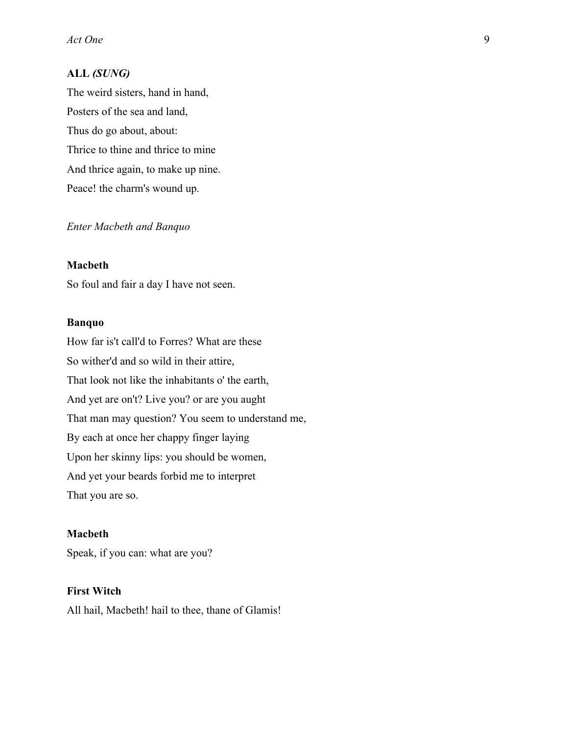**ALL *(SUNG)***

The weird sisters, hand in hand,

Posters of the sea and land,

Thus do go about, about:

Thrice to thine and thrice to mine

And thrice again, to make up nine.

Peace! the charm's wound up.

*Enter Macbeth and Banquo*

**Macbeth**

So foul and fair a day I have not seen.

**Banquo**

How far is't call'd to Forres? What are these

So wither'd and so wild in their attire,

That look not like the inhabitants o' the earth,

And yet are on't? Live you? or are you aught

That man may question? You seem to understand me,

By each at once her chappy finger laying

Upon her skinny lips: you should be women,

And yet your beards forbid me to interpret

That you are so.

**Macbeth**

Speak, if you can: what are you?

**First Witch**

All hail, Macbeth! hail to thee, thane of Glamis!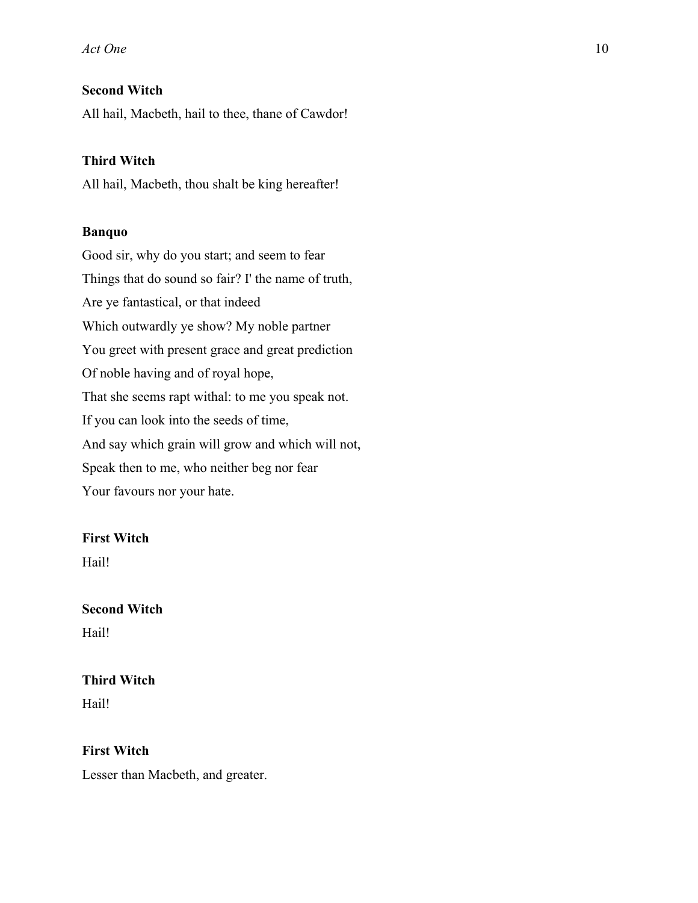**Second Witch**

All hail, Macbeth, hail to thee, thane of Cawdor!

**Third Witch**

All hail, Macbeth, thou shalt be king hereafter!

**Banquo**

Good sir, why do you start; and seem to fear
Things that do sound so fair? I' the name of truth,
Are ye fantastical, or that indeed
Which outwardly ye show? My noble partner
You greet with present grace and great prediction
Of noble having and of royal hope,
That she seems rapt withal: to me you speak not.
If you can look into the seeds of time,
And say which grain will grow and which will not,
Speak then to me, who neither beg nor fear
Your favours nor your hate.

**First Witch**

Hail!

**Second Witch**

Hail!

**Third Witch**

Hail!

**First Witch**

Lesser than Macbeth, and greater.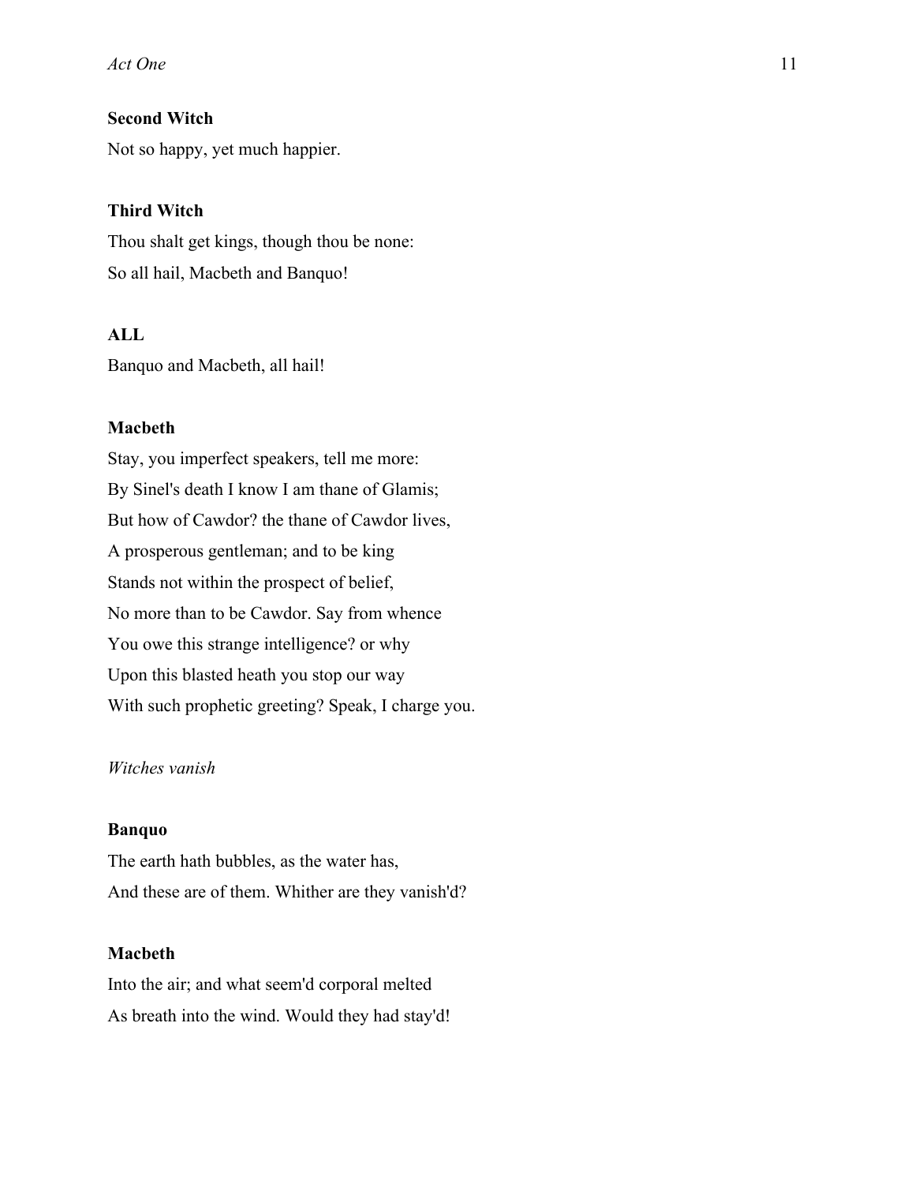**Second Witch**

Not so happy, yet much happier.

**Third Witch**

Thou shalt get kings, though thou be none:
So all hail, Macbeth and Banquo!

**ALL**

Banquo and Macbeth, all hail!

**Macbeth**

Stay, you imperfect speakers, tell me more:
By Sinel's death I know I am thane of Glamis;
But how of Cawdor? the thane of Cawdor lives,
A prosperous gentleman; and to be king
Stands not within the prospect of belief,
No more than to be Cawdor. Say from whence
You owe this strange intelligence? or why
Upon this blasted heath you stop our way
With such prophetic greeting? Speak, I charge you.

*Witches vanish*

**Banquo**

The earth hath bubbles, as the water has,
And these are of them. Whither are they vanish'd?

**Macbeth**

Into the air; and what seem'd corporal melted
As breath into the wind. Would they had stay'd!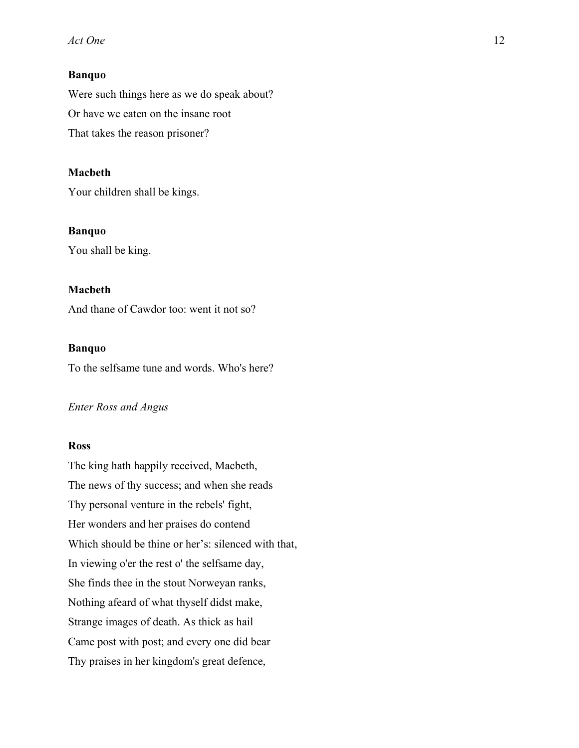**Banquo**

Were such things here as we do speak about?
Or have we eaten on the insane root
That takes the reason prisoner?

**Macbeth**

Your children shall be kings.

**Banquo**

You shall be king.

**Macbeth**

And thane of Cawdor too: went it not so?

**Banquo**

To the selfsame tune and words. Who's here?

*Enter Ross and Angus*

**Ross**

The king hath happily received, Macbeth,
The news of thy success; and when she reads
Thy personal venture in the rebels' fight,
Her wonders and her praises do contend
Which should be thine or her's: silenced with that,
In viewing o'er the rest o' the selfsame day,
She finds thee in the stout Norweyan ranks,
Nothing afeard of what thyself didst make,
Strange images of death. As thick as hail
Came post with post; and every one did bear
Thy praises in her kingdom's great defence,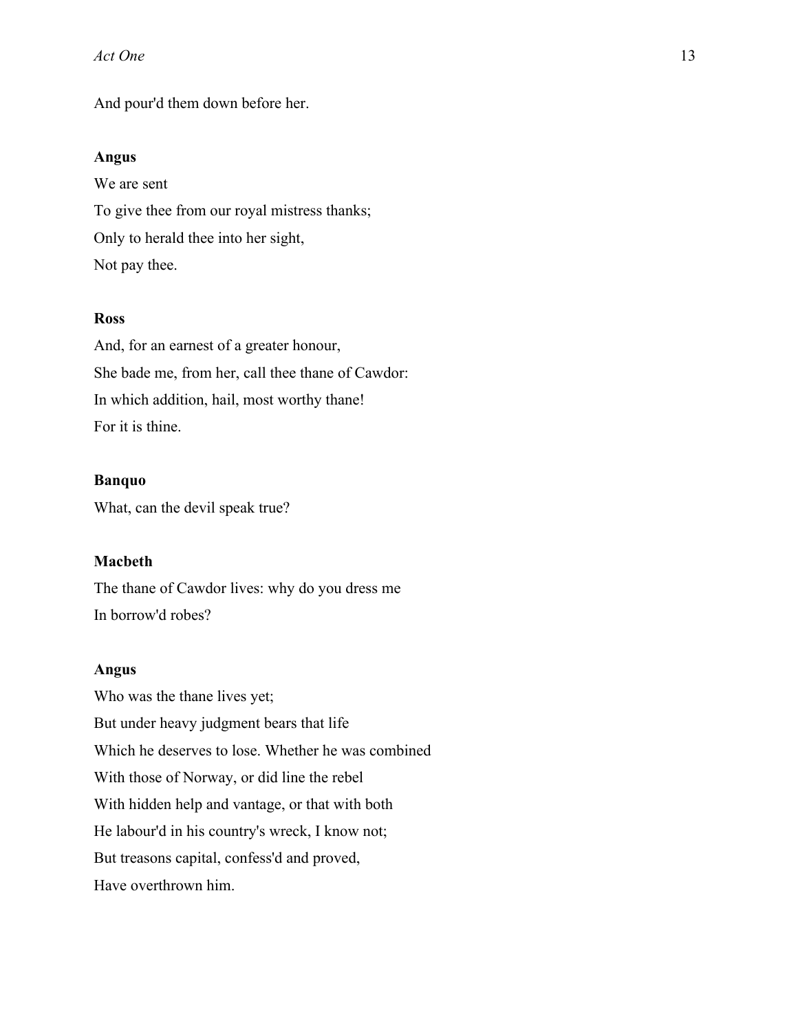And pour'd them down before her.

**Angus**

We are sent

To give thee from our royal mistress thanks;

Only to herald thee into her sight,

Not pay thee.

**Ross**

And, for an earnest of a greater honour,

She bade me, from her, call thee thane of Cawdor:

In which addition, hail, most worthy thane!

For it is thine.

**Banquo**

What, can the devil speak true?

**Macbeth**

The thane of Cawdor lives: why do you dress me

In borrow'd robes?

**Angus**

Who was the thane lives yet;

But under heavy judgment bears that life

Which he deserves to lose. Whether he was combined

With those of Norway, or did line the rebel

With hidden help and vantage, or that with both

He labour'd in his country's wreck, I know not;

But treasons capital, confess'd and proved,

Have overthrown him.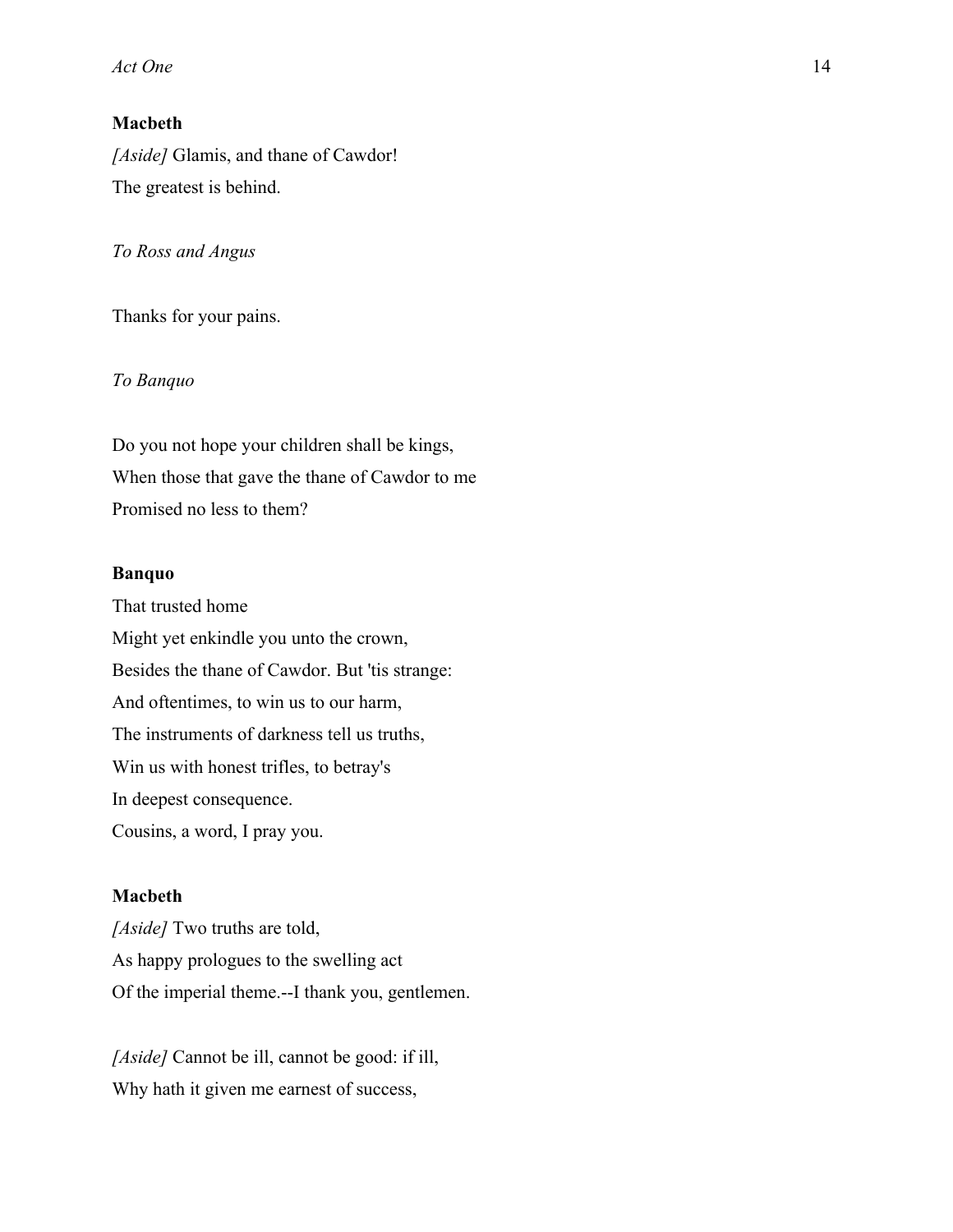**Macbeth**

*[Aside]* Glamis, and thane of Cawdor!
The greatest is behind.

*To Ross and Angus*

Thanks for your pains.

*To Banquo*

Do you not hope your children shall be kings,
When those that gave the thane of Cawdor to me
Promised no less to them?

**Banquo**

That trusted home
Might yet enkindle you unto the crown,
Besides the thane of Cawdor. But 'tis strange:
And oftentimes, to win us to our harm,
The instruments of darkness tell us truths,
Win us with honest trifles, to betray's
In deepest consequence.
Cousins, a word, I pray you.

**Macbeth**

*[Aside]* Two truths are told,
As happy prologues to the swelling act
Of the imperial theme.--I thank you, gentlemen.

*[Aside]* Cannot be ill, cannot be good: if ill,
Why hath it given me earnest of success,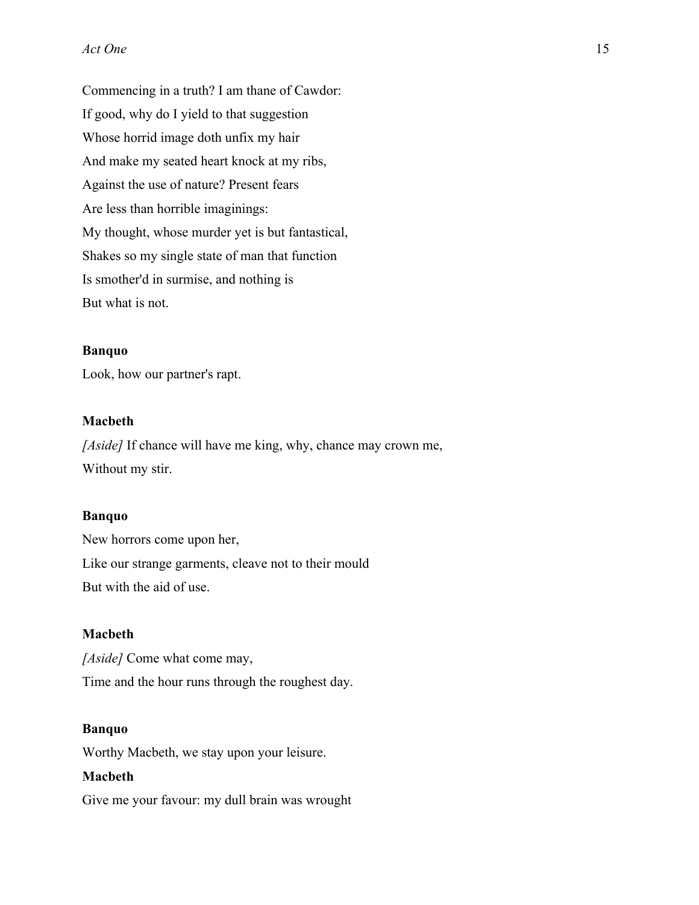Commencing in a truth? I am thane of Cawdor:  
If good, why do I yield to that suggestion  
Whose horrid image doth unfix my hair  
And make my seated heart knock at my ribs,  
Against the use of nature? Present fears  
Are less than horrible imaginings:  
My thought, whose murder yet is but fantastical,  
Shakes so my single state of man that function  
Is smother'd in surmise, and nothing is  
But what is not.

**Banquo**  
Look, how our partner's rapt.

**Macbeth**  
*[Aside]* If chance will have me king, why, chance may crown me,  
Without my stir.

**Banquo**  
New horrors come upon her,  
Like our strange garments, cleave not to their mould  
But with the aid of use.

**Macbeth**  
*[Aside]* Come what come may,  
Time and the hour runs through the roughest day.

**Banquo**  
Worthy Macbeth, we stay upon your leisure.

**Macbeth**  
Give me your favour: my dull brain was wrought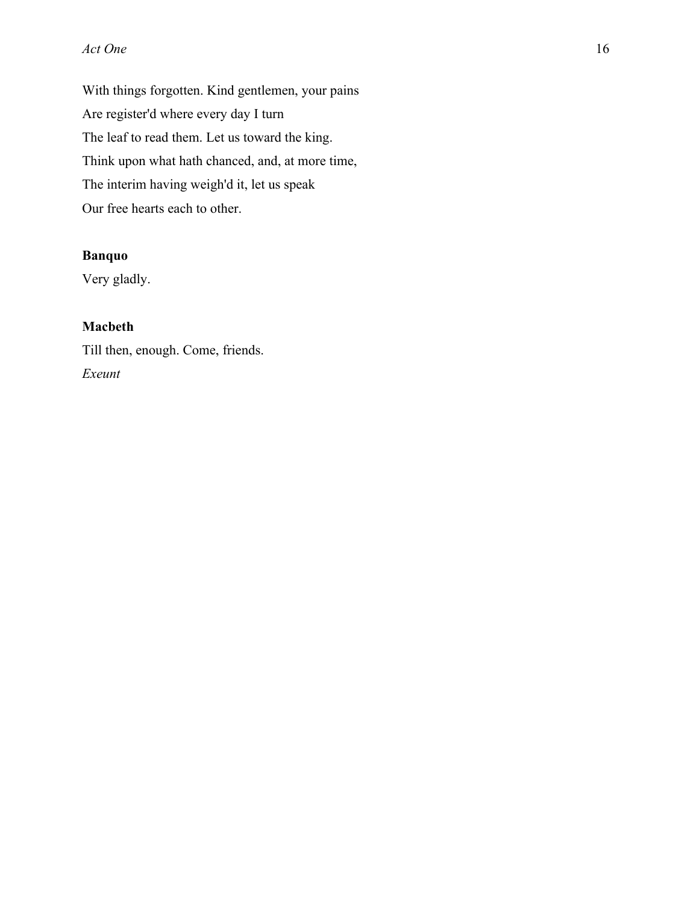With things forgotten. Kind gentlemen, your pains
Are register'd where every day I turn
The leaf to read them. Let us toward the king.
Think upon what hath chanced, and, at more time,
The interim having weigh'd it, let us speak
Our free hearts each to other.

**Banquo**
Very gladly.

**Macbeth**
Till then, enough. Come, friends.
*Exeunt*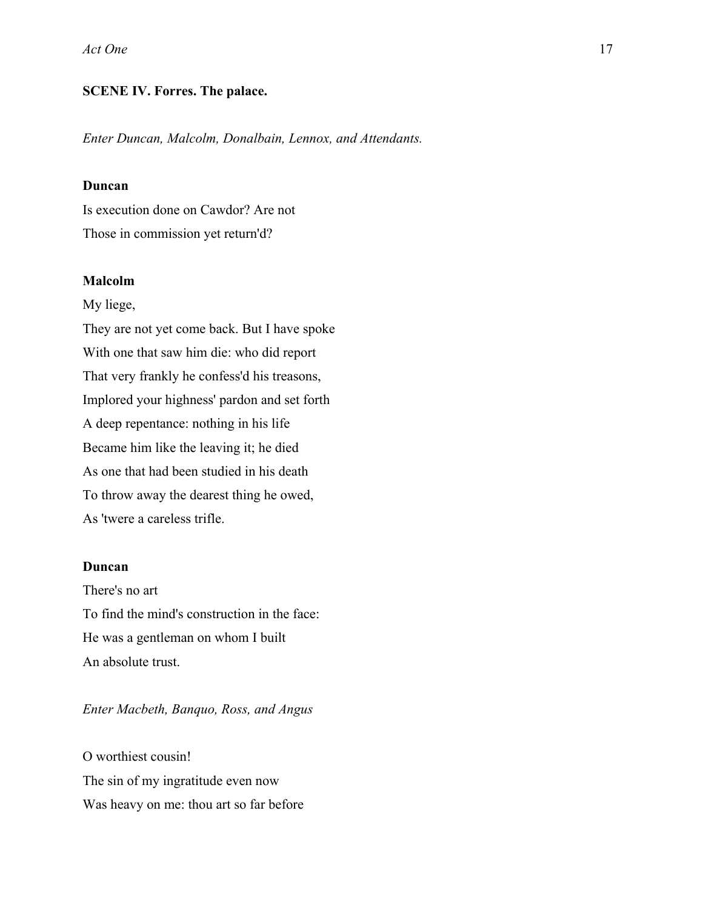**SCENE IV. Forres. The palace.**

*Enter Duncan, Malcolm, Donalbain, Lennox, and Attendants.*

**Duncan**

Is execution done on Cawdor? Are not
Those in commission yet return'd?

**Malcolm**

My liege,
They are not yet come back. But I have spoke
With one that saw him die: who did report
That very frankly he confess'd his treasons,
Implored your highness' pardon and set forth
A deep repentance: nothing in his life
Became him like the leaving it; he died
As one that had been studied in his death
To throw away the dearest thing he owed,
As 'twere a careless trifle.

**Duncan**

There's no art
To find the mind's construction in the face:
He was a gentleman on whom I built
An absolute trust.

*Enter Macbeth, Banquo, Ross, and Angus*

O worthiest cousin!
The sin of my ingratitude even now
Was heavy on me: thou art so far before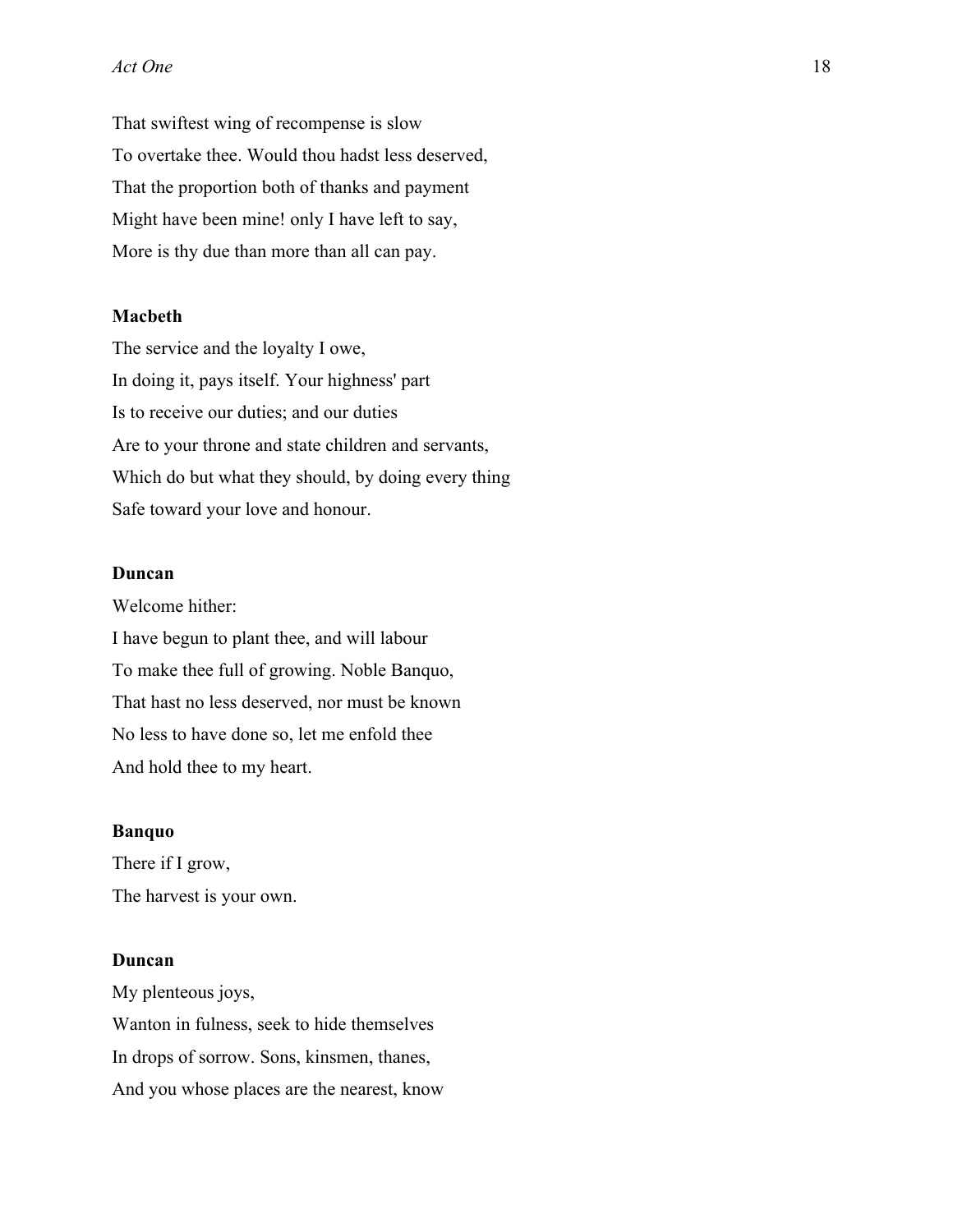That swiftest wing of recompense is slow
To overtake thee. Would thou hadst less deserved,
That the proportion both of thanks and payment
Might have been mine! only I have left to say,
More is thy due than more than all can pay.

**Macbeth**

The service and the loyalty I owe,
In doing it, pays itself. Your highness' part
Is to receive our duties; and our duties
Are to your throne and state children and servants,
Which do but what they should, by doing every thing
Safe toward your love and honour.

**Duncan**

Welcome hither:
I have begun to plant thee, and will labour
To make thee full of growing. Noble Banquo,
That hast no less deserved, nor must be known
No less to have done so, let me enfold thee
And hold thee to my heart.

**Banquo**

There if I grow,
The harvest is your own.

**Duncan**

My plenteous joys,
Wanton in fulness, seek to hide themselves
In drops of sorrow. Sons, kinsmen, thanes,
And you whose places are the nearest, know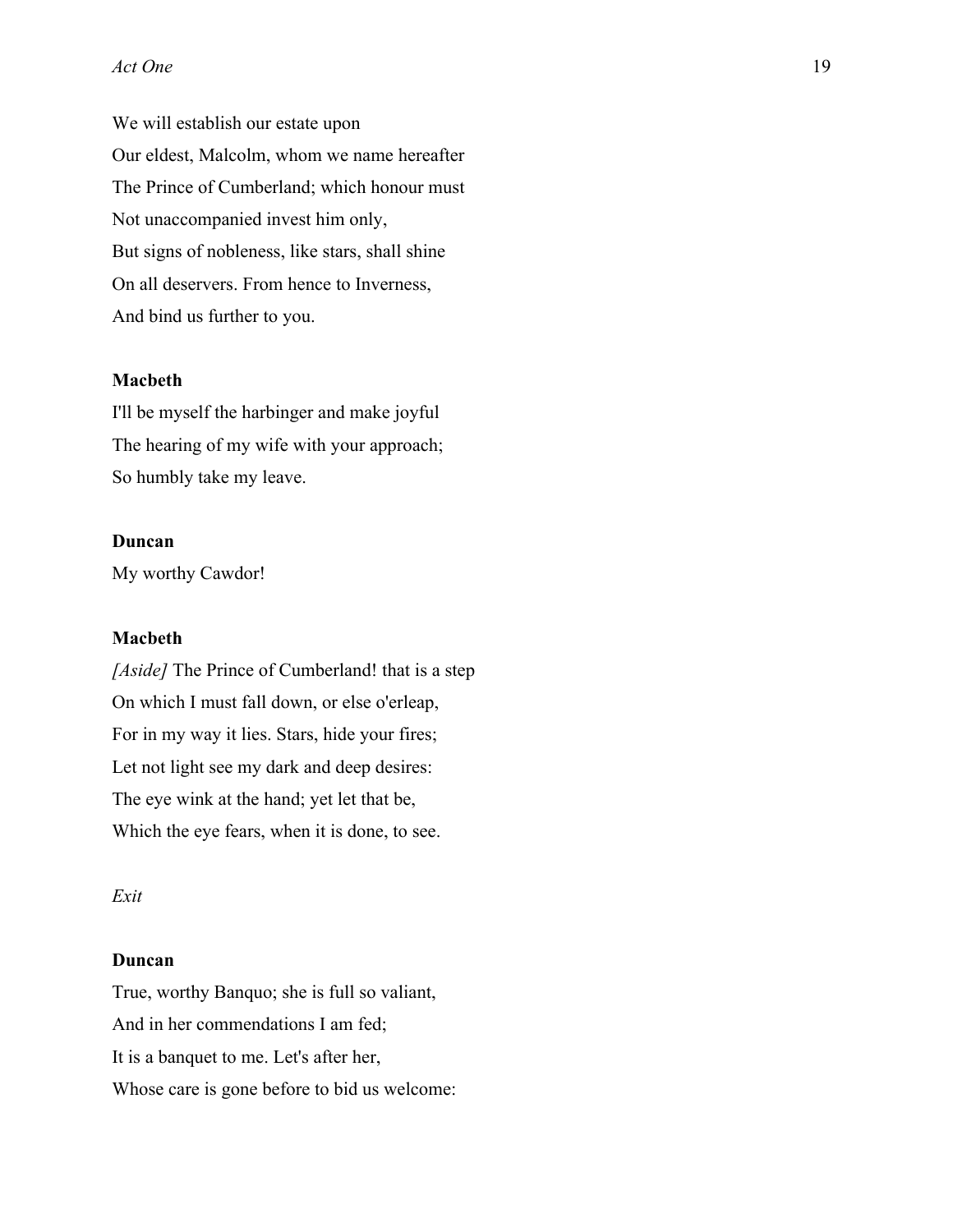We will establish our estate upon
Our eldest, Malcolm, whom we name hereafter
The Prince of Cumberland; which honour must
Not unaccompanied invest him only,
But signs of nobleness, like stars, shall shine
On all deservers. From hence to Inverness,
And bind us further to you.

**Macbeth**
I'll be myself the harbinger and make joyful
The hearing of my wife with your approach;
So humbly take my leave.

**Duncan**
My worthy Cawdor!

**Macbeth**
*[Aside]* The Prince of Cumberland! that is a step
On which I must fall down, or else o'erleap,
For in my way it lies. Stars, hide your fires;
Let not light see my dark and deep desires:
The eye wink at the hand; yet let that be,
Which the eye fears, when it is done, to see.

*Exit*

**Duncan**
True, worthy Banquo; she is full so valiant,
And in her commendations I am fed;
It is a banquet to me. Let's after her,
Whose care is gone before to bid us welcome: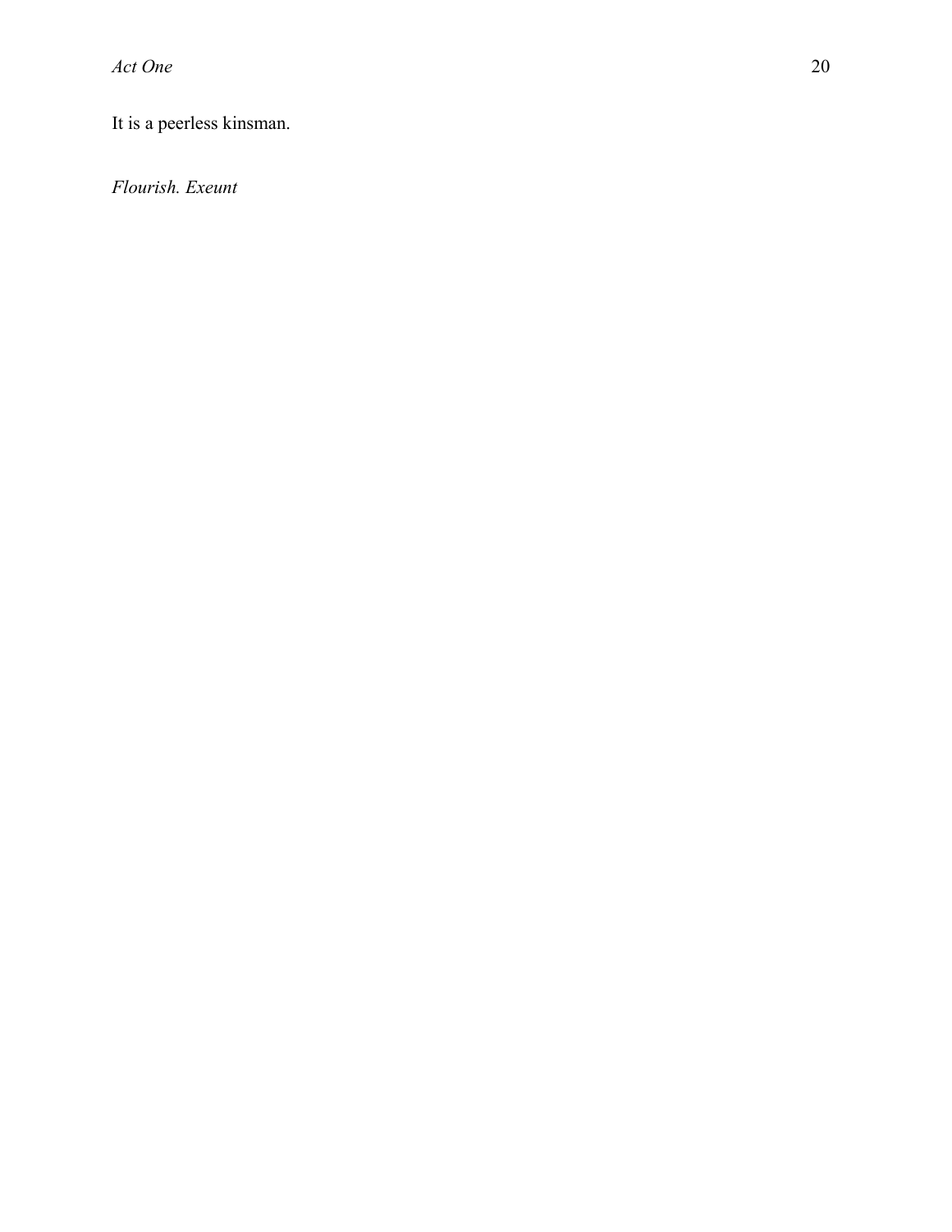It is a peerless kinsman.

*Flourish. Exeunt*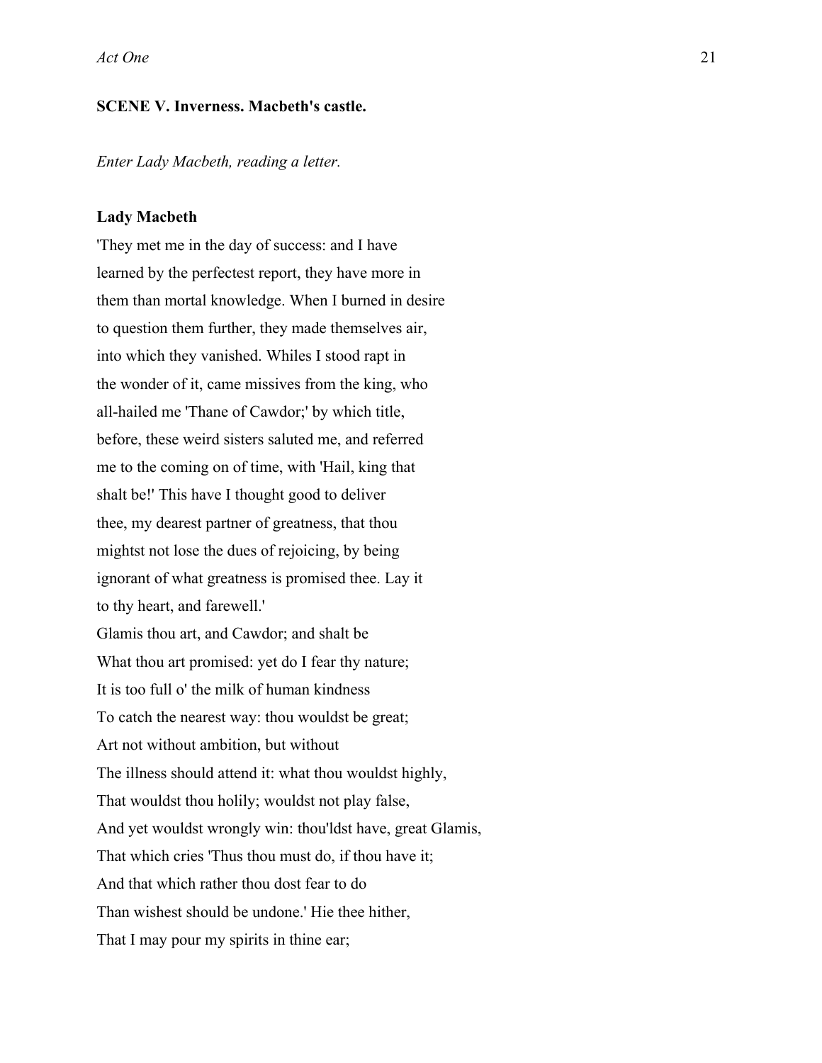**SCENE V. Inverness. Macbeth's castle.**

*Enter Lady Macbeth, reading a letter.*

**Lady Macbeth**

'They met me in the day of success: and I have
learned by the perfectest report, they have more in
them than mortal knowledge. When I burned in desire
to question them further, they made themselves air,
into which they vanished. Whiles I stood rapt in
the wonder of it, came missives from the king, who
all-hailed me 'Thane of Cawdor;' by which title,
before, these weird sisters saluted me, and referred
me to the coming on of time, with 'Hail, king that
shalt be!' This have I thought good to deliver
thee, my dearest partner of greatness, that thou
mightst not lose the dues of rejoicing, by being
ignorant of what greatness is promised thee. Lay it
to thy heart, and farewell.'
Glamis thou art, and Cawdor; and shalt be
What thou art promised: yet do I fear thy nature;
It is too full o' the milk of human kindness
To catch the nearest way: thou wouldst be great;
Art not without ambition, but without
The illness should attend it: what thou wouldst highly,
That wouldst thou holily; wouldst not play false,
And yet wouldst wrongly win: thou'ldst have, great Glamis,
That which cries 'Thus thou must do, if thou have it;
And that which rather thou dost fear to do
Than wishest should be undone.' Hie thee hither,
That I may pour my spirits in thine ear;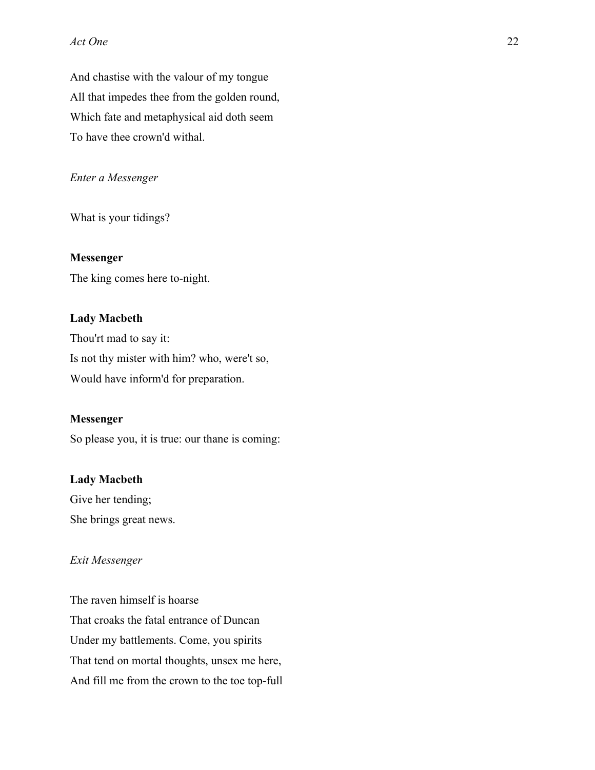And chastise with the valour of my tongue
All that impedes thee from the golden round,
Which fate and metaphysical aid doth seem
To have thee crown'd withal.

*Enter a Messenger*

What is your tidings?

**Messenger**

The king comes here to-night.

**Lady Macbeth**

Thou'rt mad to say it:
Is not thy mister with him? who, were't so,
Would have inform'd for preparation.

**Messenger**

So please you, it is true: our thane is coming:

**Lady Macbeth**

Give her tending;
She brings great news.

*Exit Messenger*

The raven himself is hoarse
That croaks the fatal entrance of Duncan
Under my battlements. Come, you spirits
That tend on mortal thoughts, unsex me here,
And fill me from the crown to the toe top-full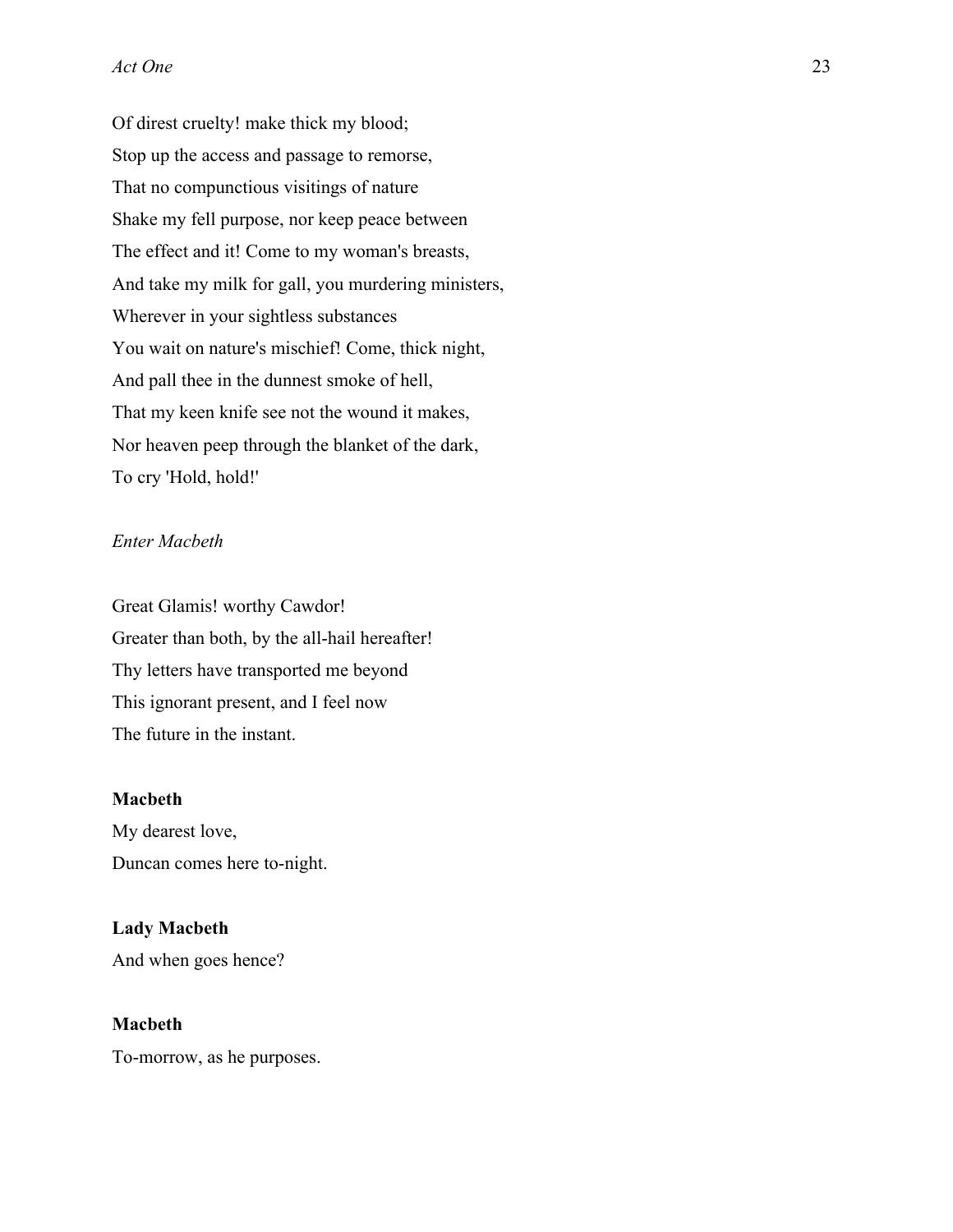Of direst cruelty! make thick my blood;
Stop up the access and passage to remorse,
That no compunctious visitings of nature
Shake my fell purpose, nor keep peace between
The effect and it! Come to my woman's breasts,
And take my milk for gall, you murdering ministers,
Wherever in your sightless substances
You wait on nature's mischief! Come, thick night,
And pall thee in the dunnest smoke of hell,
That my keen knife see not the wound it makes,
Nor heaven peep through the blanket of the dark,
To cry 'Hold, hold!'

*Enter Macbeth*

Great Glamis! worthy Cawdor!
Greater than both, by the all-hail hereafter!
Thy letters have transported me beyond
This ignorant present, and I feel now
The future in the instant.

**Macbeth**
My dearest love,
Duncan comes here to-night.

**Lady Macbeth**
And when goes hence?

**Macbeth**
To-morrow, as he purposes.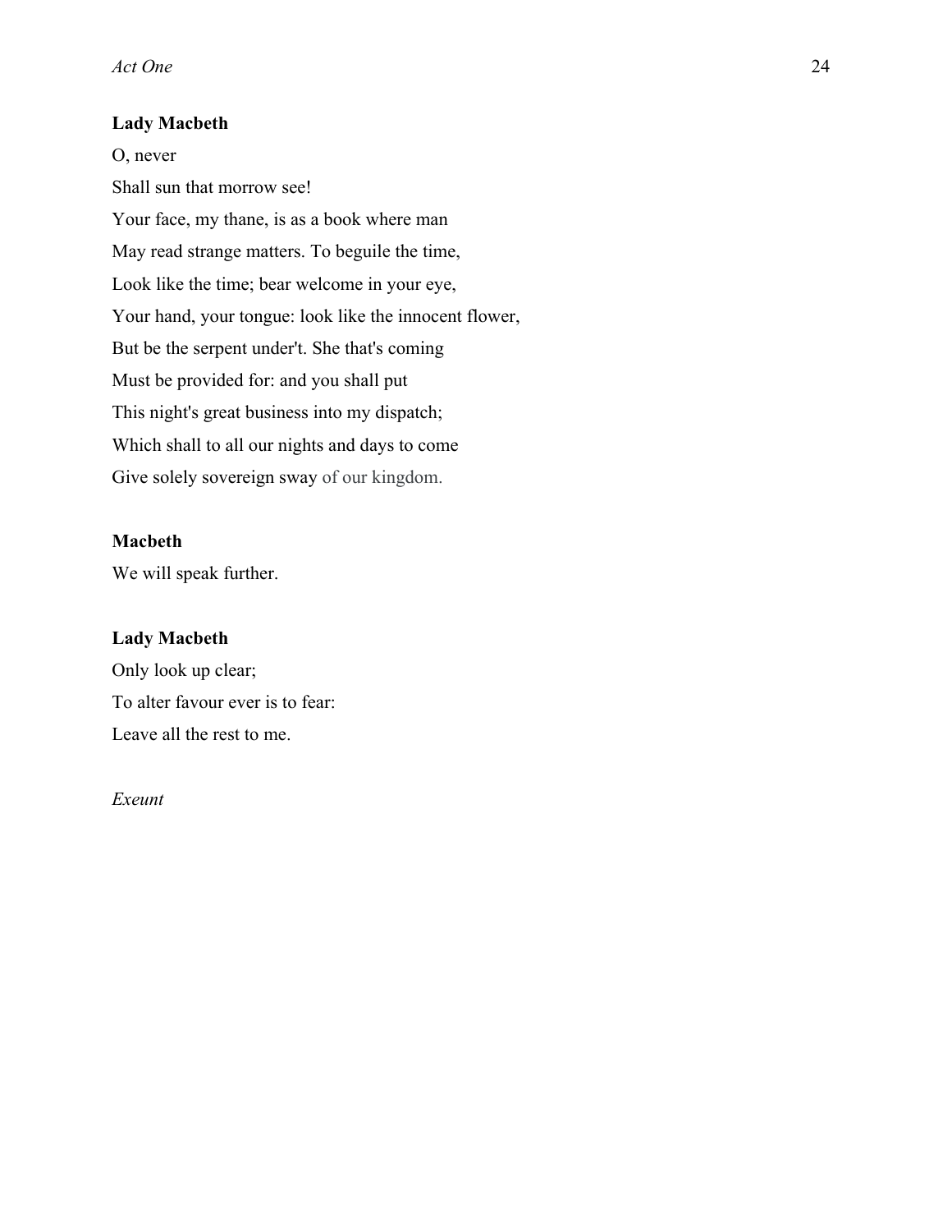**Lady Macbeth**

O, never

Shall sun that morrow see!

Your face, my thane, is as a book where man

May read strange matters. To beguile the time,

Look like the time; bear welcome in your eye,

Your hand, your tongue: look like the innocent flower,

But be the serpent under't. She that's coming

Must be provided for: and you shall put

This night's great business into my dispatch;

Which shall to all our nights and days to come

Give solely sovereign sway of our kingdom.

**Macbeth**

We will speak further.

**Lady Macbeth**

Only look up clear;

To alter favour ever is to fear:

Leave all the rest to me.

*Exeunt*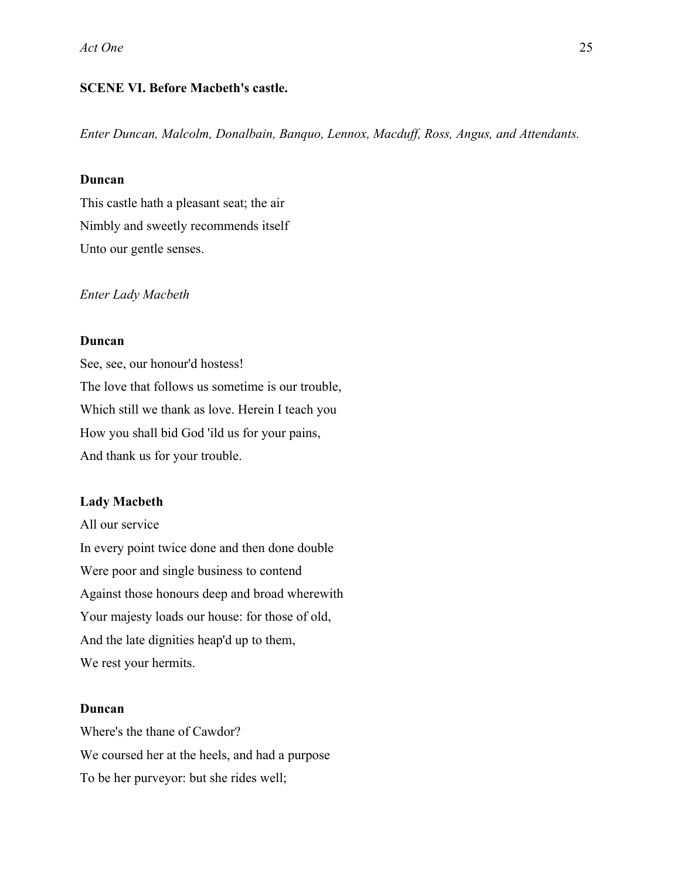**SCENE VI. Before Macbeth's castle.**

*Enter Duncan, Malcolm, Donalbain, Banquo, Lennox, Macduff, Ross, Angus, and Attendants.*

**Duncan**

This castle hath a pleasant seat; the air
Nimbly and sweetly recommends itself
Unto our gentle senses.

*Enter Lady Macbeth*

**Duncan**

See, see, our honour'd hostess!
The love that follows us sometime is our trouble,
Which still we thank as love. Herein I teach you
How you shall bid God 'ild us for your pains,
And thank us for your trouble.

**Lady Macbeth**

All our service
In every point twice done and then done double
Were poor and single business to contend
Against those honours deep and broad wherewith
Your majesty loads our house: for those of old,
And the late dignities heap'd up to them,
We rest your hermits.

**Duncan**

Where's the thane of Cawdor?
We coursed her at the heels, and had a purpose
To be her purveyor: but she rides well;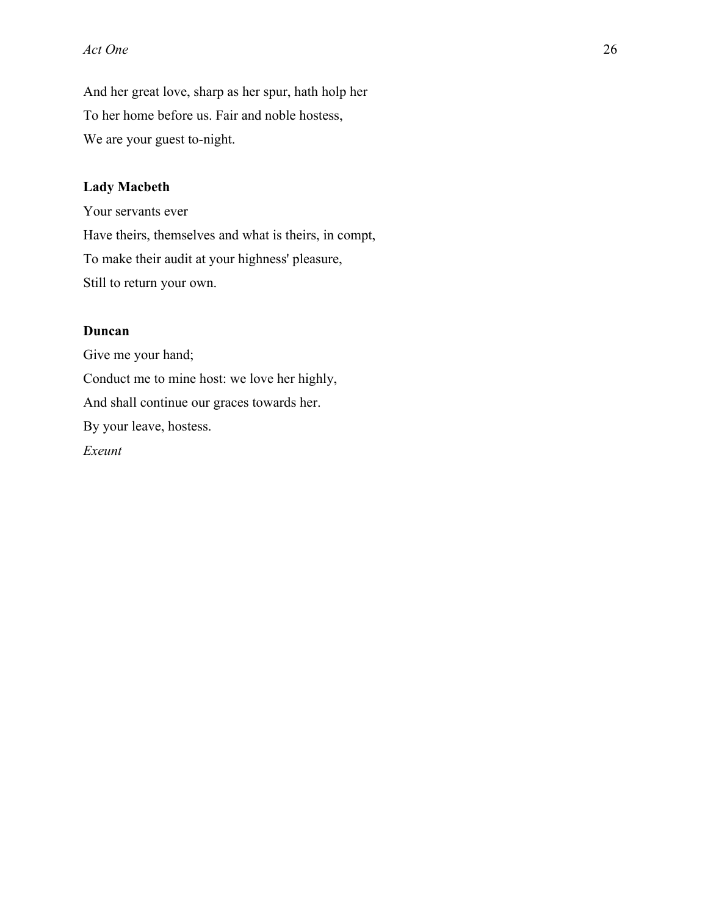And her great love, sharp as her spur, hath holp her
To her home before us. Fair and noble hostess,
We are your guest to-night.

**Lady Macbeth**

Your servants ever
Have theirs, themselves and what is theirs, in compt,
To make their audit at your highness' pleasure,
Still to return your own.

**Duncan**

Give me your hand;
Conduct me to mine host: we love her highly,
And shall continue our graces towards her.
By your leave, hostess.
*Exeunt*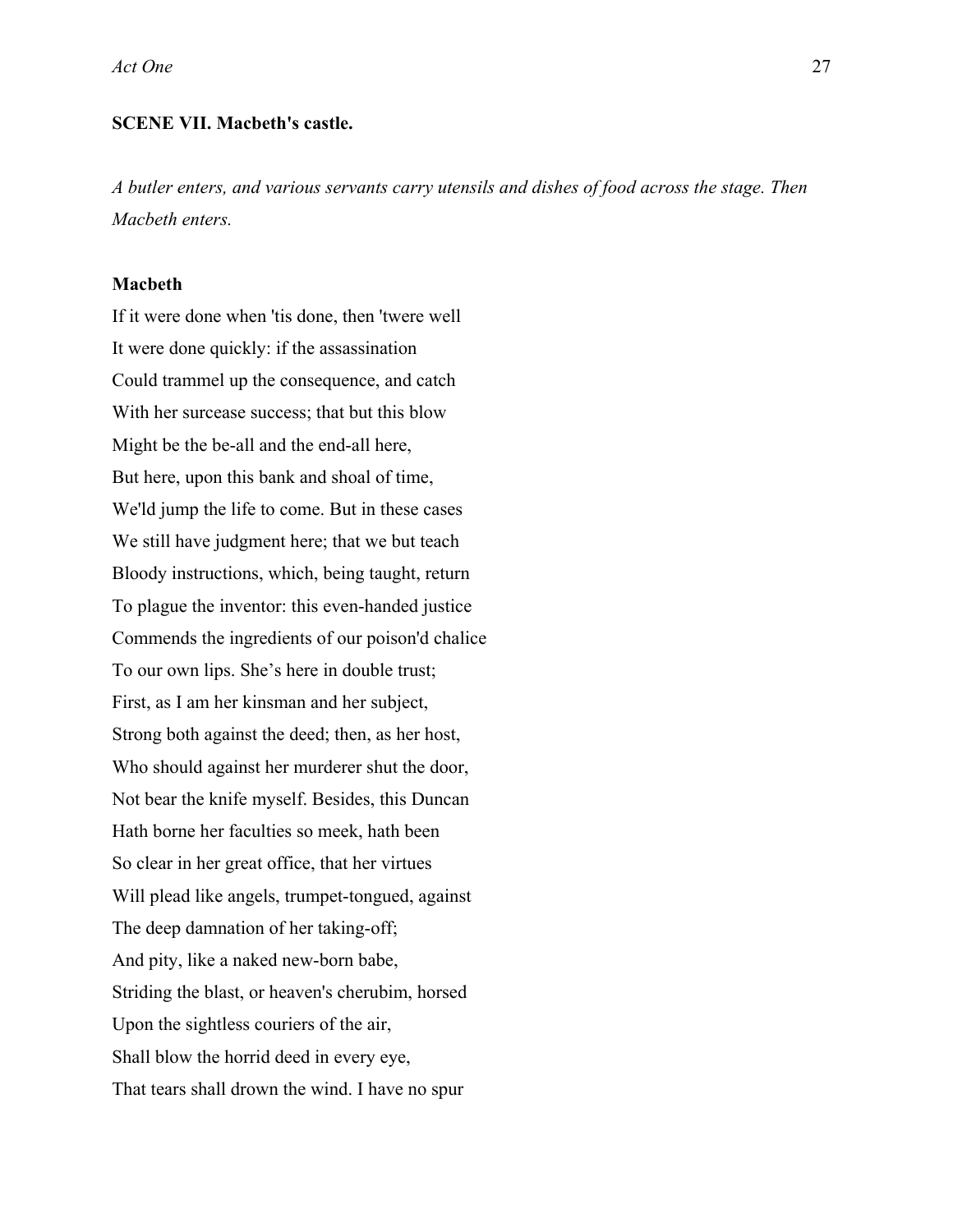**SCENE VII. Macbeth's castle.**

*A butler enters, and various servants carry utensils and dishes of food across the stage. Then Macbeth enters.*

**Macbeth**

If it were done when 'tis done, then 'twere well  
It were done quickly: if the assassination  
Could trammel up the consequence, and catch  
With her surcease success; that but this blow  
Might be the be-all and the end-all here,  
But here, upon this bank and shoal of time,  
We'ld jump the life to come. But in these cases  
We still have judgment here; that we but teach  
Bloody instructions, which, being taught, return  
To plague the inventor: this even-handed justice  
Commends the ingredients of our poison'd chalice  
To our own lips. She's here in double trust;  
First, as I am her kinsman and her subject,  
Strong both against the deed; then, as her host,  
Who should against her murderer shut the door,  
Not bear the knife myself. Besides, this Duncan  
Hath borne her faculties so meek, hath been  
So clear in her great office, that her virtues  
Will plead like angels, trumpet-tongued, against  
The deep damnation of her taking-off;  
And pity, like a naked new-born babe,  
Striding the blast, or heaven's cherubim, horsed  
Upon the sightless couriers of the air,  
Shall blow the horrid deed in every eye,  
That tears shall drown the wind. I have no spur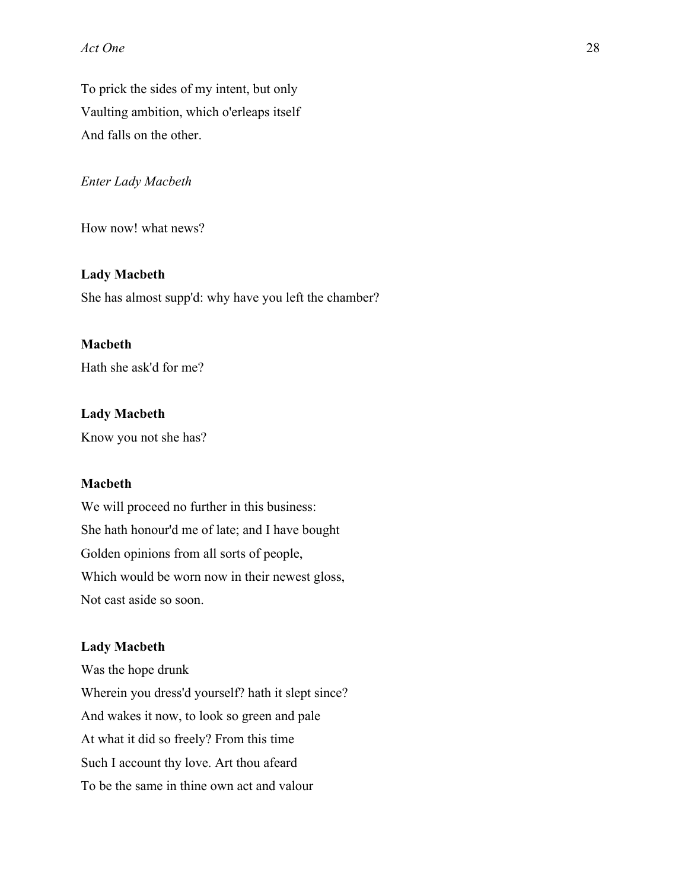To prick the sides of my intent, but only
Vaulting ambition, which o'erleaps itself
And falls on the other.

*Enter Lady Macbeth*

How now! what news?

**Lady Macbeth**
She has almost supp'd: why have you left the chamber?

**Macbeth**
Hath she ask'd for me?

**Lady Macbeth**
Know you not she has?

**Macbeth**
We will proceed no further in this business:
She hath honour'd me of late; and I have bought
Golden opinions from all sorts of people,
Which would be worn now in their newest gloss,
Not cast aside so soon.

**Lady Macbeth**
Was the hope drunk
Wherein you dress'd yourself? hath it slept since?
And wakes it now, to look so green and pale
At what it did so freely? From this time
Such I account thy love. Art thou afeard
To be the same in thine own act and valour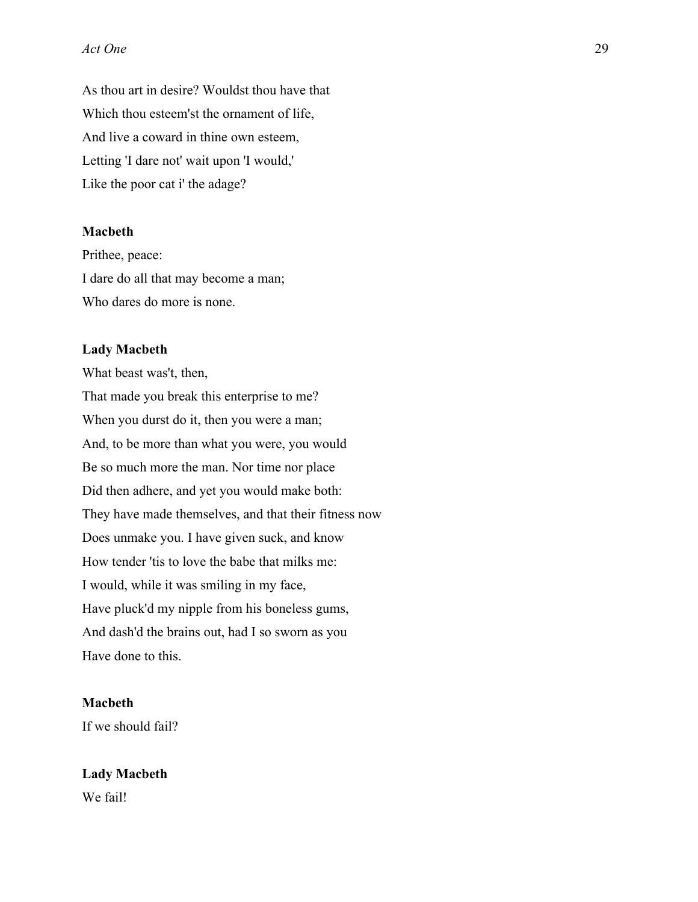As thou art in desire? Wouldst thou have that
Which thou esteem'st the ornament of life,
And live a coward in thine own esteem,
Letting 'I dare not' wait upon 'I would,'
Like the poor cat i' the adage?

**Macbeth**
Prithee, peace:
I dare do all that may become a man;
Who dares do more is none.

**Lady Macbeth**
What beast was't, then,
That made you break this enterprise to me?
When you durst do it, then you were a man;
And, to be more than what you were, you would
Be so much more the man. Nor time nor place
Did then adhere, and yet you would make both:
They have made themselves, and that their fitness now
Does unmake you. I have given suck, and know
How tender 'tis to love the babe that milks me:
I would, while it was smiling in my face,
Have pluck'd my nipple from his boneless gums,
And dash'd the brains out, had I so sworn as you
Have done to this.

**Macbeth**
If we should fail?

**Lady Macbeth**
We fail!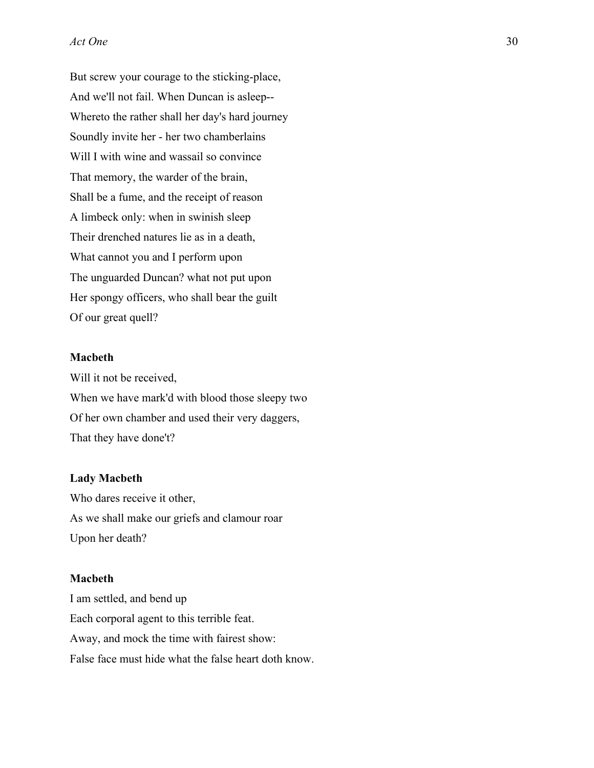But screw your courage to the sticking-place,  
And we'll not fail. When Duncan is asleep--  
Whereto the rather shall her day's hard journey  
Soundly invite her - her two chamberlains  
Will I with wine and wassail so convince  
That memory, the warder of the brain,  
Shall be a fume, and the receipt of reason  
A limbeck only: when in swinish sleep  
Their drenched natures lie as in a death,  
What cannot you and I perform upon  
The unguarded Duncan? what not put upon  
Her spongy officers, who shall bear the guilt  
Of our great quell?

**Macbeth**

Will it not be received,  
When we have mark'd with blood those sleepy two  
Of her own chamber and used their very daggers,  
That they have done't?

**Lady Macbeth**

Who dares receive it other,  
As we shall make our griefs and clamour roar  
Upon her death?

**Macbeth**

I am settled, and bend up  
Each corporal agent to this terrible feat.  
Away, and mock the time with fairest show:  
False face must hide what the false heart doth know.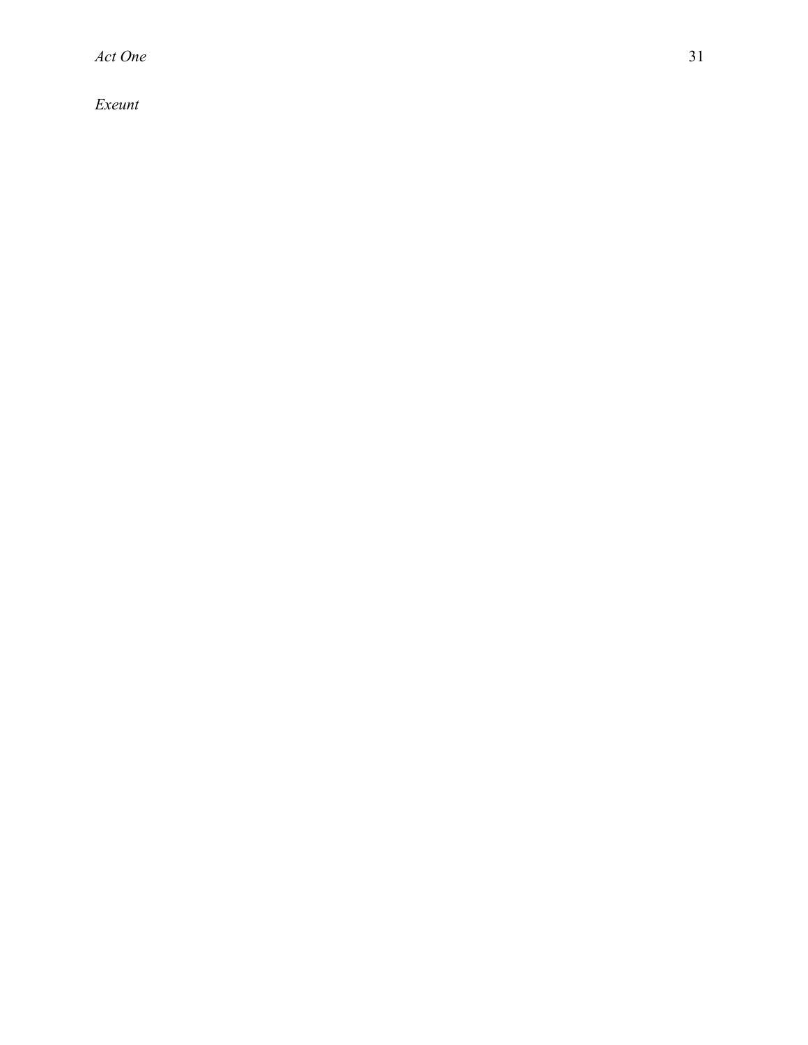*Exeunt*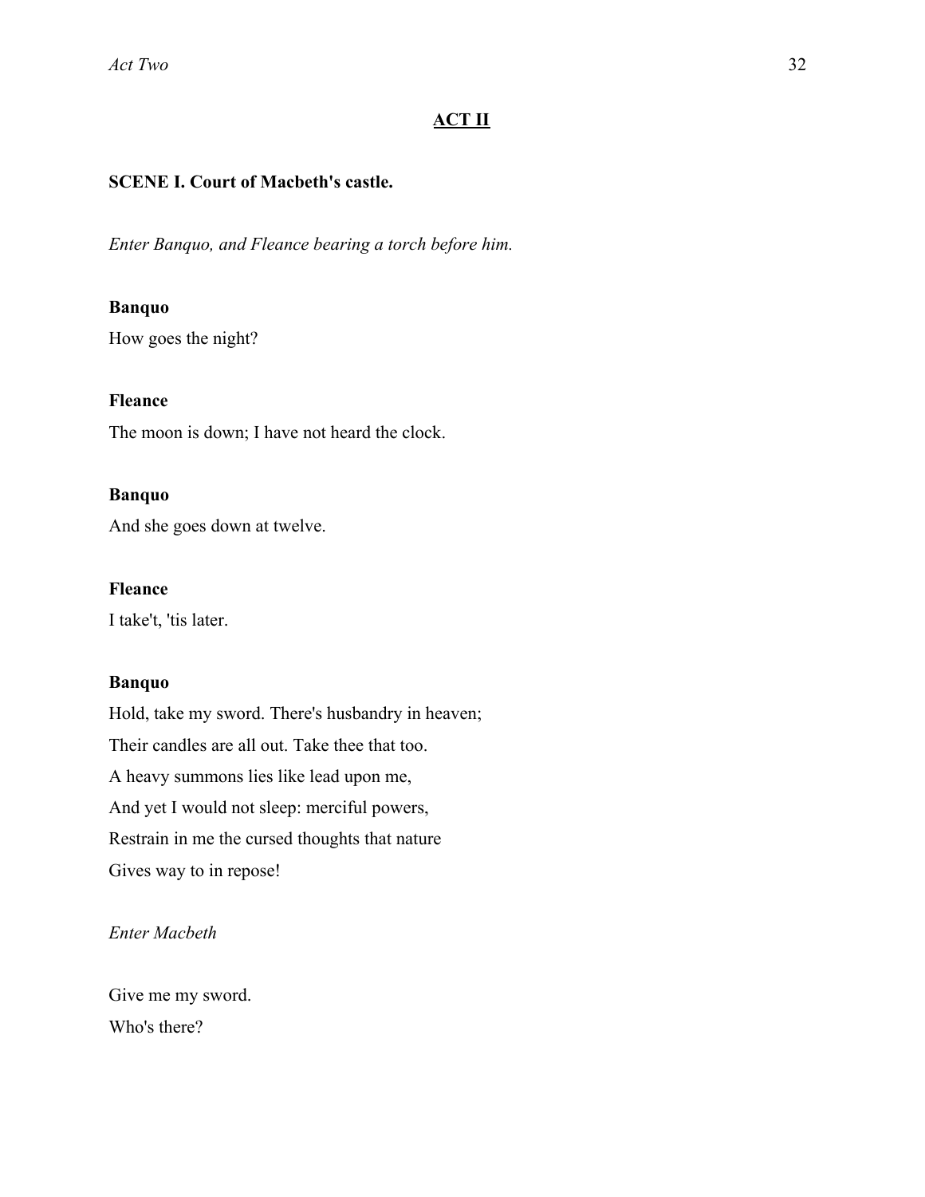## ACT II

### SCENE I. Court of Macbeth's castle.

*Enter Banquo, and Fleance bearing a torch before him.*

**Banquo**

How goes the night?

**Fleance**

The moon is down; I have not heard the clock.

**Banquo**

And she goes down at twelve.

**Fleance**

I take't, 'tis later.

**Banquo**

Hold, take my sword. There's husbandry in heaven;
Their candles are all out. Take thee that too.
A heavy summons lies like lead upon me,
And yet I would not sleep: merciful powers,
Restrain in me the cursed thoughts that nature
Gives way to in repose!

*Enter Macbeth*

Give me my sword.
Who's there?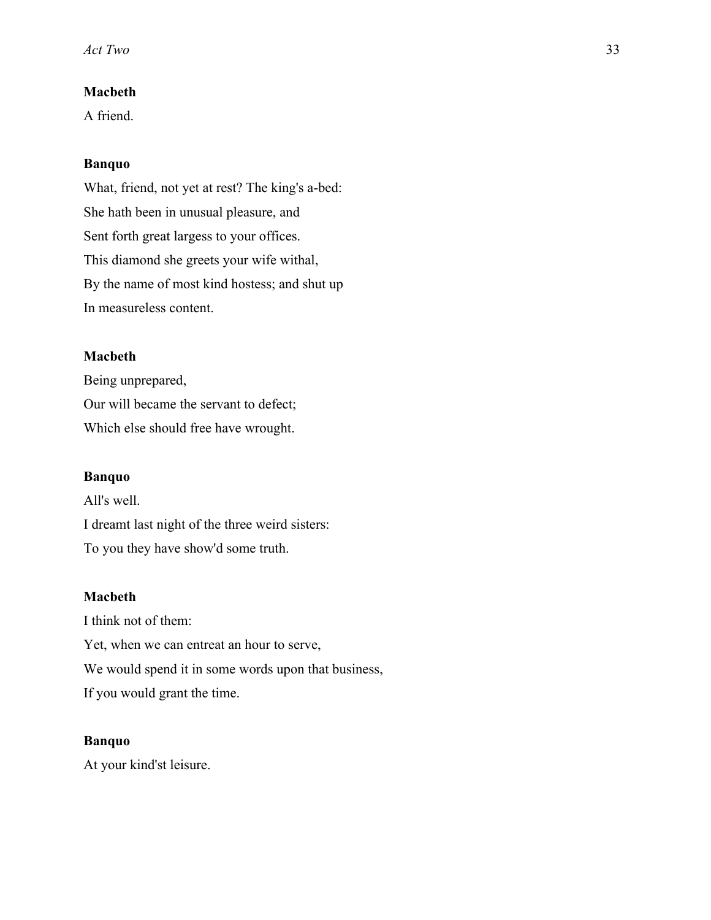**Macbeth**

A friend.

**Banquo**

What, friend, not yet at rest? The king's a-bed:

She hath been in unusual pleasure, and

Sent forth great largess to your offices.

This diamond she greets your wife withal,

By the name of most kind hostess; and shut up

In measureless content.

**Macbeth**

Being unprepared,

Our will became the servant to defect;

Which else should free have wrought.

**Banquo**

All's well.

I dreamt last night of the three weird sisters:

To you they have show'd some truth.

**Macbeth**

I think not of them:

Yet, when we can entreat an hour to serve,

We would spend it in some words upon that business,

If you would grant the time.

**Banquo**

At your kind'st leisure.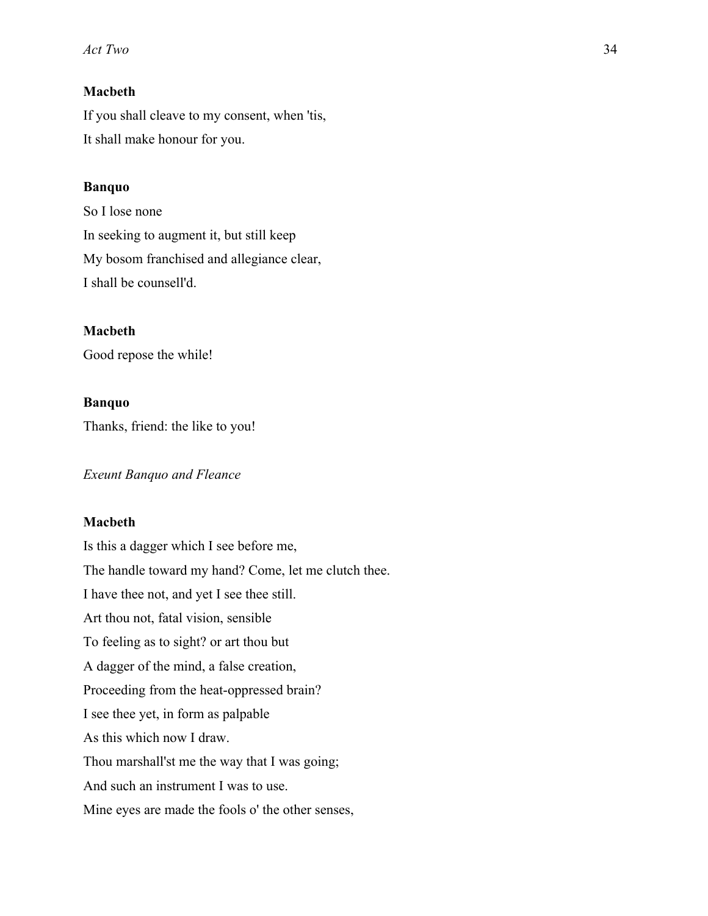**Macbeth**

If you shall cleave to my consent, when 'tis,
It shall make honour for you.

**Banquo**

So I lose none
In seeking to augment it, but still keep
My bosom franchised and allegiance clear,
I shall be counsell'd.

**Macbeth**

Good repose the while!

**Banquo**

Thanks, friend: the like to you!

*Exeunt Banquo and Fleance*

**Macbeth**

Is this a dagger which I see before me,
The handle toward my hand? Come, let me clutch thee.
I have thee not, and yet I see thee still.
Art thou not, fatal vision, sensible
To feeling as to sight? or art thou but
A dagger of the mind, a false creation,
Proceeding from the heat-oppressed brain?
I see thee yet, in form as palpable
As this which now I draw.
Thou marshall'st me the way that I was going;
And such an instrument I was to use.
Mine eyes are made the fools o' the other senses,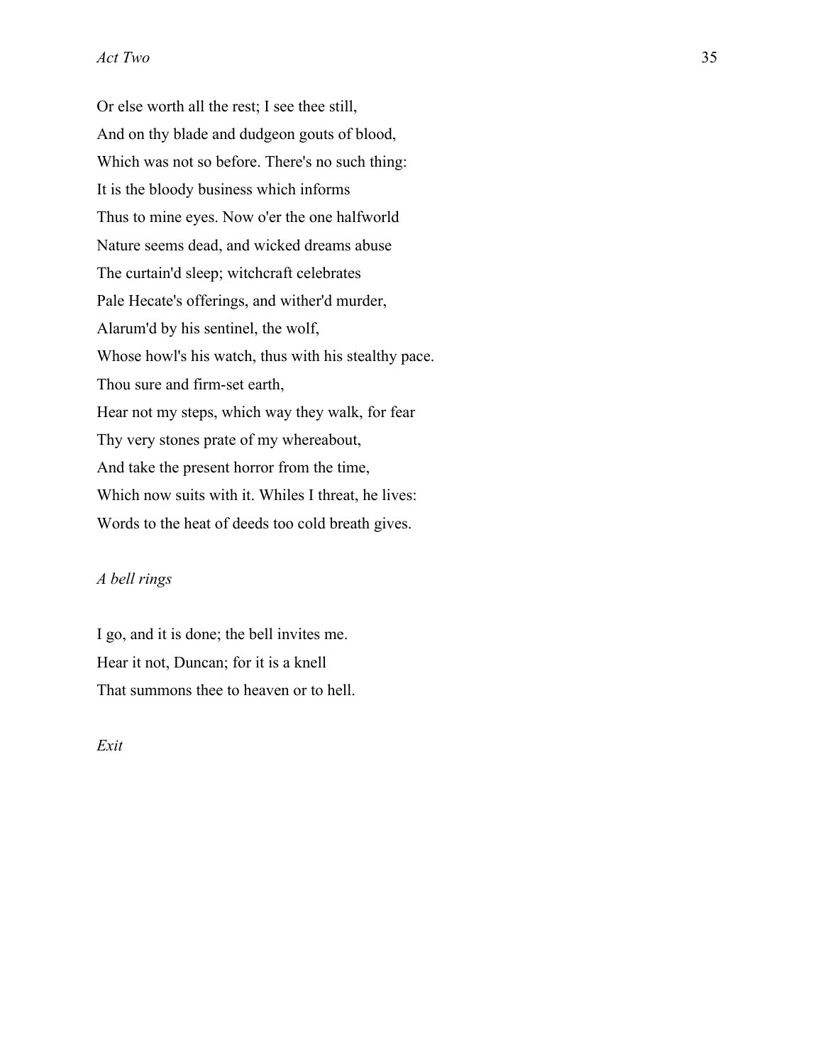Or else worth all the rest; I see thee still,

And on thy blade and dudgeon gouts of blood,

Which was not so before. There's no such thing:

It is the bloody business which informs

Thus to mine eyes. Now o'er the one halfworld

Nature seems dead, and wicked dreams abuse

The curtain'd sleep; witchcraft celebrates

Pale Hecate's offerings, and wither'd murder,

Alarum'd by his sentinel, the wolf,

Whose howl's his watch, thus with his stealthy pace.

Thou sure and firm-set earth,

Hear not my steps, which way they walk, for fear

Thy very stones prate of my whereabout,

And take the present horror from the time,

Which now suits with it. Whiles I threat, he lives:

Words to the heat of deeds too cold breath gives.

*A bell rings*

I go, and it is done; the bell invites me.

Hear it not, Duncan; for it is a knell

That summons thee to heaven or to hell.

*Exit*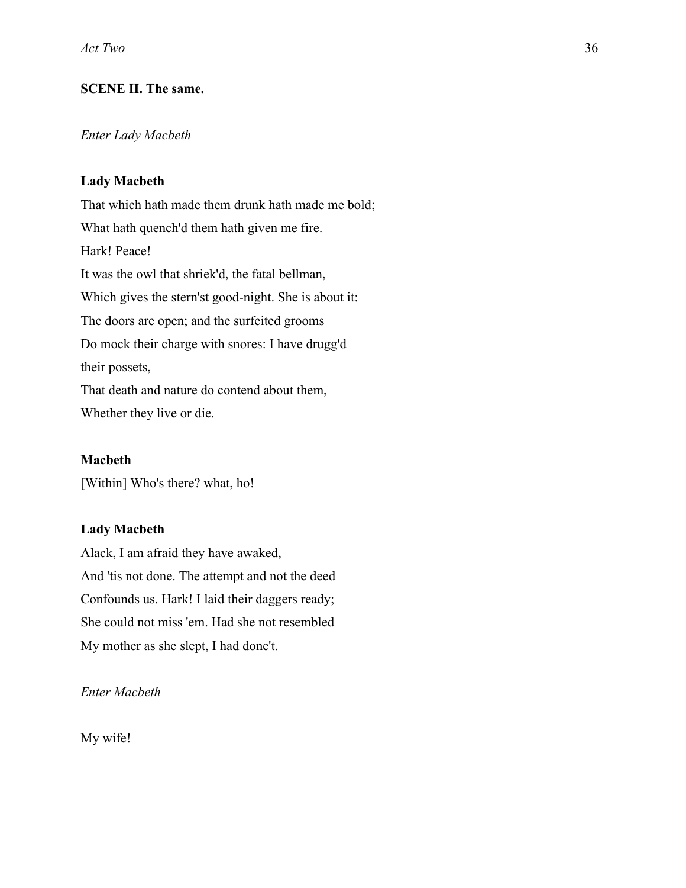**SCENE II. The same.**

*Enter Lady Macbeth*

**Lady Macbeth**

That which hath made them drunk hath made me bold;  
What hath quench'd them hath given me fire.  
Hark! Peace!  
It was the owl that shriek'd, the fatal bellman,  
Which gives the stern'st good-night. She is about it:  
The doors are open; and the surfeited grooms  
Do mock their charge with snores: I have drugg'd  
their possets,  
That death and nature do contend about them,  
Whether they live or die.

**Macbeth**

[Within] Who's there? what, ho!

**Lady Macbeth**

Alack, I am afraid they have awaked,  
And 'tis not done. The attempt and not the deed  
Confounds us. Hark! I laid their daggers ready;  
She could not miss 'em. Had she not resembled  
My mother as she slept, I had done't.

*Enter Macbeth*

My wife!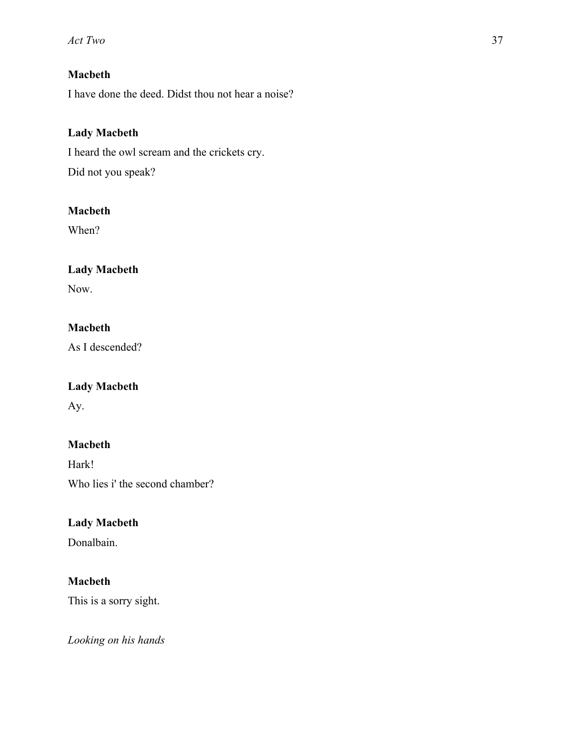**Macbeth**

I have done the deed. Didst thou not hear a noise?

**Lady Macbeth**

I heard the owl scream and the crickets cry.

Did not you speak?

**Macbeth**

When?

**Lady Macbeth**

Now.

**Macbeth**

As I descended?

**Lady Macbeth**

Ay.

**Macbeth**

Hark!

Who lies i' the second chamber?

**Lady Macbeth**

Donalbain.

**Macbeth**

This is a sorry sight.

*Looking on his hands*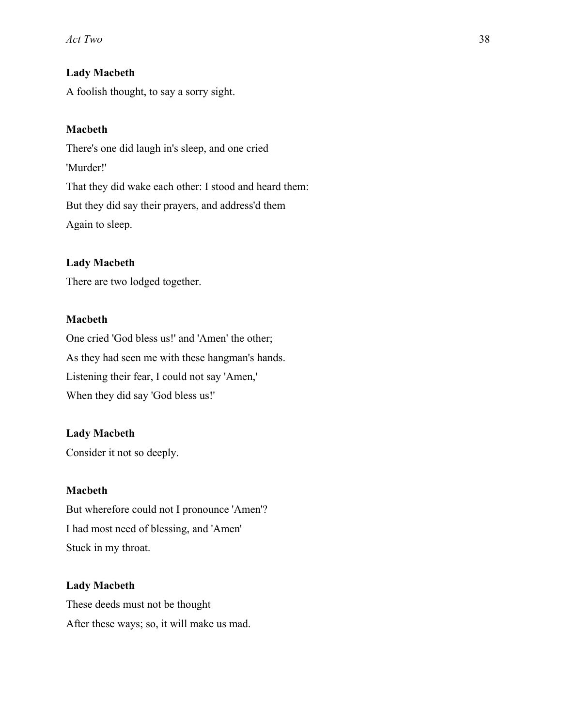**Lady Macbeth**

A foolish thought, to say a sorry sight.

**Macbeth**

There's one did laugh in's sleep, and one cried
'Murder!'
That they did wake each other: I stood and heard them:
But they did say their prayers, and address'd them
Again to sleep.

**Lady Macbeth**

There are two lodged together.

**Macbeth**

One cried 'God bless us!' and 'Amen' the other;
As they had seen me with these hangman's hands.
Listening their fear, I could not say 'Amen,'
When they did say 'God bless us!'

**Lady Macbeth**

Consider it not so deeply.

**Macbeth**

But wherefore could not I pronounce 'Amen'?
I had most need of blessing, and 'Amen'
Stuck in my throat.

**Lady Macbeth**

These deeds must not be thought
After these ways; so, it will make us mad.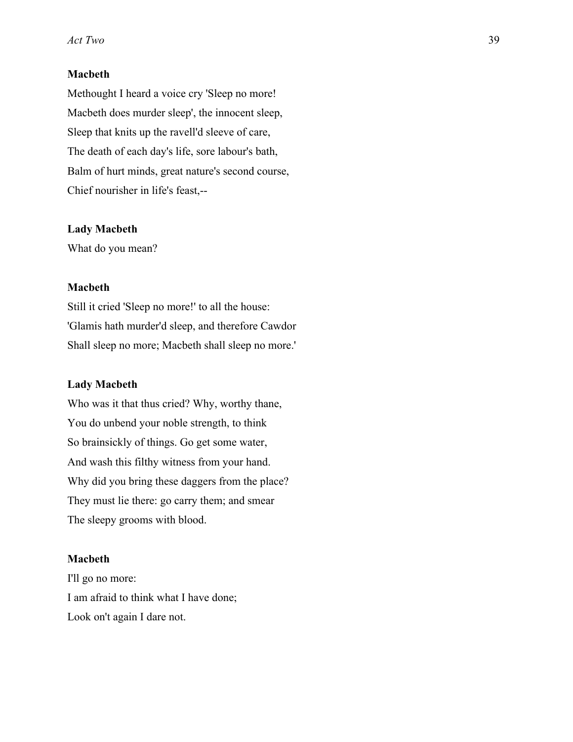**Macbeth**

Methought I heard a voice cry 'Sleep no more!  
Macbeth does murder sleep', the innocent sleep,  
Sleep that knits up the ravell'd sleeve of care,  
The death of each day's life, sore labour's bath,  
Balm of hurt minds, great nature's second course,  
Chief nourisher in life's feast,--

**Lady Macbeth**

What do you mean?

**Macbeth**

Still it cried 'Sleep no more!' to all the house:  
'Glamis hath murder'd sleep, and therefore Cawdor  
Shall sleep no more; Macbeth shall sleep no more.'

**Lady Macbeth**

Who was it that thus cried? Why, worthy thane,  
You do unbend your noble strength, to think  
So brainsickly of things. Go get some water,  
And wash this filthy witness from your hand.  
Why did you bring these daggers from the place?  
They must lie there: go carry them; and smear  
The sleepy grooms with blood.

**Macbeth**

I'll go no more:  
I am afraid to think what I have done;  
Look on't again I dare not.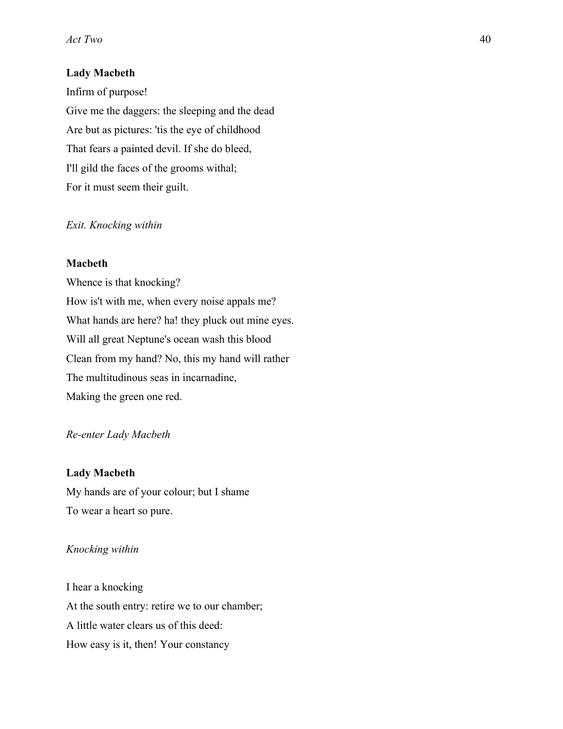**Lady Macbeth**

Infirm of purpose!
Give me the daggers: the sleeping and the dead
Are but as pictures: 'tis the eye of childhood
That fears a painted devil. If she do bleed,
I'll gild the faces of the grooms withal;
For it must seem their guilt.

*Exit. Knocking within*

**Macbeth**

Whence is that knocking?
How is't with me, when every noise appals me?
What hands are here? ha! they pluck out mine eyes.
Will all great Neptune's ocean wash this blood
Clean from my hand? No, this my hand will rather
The multitudinous seas in incarnadine,
Making the green one red.

*Re-enter Lady Macbeth*

**Lady Macbeth**

My hands are of your colour; but I shame
To wear a heart so pure.

*Knocking within*

I hear a knocking
At the south entry: retire we to our chamber;
A little water clears us of this deed:
How easy is it, then! Your constancy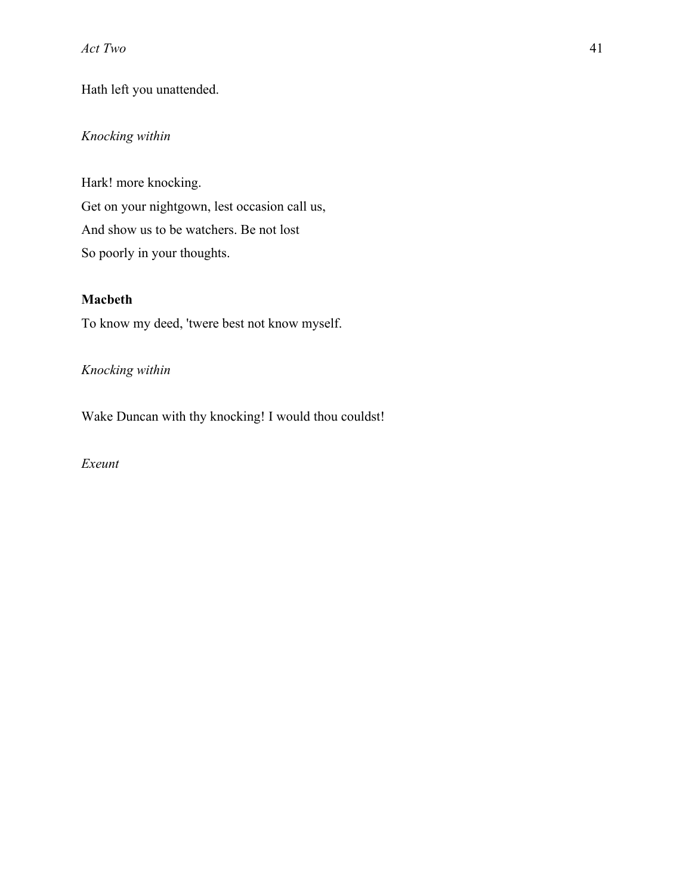Hath left you unattended.

*Knocking within*

Hark! more knocking.
Get on your nightgown, lest occasion call us,
And show us to be watchers. Be not lost
So poorly in your thoughts.

**Macbeth**

To know my deed, 'twere best not know myself.

*Knocking within*

Wake Duncan with thy knocking! I would thou couldst!

*Exeunt*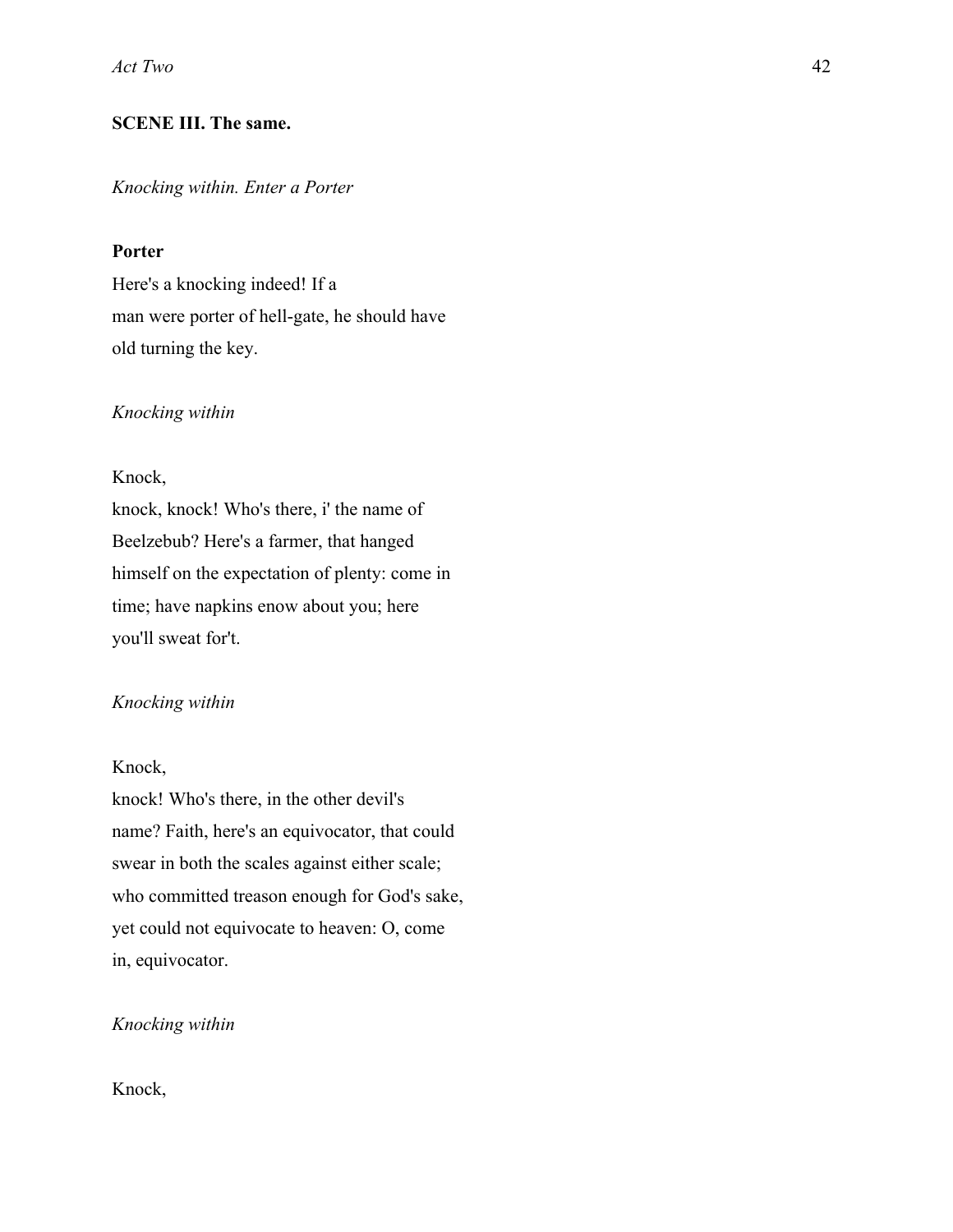**SCENE III. The same.**

*Knocking within. Enter a Porter*

**Porter**

Here's a knocking indeed! If a
man were porter of hell-gate, he should have
old turning the key.

*Knocking within*

Knock,
knock, knock! Who's there, i' the name of
Beelzebub? Here's a farmer, that hanged
himself on the expectation of plenty: come in
time; have napkins enow about you; here
you'll sweat for't.

*Knocking within*

Knock,
knock! Who's there, in the other devil's
name? Faith, here's an equivocator, that could
swear in both the scales against either scale;
who committed treason enough for God's sake,
yet could not equivocate to heaven: O, come
in, equivocator.

*Knocking within*

Knock,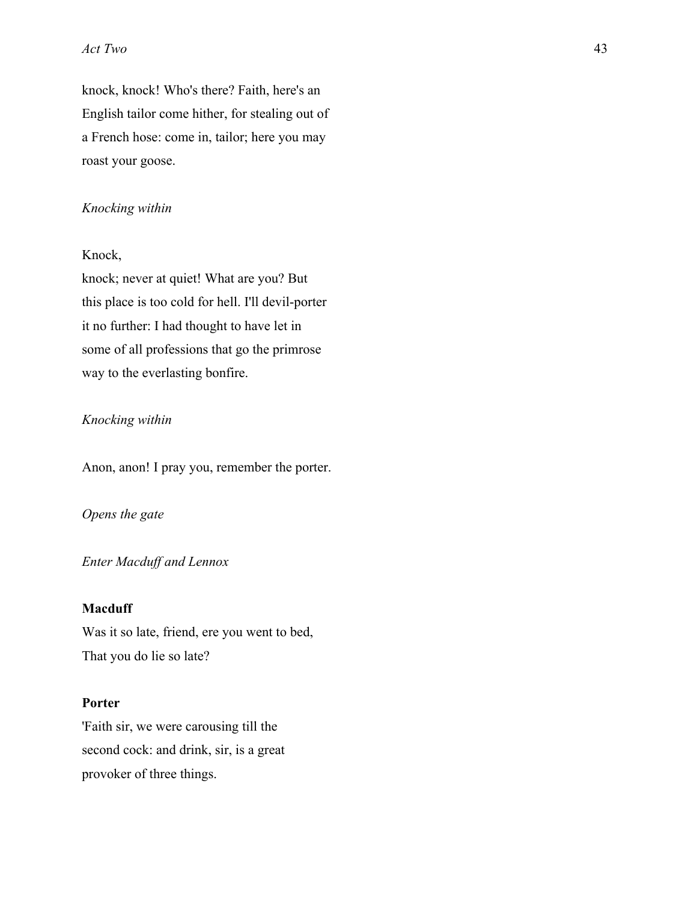knock, knock! Who's there? Faith, here's an
English tailor come hither, for stealing out of
a French hose: come in, tailor; here you may
roast your goose.

*Knocking within*

Knock,
knock; never at quiet! What are you? But
this place is too cold for hell. I'll devil-porter
it no further: I had thought to have let in
some of all professions that go the primrose
way to the everlasting bonfire.

*Knocking within*

Anon, anon! I pray you, remember the porter.

*Opens the gate*

*Enter Macduff and Lennox*

**Macduff**
Was it so late, friend, ere you went to bed,
That you do lie so late?

**Porter**
'Faith sir, we were carousing till the
second cock: and drink, sir, is a great
provoker of three things.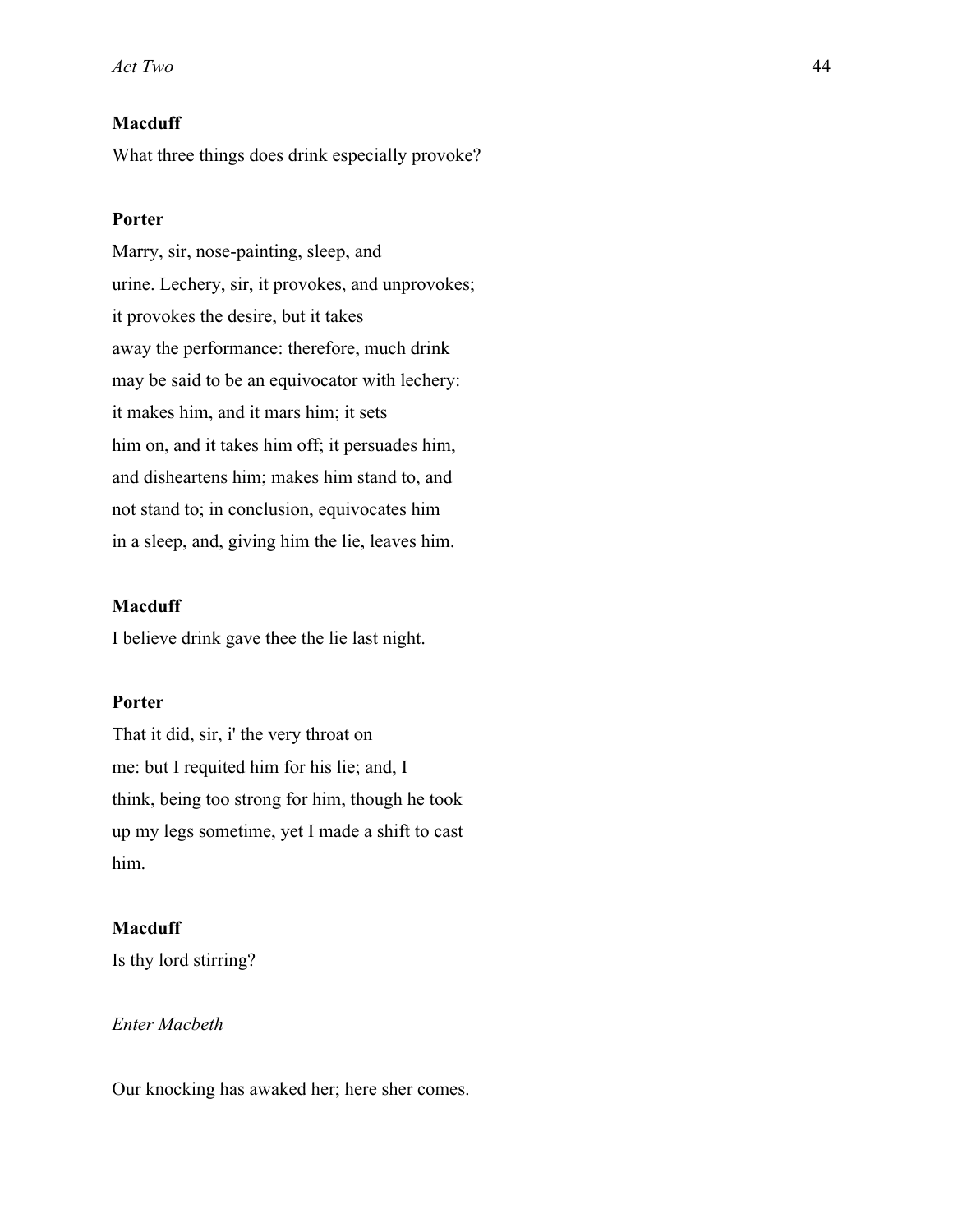**Macduff**

What three things does drink especially provoke?

**Porter**

Marry, sir, nose-painting, sleep, and
urine. Lechery, sir, it provokes, and unprovokes;
it provokes the desire, but it takes
away the performance: therefore, much drink
may be said to be an equivocator with lechery:
it makes him, and it mars him; it sets
him on, and it takes him off; it persuades him,
and disheartens him; makes him stand to, and
not stand to; in conclusion, equivocates him
in a sleep, and, giving him the lie, leaves him.

**Macduff**

I believe drink gave thee the lie last night.

**Porter**

That it did, sir, i' the very throat on
me: but I requited him for his lie; and, I
think, being too strong for him, though he took
up my legs sometime, yet I made a shift to cast
him.

**Macduff**

Is thy lord stirring?

*Enter Macbeth*

Our knocking has awaked her; here sher comes.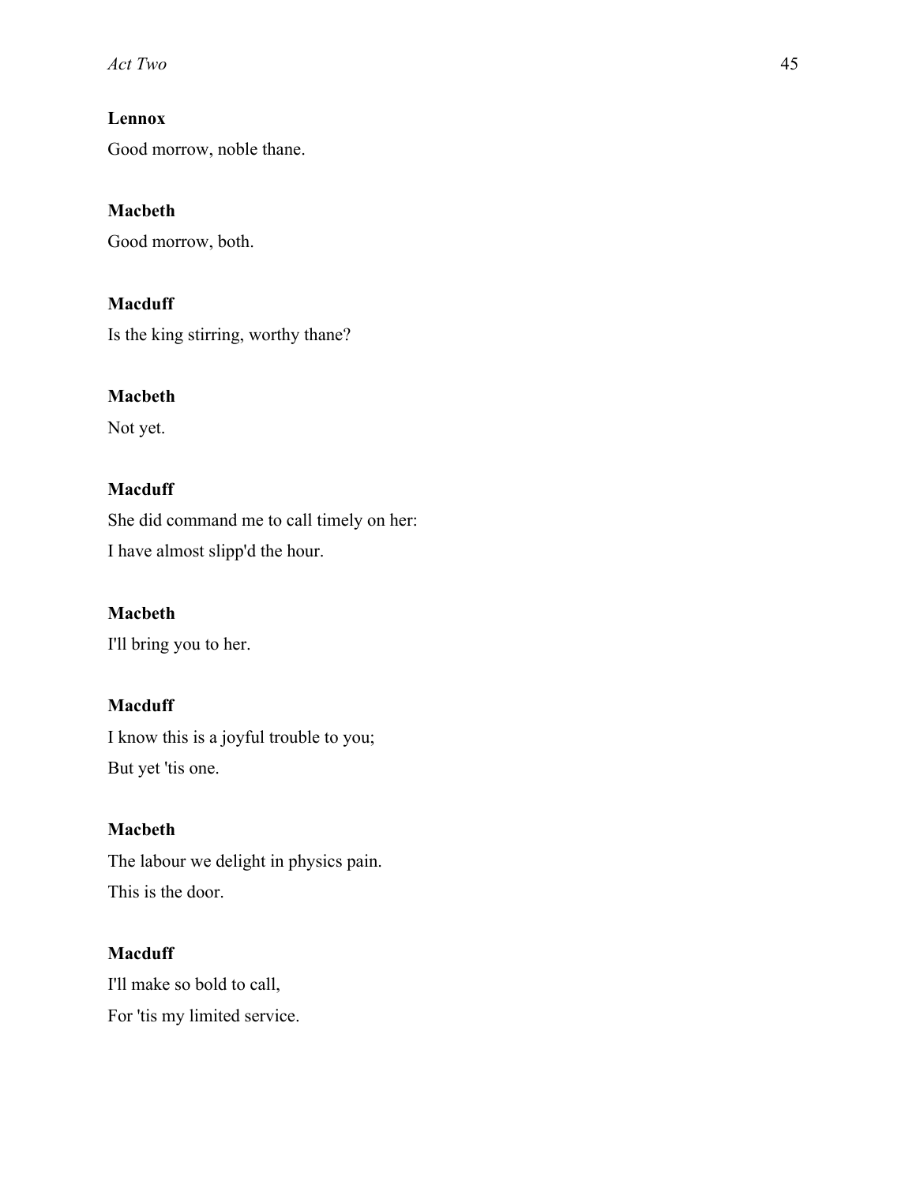**Lennox**

Good morrow, noble thane.

**Macbeth**

Good morrow, both.

**Macduff**

Is the king stirring, worthy thane?

**Macbeth**

Not yet.

**Macduff**

She did command me to call timely on her:

I have almost slipp'd the hour.

**Macbeth**

I'll bring you to her.

**Macduff**

I know this is a joyful trouble to you;

But yet 'tis one.

**Macbeth**

The labour we delight in physics pain.

This is the door.

**Macduff**

I'll make so bold to call,

For 'tis my limited service.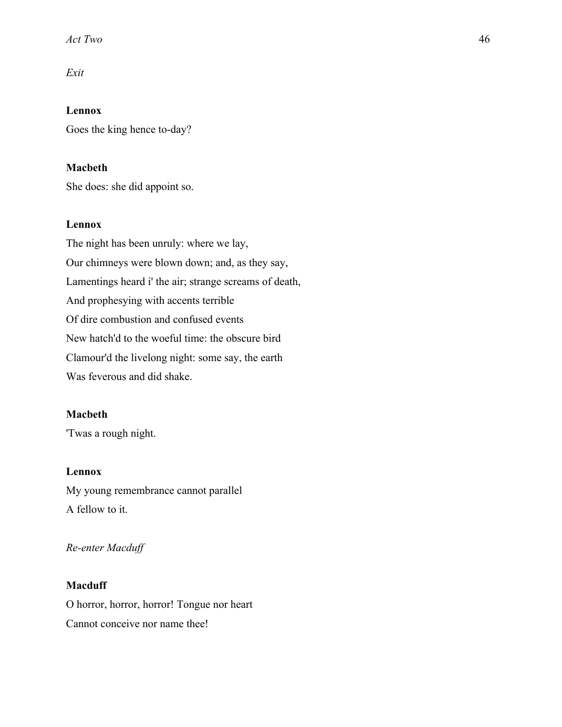*Exit*

**Lennox**

Goes the king hence to-day?

**Macbeth**

She does: she did appoint so.

**Lennox**

The night has been unruly: where we lay,
Our chimneys were blown down; and, as they say,
Lamentings heard i' the air; strange screams of death,
And prophesying with accents terrible
Of dire combustion and confused events
New hatch'd to the woeful time: the obscure bird
Clamour'd the livelong night: some say, the earth
Was feverous and did shake.

**Macbeth**

'Twas a rough night.

**Lennox**

My young remembrance cannot parallel
A fellow to it.

*Re-enter Macduff*

**Macduff**

O horror, horror, horror! Tongue nor heart
Cannot conceive nor name thee!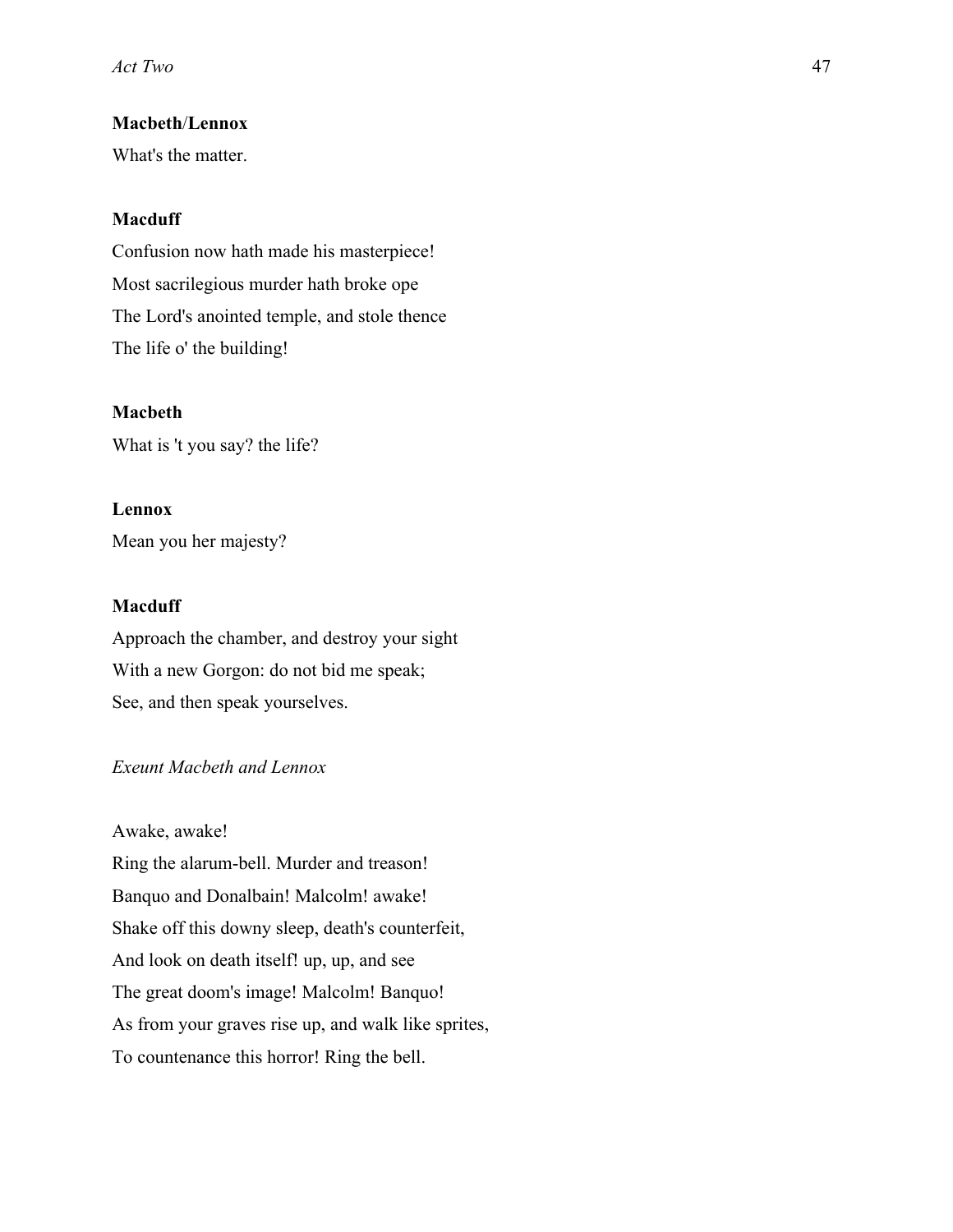**Macbeth**/**Lennox**

What's the matter.

**Macduff**

Confusion now hath made his masterpiece!
Most sacrilegious murder hath broke ope
The Lord's anointed temple, and stole thence
The life o' the building!

**Macbeth**

What is 't you say? the life?

**Lennox**

Mean you her majesty?

**Macduff**

Approach the chamber, and destroy your sight
With a new Gorgon: do not bid me speak;
See, and then speak yourselves.

*Exeunt Macbeth and Lennox*

Awake, awake!
Ring the alarum-bell. Murder and treason!
Banquo and Donalbain! Malcolm! awake!
Shake off this downy sleep, death's counterfeit,
And look on death itself! up, up, and see
The great doom's image! Malcolm! Banquo!
As from your graves rise up, and walk like sprites,
To countenance this horror! Ring the bell.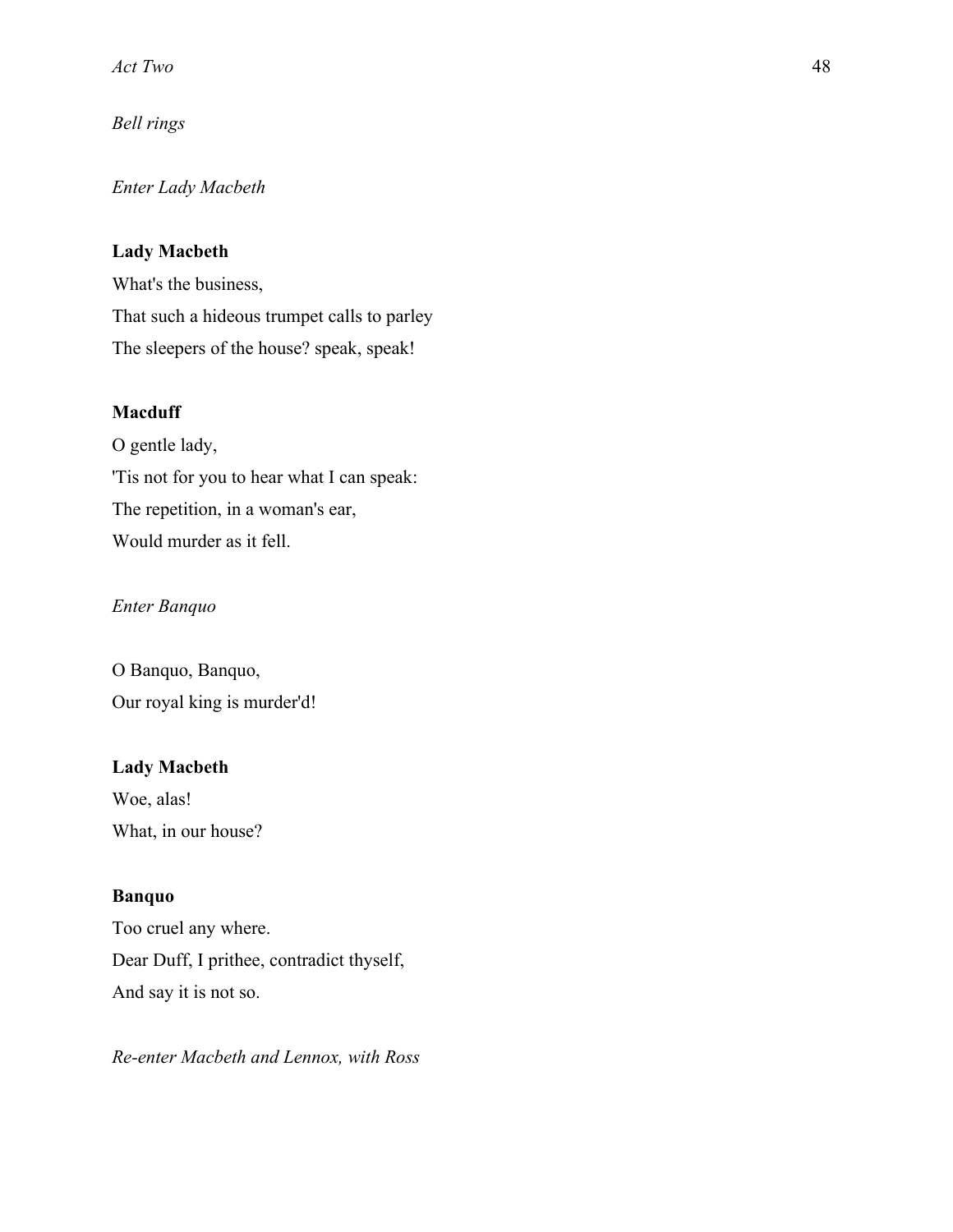*Bell rings*

*Enter Lady Macbeth*

**Lady Macbeth**

What's the business,

That such a hideous trumpet calls to parley

The sleepers of the house? speak, speak!

**Macduff**

O gentle lady,

'Tis not for you to hear what I can speak:

The repetition, in a woman's ear,

Would murder as it fell.

*Enter Banquo*

O Banquo, Banquo,

Our royal king is murder'd!

**Lady Macbeth**

Woe, alas!

What, in our house?

**Banquo**

Too cruel any where.

Dear Duff, I prithee, contradict thyself,

And say it is not so.

*Re-enter Macbeth and Lennox, with Ross*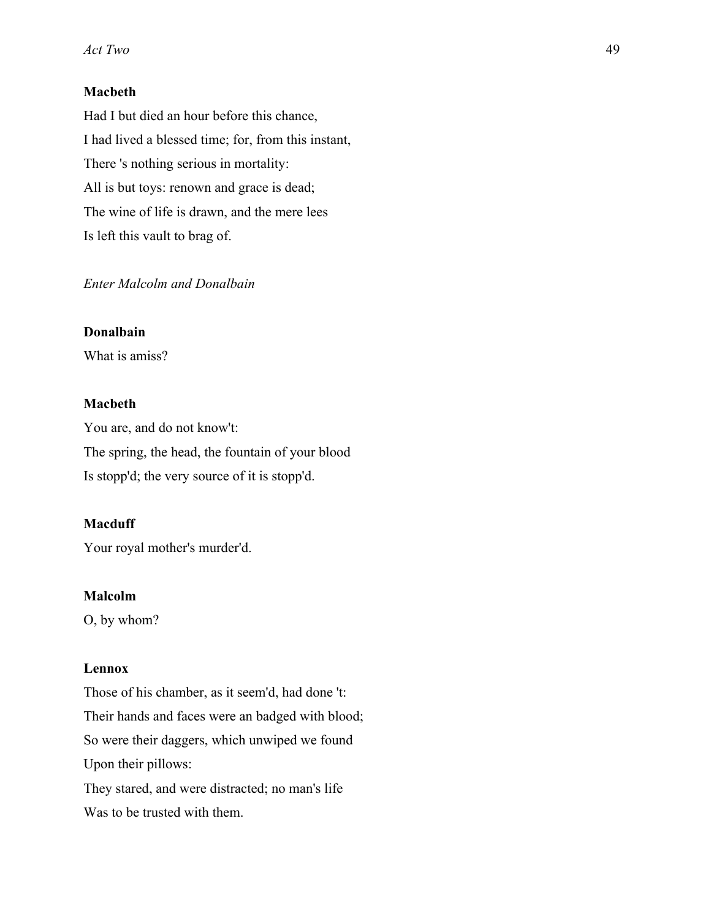**Macbeth**

Had I but died an hour before this chance,

I had lived a blessed time; for, from this instant,

There 's nothing serious in mortality:

All is but toys: renown and grace is dead;

The wine of life is drawn, and the mere lees

Is left this vault to brag of.

*Enter Malcolm and Donalbain*

**Donalbain**

What is amiss?

**Macbeth**

You are, and do not know't:

The spring, the head, the fountain of your blood

Is stopp'd; the very source of it is stopp'd.

**Macduff**

Your royal mother's murder'd.

**Malcolm**

O, by whom?

**Lennox**

Those of his chamber, as it seem'd, had done 't:

Their hands and faces were an badged with blood;

So were their daggers, which unwiped we found

Upon their pillows:

They stared, and were distracted; no man's life

Was to be trusted with them.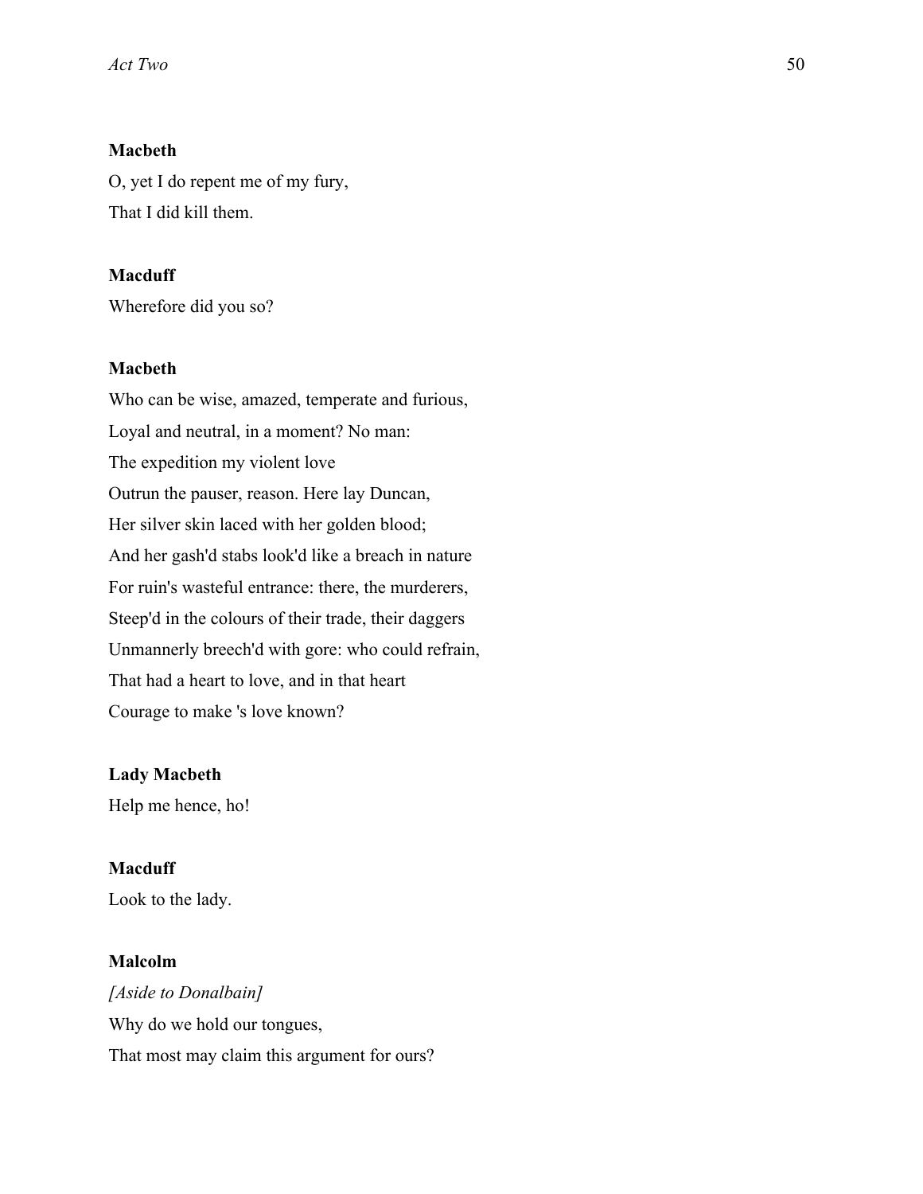**Macbeth**

O, yet I do repent me of my fury,  
That I did kill them.

**Macduff**

Wherefore did you so?

**Macbeth**

Who can be wise, amazed, temperate and furious,  
Loyal and neutral, in a moment? No man:  
The expedition my violent love  
Outrun the pauser, reason. Here lay Duncan,  
Her silver skin laced with her golden blood;  
And her gash'd stabs look'd like a breach in nature  
For ruin's wasteful entrance: there, the murderers,  
Steep'd in the colours of their trade, their daggers  
Unmannerly breech'd with gore: who could refrain,  
That had a heart to love, and in that heart  
Courage to make 's love known?

**Lady Macbeth**

Help me hence, ho!

**Macduff**

Look to the lady.

**Malcolm**

*[Aside to Donalbain]*

Why do we hold our tongues,  
That most may claim this argument for ours?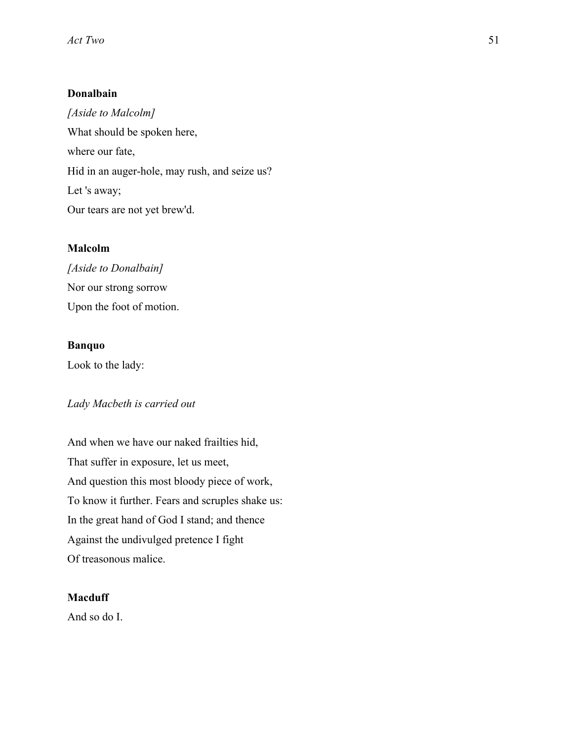**Donalbain**

*[Aside to Malcolm]*

What should be spoken here,

where our fate,

Hid in an auger-hole, may rush, and seize us?

Let 's away;

Our tears are not yet brew'd.

**Malcolm**

*[Aside to Donalbain]*

Nor our strong sorrow

Upon the foot of motion.

**Banquo**

Look to the lady:

*Lady Macbeth is carried out*

And when we have our naked frailties hid,

That suffer in exposure, let us meet,

And question this most bloody piece of work,

To know it further. Fears and scruples shake us:

In the great hand of God I stand; and thence

Against the undivulged pretence I fight

Of treasonous malice.

**Macduff**

And so do I.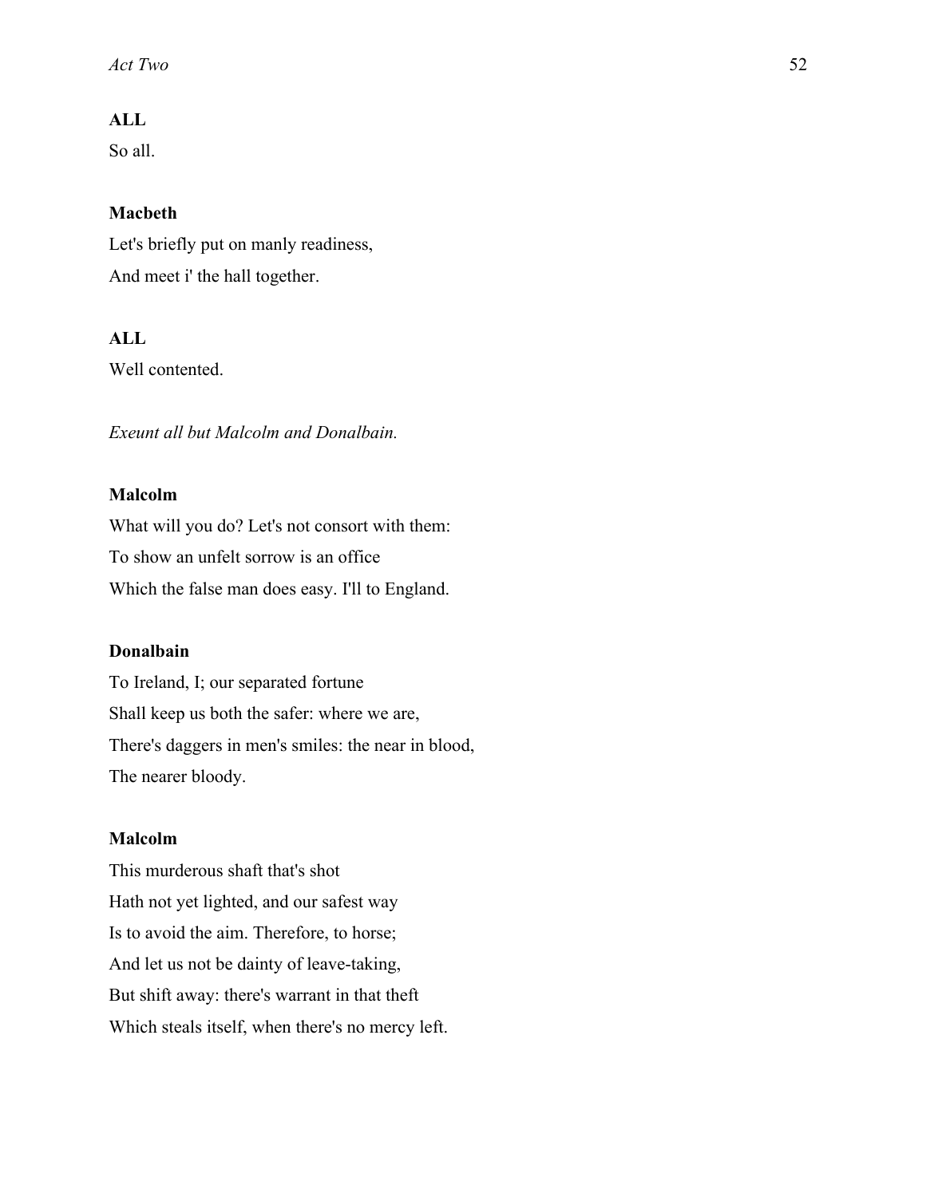**ALL**

So all.

**Macbeth**

Let's briefly put on manly readiness,

And meet i' the hall together.

**ALL**

Well contented.

*Exeunt all but Malcolm and Donalbain.*

**Malcolm**

What will you do? Let's not consort with them:

To show an unfelt sorrow is an office

Which the false man does easy. I'll to England.

**Donalbain**

To Ireland, I; our separated fortune

Shall keep us both the safer: where we are,

There's daggers in men's smiles: the near in blood,

The nearer bloody.

**Malcolm**

This murderous shaft that's shot

Hath not yet lighted, and our safest way

Is to avoid the aim. Therefore, to horse;

And let us not be dainty of leave-taking,

But shift away: there's warrant in that theft

Which steals itself, when there's no mercy left.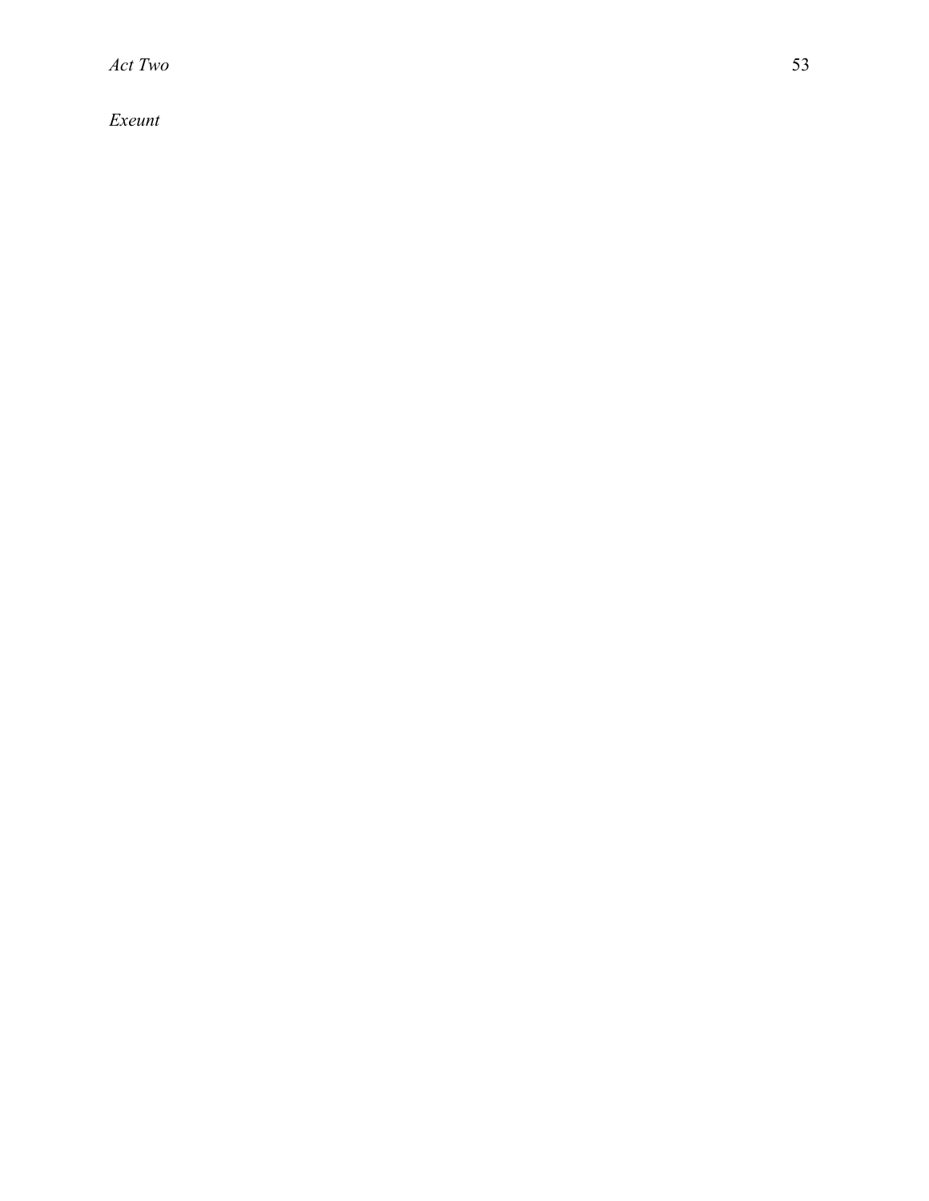*Exeunt*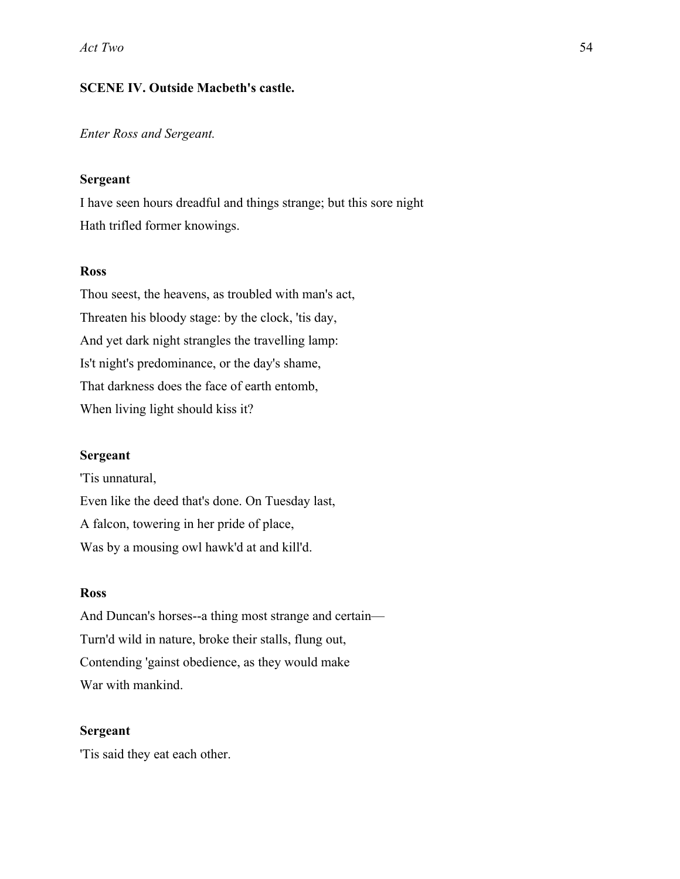**SCENE IV. Outside Macbeth's castle.**

*Enter Ross and Sergeant.*

**Sergeant**

I have seen hours dreadful and things strange; but this sore night
Hath trifled former knowings.

**Ross**

Thou seest, the heavens, as troubled with man's act,
Threaten his bloody stage: by the clock, 'tis day,
And yet dark night strangles the travelling lamp:
Is't night's predominance, or the day's shame,
That darkness does the face of earth entomb,
When living light should kiss it?

**Sergeant**

'Tis unnatural,
Even like the deed that's done. On Tuesday last,
A falcon, towering in her pride of place,
Was by a mousing owl hawk'd at and kill'd.

**Ross**

And Duncan's horses--a thing most strange and certain—
Turn'd wild in nature, broke their stalls, flung out,
Contending 'gainst obedience, as they would make
War with mankind.

**Sergeant**

'Tis said they eat each other.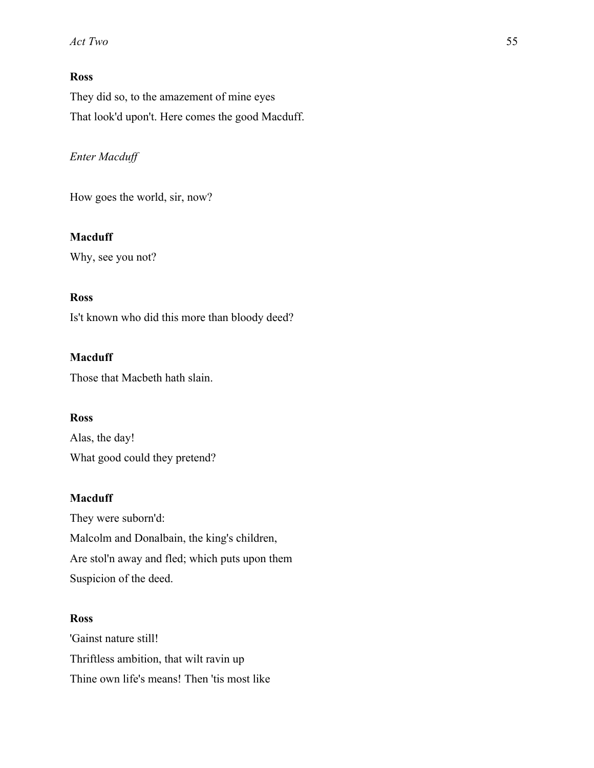**Ross**

They did so, to the amazement of mine eyes

That look'd upon't. Here comes the good Macduff.

*Enter Macduff*

How goes the world, sir, now?

**Macduff**

Why, see you not?

**Ross**

Is't known who did this more than bloody deed?

**Macduff**

Those that Macbeth hath slain.

**Ross**

Alas, the day!

What good could they pretend?

**Macduff**

They were suborn'd:

Malcolm and Donalbain, the king's children,

Are stol'n away and fled; which puts upon them

Suspicion of the deed.

**Ross**

'Gainst nature still!

Thriftless ambition, that wilt ravin up

Thine own life's means! Then 'tis most like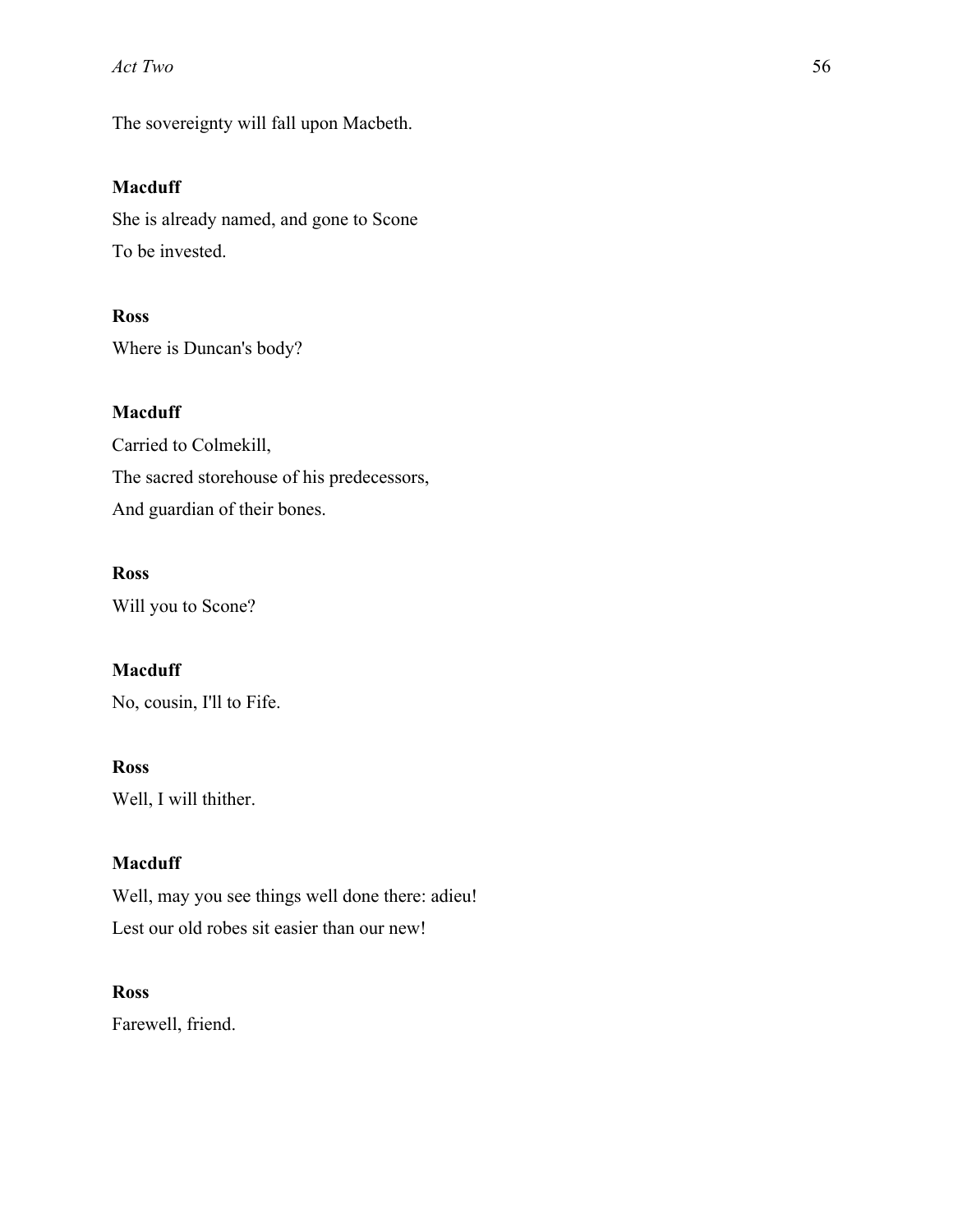The sovereignty will fall upon Macbeth.

**Macduff**

She is already named, and gone to Scone
To be invested.

**Ross**

Where is Duncan's body?

**Macduff**

Carried to Colmekill,
The sacred storehouse of his predecessors,
And guardian of their bones.

**Ross**

Will you to Scone?

**Macduff**

No, cousin, I'll to Fife.

**Ross**

Well, I will thither.

**Macduff**

Well, may you see things well done there: adieu!
Lest our old robes sit easier than our new!

**Ross**

Farewell, friend.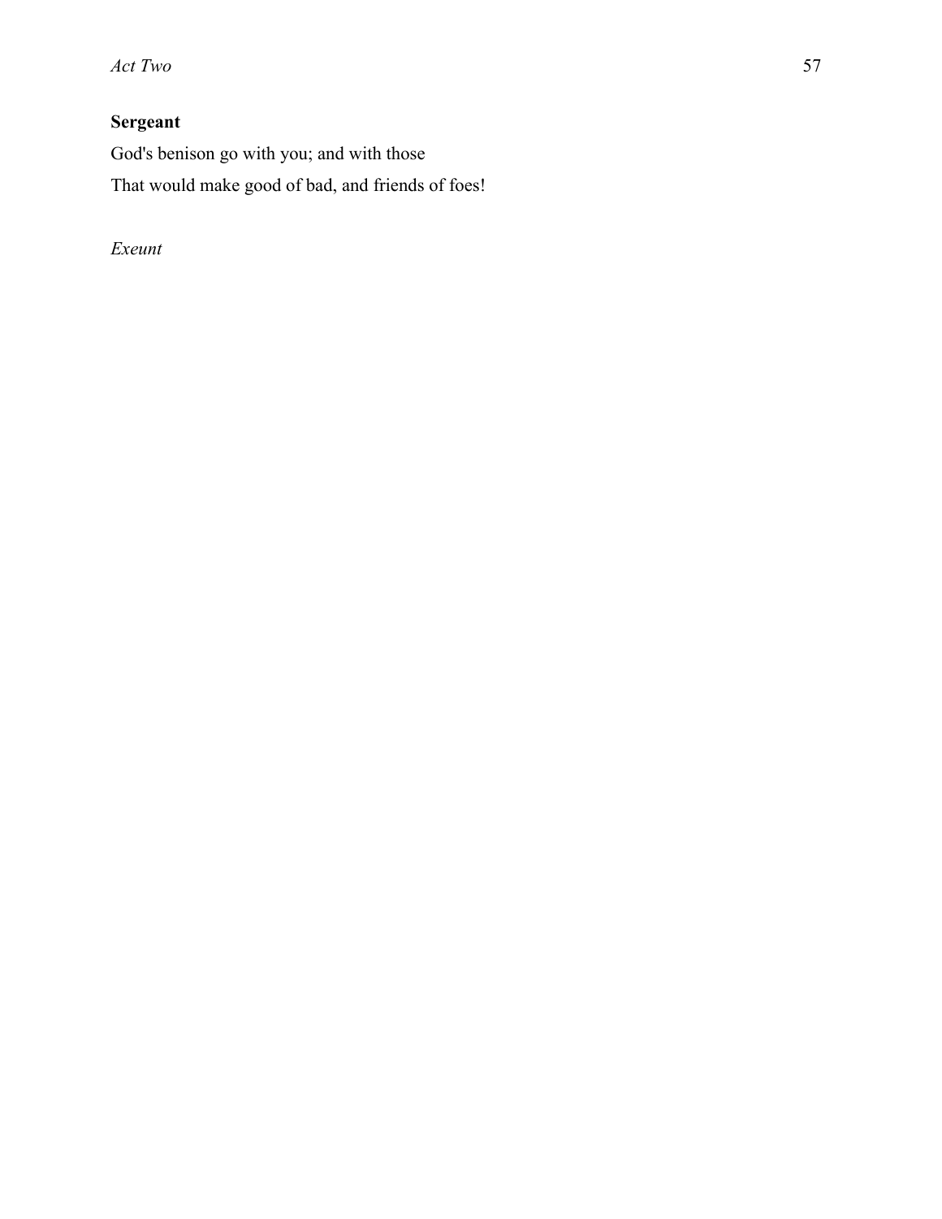**Sergeant**

God's benison go with you; and with those
That would make good of bad, and friends of foes!

*Exeunt*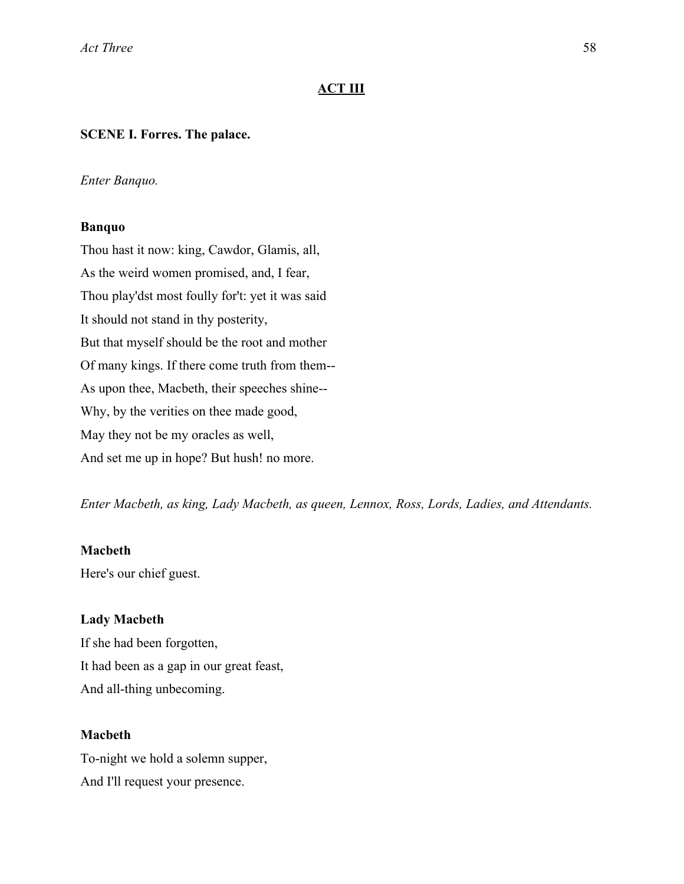## ACT III

### SCENE I. Forres. The palace.

*Enter Banquo.*

**Banquo**

Thou hast it now: king, Cawdor, Glamis, all,
As the weird women promised, and, I fear,
Thou play'dst most foully for't: yet it was said
It should not stand in thy posterity,
But that myself should be the root and mother
Of many kings. If there come truth from them--
As upon thee, Macbeth, their speeches shine--
Why, by the verities on thee made good,
May they not be my oracles as well,
And set me up in hope? But hush! no more.

*Enter Macbeth, as king, Lady Macbeth, as queen, Lennox, Ross, Lords, Ladies, and Attendants.*

**Macbeth**

Here's our chief guest.

**Lady Macbeth**

If she had been forgotten,
It had been as a gap in our great feast,
And all-thing unbecoming.

**Macbeth**

To-night we hold a solemn supper,
And I'll request your presence.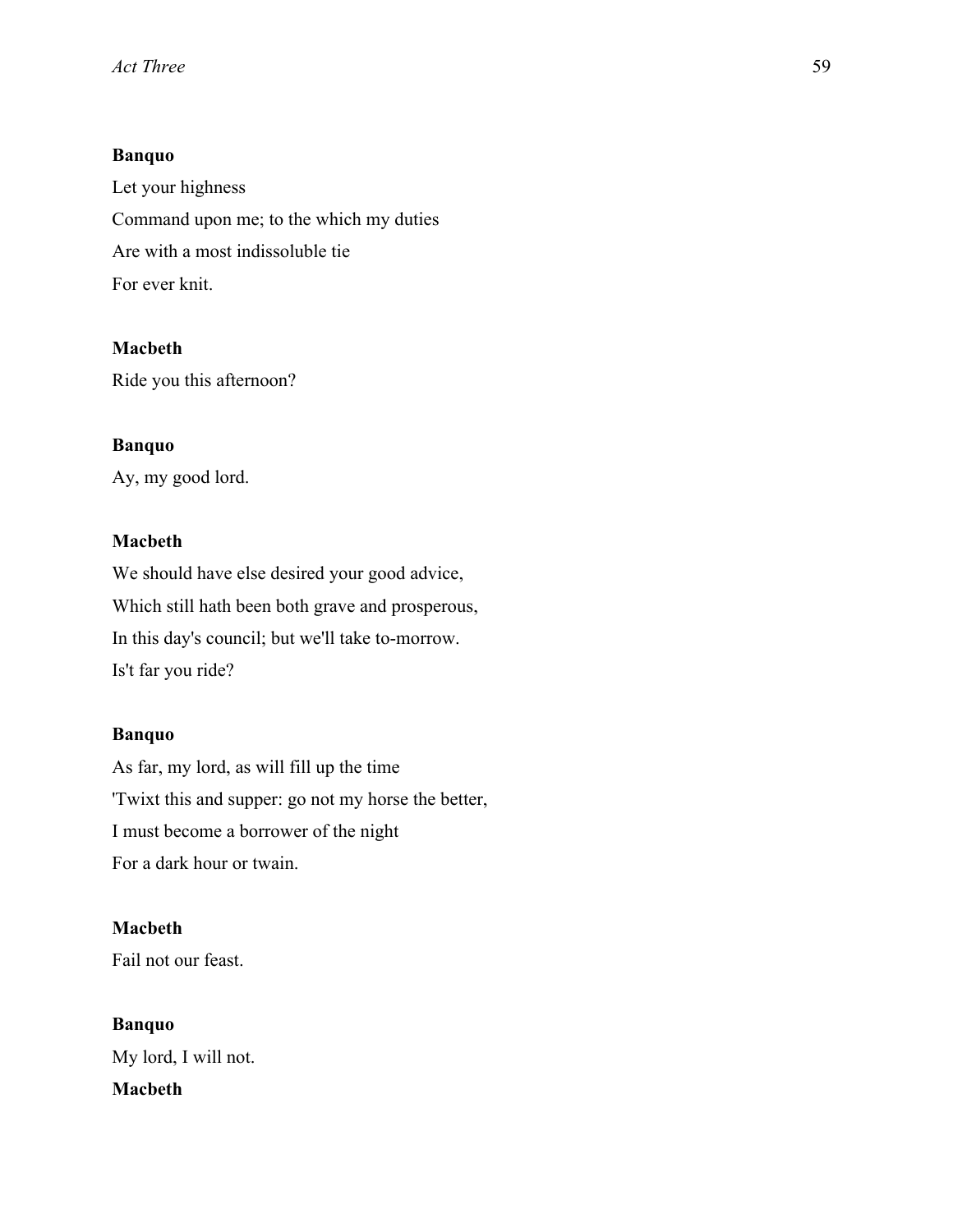**Banquo**

Let your highness
Command upon me; to the which my duties
Are with a most indissoluble tie
For ever knit.

**Macbeth**

Ride you this afternoon?

**Banquo**

Ay, my good lord.

**Macbeth**

We should have else desired your good advice,
Which still hath been both grave and prosperous,
In this day's council; but we'll take to-morrow.
Is't far you ride?

**Banquo**

As far, my lord, as will fill up the time
'Twixt this and supper: go not my horse the better,
I must become a borrower of the night
For a dark hour or twain.

**Macbeth**

Fail not our feast.

**Banquo**

My lord, I will not.

**Macbeth**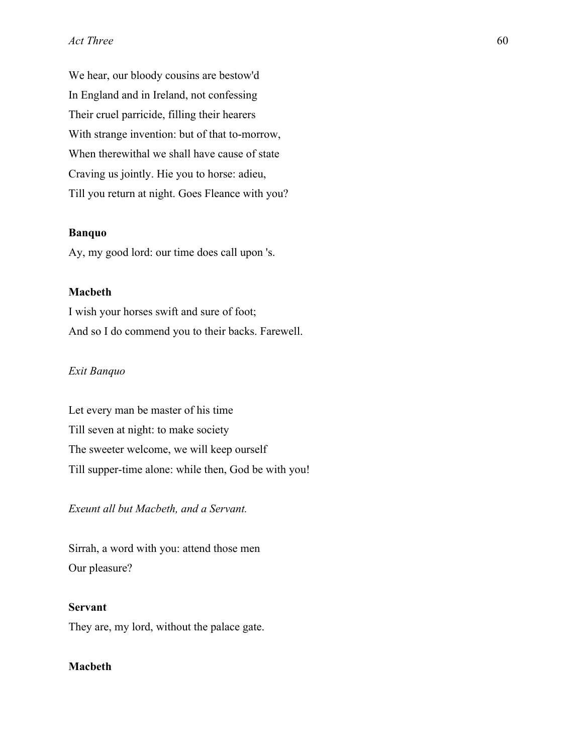We hear, our bloody cousins are bestow'd
In England and in Ireland, not confessing
Their cruel parricide, filling their hearers
With strange invention: but of that to-morrow,
When therewithal we shall have cause of state
Craving us jointly. Hie you to horse: adieu,
Till you return at night. Goes Fleance with you?

**Banquo**

Ay, my good lord: our time does call upon 's.

**Macbeth**

I wish your horses swift and sure of foot;
And so I do commend you to their backs. Farewell.

*Exit Banquo*

Let every man be master of his time
Till seven at night: to make society
The sweeter welcome, we will keep ourself
Till supper-time alone: while then, God be with you!

*Exeunt all but Macbeth, and a Servant.*

Sirrah, a word with you: attend those men
Our pleasure?

**Servant**

They are, my lord, without the palace gate.

**Macbeth**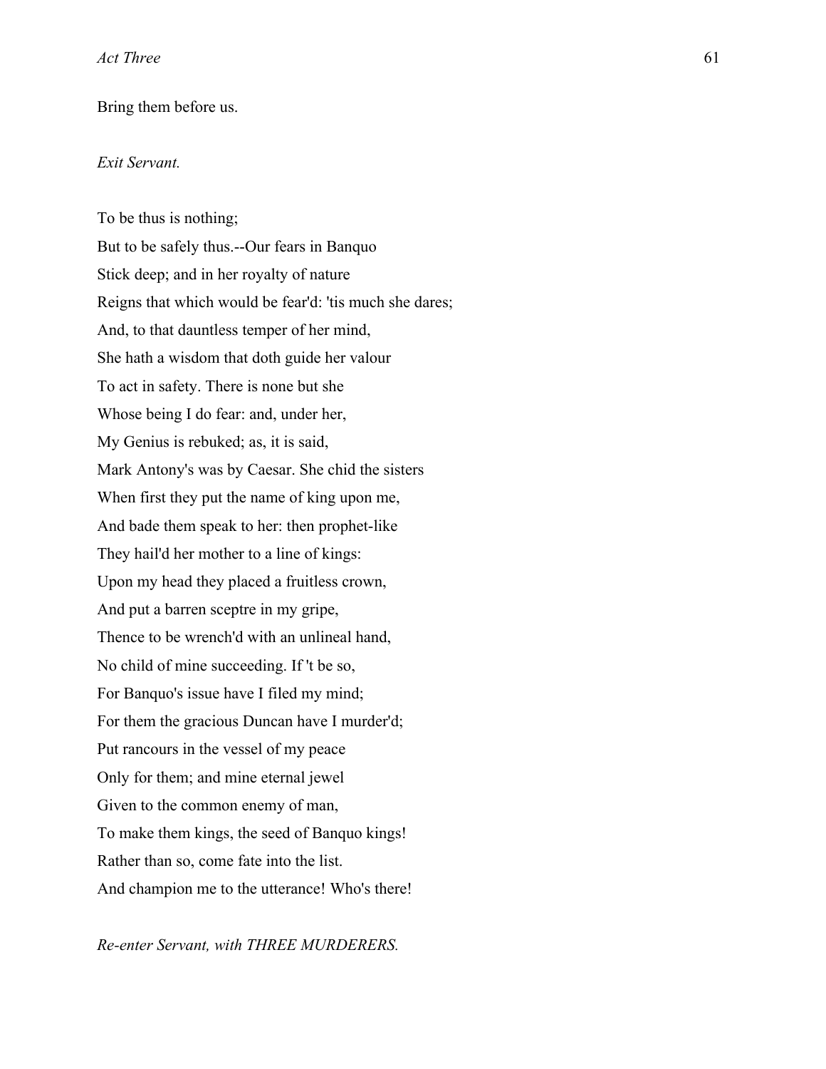Bring them before us.

*Exit Servant.*

To be thus is nothing;  
But to be safely thus.--Our fears in Banquo  
Stick deep; and in her royalty of nature  
Reigns that which would be fear'd: 'tis much she dares;  
And, to that dauntless temper of her mind,  
She hath a wisdom that doth guide her valour  
To act in safety. There is none but she  
Whose being I do fear: and, under her,  
My Genius is rebuked; as, it is said,  
Mark Antony's was by Caesar. She chid the sisters  
When first they put the name of king upon me,  
And bade them speak to her: then prophet-like  
They hail'd her mother to a line of kings:  
Upon my head they placed a fruitless crown,  
And put a barren sceptre in my gripe,  
Thence to be wrench'd with an unlineal hand,  
No child of mine succeeding. If 't be so,  
For Banquo's issue have I filed my mind;  
For them the gracious Duncan have I murder'd;  
Put rancours in the vessel of my peace  
Only for them; and mine eternal jewel  
Given to the common enemy of man,  
To make them kings, the seed of Banquo kings!  
Rather than so, come fate into the list.  
And champion me to the utterance! Who's there!

*Re-enter Servant, with THREE MURDERERS.*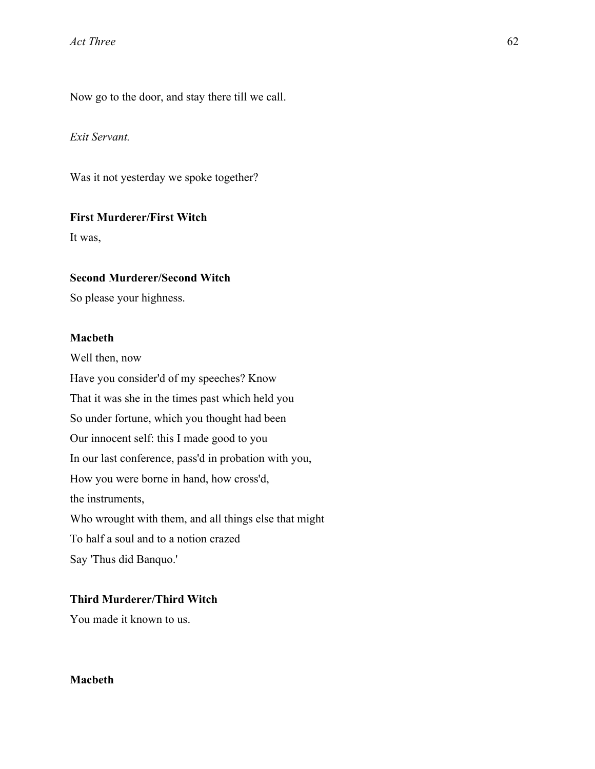Now go to the door, and stay there till we call.

*Exit Servant.*

Was it not yesterday we spoke together?

**First Murderer/First Witch**

It was,

**Second Murderer/Second Witch**

So please your highness.

**Macbeth**

Well then, now
Have you consider'd of my speeches? Know
That it was she in the times past which held you
So under fortune, which you thought had been
Our innocent self: this I made good to you
In our last conference, pass'd in probation with you,
How you were borne in hand, how cross'd,
the instruments,
Who wrought with them, and all things else that might
To half a soul and to a notion crazed
Say 'Thus did Banquo.'

**Third Murderer/Third Witch**

You made it known to us.

**Macbeth**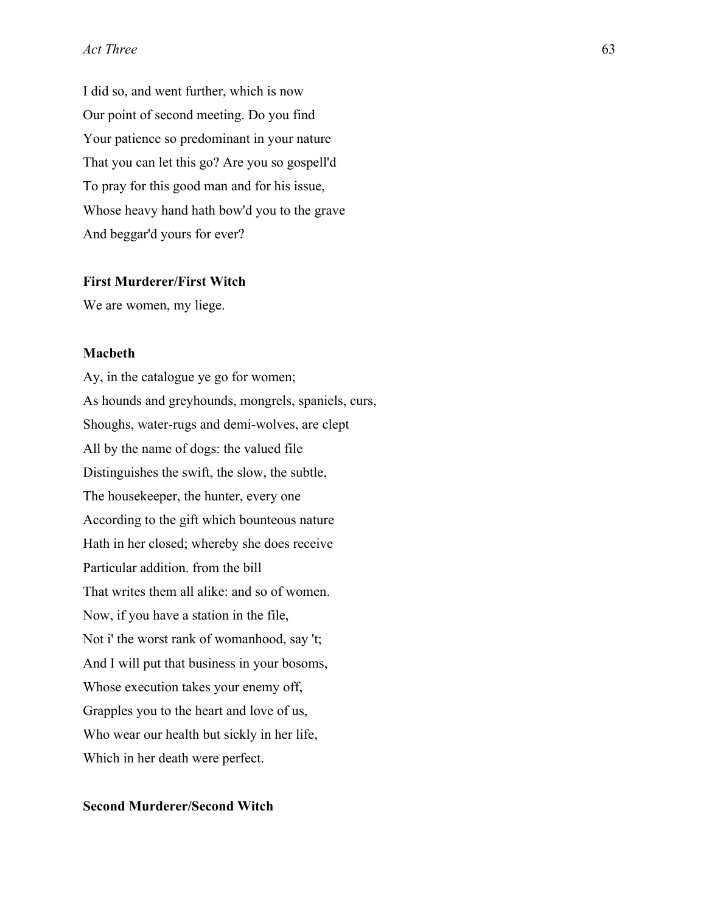I did so, and went further, which is now
Our point of second meeting. Do you find
Your patience so predominant in your nature
That you can let this go? Are you so gospell'd
To pray for this good man and for his issue,
Whose heavy hand hath bow'd you to the grave
And beggar'd yours for ever?

**First Murderer/First Witch**

We are women, my liege.

**Macbeth**

Ay, in the catalogue ye go for women;
As hounds and greyhounds, mongrels, spaniels, curs,
Shoughs, water-rugs and demi-wolves, are clept
All by the name of dogs: the valued file
Distinguishes the swift, the slow, the subtle,
The housekeeper, the hunter, every one
According to the gift which bounteous nature
Hath in her closed; whereby she does receive
Particular addition. from the bill
That writes them all alike: and so of women.
Now, if you have a station in the file,
Not i' the worst rank of womanhood, say 't;
And I will put that business in your bosoms,
Whose execution takes your enemy off,
Grapples you to the heart and love of us,
Who wear our health but sickly in her life,
Which in her death were perfect.

**Second Murderer/Second Witch**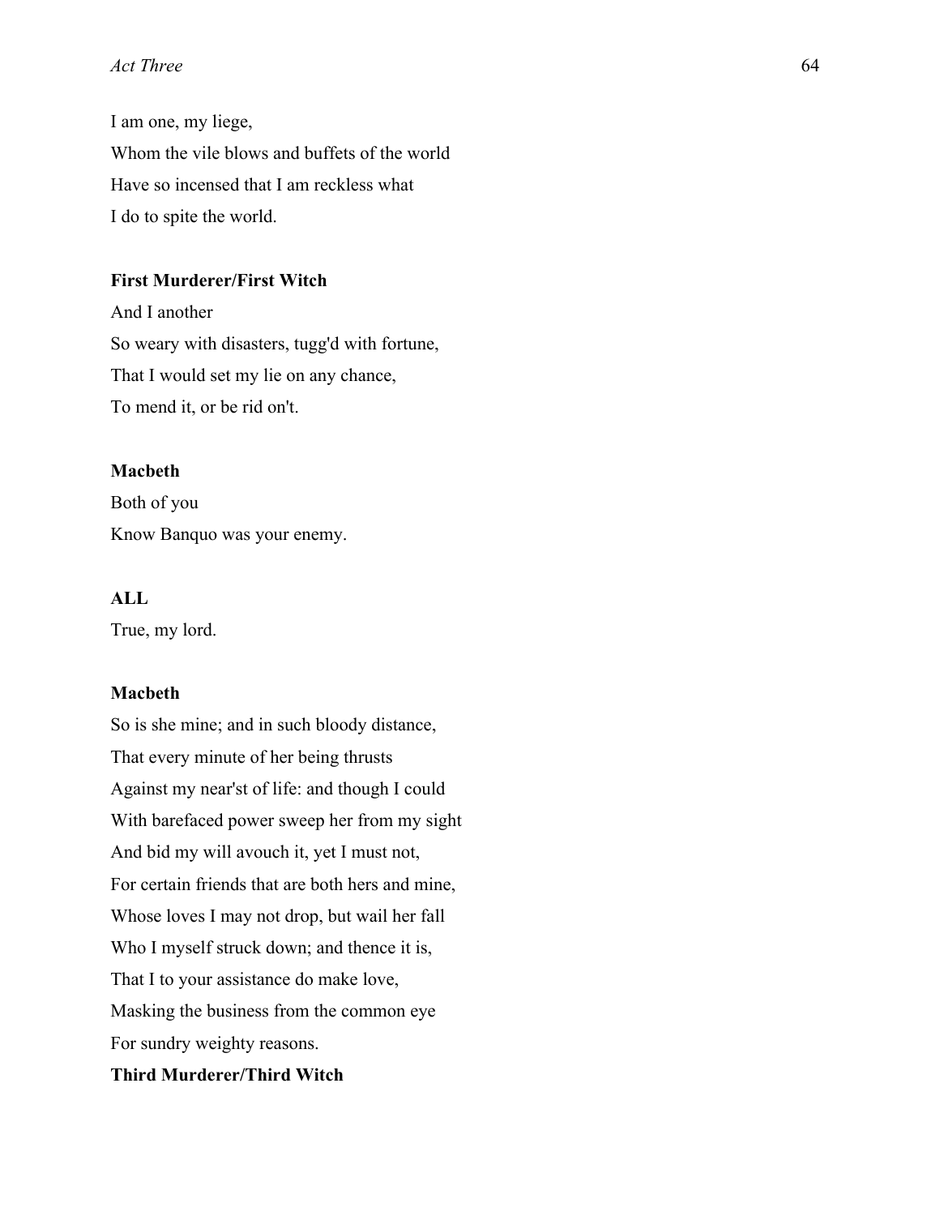I am one, my liege,
Whom the vile blows and buffets of the world
Have so incensed that I am reckless what
I do to spite the world.

**First Murderer/First Witch**

And I another
So weary with disasters, tugg'd with fortune,
That I would set my lie on any chance,
To mend it, or be rid on't.

**Macbeth**

Both of you
Know Banquo was your enemy.

**ALL**

True, my lord.

**Macbeth**

So is she mine; and in such bloody distance,
That every minute of her being thrusts
Against my near'st of life: and though I could
With barefaced power sweep her from my sight
And bid my will avouch it, yet I must not,
For certain friends that are both hers and mine,
Whose loves I may not drop, but wail her fall
Who I myself struck down; and thence it is,
That I to your assistance do make love,
Masking the business from the common eye
For sundry weighty reasons.

**Third Murderer/Third Witch**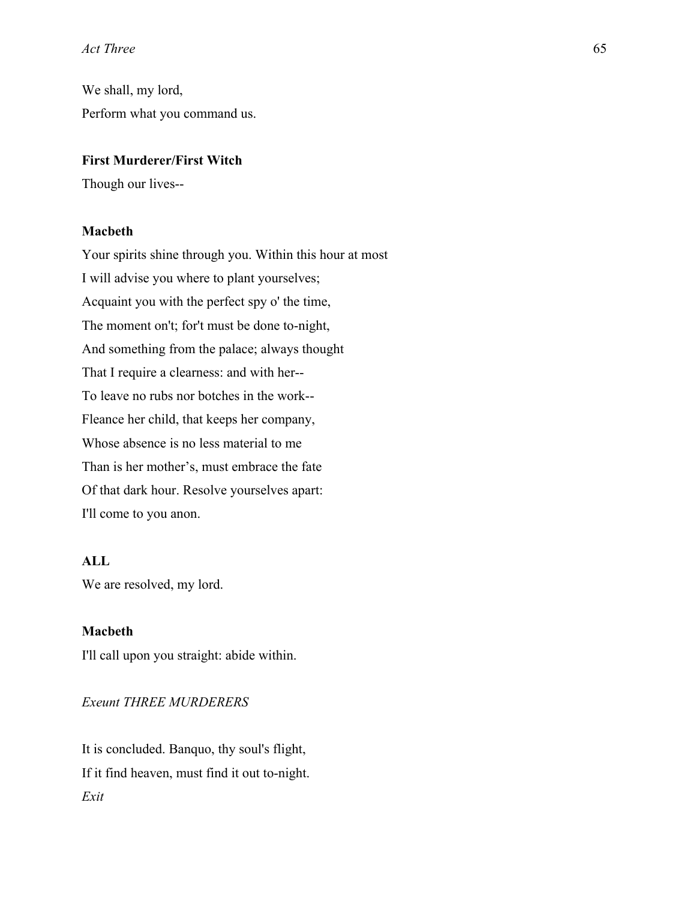We shall, my lord,

Perform what you command us.

**First Murderer/First Witch**

Though our lives--

**Macbeth**

Your spirits shine through you. Within this hour at most

I will advise you where to plant yourselves;

Acquaint you with the perfect spy o' the time,

The moment on't; for't must be done to-night,

And something from the palace; always thought

That I require a clearness: and with her--

To leave no rubs nor botches in the work--

Fleance her child, that keeps her company,

Whose absence is no less material to me

Than is her mother's, must embrace the fate

Of that dark hour. Resolve yourselves apart:

I'll come to you anon.

**ALL**

We are resolved, my lord.

**Macbeth**

I'll call upon you straight: abide within.

*Exeunt THREE MURDERERS*

It is concluded. Banquo, thy soul's flight,

If it find heaven, must find it out to-night.

*Exit*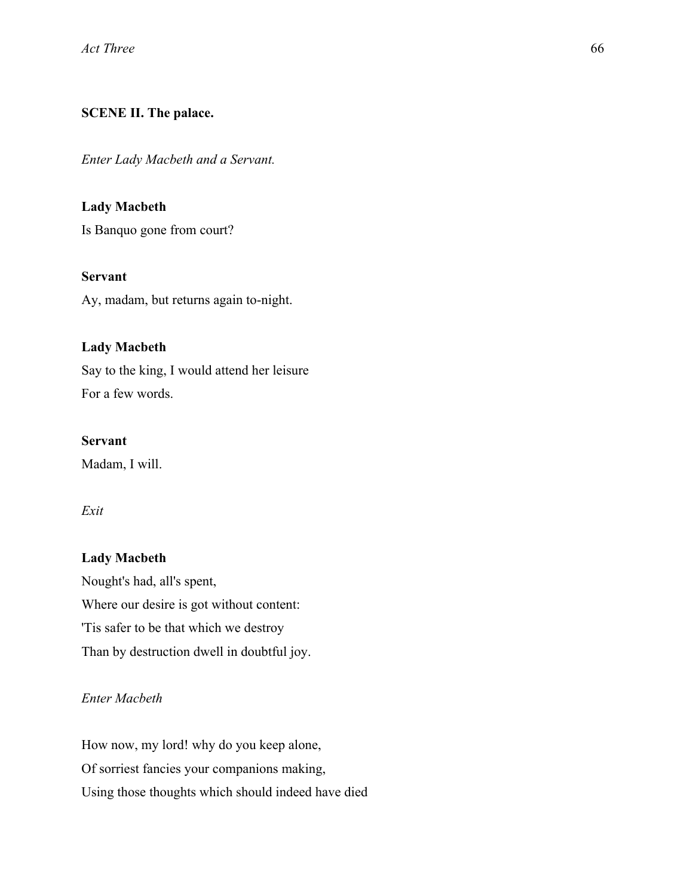**SCENE II. The palace.**

*Enter Lady Macbeth and a Servant.*

**Lady Macbeth**

Is Banquo gone from court?

**Servant**

Ay, madam, but returns again to-night.

**Lady Macbeth**

Say to the king, I would attend her leisure

For a few words.

**Servant**

Madam, I will.

*Exit*

**Lady Macbeth**

Nought's had, all's spent,

Where our desire is got without content:

'Tis safer to be that which we destroy

Than by destruction dwell in doubtful joy.

*Enter Macbeth*

How now, my lord! why do you keep alone,

Of sorriest fancies your companions making,

Using those thoughts which should indeed have died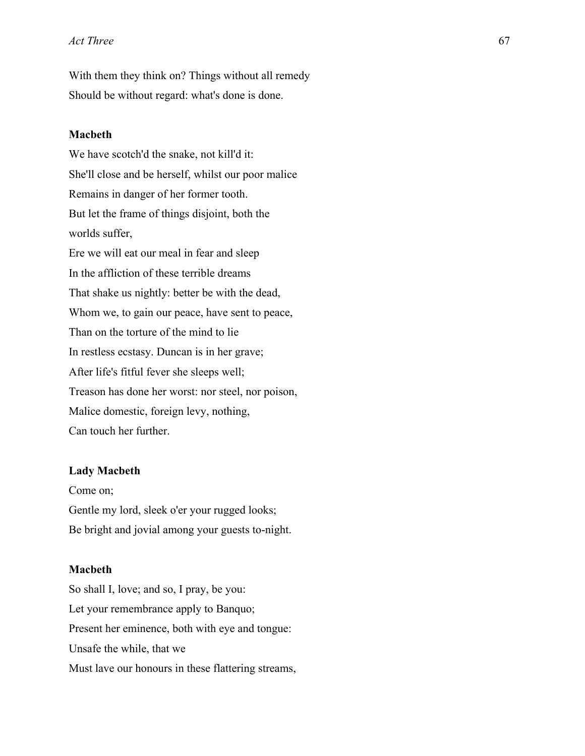With them they think on? Things without all remedy
Should be without regard: what's done is done.

**Macbeth**

We have scotch'd the snake, not kill'd it:
She'll close and be herself, whilst our poor malice
Remains in danger of her former tooth.
But let the frame of things disjoint, both the
worlds suffer,
Ere we will eat our meal in fear and sleep
In the affliction of these terrible dreams
That shake us nightly: better be with the dead,
Whom we, to gain our peace, have sent to peace,
Than on the torture of the mind to lie
In restless ecstasy. Duncan is in her grave;
After life's fitful fever she sleeps well;
Treason has done her worst: nor steel, nor poison,
Malice domestic, foreign levy, nothing,
Can touch her further.

**Lady Macbeth**

Come on;
Gentle my lord, sleek o'er your rugged looks;
Be bright and jovial among your guests to-night.

**Macbeth**

So shall I, love; and so, I pray, be you:
Let your remembrance apply to Banquo;
Present her eminence, both with eye and tongue:
Unsafe the while, that we
Must lave our honours in these flattering streams,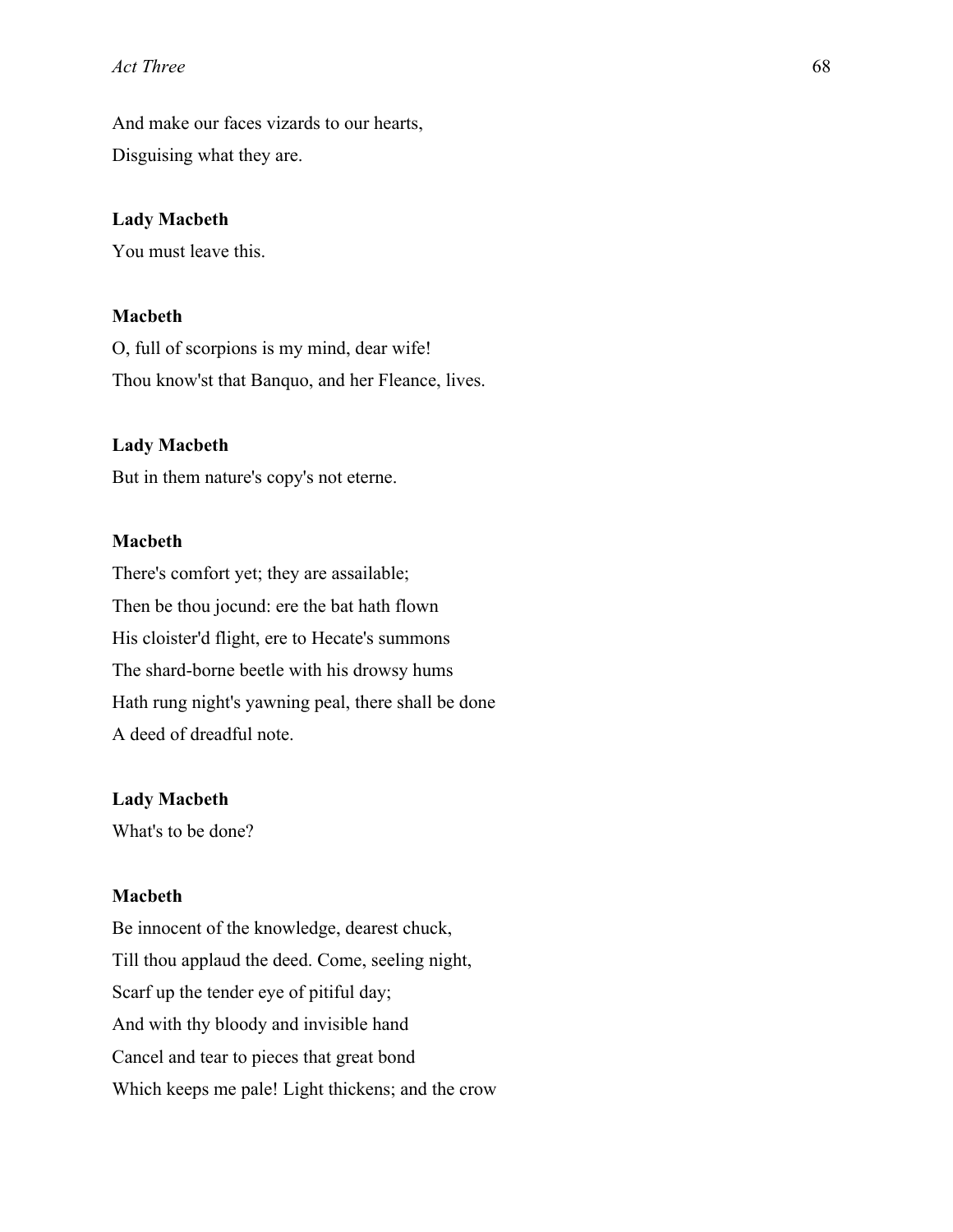And make our faces vizards to our hearts,  
Disguising what they are.

**Lady Macbeth**  
You must leave this.

**Macbeth**  
O, full of scorpions is my mind, dear wife!  
Thou know'st that Banquo, and her Fleance, lives.

**Lady Macbeth**  
But in them nature's copy's not eterne.

**Macbeth**  
There's comfort yet; they are assailable;  
Then be thou jocund: ere the bat hath flown  
His cloister'd flight, ere to Hecate's summons  
The shard-borne beetle with his drowsy hums  
Hath rung night's yawning peal, there shall be done  
A deed of dreadful note.

**Lady Macbeth**  
What's to be done?

**Macbeth**  
Be innocent of the knowledge, dearest chuck,  
Till thou applaud the deed. Come, seeling night,  
Scarf up the tender eye of pitiful day;  
And with thy bloody and invisible hand  
Cancel and tear to pieces that great bond  
Which keeps me pale! Light thickens; and the crow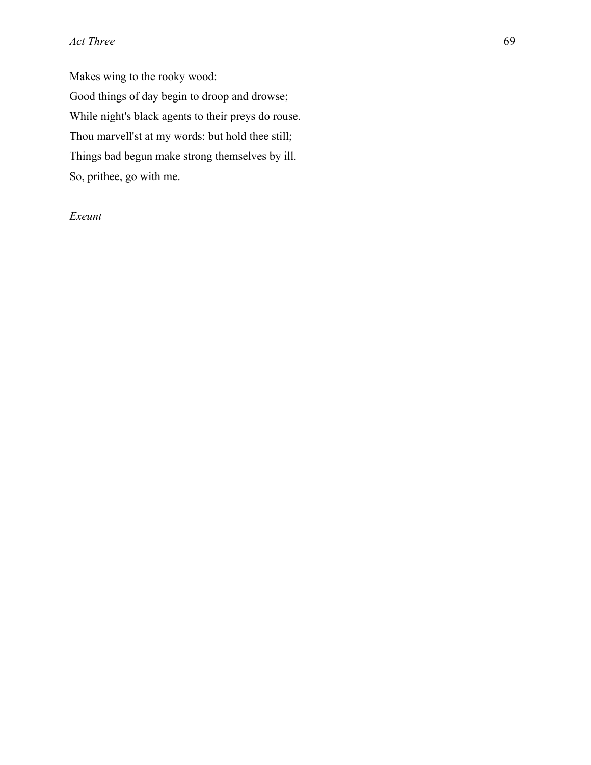Makes wing to the rooky wood:

Good things of day begin to droop and drowse;

While night's black agents to their preys do rouse.

Thou marvell'st at my words: but hold thee still;

Things bad begun make strong themselves by ill.

So, prithee, go with me.

*Exeunt*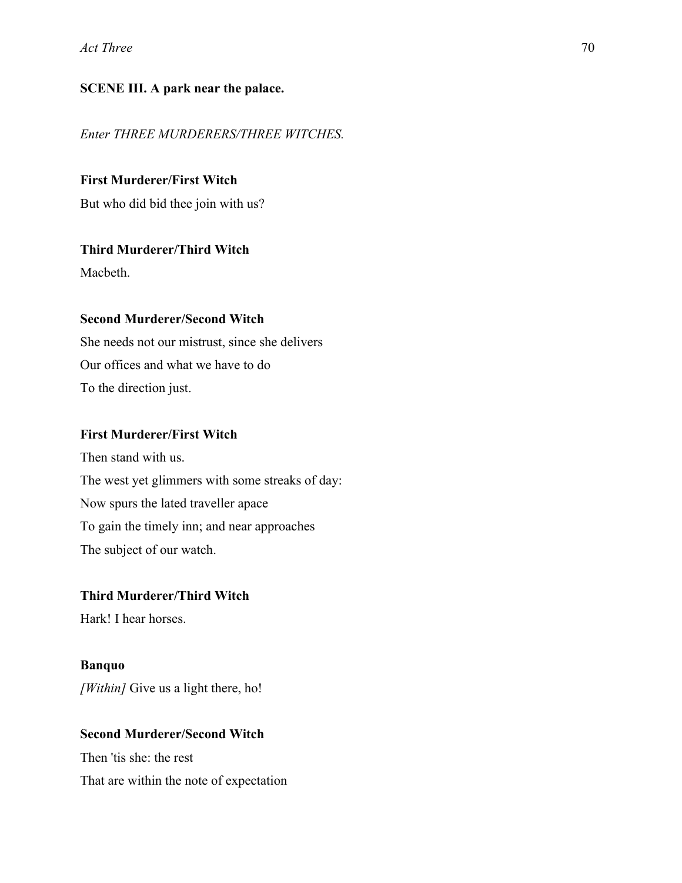**SCENE III. A park near the palace.**

*Enter THREE MURDERERS/THREE WITCHES.*

**First Murderer/First Witch**

But who did bid thee join with us?

**Third Murderer/Third Witch**

Macbeth.

**Second Murderer/Second Witch**

She needs not our mistrust, since she delivers
Our offices and what we have to do
To the direction just.

**First Murderer/First Witch**

Then stand with us.
The west yet glimmers with some streaks of day:
Now spurs the lated traveller apace
To gain the timely inn; and near approaches
The subject of our watch.

**Third Murderer/Third Witch**

Hark! I hear horses.

**Banquo**

*[Within]* Give us a light there, ho!

**Second Murderer/Second Witch**

Then 'tis she: the rest
That are within the note of expectation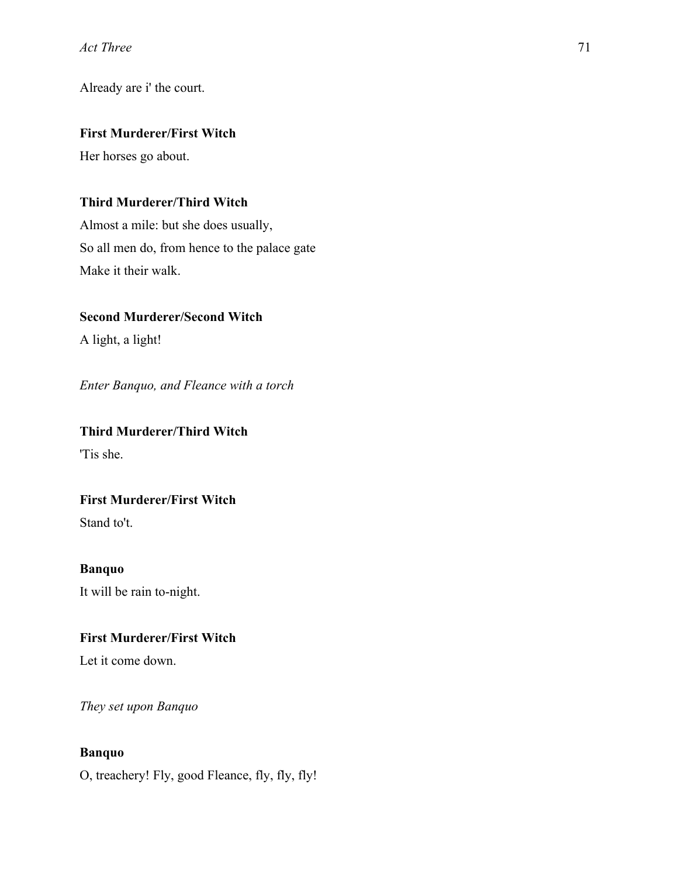Already are i' the court.

**First Murderer/First Witch**

Her horses go about.

**Third Murderer/Third Witch**

Almost a mile: but she does usually,

So all men do, from hence to the palace gate

Make it their walk.

**Second Murderer/Second Witch**

A light, a light!

*Enter Banquo, and Fleance with a torch*

**Third Murderer/Third Witch**

'Tis she.

**First Murderer/First Witch**

Stand to't.

**Banquo**

It will be rain to-night.

**First Murderer/First Witch**

Let it come down.

*They set upon Banquo*

**Banquo**

O, treachery! Fly, good Fleance, fly, fly, fly!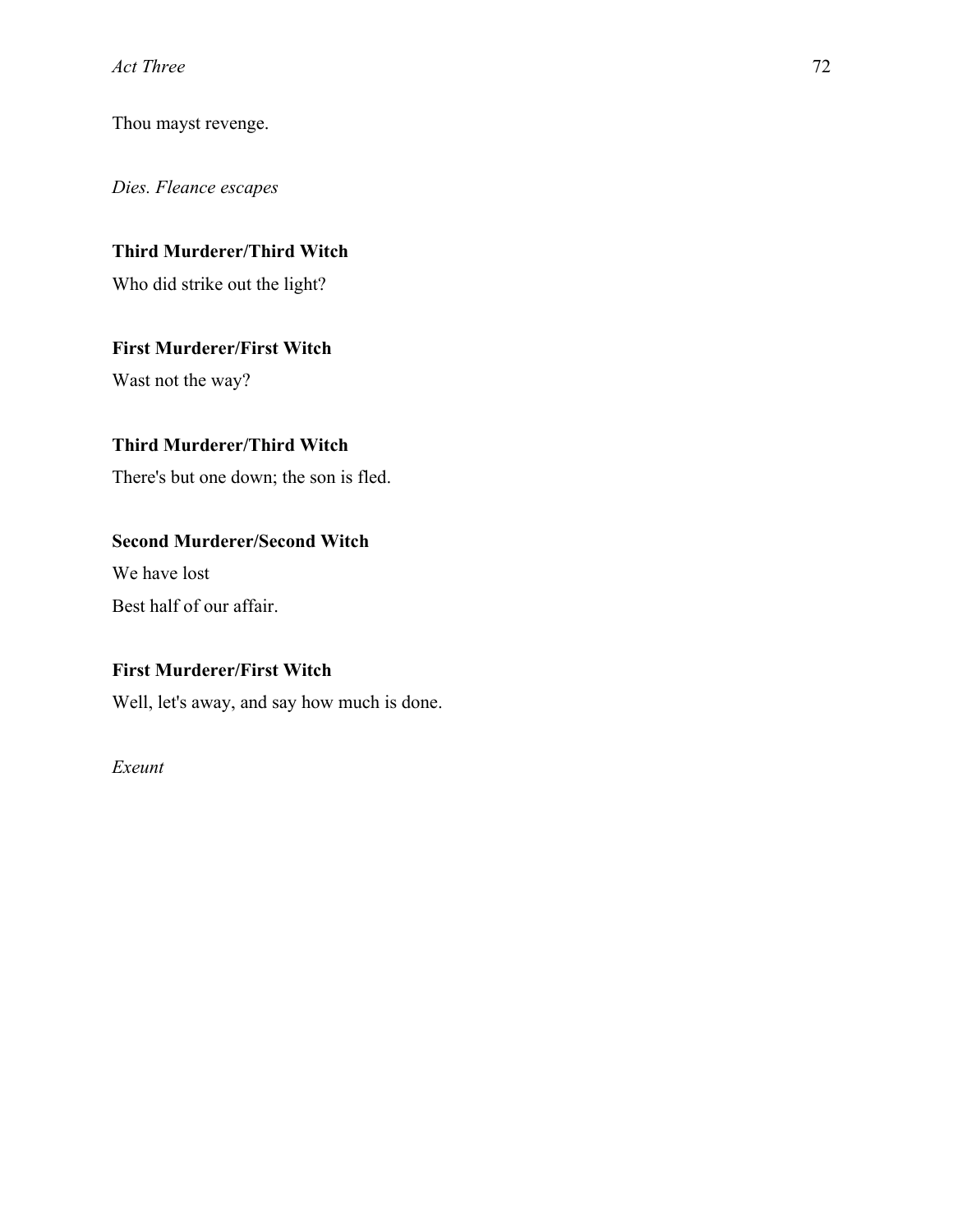Thou mayst revenge.

*Dies. Fleance escapes*

**Third Murderer/Third Witch**

Who did strike out the light?

**First Murderer/First Witch**

Wast not the way?

**Third Murderer/Third Witch**

There's but one down; the son is fled.

**Second Murderer/Second Witch**

We have lost

Best half of our affair.

**First Murderer/First Witch**

Well, let's away, and say how much is done.

*Exeunt*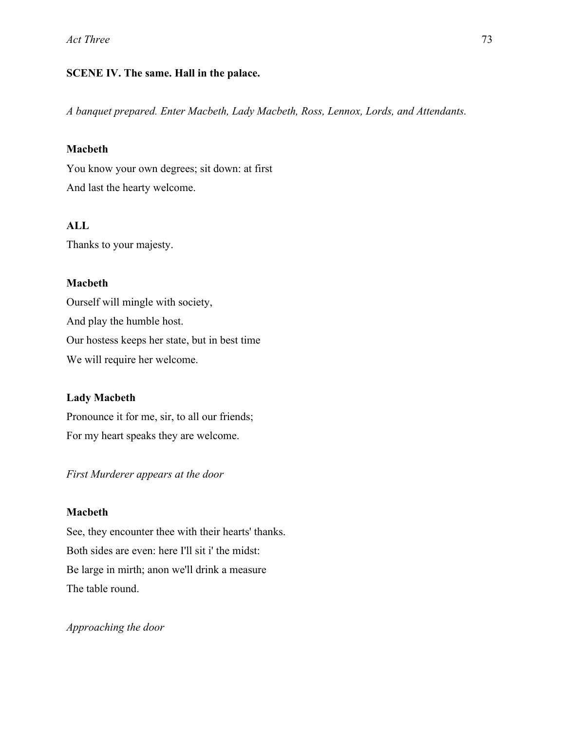**SCENE IV. The same. Hall in the palace.**

*A banquet prepared. Enter Macbeth, Lady Macbeth, Ross, Lennox, Lords, and Attendants.*

**Macbeth**

You know your own degrees; sit down: at first
And last the hearty welcome.

**ALL**

Thanks to your majesty.

**Macbeth**

Ourself will mingle with society,
And play the humble host.
Our hostess keeps her state, but in best time
We will require her welcome.

**Lady Macbeth**

Pronounce it for me, sir, to all our friends;
For my heart speaks they are welcome.

*First Murderer appears at the door*

**Macbeth**

See, they encounter thee with their hearts' thanks.
Both sides are even: here I'll sit i' the midst:
Be large in mirth; anon we'll drink a measure
The table round.

*Approaching the door*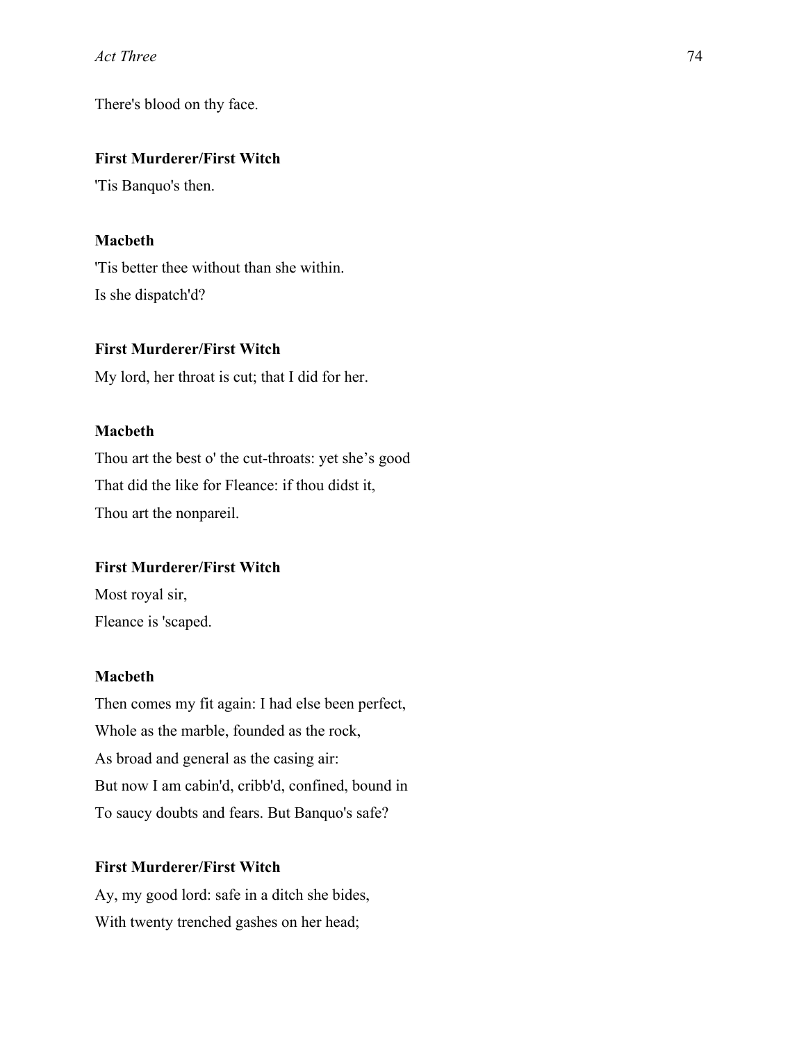There's blood on thy face.

**First Murderer/First Witch**

'Tis Banquo's then.

**Macbeth**

'Tis better thee without than she within.

Is she dispatch'd?

**First Murderer/First Witch**

My lord, her throat is cut; that I did for her.

**Macbeth**

Thou art the best o' the cut-throats: yet she's good

That did the like for Fleance: if thou didst it,

Thou art the nonpareil.

**First Murderer/First Witch**

Most royal sir,

Fleance is 'scaped.

**Macbeth**

Then comes my fit again: I had else been perfect,

Whole as the marble, founded as the rock,

As broad and general as the casing air:

But now I am cabin'd, cribb'd, confined, bound in

To saucy doubts and fears. But Banquo's safe?

**First Murderer/First Witch**

Ay, my good lord: safe in a ditch she bides,

With twenty trenched gashes on her head;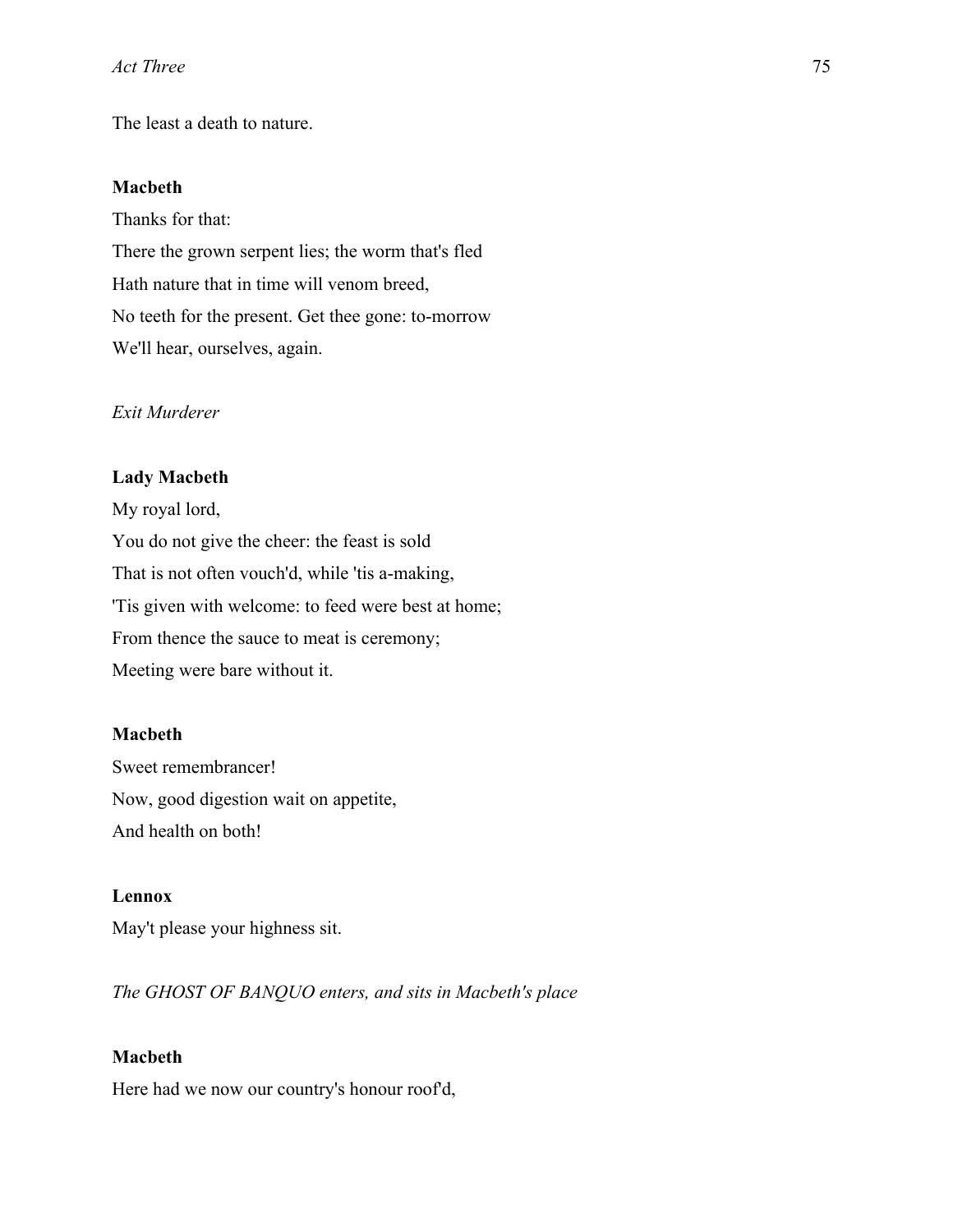The least a death to nature.

**Macbeth**

Thanks for that:

There the grown serpent lies; the worm that's fled

Hath nature that in time will venom breed,

No teeth for the present. Get thee gone: to-morrow

We'll hear, ourselves, again.

*Exit Murderer*

**Lady Macbeth**

My royal lord,

You do not give the cheer: the feast is sold

That is not often vouch'd, while 'tis a-making,

'Tis given with welcome: to feed were best at home;

From thence the sauce to meat is ceremony;

Meeting were bare without it.

**Macbeth**

Sweet remembrancer!

Now, good digestion wait on appetite,

And health on both!

**Lennox**

May't please your highness sit.

*The GHOST OF BANQUO enters, and sits in Macbeth's place*

**Macbeth**

Here had we now our country's honour roof'd,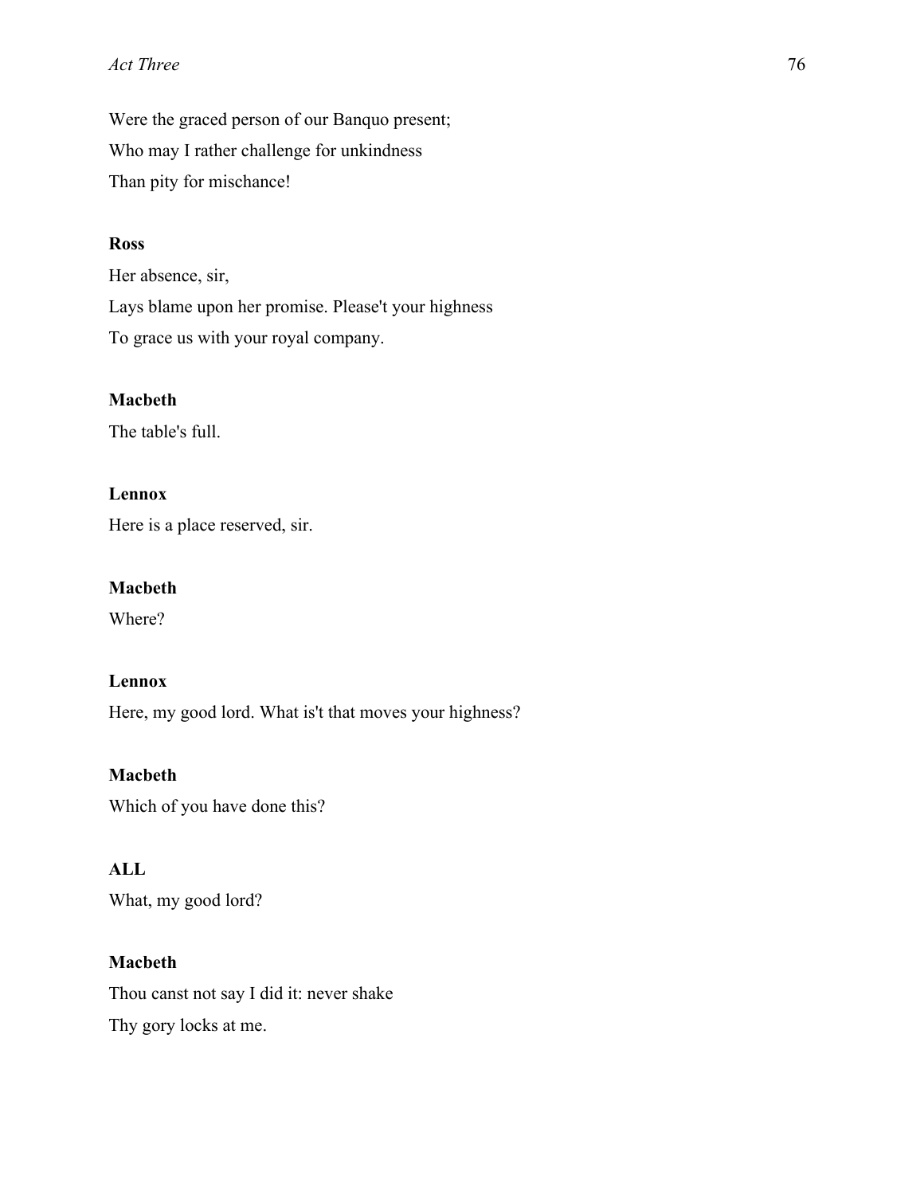Were the graced person of our Banquo present;

Who may I rather challenge for unkindness

Than pity for mischance!

**Ross**

Her absence, sir,

Lays blame upon her promise. Please't your highness

To grace us with your royal company.

**Macbeth**

The table's full.

**Lennox**

Here is a place reserved, sir.

**Macbeth**

Where?

**Lennox**

Here, my good lord. What is't that moves your highness?

**Macbeth**

Which of you have done this?

**ALL**

What, my good lord?

**Macbeth**

Thou canst not say I did it: never shake

Thy gory locks at me.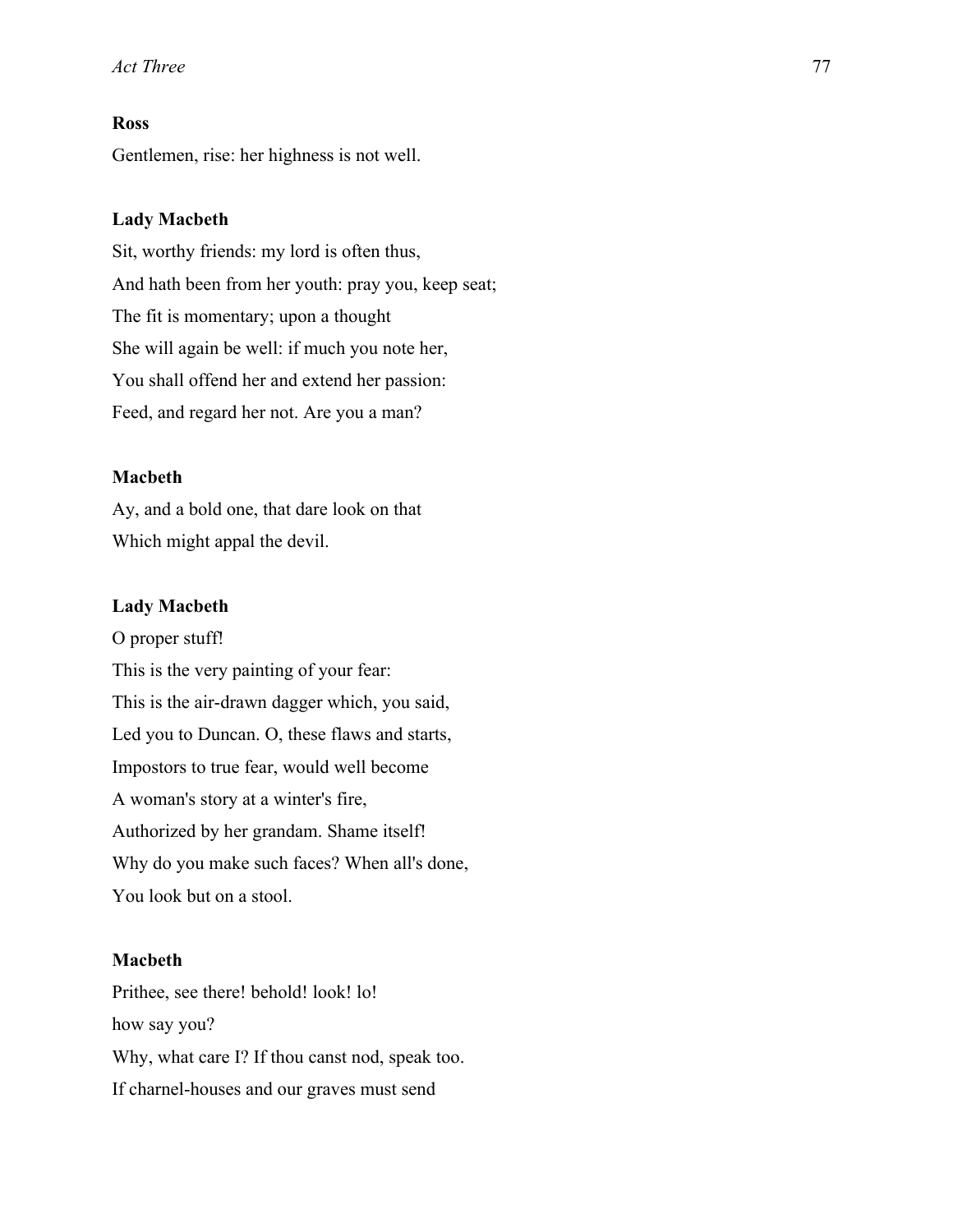**Ross**

Gentlemen, rise: her highness is not well.

**Lady Macbeth**

Sit, worthy friends: my lord is often thus,

And hath been from her youth: pray you, keep seat;

The fit is momentary; upon a thought

She will again be well: if much you note her,

You shall offend her and extend her passion:

Feed, and regard her not. Are you a man?

**Macbeth**

Ay, and a bold one, that dare look on that

Which might appal the devil.

**Lady Macbeth**

O proper stuff!

This is the very painting of your fear:

This is the air-drawn dagger which, you said,

Led you to Duncan. O, these flaws and starts,

Impostors to true fear, would well become

A woman's story at a winter's fire,

Authorized by her grandam. Shame itself!

Why do you make such faces? When all's done,

You look but on a stool.

**Macbeth**

Prithee, see there! behold! look! lo!

how say you?

Why, what care I? If thou canst nod, speak too.

If charnel-houses and our graves must send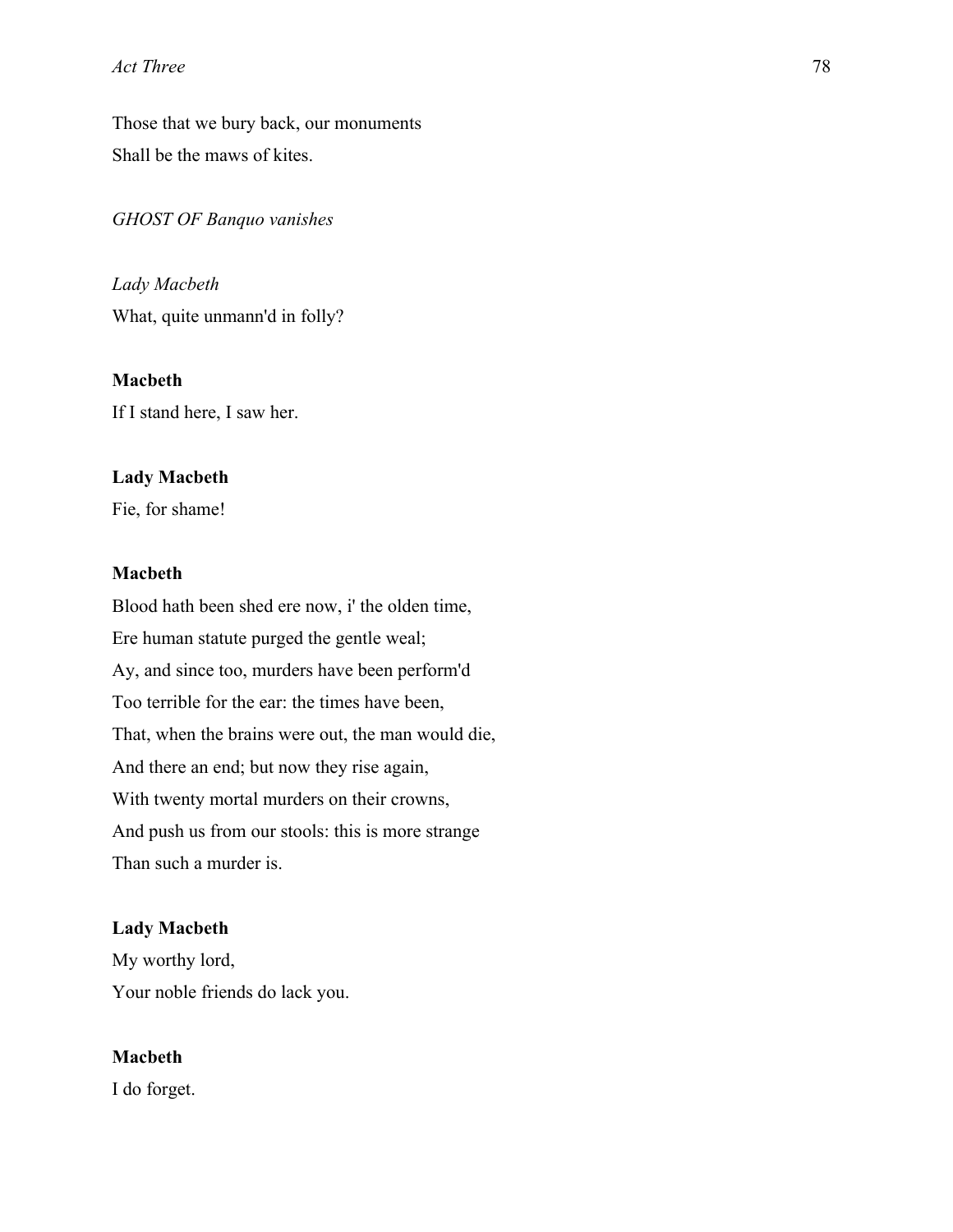Those that we bury back, our monuments
Shall be the maws of kites.

*GHOST OF Banquo vanishes*

*Lady Macbeth*
What, quite unmann'd in folly?

**Macbeth**
If I stand here, I saw her.

**Lady Macbeth**
Fie, for shame!

**Macbeth**
Blood hath been shed ere now, i' the olden time,
Ere human statute purged the gentle weal;
Ay, and since too, murders have been perform'd
Too terrible for the ear: the times have been,
That, when the brains were out, the man would die,
And there an end; but now they rise again,
With twenty mortal murders on their crowns,
And push us from our stools: this is more strange
Than such a murder is.

**Lady Macbeth**
My worthy lord,
Your noble friends do lack you.

**Macbeth**
I do forget.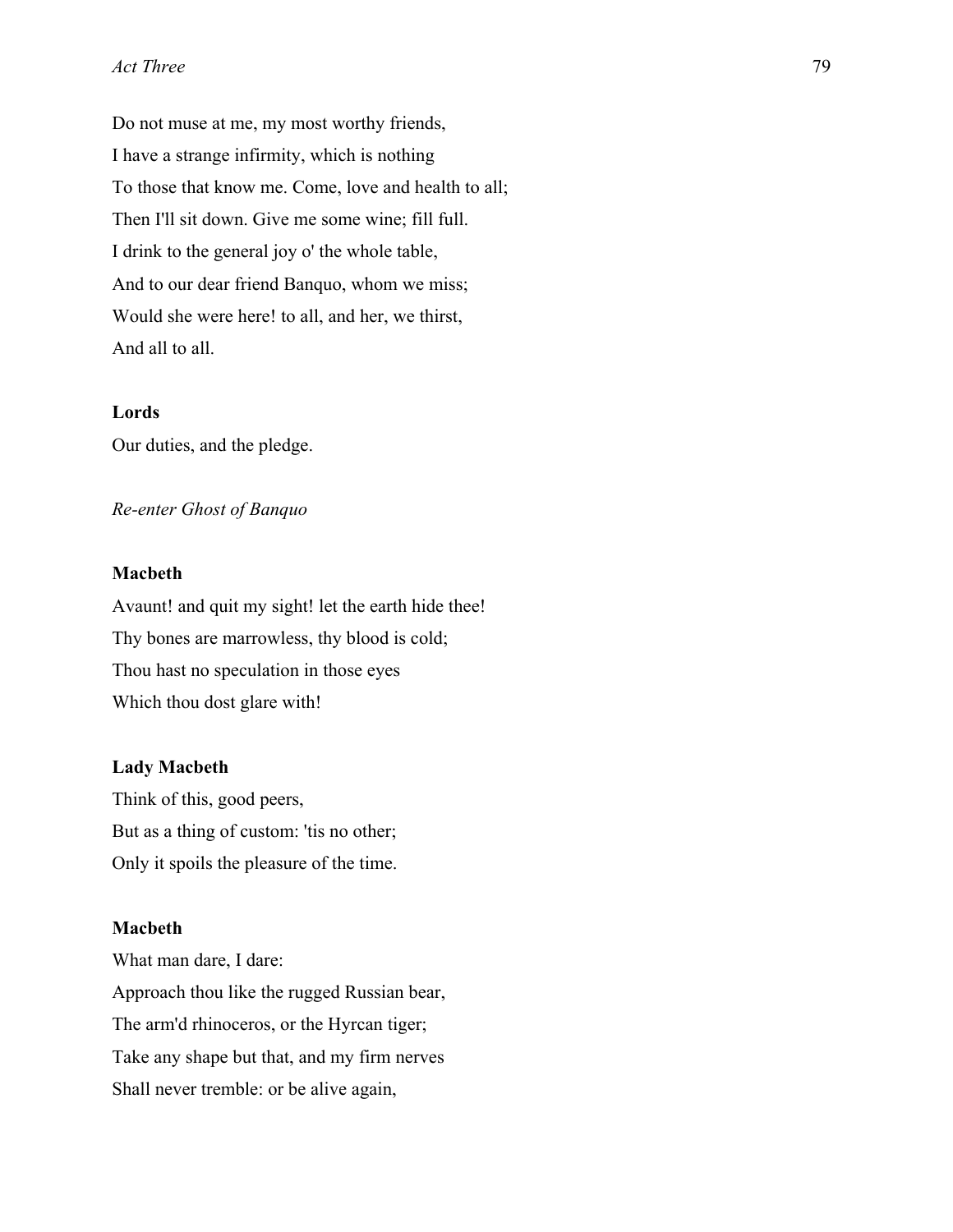Do not muse at me, my most worthy friends,
I have a strange infirmity, which is nothing
To those that know me. Come, love and health to all;
Then I'll sit down. Give me some wine; fill full.
I drink to the general joy o' the whole table,
And to our dear friend Banquo, whom we miss;
Would she were here! to all, and her, we thirst,
And all to all.

**Lords**

Our duties, and the pledge.

*Re-enter Ghost of Banquo*

**Macbeth**

Avaunt! and quit my sight! let the earth hide thee!
Thy bones are marrowless, thy blood is cold;
Thou hast no speculation in those eyes
Which thou dost glare with!

**Lady Macbeth**

Think of this, good peers,
But as a thing of custom: 'tis no other;
Only it spoils the pleasure of the time.

**Macbeth**

What man dare, I dare:
Approach thou like the rugged Russian bear,
The arm'd rhinoceros, or the Hyrcan tiger;
Take any shape but that, and my firm nerves
Shall never tremble: or be alive again,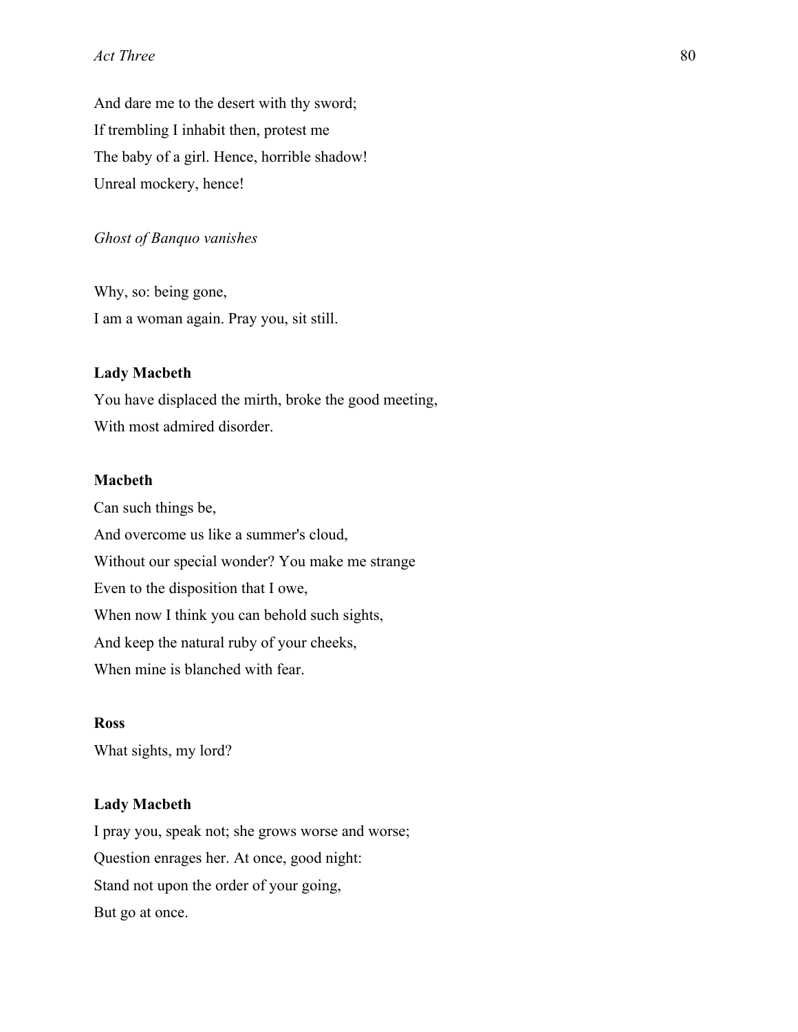And dare me to the desert with thy sword;
If trembling I inhabit then, protest me
The baby of a girl. Hence, horrible shadow!
Unreal mockery, hence!

*Ghost of Banquo vanishes*

Why, so: being gone,
I am a woman again. Pray you, sit still.

**Lady Macbeth**
You have displaced the mirth, broke the good meeting,
With most admired disorder.

**Macbeth**
Can such things be,
And overcome us like a summer's cloud,
Without our special wonder? You make me strange
Even to the disposition that I owe,
When now I think you can behold such sights,
And keep the natural ruby of your cheeks,
When mine is blanched with fear.

**Ross**
What sights, my lord?

**Lady Macbeth**
I pray you, speak not; she grows worse and worse;
Question enrages her. At once, good night:
Stand not upon the order of your going,
But go at once.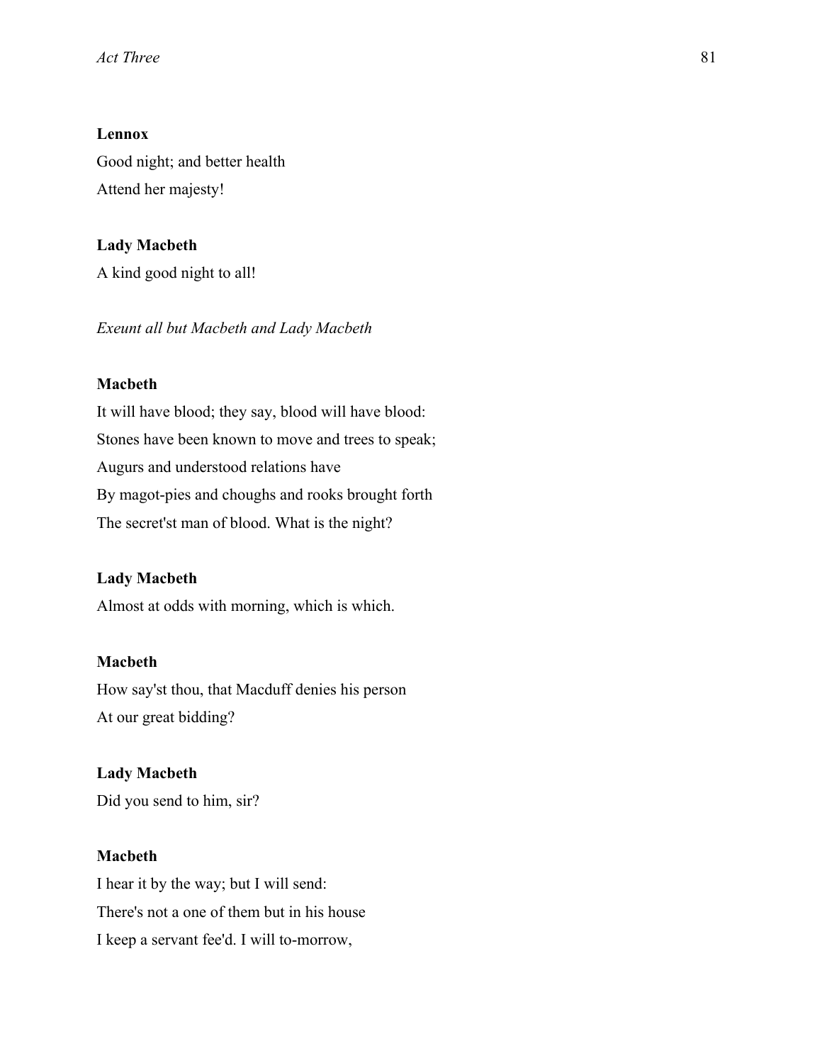**Lennox**

Good night; and better health
Attend her majesty!

**Lady Macbeth**

A kind good night to all!

*Exeunt all but Macbeth and Lady Macbeth*

**Macbeth**

It will have blood; they say, blood will have blood:
Stones have been known to move and trees to speak;
Augurs and understood relations have
By magot-pies and choughs and rooks brought forth
The secret'st man of blood. What is the night?

**Lady Macbeth**

Almost at odds with morning, which is which.

**Macbeth**

How say'st thou, that Macduff denies his person
At our great bidding?

**Lady Macbeth**

Did you send to him, sir?

**Macbeth**

I hear it by the way; but I will send:
There's not a one of them but in his house
I keep a servant fee'd. I will to-morrow,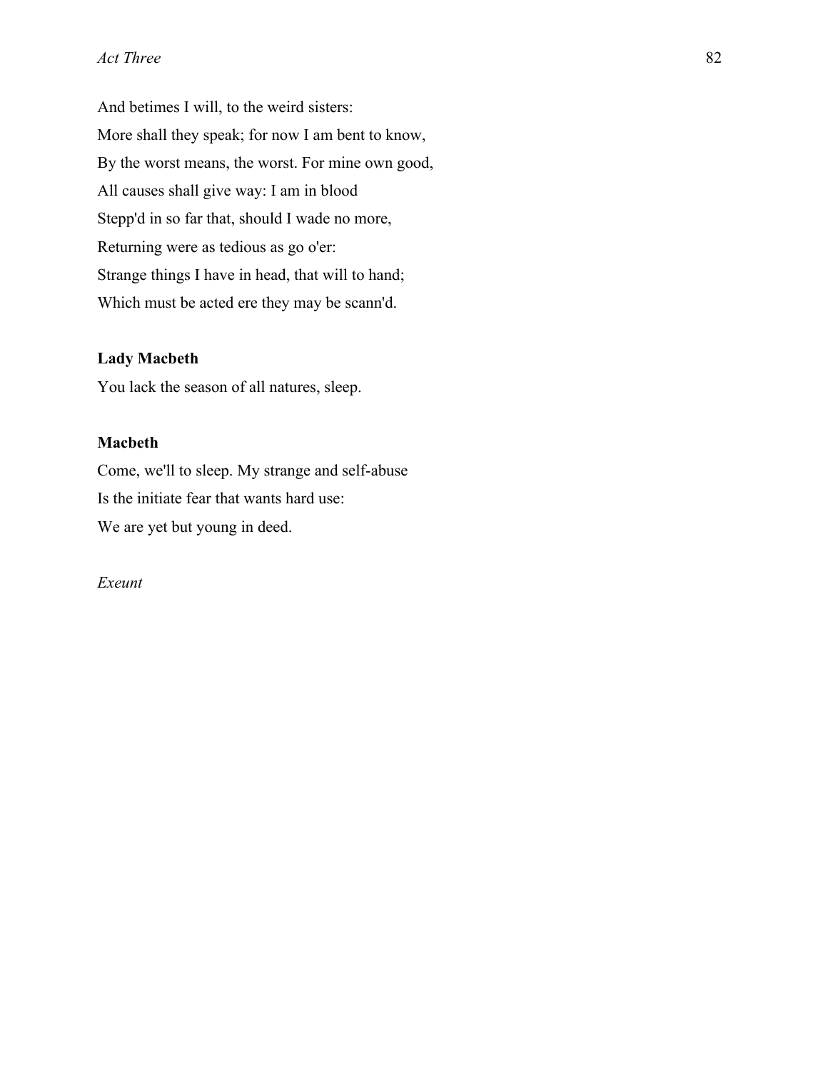And betimes I will, to the weird sisters:
More shall they speak; for now I am bent to know,
By the worst means, the worst. For mine own good,
All causes shall give way: I am in blood
Stepp'd in so far that, should I wade no more,
Returning were as tedious as go o'er:
Strange things I have in head, that will to hand;
Which must be acted ere they may be scann'd.

**Lady Macbeth**

You lack the season of all natures, sleep.

**Macbeth**

Come, we'll to sleep. My strange and self-abuse
Is the initiate fear that wants hard use:
We are yet but young in deed.

*Exeunt*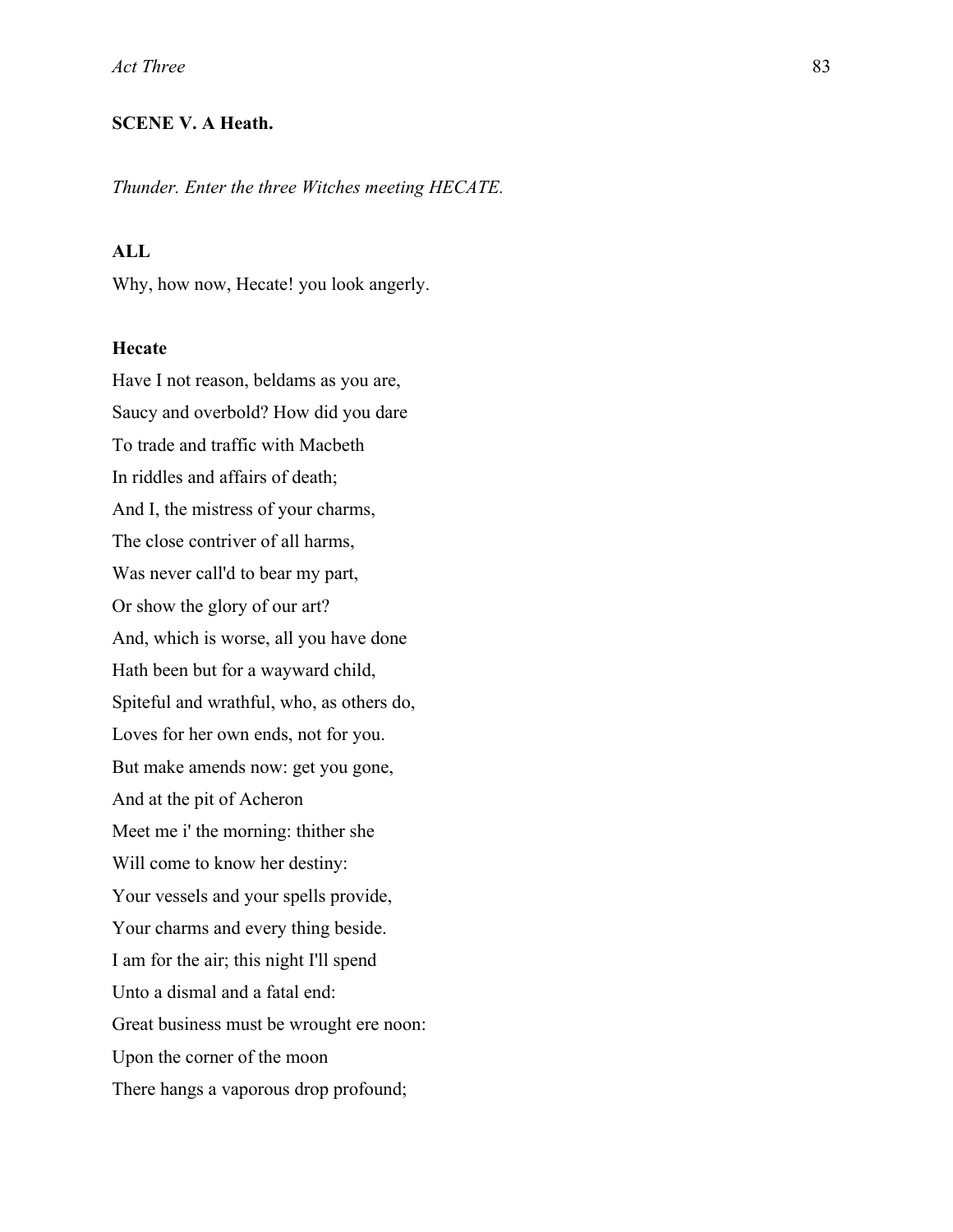### SCENE V. A Heath.

*Thunder. Enter the three Witches meeting HECATE.*

**ALL**

Why, how now, Hecate! you look angerly.

**Hecate**

Have I not reason, beldams as you are,
Saucy and overbold? How did you dare
To trade and traffic with Macbeth
In riddles and affairs of death;
And I, the mistress of your charms,
The close contriver of all harms,
Was never call'd to bear my part,
Or show the glory of our art?
And, which is worse, all you have done
Hath been but for a wayward child,
Spiteful and wrathful, who, as others do,
Loves for her own ends, not for you.
But make amends now: get you gone,
And at the pit of Acheron
Meet me i' the morning: thither she
Will come to know her destiny:
Your vessels and your spells provide,
Your charms and every thing beside.
I am for the air; this night I'll spend
Unto a dismal and a fatal end:
Great business must be wrought ere noon:
Upon the corner of the moon
There hangs a vaporous drop profound;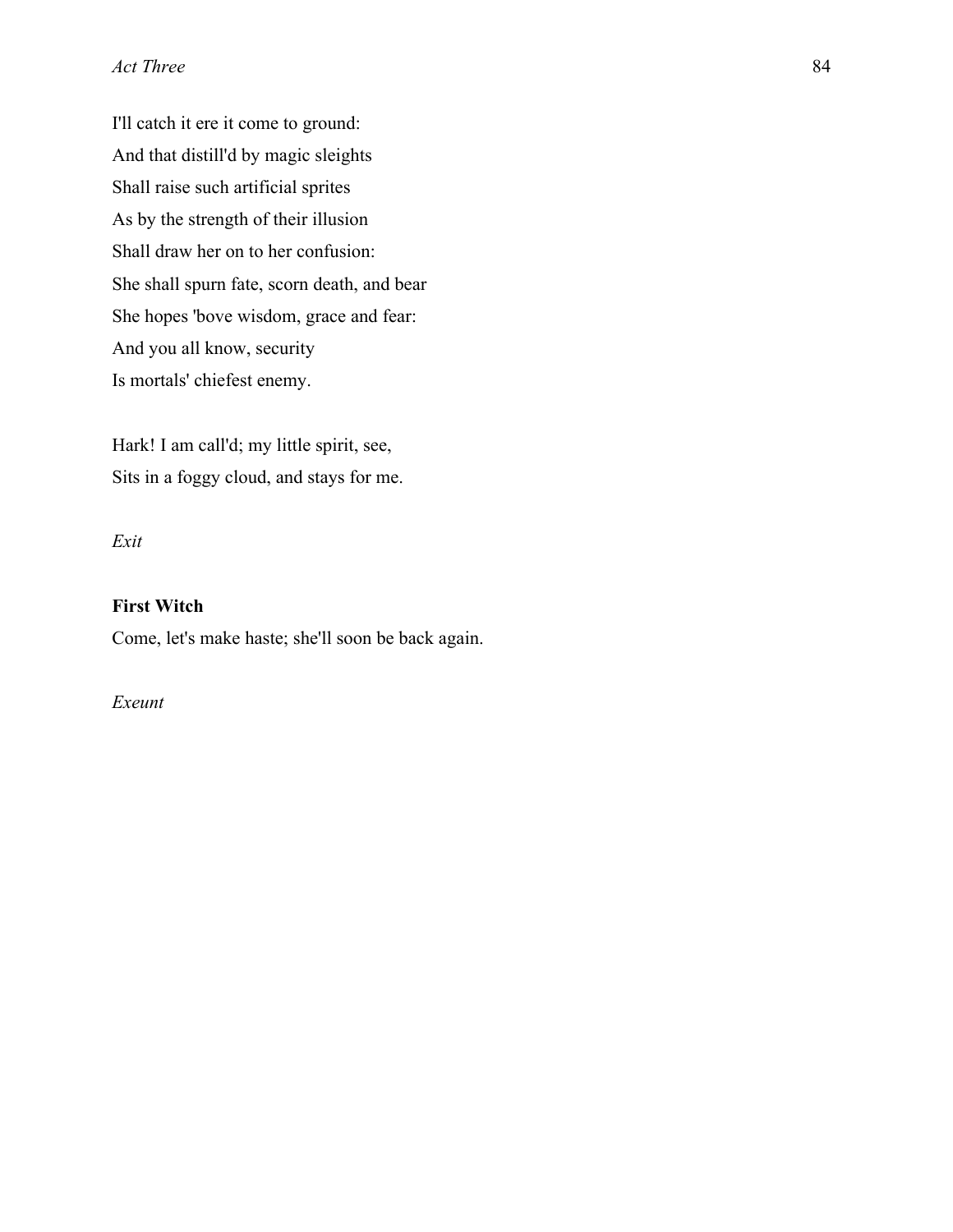I'll catch it ere it come to ground:  
And that distill'd by magic sleights  
Shall raise such artificial sprites  
As by the strength of their illusion  
Shall draw her on to her confusion:  
She shall spurn fate, scorn death, and bear  
She hopes 'bove wisdom, grace and fear:  
And you all know, security  
Is mortals' chiefest enemy.

Hark! I am call'd; my little spirit, see,  
Sits in a foggy cloud, and stays for me.

*Exit*

**First Witch**  
Come, let's make haste; she'll soon be back again.

*Exeunt*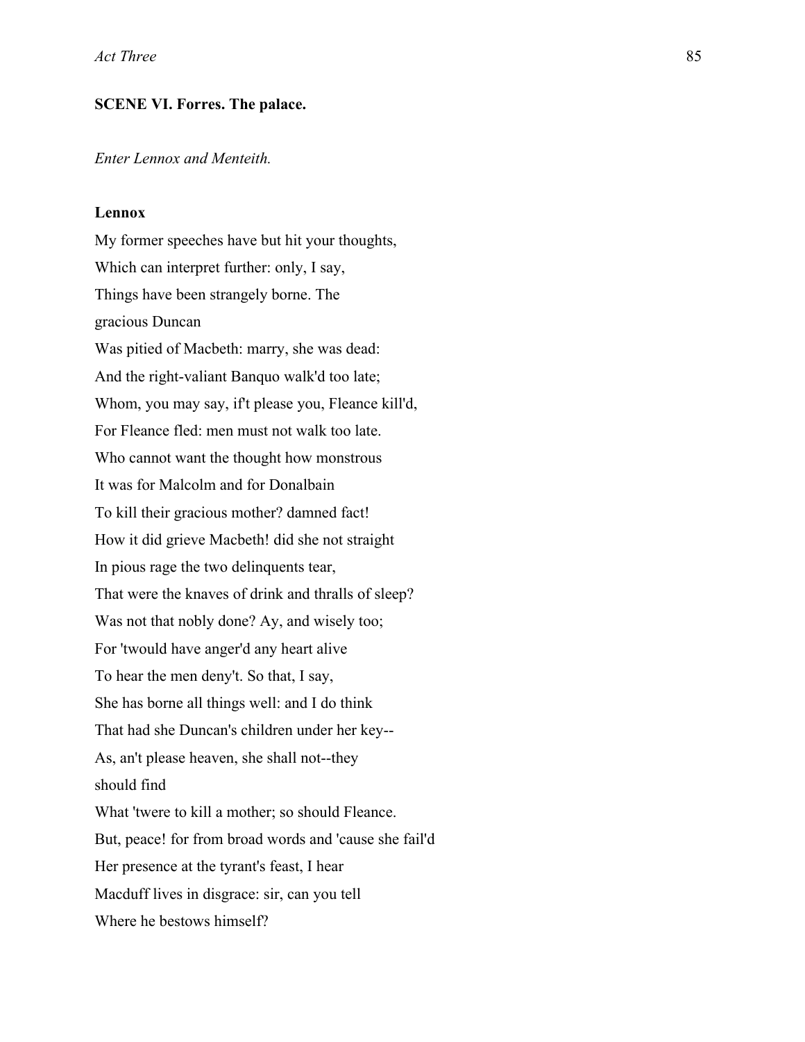**SCENE VI. Forres. The palace.**

*Enter Lennox and Menteith.*

**Lennox**

My former speeches have but hit your thoughts,

Which can interpret further: only, I say,

Things have been strangely borne. The

gracious Duncan

Was pitied of Macbeth: marry, she was dead:

And the right-valiant Banquo walk'd too late;

Whom, you may say, if't please you, Fleance kill'd,

For Fleance fled: men must not walk too late.

Who cannot want the thought how monstrous

It was for Malcolm and for Donalbain

To kill their gracious mother? damned fact!

How it did grieve Macbeth! did she not straight

In pious rage the two delinquents tear,

That were the knaves of drink and thralls of sleep?

Was not that nobly done? Ay, and wisely too;

For 'twould have anger'd any heart alive

To hear the men deny't. So that, I say,

She has borne all things well: and I do think

That had she Duncan's children under her key--

As, an't please heaven, she shall not--they

should find

What 'twere to kill a mother; so should Fleance.

But, peace! for from broad words and 'cause she fail'd

Her presence at the tyrant's feast, I hear

Macduff lives in disgrace: sir, can you tell

Where he bestows himself?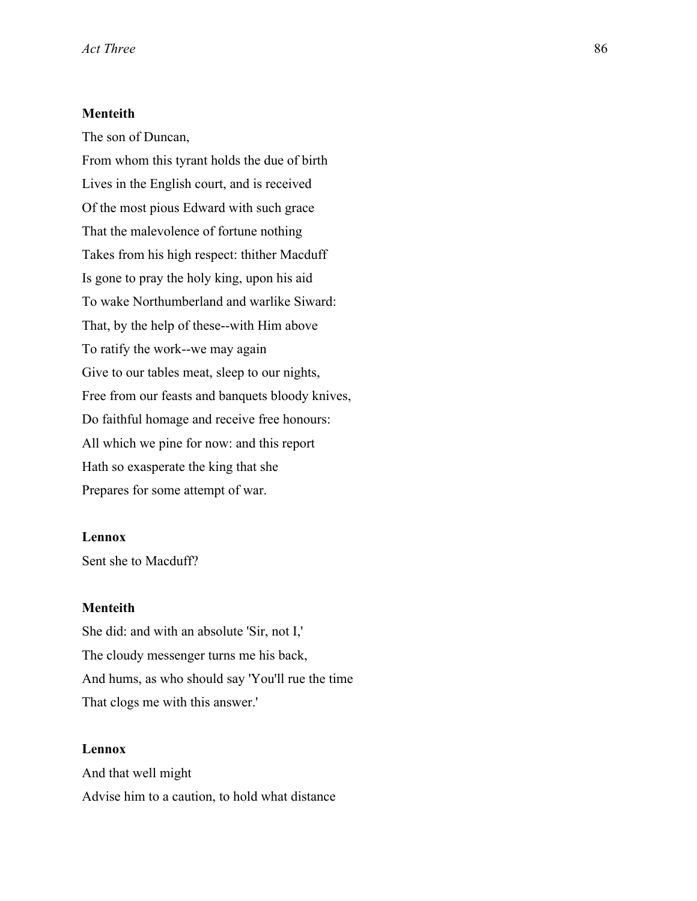**Menteith**

The son of Duncan,  
From whom this tyrant holds the due of birth  
Lives in the English court, and is received  
Of the most pious Edward with such grace  
That the malevolence of fortune nothing  
Takes from his high respect: thither Macduff  
Is gone to pray the holy king, upon his aid  
To wake Northumberland and warlike Siward:  
That, by the help of these--with Him above  
To ratify the work--we may again  
Give to our tables meat, sleep to our nights,  
Free from our feasts and banquets bloody knives,  
Do faithful homage and receive free honours:  
All which we pine for now: and this report  
Hath so exasperate the king that she  
Prepares for some attempt of war.

**Lennox**

Sent she to Macduff?

**Menteith**

She did: and with an absolute 'Sir, not I,'  
The cloudy messenger turns me his back,  
And hums, as who should say 'You'll rue the time  
That clogs me with this answer.'

**Lennox**

And that well might  
Advise him to a caution, to hold what distance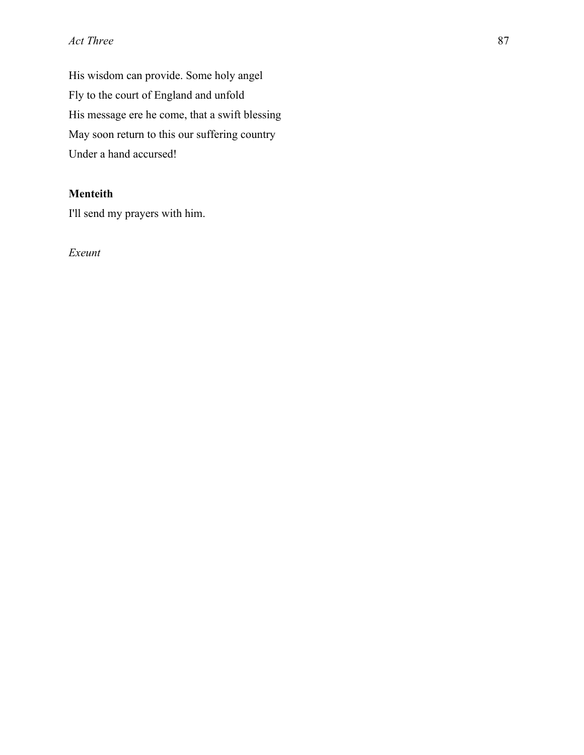His wisdom can provide. Some holy angel  
Fly to the court of England and unfold  
His message ere he come, that a swift blessing  
May soon return to this our suffering country  
Under a hand accursed!

**Menteith**  
I'll send my prayers with him.

*Exeunt*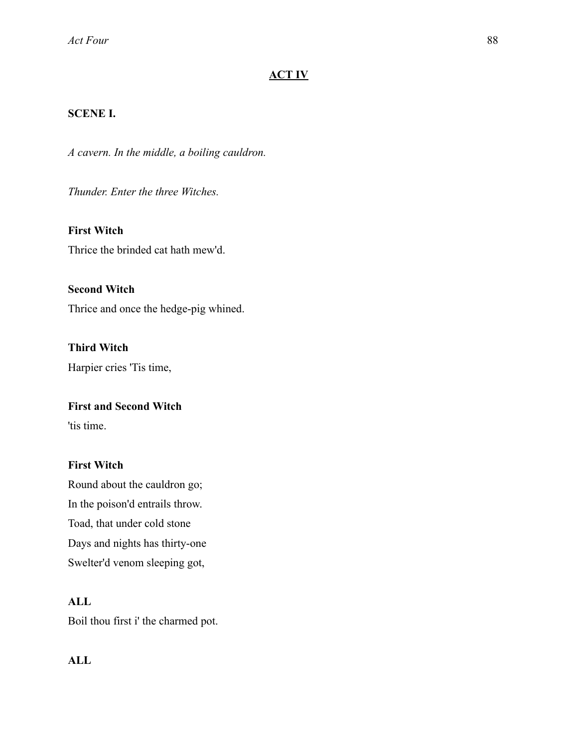## ACT IV

### SCENE I.

*A cavern. In the middle, a boiling cauldron.*

*Thunder. Enter the three Witches.*

**First Witch**

Thrice the brinded cat hath mew'd.

**Second Witch**

Thrice and once the hedge-pig whined.

**Third Witch**

Harpier cries 'Tis time,

**First and Second Witch**

'tis time.

**First Witch**

Round about the cauldron go;
In the poison'd entrails throw.
Toad, that under cold stone
Days and nights has thirty-one
Swelter'd venom sleeping got,

**ALL**

Boil thou first i' the charmed pot.

**ALL**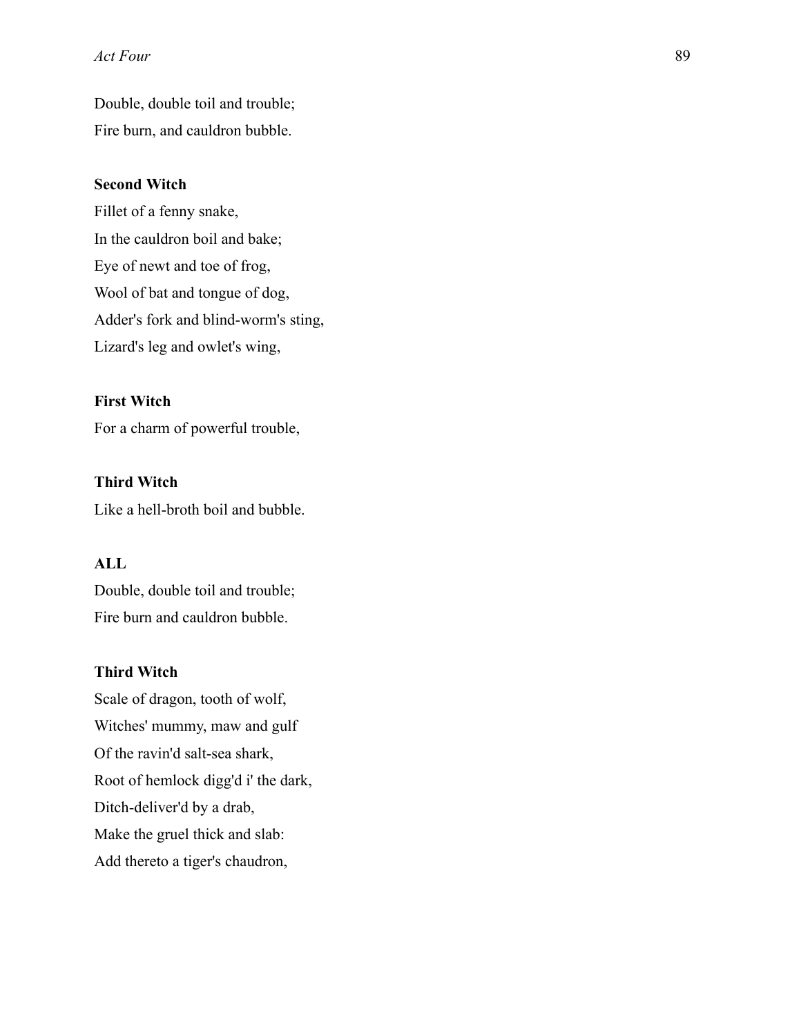Double, double toil and trouble;  
Fire burn, and cauldron bubble.

**Second Witch**

Fillet of a fenny snake,  
In the cauldron boil and bake;  
Eye of newt and toe of frog,  
Wool of bat and tongue of dog,  
Adder's fork and blind-worm's sting,  
Lizard's leg and owlet's wing,

**First Witch**

For a charm of powerful trouble,

**Third Witch**

Like a hell-broth boil and bubble.

**ALL**

Double, double toil and trouble;  
Fire burn and cauldron bubble.

**Third Witch**

Scale of dragon, tooth of wolf,  
Witches' mummy, maw and gulf  
Of the ravin'd salt-sea shark,  
Root of hemlock digg'd i' the dark,  
Ditch-deliver'd by a drab,  
Make the gruel thick and slab:  
Add thereto a tiger's chaudron,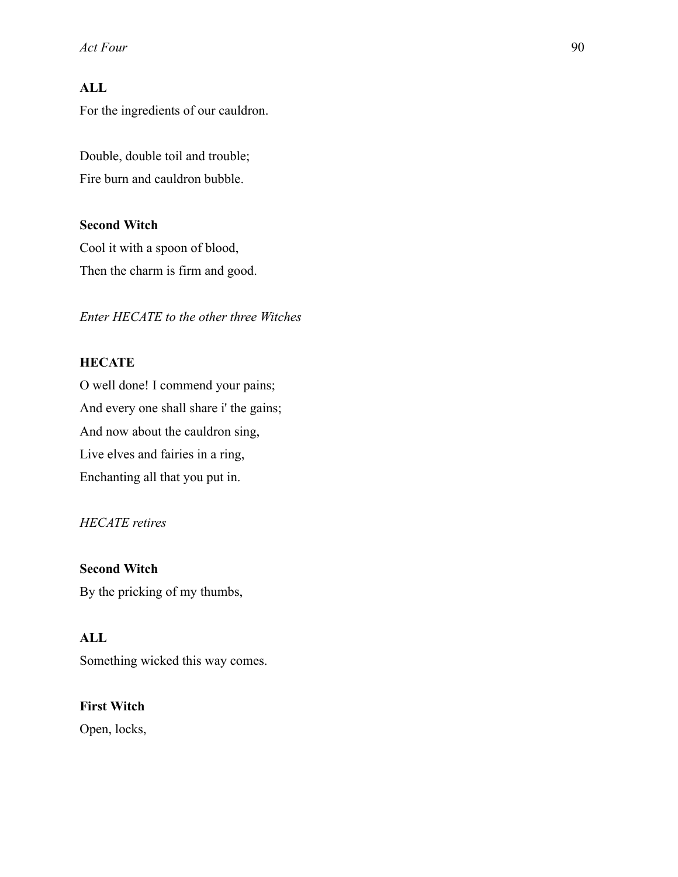**ALL**

For the ingredients of our cauldron.

Double, double toil and trouble;
Fire burn and cauldron bubble.

**Second Witch**

Cool it with a spoon of blood,
Then the charm is firm and good.

*Enter HECATE to the other three Witches*

**HECATE**

O well done! I commend your pains;
And every one shall share i' the gains;
And now about the cauldron sing,
Live elves and fairies in a ring,
Enchanting all that you put in.

*HECATE retires*

**Second Witch**

By the pricking of my thumbs,

**ALL**

Something wicked this way comes.

**First Witch**

Open, locks,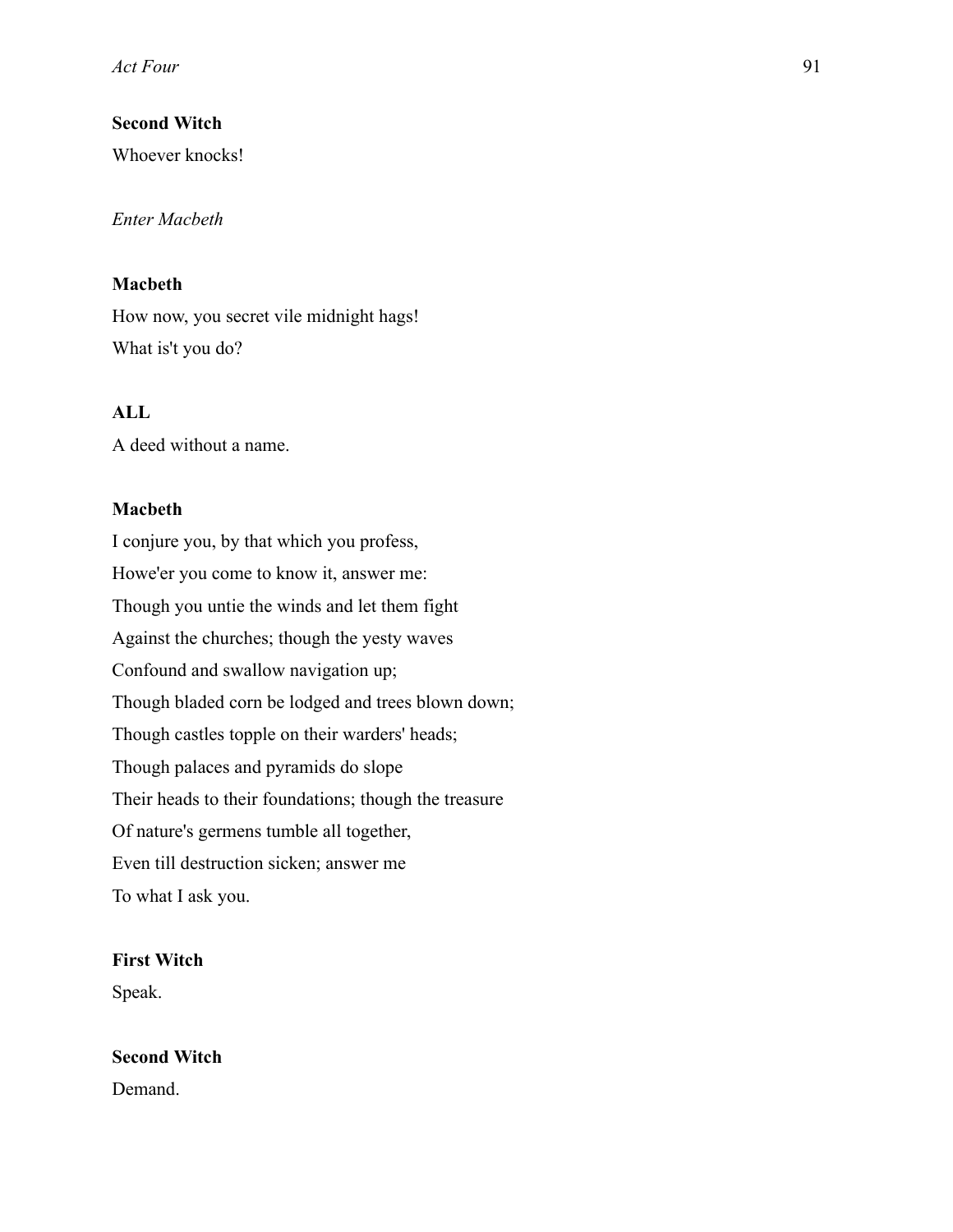**Second Witch**

Whoever knocks!

*Enter Macbeth*

**Macbeth**

How now, you secret vile midnight hags!
What is't you do?

**ALL**

A deed without a name.

**Macbeth**

I conjure you, by that which you profess,
Howe'er you come to know it, answer me:
Though you untie the winds and let them fight
Against the churches; though the yesty waves
Confound and swallow navigation up;
Though bladed corn be lodged and trees blown down;
Though castles topple on their warders' heads;
Though palaces and pyramids do slope
Their heads to their foundations; though the treasure
Of nature's germens tumble all together,
Even till destruction sicken; answer me
To what I ask you.

**First Witch**

Speak.

**Second Witch**

Demand.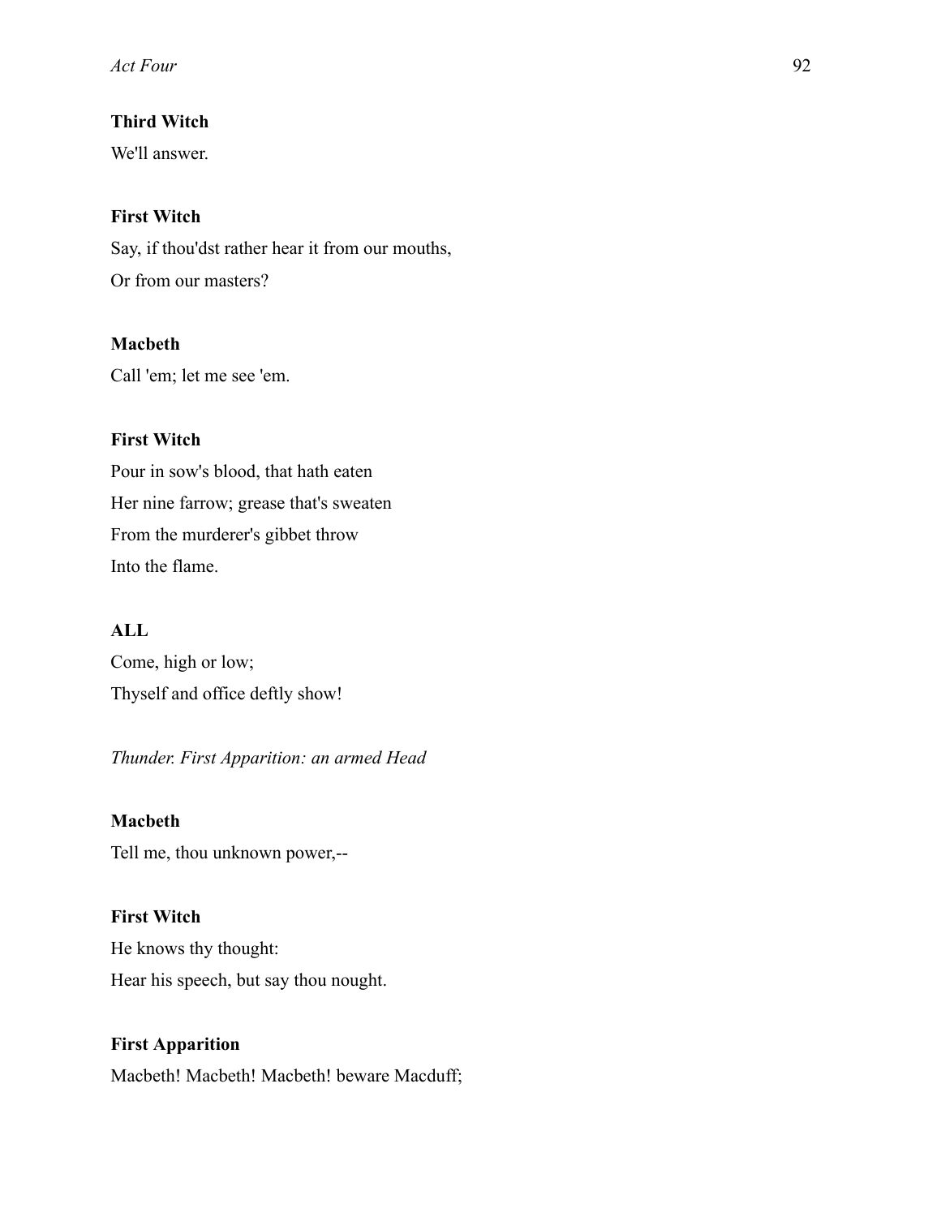**Third Witch**

We'll answer.

**First Witch**

Say, if thou'dst rather hear it from our mouths,

Or from our masters?

**Macbeth**

Call 'em; let me see 'em.

**First Witch**

Pour in sow's blood, that hath eaten

Her nine farrow; grease that's sweaten

From the murderer's gibbet throw

Into the flame.

**ALL**

Come, high or low;

Thyself and office deftly show!

*Thunder. First Apparition: an armed Head*

**Macbeth**

Tell me, thou unknown power,--

**First Witch**

He knows thy thought:

Hear his speech, but say thou nought.

**First Apparition**

Macbeth! Macbeth! Macbeth! beware Macduff;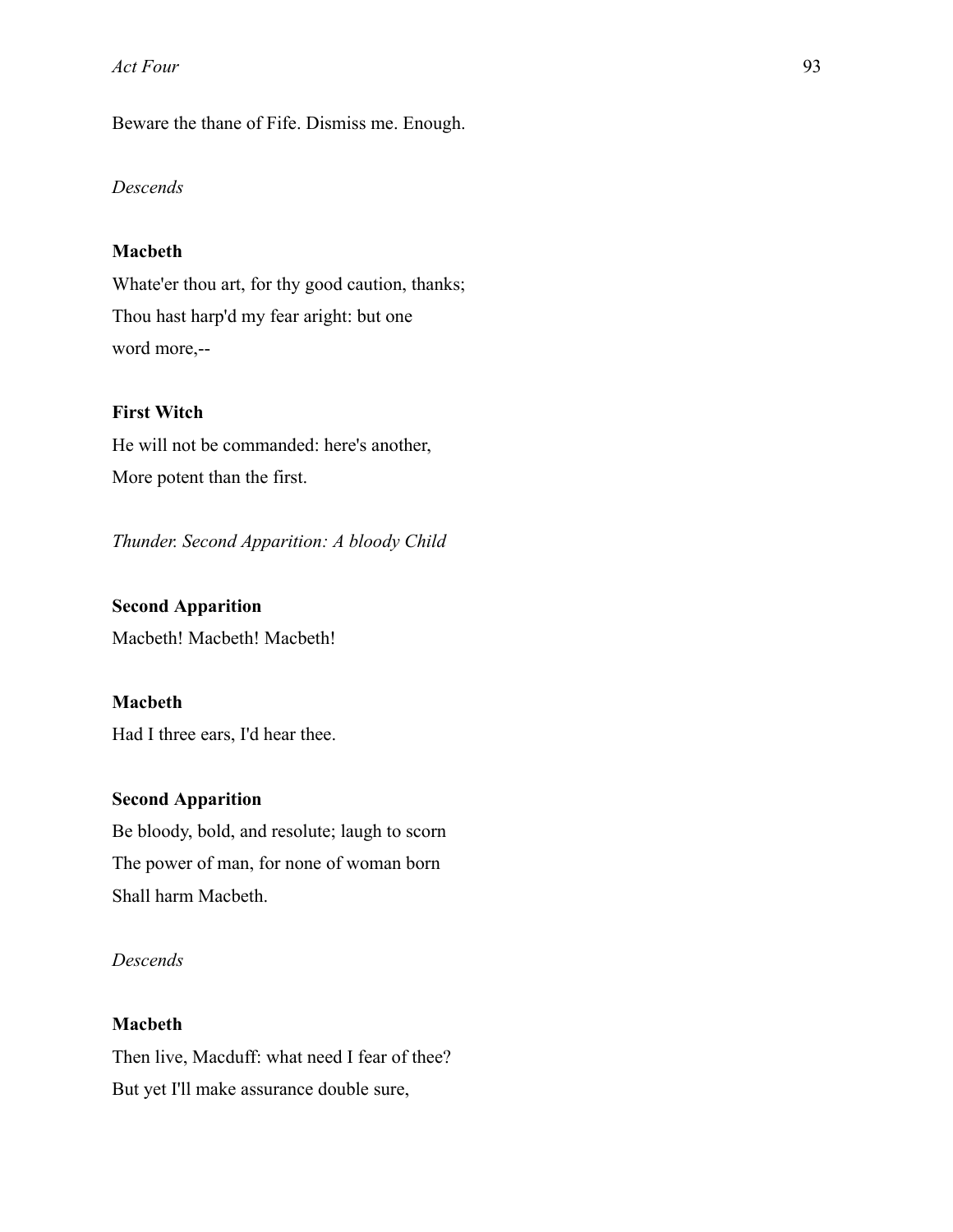Beware the thane of Fife. Dismiss me. Enough.

*Descends*

**Macbeth**

Whate'er thou art, for thy good caution, thanks;
Thou hast harp'd my fear aright: but one
word more,--

**First Witch**

He will not be commanded: here's another,
More potent than the first.

*Thunder. Second Apparition: A bloody Child*

**Second Apparition**

Macbeth! Macbeth! Macbeth!

**Macbeth**

Had I three ears, I'd hear thee.

**Second Apparition**

Be bloody, bold, and resolute; laugh to scorn
The power of man, for none of woman born
Shall harm Macbeth.

*Descends*

**Macbeth**

Then live, Macduff: what need I fear of thee?
But yet I'll make assurance double sure,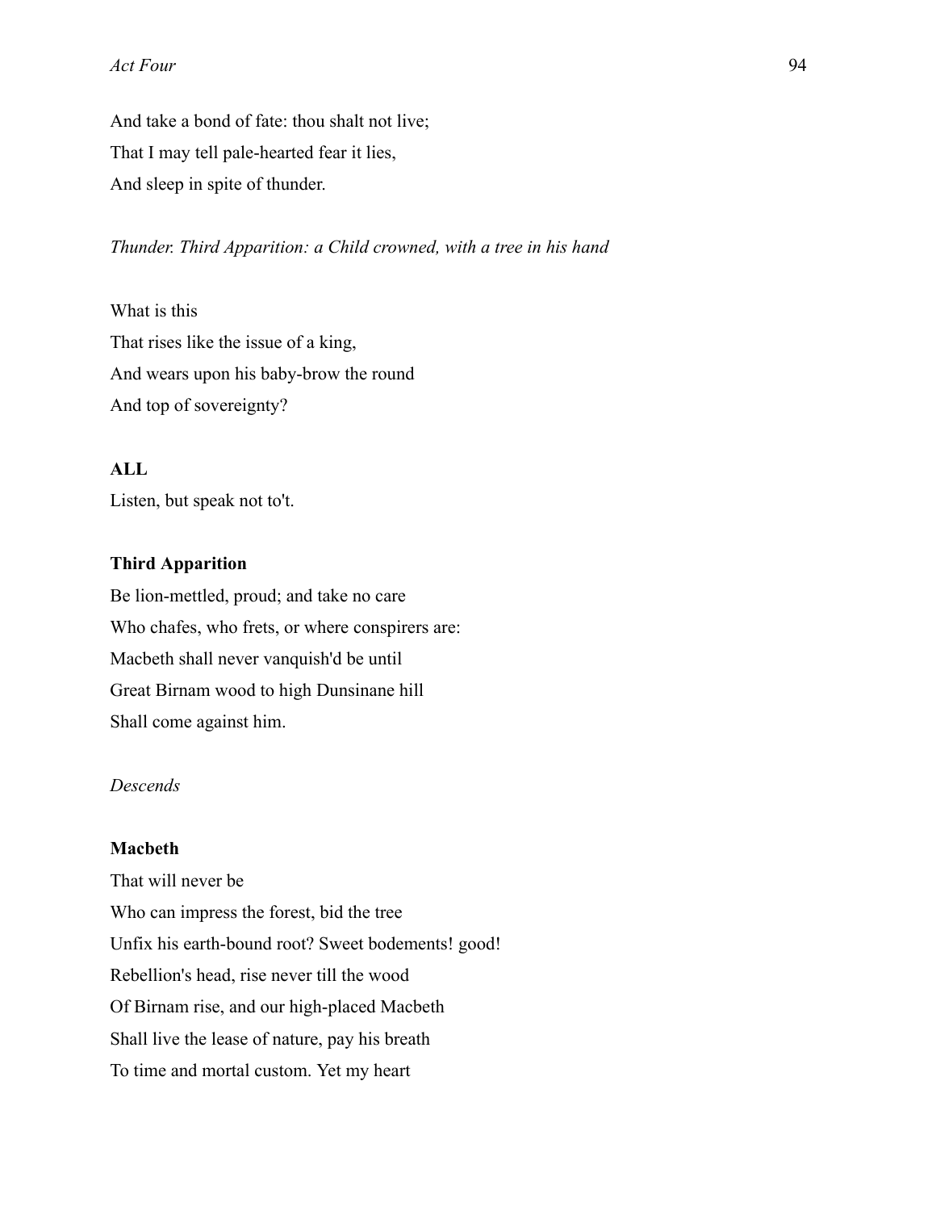And take a bond of fate: thou shalt not live;

That I may tell pale-hearted fear it lies,

And sleep in spite of thunder.

*Thunder. Third Apparition: a Child crowned, with a tree in his hand*

What is this

That rises like the issue of a king,

And wears upon his baby-brow the round

And top of sovereignty?

**ALL**

Listen, but speak not to't.

**Third Apparition**

Be lion-mettled, proud; and take no care

Who chafes, who frets, or where conspirers are:

Macbeth shall never vanquish'd be until

Great Birnam wood to high Dunsinane hill

Shall come against him.

*Descends*

**Macbeth**

That will never be

Who can impress the forest, bid the tree

Unfix his earth-bound root? Sweet bodements! good!

Rebellion's head, rise never till the wood

Of Birnam rise, and our high-placed Macbeth

Shall live the lease of nature, pay his breath

To time and mortal custom. Yet my heart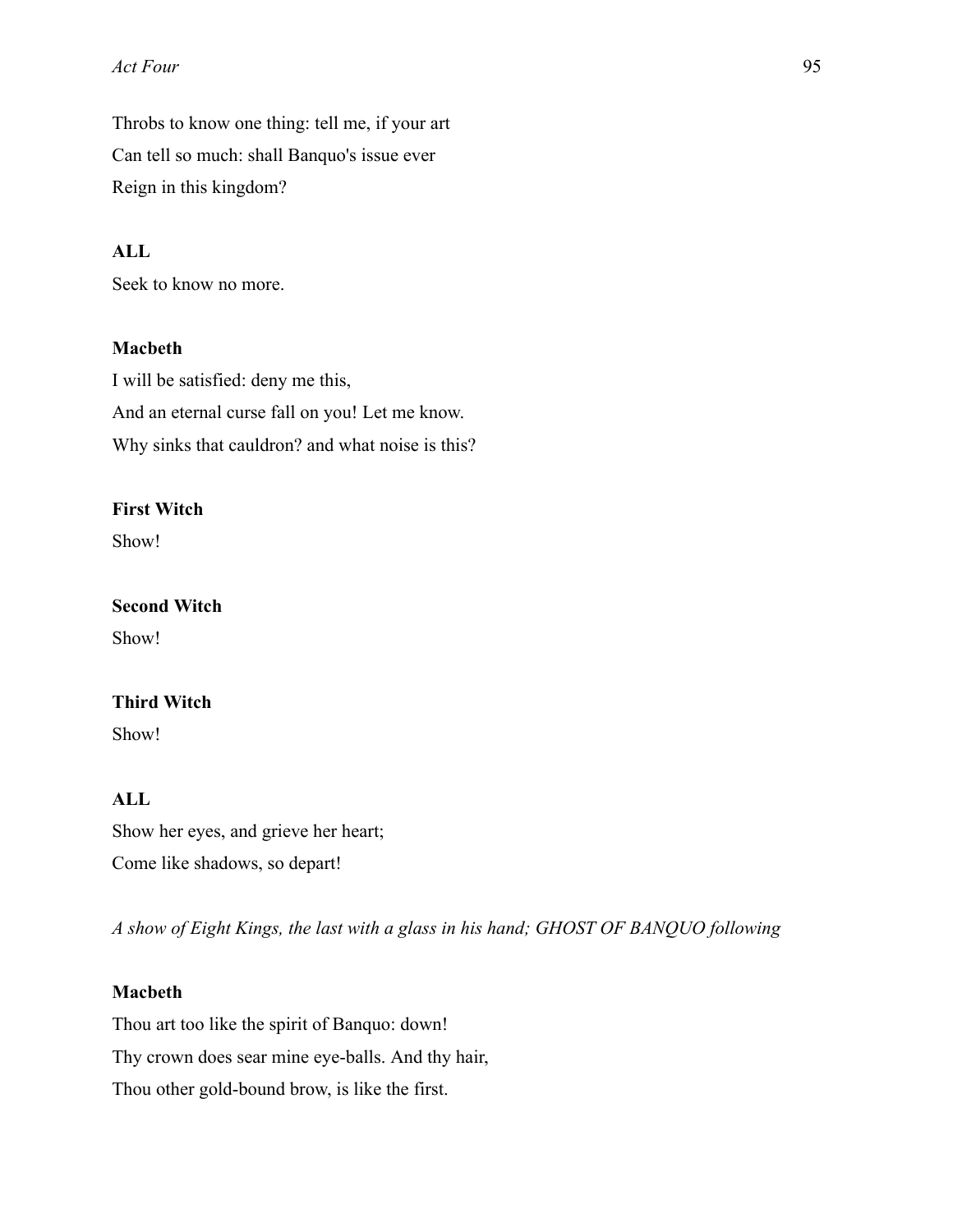Throbs to know one thing: tell me, if your art
Can tell so much: shall Banquo's issue ever
Reign in this kingdom?

**ALL**

Seek to know no more.

**Macbeth**

I will be satisfied: deny me this,
And an eternal curse fall on you! Let me know.
Why sinks that cauldron? and what noise is this?

**First Witch**

Show!

**Second Witch**

Show!

**Third Witch**

Show!

**ALL**

Show her eyes, and grieve her heart;
Come like shadows, so depart!

*A show of Eight Kings, the last with a glass in his hand; GHOST OF BANQUO following*

**Macbeth**

Thou art too like the spirit of Banquo: down!
Thy crown does sear mine eye-balls. And thy hair,
Thou other gold-bound brow, is like the first.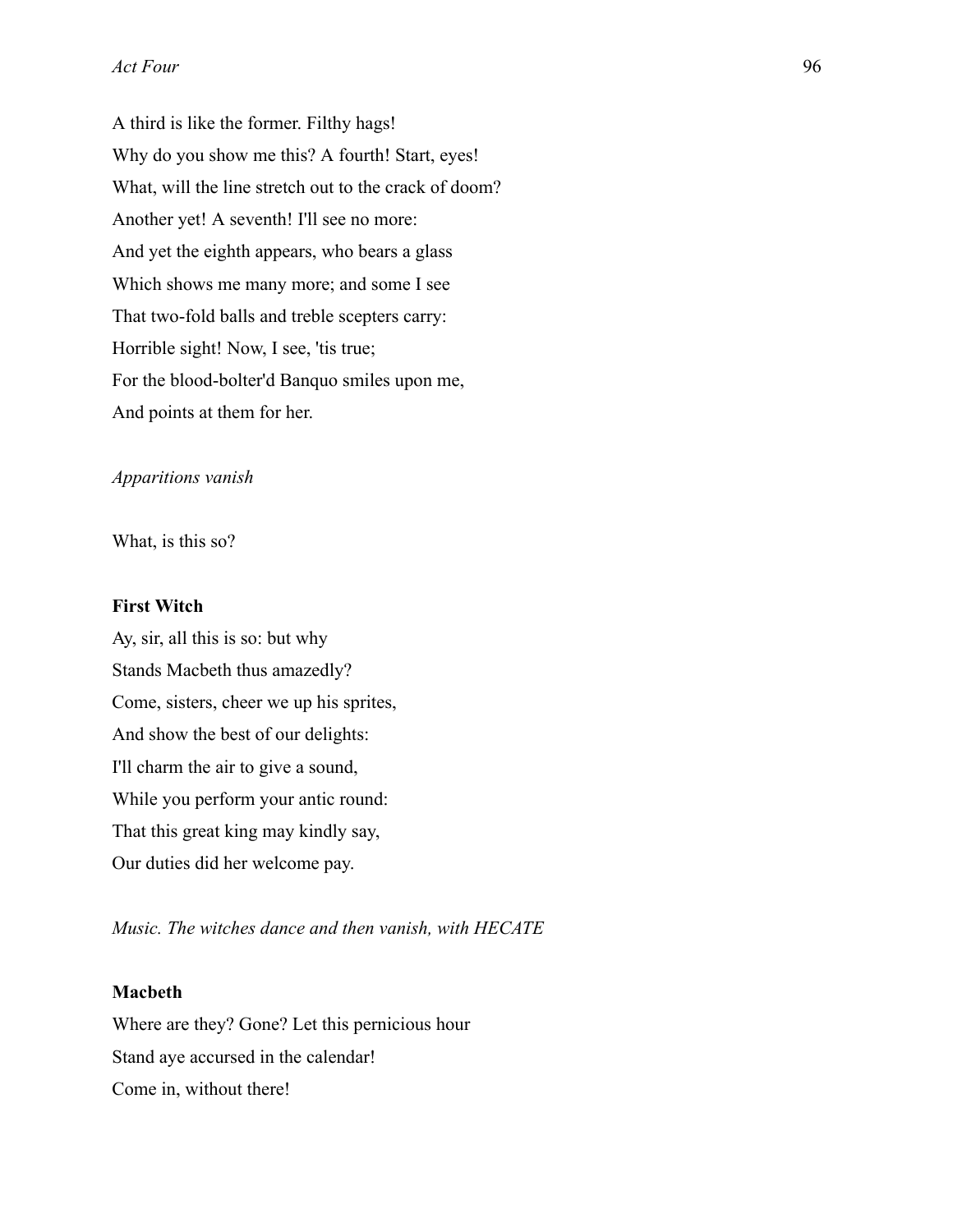A third is like the former. Filthy hags!
Why do you show me this? A fourth! Start, eyes!
What, will the line stretch out to the crack of doom?
Another yet! A seventh! I'll see no more:
And yet the eighth appears, who bears a glass
Which shows me many more; and some I see
That two-fold balls and treble scepters carry:
Horrible sight! Now, I see, 'tis true;
For the blood-bolter'd Banquo smiles upon me,
And points at them for her.

*Apparitions vanish*

What, is this so?

**First Witch**

Ay, sir, all this is so: but why
Stands Macbeth thus amazedly?
Come, sisters, cheer we up his sprites,
And show the best of our delights:
I'll charm the air to give a sound,
While you perform your antic round:
That this great king may kindly say,
Our duties did her welcome pay.

*Music. The witches dance and then vanish, with HECATE*

**Macbeth**

Where are they? Gone? Let this pernicious hour
Stand aye accursed in the calendar!
Come in, without there!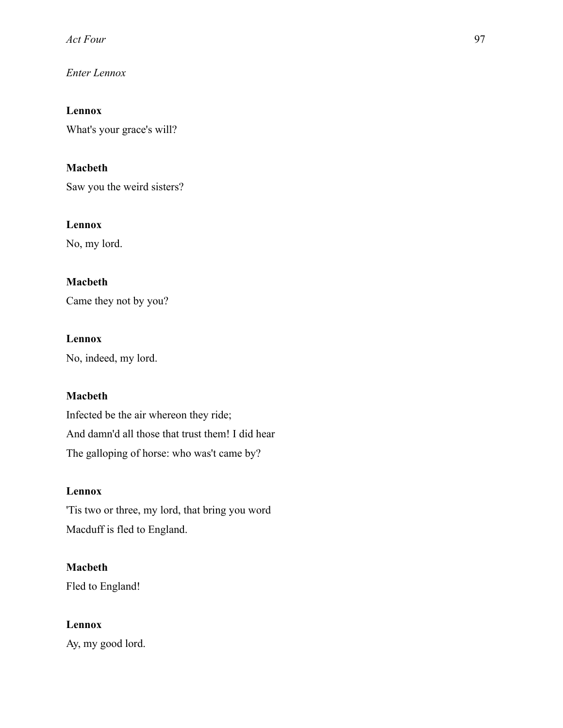*Enter Lennox*

**Lennox**

What's your grace's will?

**Macbeth**

Saw you the weird sisters?

**Lennox**

No, my lord.

**Macbeth**

Came they not by you?

**Lennox**

No, indeed, my lord.

**Macbeth**

Infected be the air whereon they ride;
And damn'd all those that trust them! I did hear
The galloping of horse: who was't came by?

**Lennox**

'Tis two or three, my lord, that bring you word
Macduff is fled to England.

**Macbeth**

Fled to England!

**Lennox**

Ay, my good lord.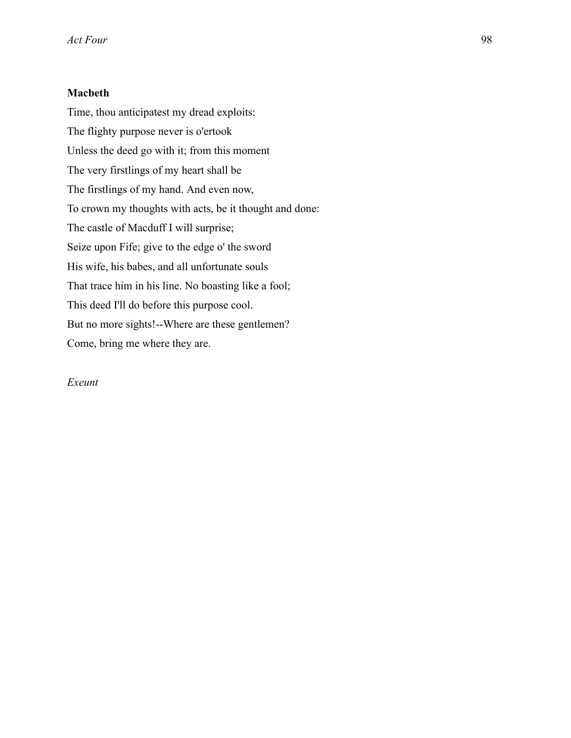**Macbeth**

Time, thou anticipatest my dread exploits:
The flighty purpose never is o'ertook
Unless the deed go with it; from this moment
The very firstlings of my heart shall be
The firstlings of my hand. And even now,
To crown my thoughts with acts, be it thought and done:
The castle of Macduff I will surprise;
Seize upon Fife; give to the edge o' the sword
His wife, his babes, and all unfortunate souls
That trace him in his line. No boasting like a fool;
This deed I'll do before this purpose cool.
But no more sights!--Where are these gentlemen?
Come, bring me where they are.

*Exeunt*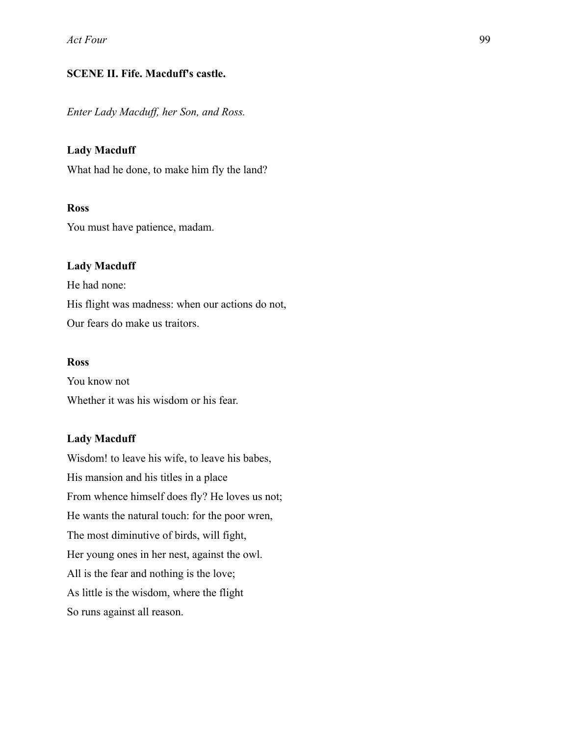### SCENE II. Fife. Macduff's castle.

*Enter Lady Macduff, her Son, and Ross.*

**Lady Macduff**

What had he done, to make him fly the land?

**Ross**

You must have patience, madam.

**Lady Macduff**

He had none:  
His flight was madness: when our actions do not,  
Our fears do make us traitors.

**Ross**

You know not  
Whether it was his wisdom or his fear.

**Lady Macduff**

Wisdom! to leave his wife, to leave his babes,  
His mansion and his titles in a place  
From whence himself does fly? He loves us not;  
He wants the natural touch: for the poor wren,  
The most diminutive of birds, will fight,  
Her young ones in her nest, against the owl.  
All is the fear and nothing is the love;  
As little is the wisdom, where the flight  
So runs against all reason.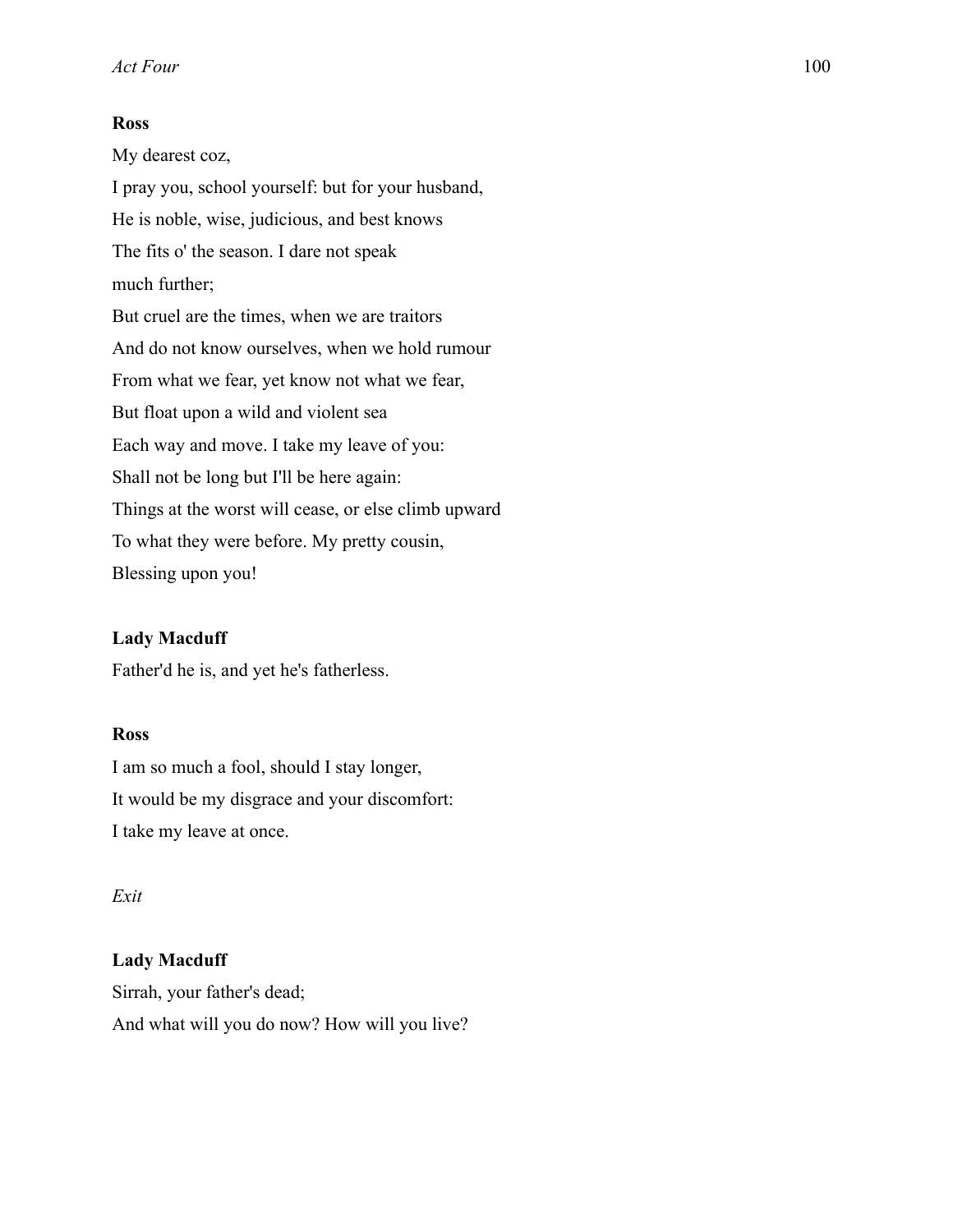**Ross**

My dearest coz,

I pray you, school yourself: but for your husband,

He is noble, wise, judicious, and best knows

The fits o' the season. I dare not speak

much further;

But cruel are the times, when we are traitors

And do not know ourselves, when we hold rumour

From what we fear, yet know not what we fear,

But float upon a wild and violent sea

Each way and move. I take my leave of you:

Shall not be long but I'll be here again:

Things at the worst will cease, or else climb upward

To what they were before. My pretty cousin,

Blessing upon you!

**Lady Macduff**

Father'd he is, and yet he's fatherless.

**Ross**

I am so much a fool, should I stay longer,

It would be my disgrace and your discomfort:

I take my leave at once.

*Exit*

**Lady Macduff**

Sirrah, your father's dead;

And what will you do now? How will you live?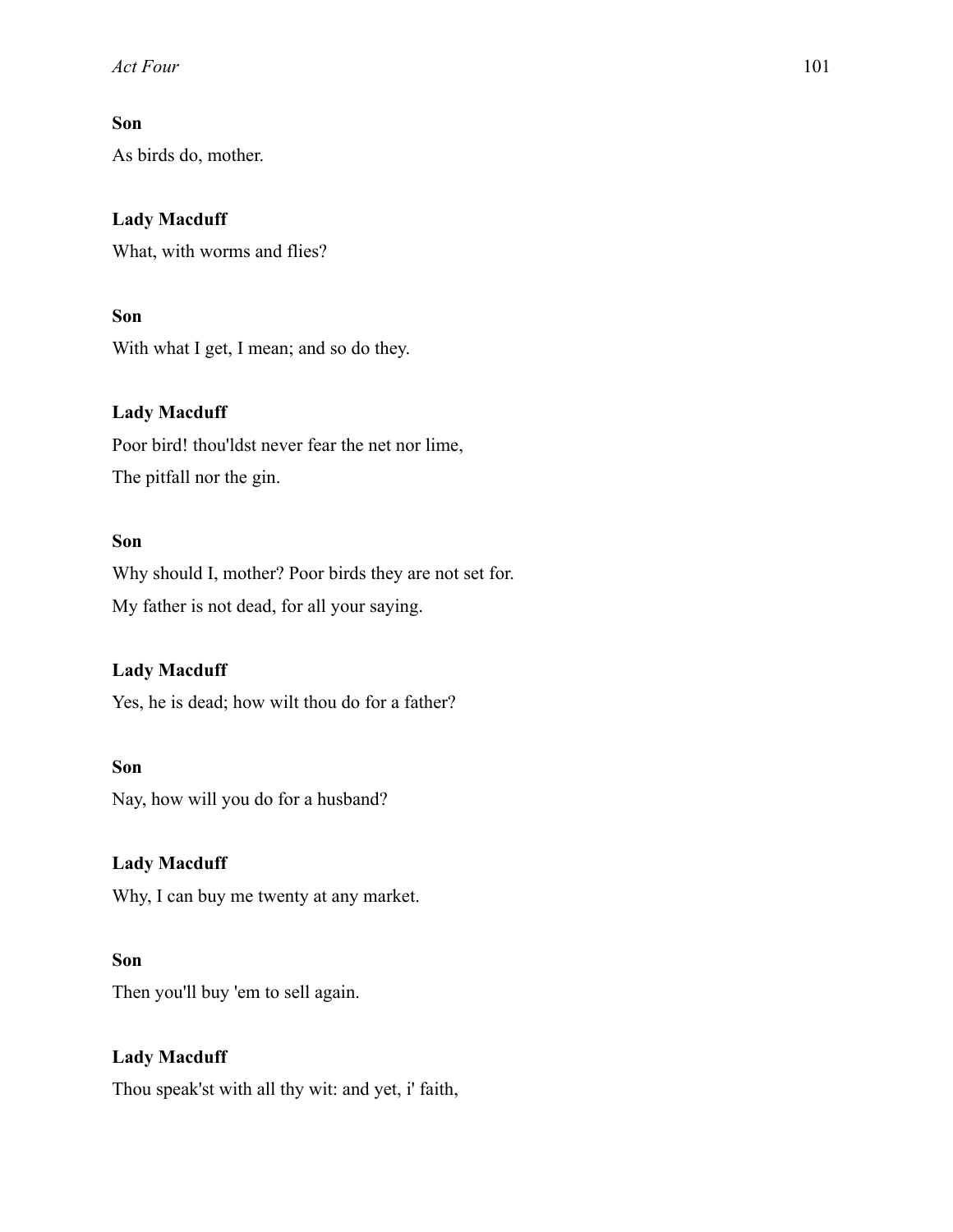**Son**

As birds do, mother.

**Lady Macduff**

What, with worms and flies?

**Son**

With what I get, I mean; and so do they.

**Lady Macduff**

Poor bird! thou'ldst never fear the net nor lime,
The pitfall nor the gin.

**Son**

Why should I, mother? Poor birds they are not set for.
My father is not dead, for all your saying.

**Lady Macduff**

Yes, he is dead; how wilt thou do for a father?

**Son**

Nay, how will you do for a husband?

**Lady Macduff**

Why, I can buy me twenty at any market.

**Son**

Then you'll buy 'em to sell again.

**Lady Macduff**

Thou speak'st with all thy wit: and yet, i' faith,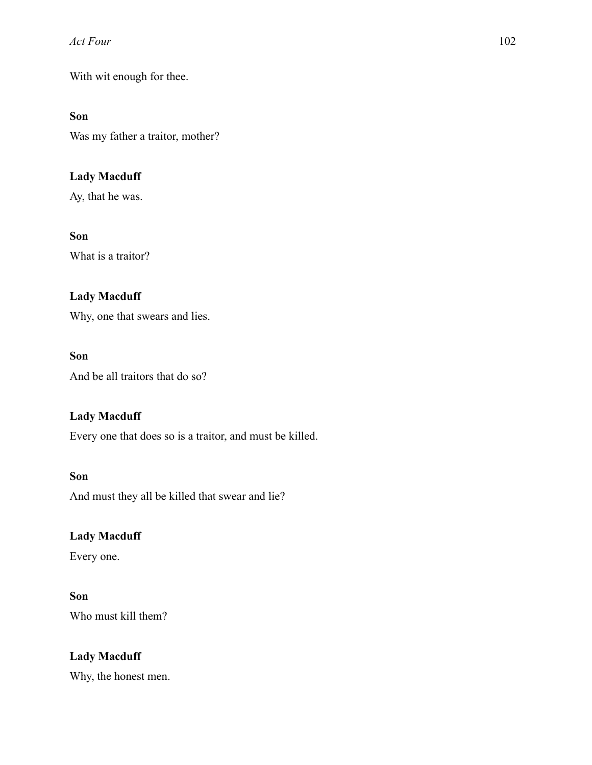With wit enough for thee.

**Son**

Was my father a traitor, mother?

**Lady Macduff**

Ay, that he was.

**Son**

What is a traitor?

**Lady Macduff**

Why, one that swears and lies.

**Son**

And be all traitors that do so?

**Lady Macduff**

Every one that does so is a traitor, and must be killed.

**Son**

And must they all be killed that swear and lie?

**Lady Macduff**

Every one.

**Son**

Who must kill them?

**Lady Macduff**

Why, the honest men.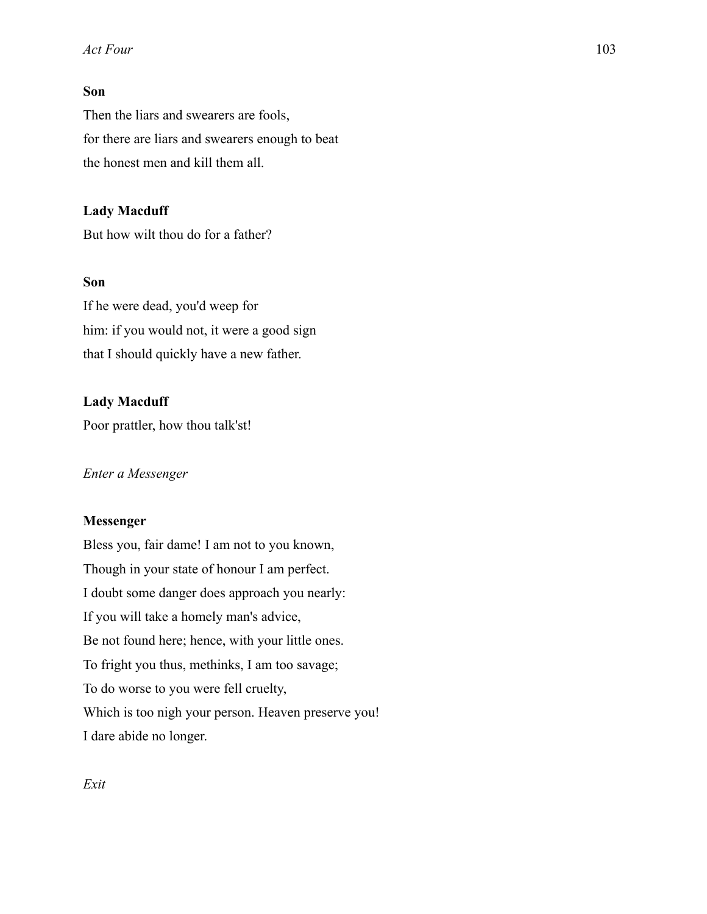**Son**

Then the liars and swearers are fools,
for there are liars and swearers enough to beat
the honest men and kill them all.

**Lady Macduff**

But how wilt thou do for a father?

**Son**

If he were dead, you'd weep for
him: if you would not, it were a good sign
that I should quickly have a new father.

**Lady Macduff**

Poor prattler, how thou talk'st!

*Enter a Messenger*

**Messenger**

Bless you, fair dame! I am not to you known,
Though in your state of honour I am perfect.
I doubt some danger does approach you nearly:
If you will take a homely man's advice,
Be not found here; hence, with your little ones.
To fright you thus, methinks, I am too savage;
To do worse to you were fell cruelty,
Which is too nigh your person. Heaven preserve you!
I dare abide no longer.

*Exit*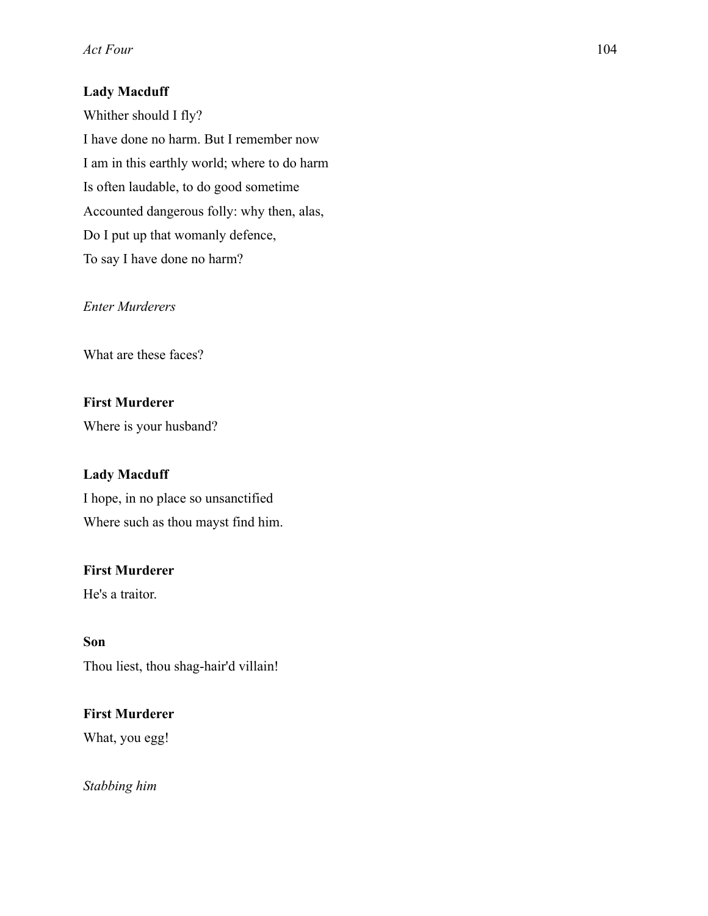**Lady Macduff**

Whither should I fly?  
I have done no harm. But I remember now  
I am in this earthly world; where to do harm  
Is often laudable, to do good sometime  
Accounted dangerous folly: why then, alas,  
Do I put up that womanly defence,  
To say I have done no harm?

*Enter Murderers*

What are these faces?

**First Murderer**

Where is your husband?

**Lady Macduff**

I hope, in no place so unsanctified  
Where such as thou mayst find him.

**First Murderer**

He's a traitor.

**Son**

Thou liest, thou shag-hair'd villain!

**First Murderer**

What, you egg!

*Stabbing him*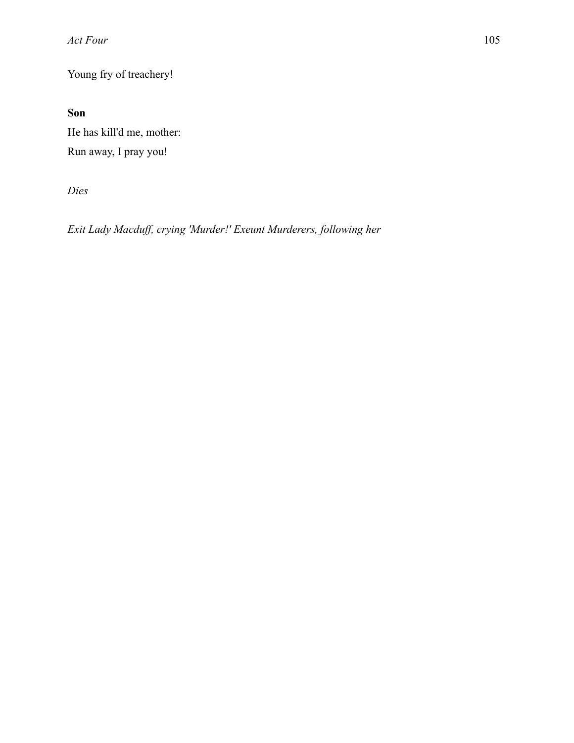Young fry of treachery!

**Son**

He has kill'd me, mother:

Run away, I pray you!

*Dies*

*Exit Lady Macduff, crying 'Murder!' Exeunt Murderers, following her*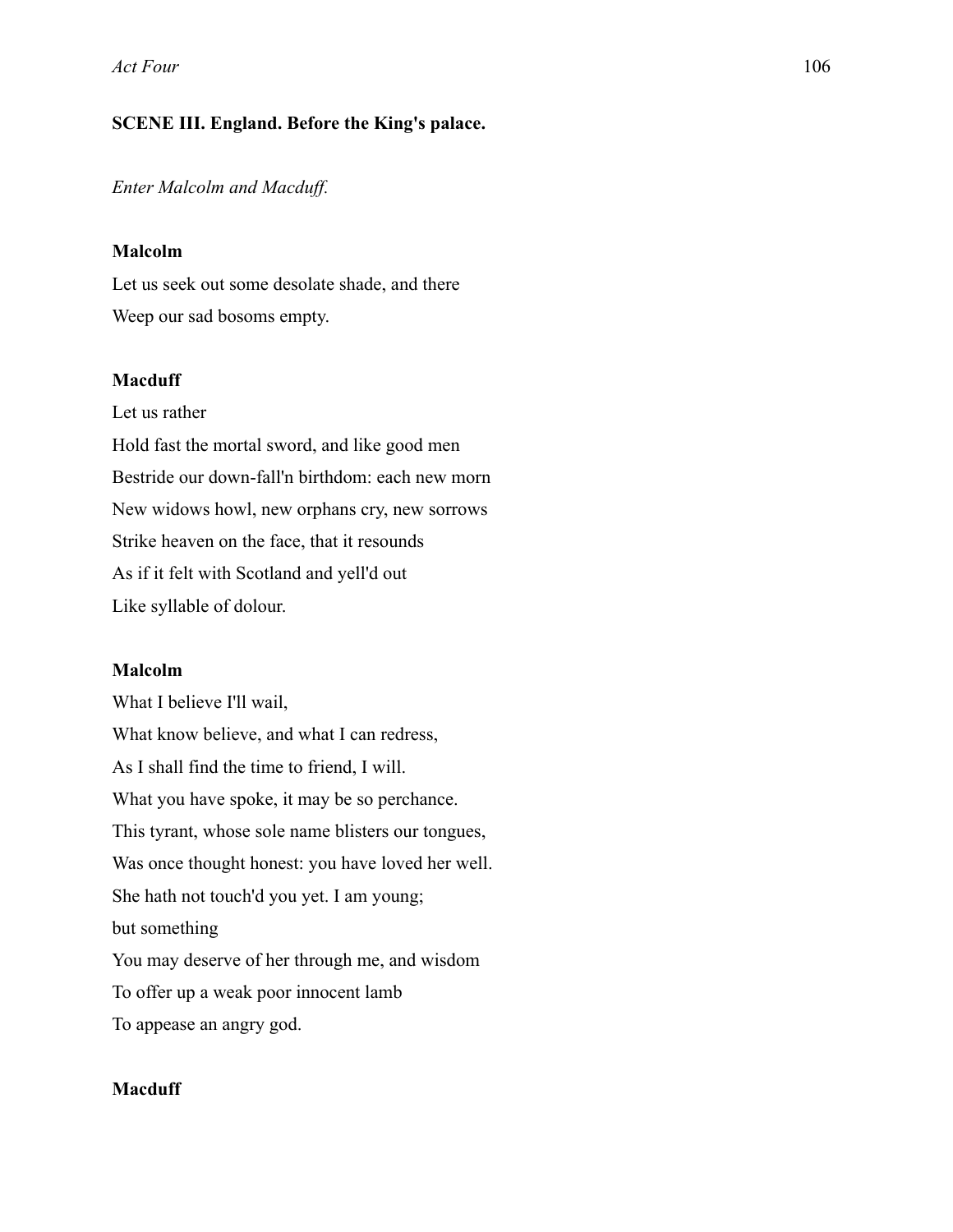**SCENE III. England. Before the King's palace.**

*Enter Malcolm and Macduff.*

**Malcolm**

Let us seek out some desolate shade, and there
Weep our sad bosoms empty.

**Macduff**

Let us rather
Hold fast the mortal sword, and like good men
Bestride our down-fall'n birthdom: each new morn
New widows howl, new orphans cry, new sorrows
Strike heaven on the face, that it resounds
As if it felt with Scotland and yell'd out
Like syllable of dolour.

**Malcolm**

What I believe I'll wail,
What know believe, and what I can redress,
As I shall find the time to friend, I will.
What you have spoke, it may be so perchance.
This tyrant, whose sole name blisters our tongues,
Was once thought honest: you have loved her well.
She hath not touch'd you yet. I am young;
but something
You may deserve of her through me, and wisdom
To offer up a weak poor innocent lamb
To appease an angry god.

**Macduff**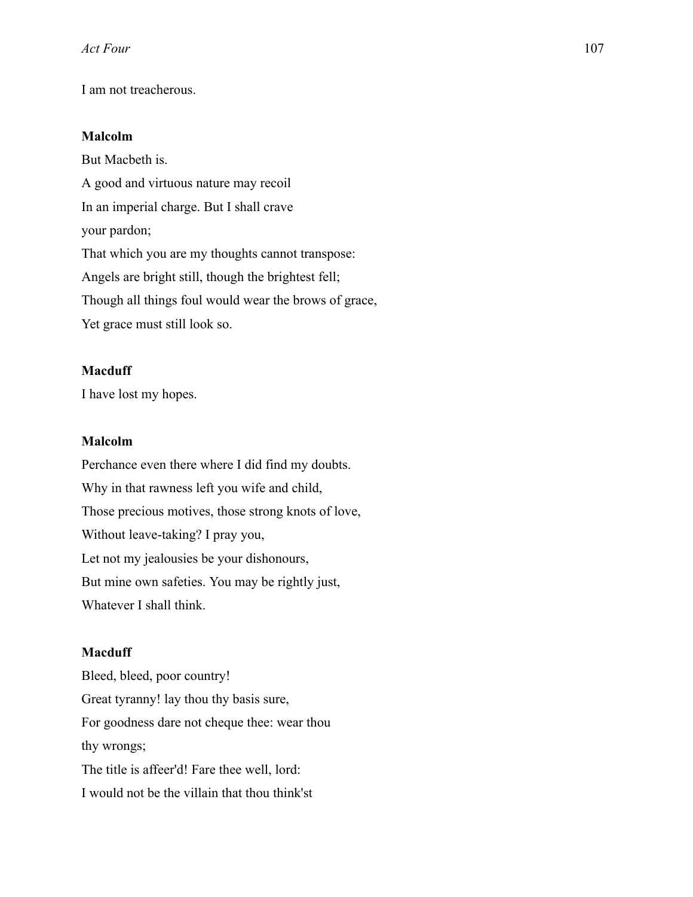I am not treacherous.

**Malcolm**

But Macbeth is.  
A good and virtuous nature may recoil  
In an imperial charge. But I shall crave  
your pardon;  
That which you are my thoughts cannot transpose:  
Angels are bright still, though the brightest fell;  
Though all things foul would wear the brows of grace,  
Yet grace must still look so.

**Macduff**

I have lost my hopes.

**Malcolm**

Perchance even there where I did find my doubts.  
Why in that rawness left you wife and child,  
Those precious motives, those strong knots of love,  
Without leave-taking? I pray you,  
Let not my jealousies be your dishonours,  
But mine own safeties. You may be rightly just,  
Whatever I shall think.

**Macduff**

Bleed, bleed, poor country!  
Great tyranny! lay thou thy basis sure,  
For goodness dare not cheque thee: wear thou  
thy wrongs;  
The title is affeer'd! Fare thee well, lord:  
I would not be the villain that thou think'st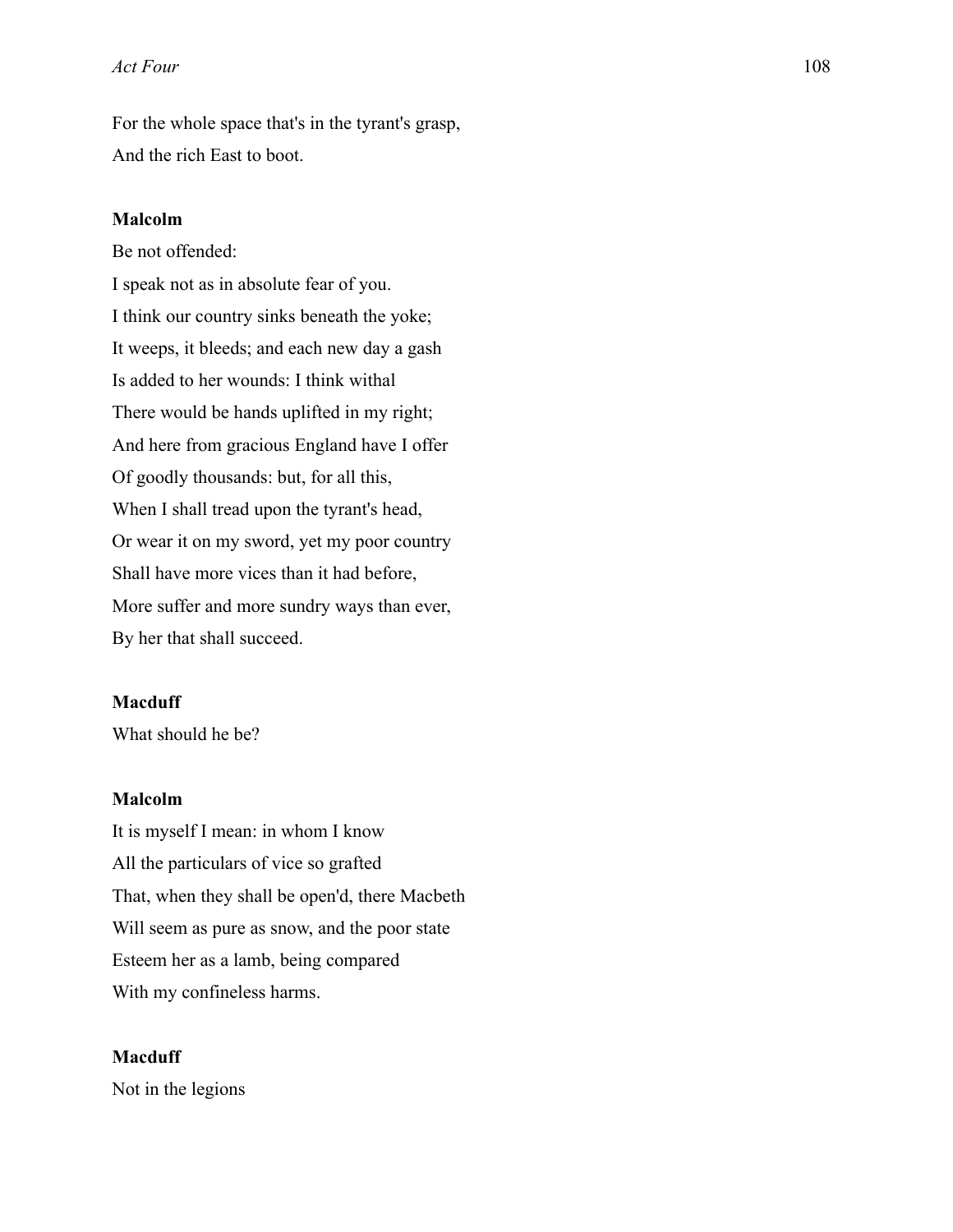For the whole space that's in the tyrant's grasp,
And the rich East to boot.

**Malcolm**

Be not offended:
I speak not as in absolute fear of you.
I think our country sinks beneath the yoke;
It weeps, it bleeds; and each new day a gash
Is added to her wounds: I think withal
There would be hands uplifted in my right;
And here from gracious England have I offer
Of goodly thousands: but, for all this,
When I shall tread upon the tyrant's head,
Or wear it on my sword, yet my poor country
Shall have more vices than it had before,
More suffer and more sundry ways than ever,
By her that shall succeed.

**Macduff**

What should he be?

**Malcolm**

It is myself I mean: in whom I know
All the particulars of vice so grafted
That, when they shall be open'd, there Macbeth
Will seem as pure as snow, and the poor state
Esteem her as a lamb, being compared
With my confineless harms.

**Macduff**

Not in the legions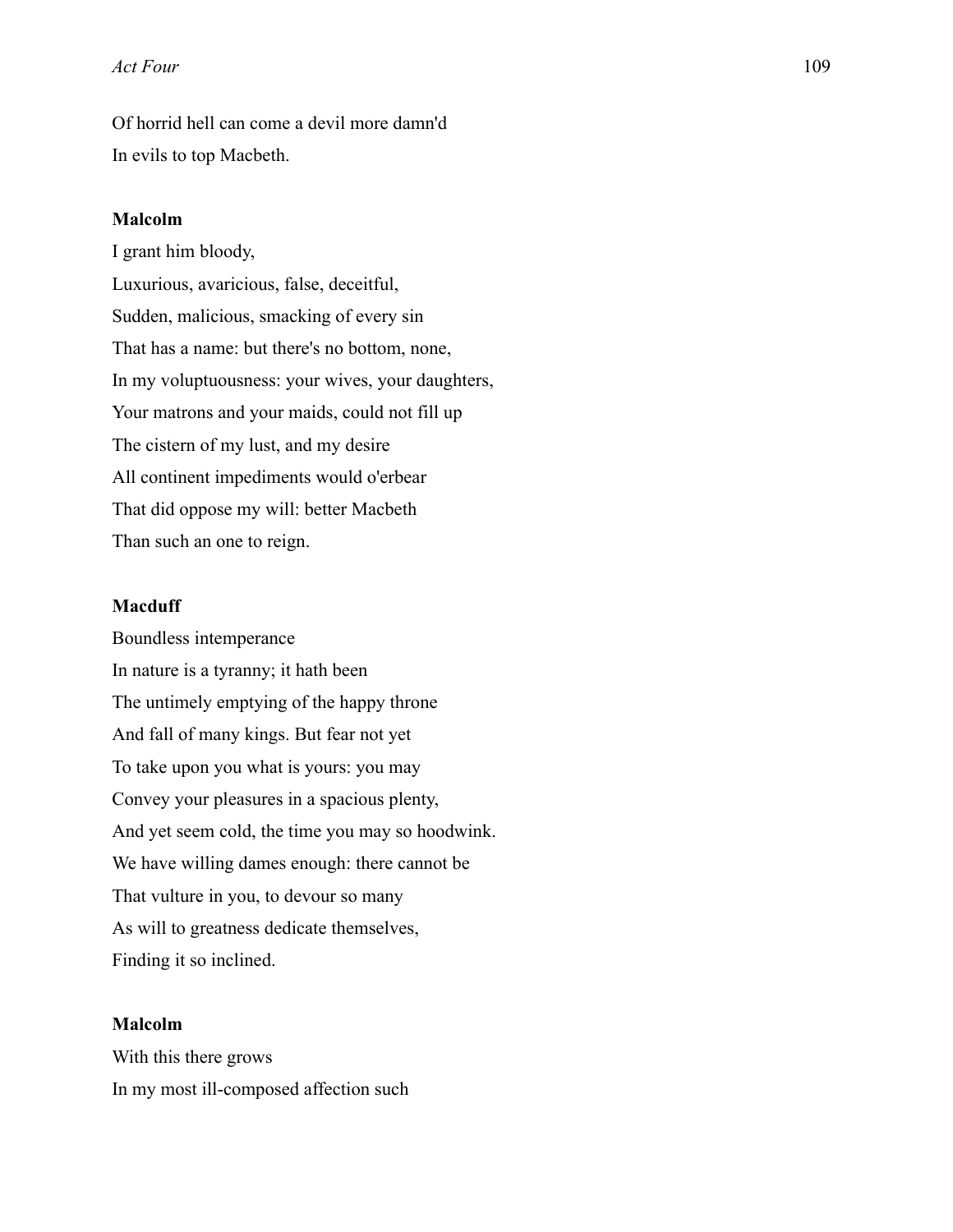Of horrid hell can come a devil more damn'd
In evils to top Macbeth.

**Malcolm**

I grant him bloody,
Luxurious, avaricious, false, deceitful,
Sudden, malicious, smacking of every sin
That has a name: but there's no bottom, none,
In my voluptuousness: your wives, your daughters,
Your matrons and your maids, could not fill up
The cistern of my lust, and my desire
All continent impediments would o'erbear
That did oppose my will: better Macbeth
Than such an one to reign.

**Macduff**

Boundless intemperance
In nature is a tyranny; it hath been
The untimely emptying of the happy throne
And fall of many kings. But fear not yet
To take upon you what is yours: you may
Convey your pleasures in a spacious plenty,
And yet seem cold, the time you may so hoodwink.
We have willing dames enough: there cannot be
That vulture in you, to devour so many
As will to greatness dedicate themselves,
Finding it so inclined.

**Malcolm**

With this there grows
In my most ill-composed affection such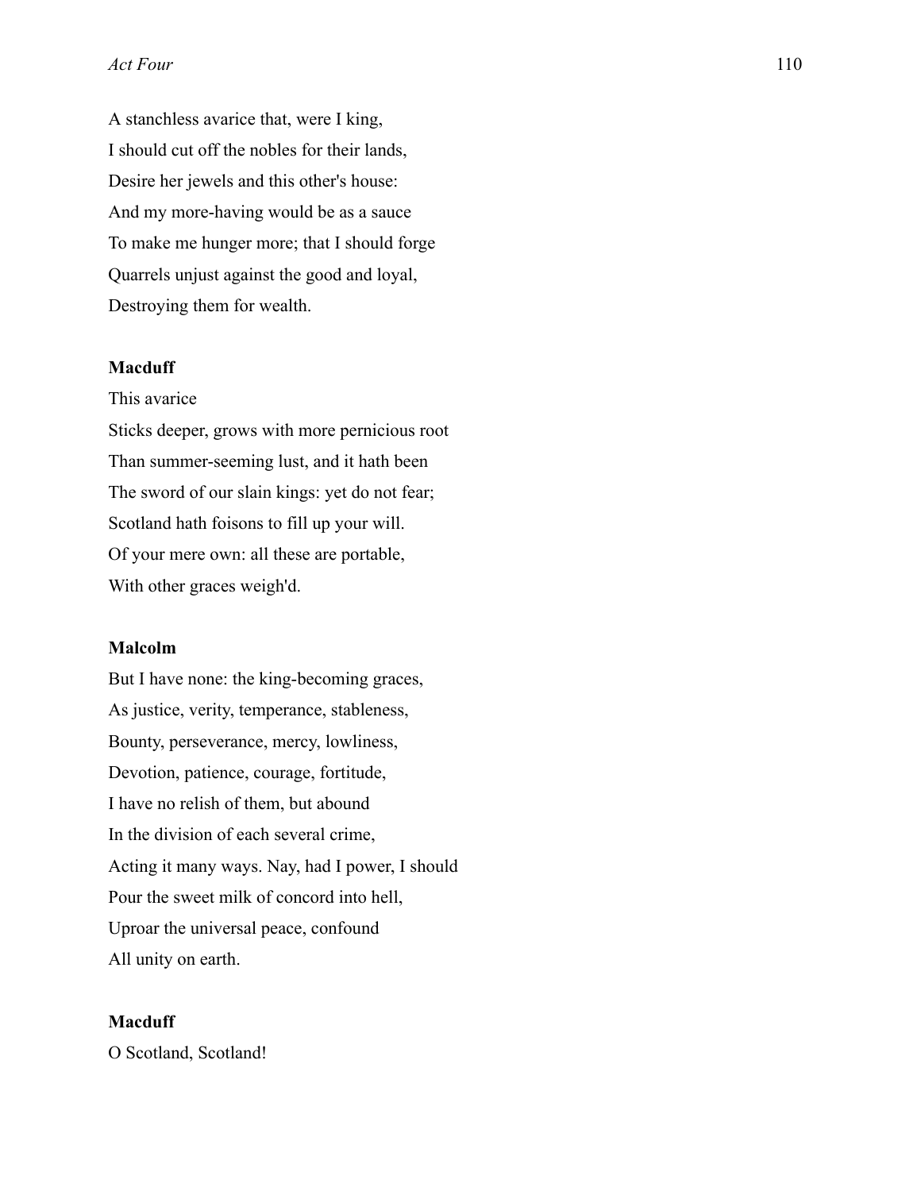A stanchless avarice that, were I king,
I should cut off the nobles for their lands,
Desire her jewels and this other's house:
And my more-having would be as a sauce
To make me hunger more; that I should forge
Quarrels unjust against the good and loyal,
Destroying them for wealth.

**Macduff**

This avarice
Sticks deeper, grows with more pernicious root
Than summer-seeming lust, and it hath been
The sword of our slain kings: yet do not fear;
Scotland hath foisons to fill up your will.
Of your mere own: all these are portable,
With other graces weigh'd.

**Malcolm**

But I have none: the king-becoming graces,
As justice, verity, temperance, stableness,
Bounty, perseverance, mercy, lowliness,
Devotion, patience, courage, fortitude,
I have no relish of them, but abound
In the division of each several crime,
Acting it many ways. Nay, had I power, I should
Pour the sweet milk of concord into hell,
Uproar the universal peace, confound
All unity on earth.

**Macduff**

O Scotland, Scotland!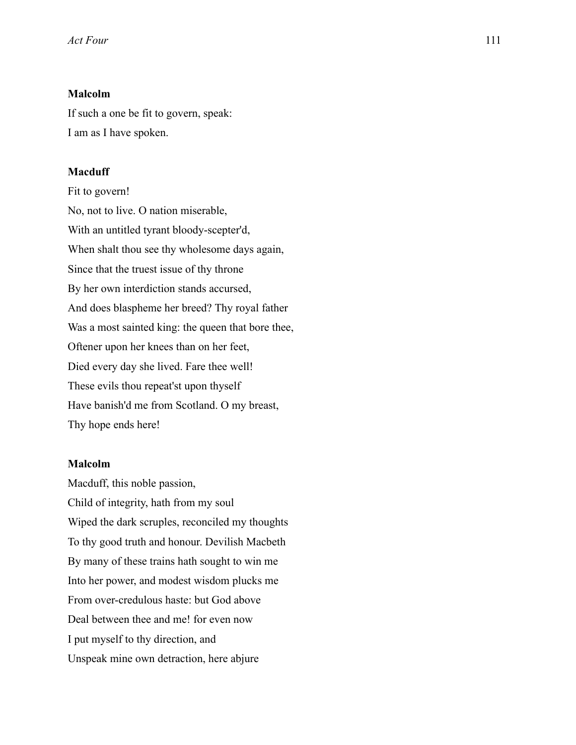**Malcolm**

If such a one be fit to govern, speak:  
I am as I have spoken.

**Macduff**

Fit to govern!  
No, not to live. O nation miserable,  
With an untitled tyrant bloody-scepter'd,  
When shalt thou see thy wholesome days again,  
Since that the truest issue of thy throne  
By her own interdiction stands accursed,  
And does blaspheme her breed? Thy royal father  
Was a most sainted king: the queen that bore thee,  
Oftener upon her knees than on her feet,  
Died every day she lived. Fare thee well!  
These evils thou repeat'st upon thyself  
Have banish'd me from Scotland. O my breast,  
Thy hope ends here!

**Malcolm**

Macduff, this noble passion,  
Child of integrity, hath from my soul  
Wiped the dark scruples, reconciled my thoughts  
To thy good truth and honour. Devilish Macbeth  
By many of these trains hath sought to win me  
Into her power, and modest wisdom plucks me  
From over-credulous haste: but God above  
Deal between thee and me! for even now  
I put myself to thy direction, and  
Unspeak mine own detraction, here abjure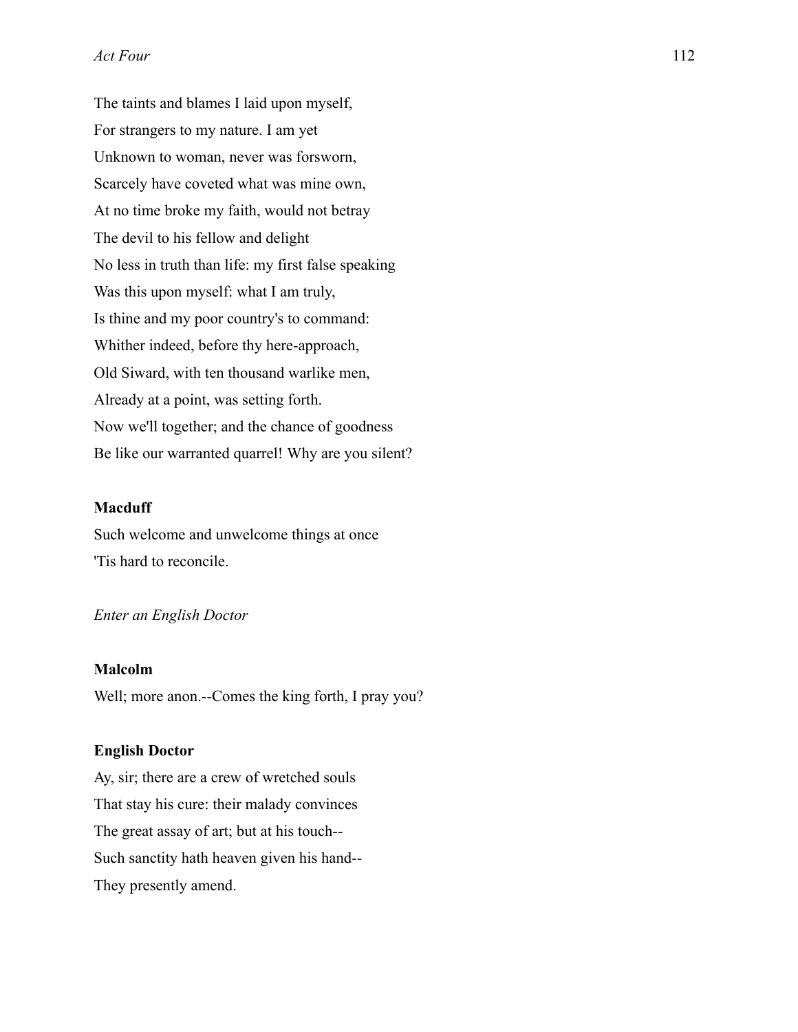The taints and blames I laid upon myself,
For strangers to my nature. I am yet
Unknown to woman, never was forsworn,
Scarcely have coveted what was mine own,
At no time broke my faith, would not betray
The devil to his fellow and delight
No less in truth than life: my first false speaking
Was this upon myself: what I am truly,
Is thine and my poor country's to command:
Whither indeed, before thy here-approach,
Old Siward, with ten thousand warlike men,
Already at a point, was setting forth.
Now we'll together; and the chance of goodness
Be like our warranted quarrel! Why are you silent?

**Macduff**

Such welcome and unwelcome things at once
'Tis hard to reconcile.

*Enter an English Doctor*

**Malcolm**

Well; more anon.--Comes the king forth, I pray you?

**English Doctor**

Ay, sir; there are a crew of wretched souls
That stay his cure: their malady convinces
The great assay of art; but at his touch--
Such sanctity hath heaven given his hand--
They presently amend.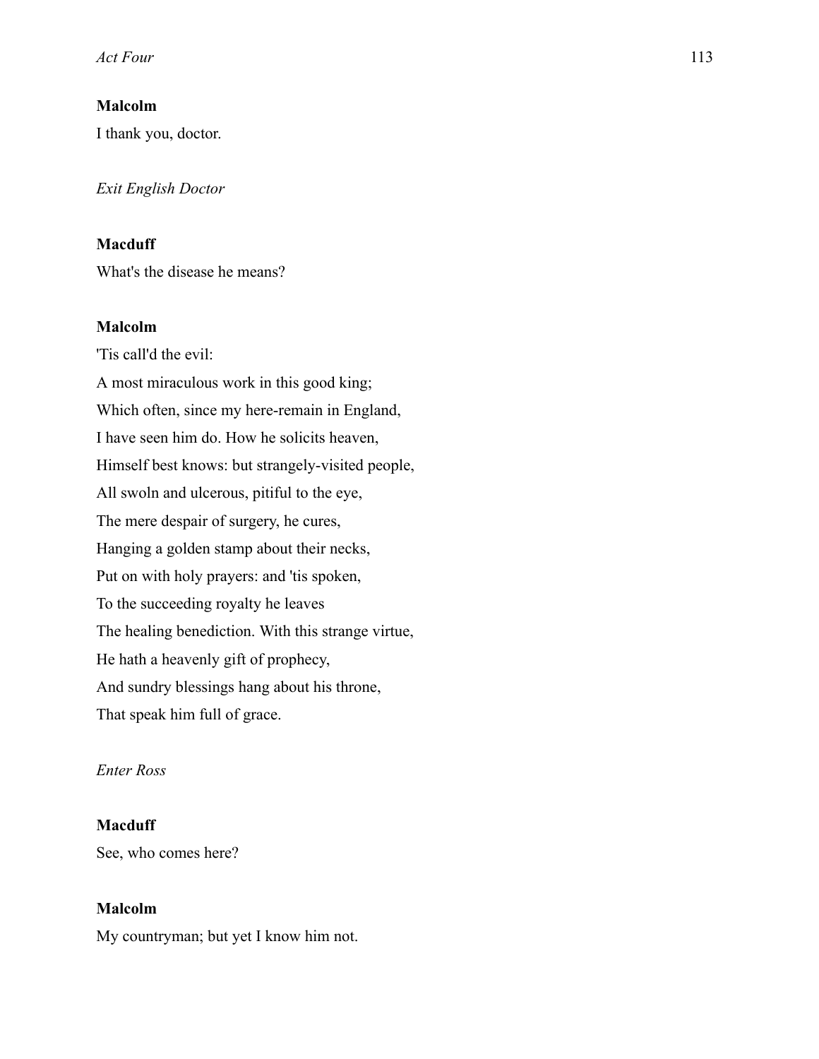**Malcolm**

I thank you, doctor.

*Exit English Doctor*

**Macduff**

What's the disease he means?

**Malcolm**

'Tis call'd the evil:
A most miraculous work in this good king;
Which often, since my here-remain in England,
I have seen him do. How he solicits heaven,
Himself best knows: but strangely-visited people,
All swoln and ulcerous, pitiful to the eye,
The mere despair of surgery, he cures,
Hanging a golden stamp about their necks,
Put on with holy prayers: and 'tis spoken,
To the succeeding royalty he leaves
The healing benediction. With this strange virtue,
He hath a heavenly gift of prophecy,
And sundry blessings hang about his throne,
That speak him full of grace.

*Enter Ross*

**Macduff**

See, who comes here?

**Malcolm**

My countryman; but yet I know him not.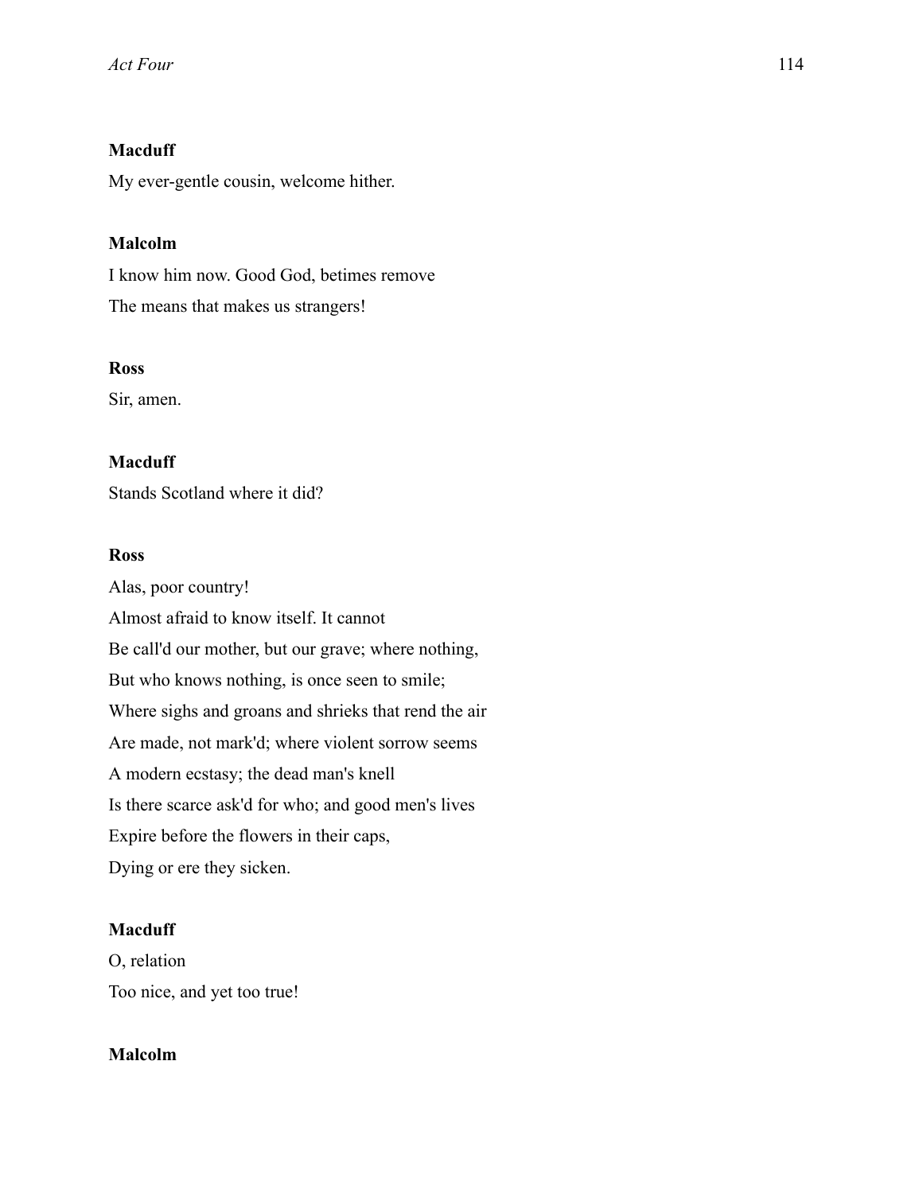**Macduff**

My ever-gentle cousin, welcome hither.

**Malcolm**

I know him now. Good God, betimes remove

The means that makes us strangers!

**Ross**

Sir, amen.

**Macduff**

Stands Scotland where it did?

**Ross**

Alas, poor country!

Almost afraid to know itself. It cannot

Be call'd our mother, but our grave; where nothing,

But who knows nothing, is once seen to smile;

Where sighs and groans and shrieks that rend the air

Are made, not mark'd; where violent sorrow seems

A modern ecstasy; the dead man's knell

Is there scarce ask'd for who; and good men's lives

Expire before the flowers in their caps,

Dying or ere they sicken.

**Macduff**

O, relation

Too nice, and yet too true!

**Malcolm**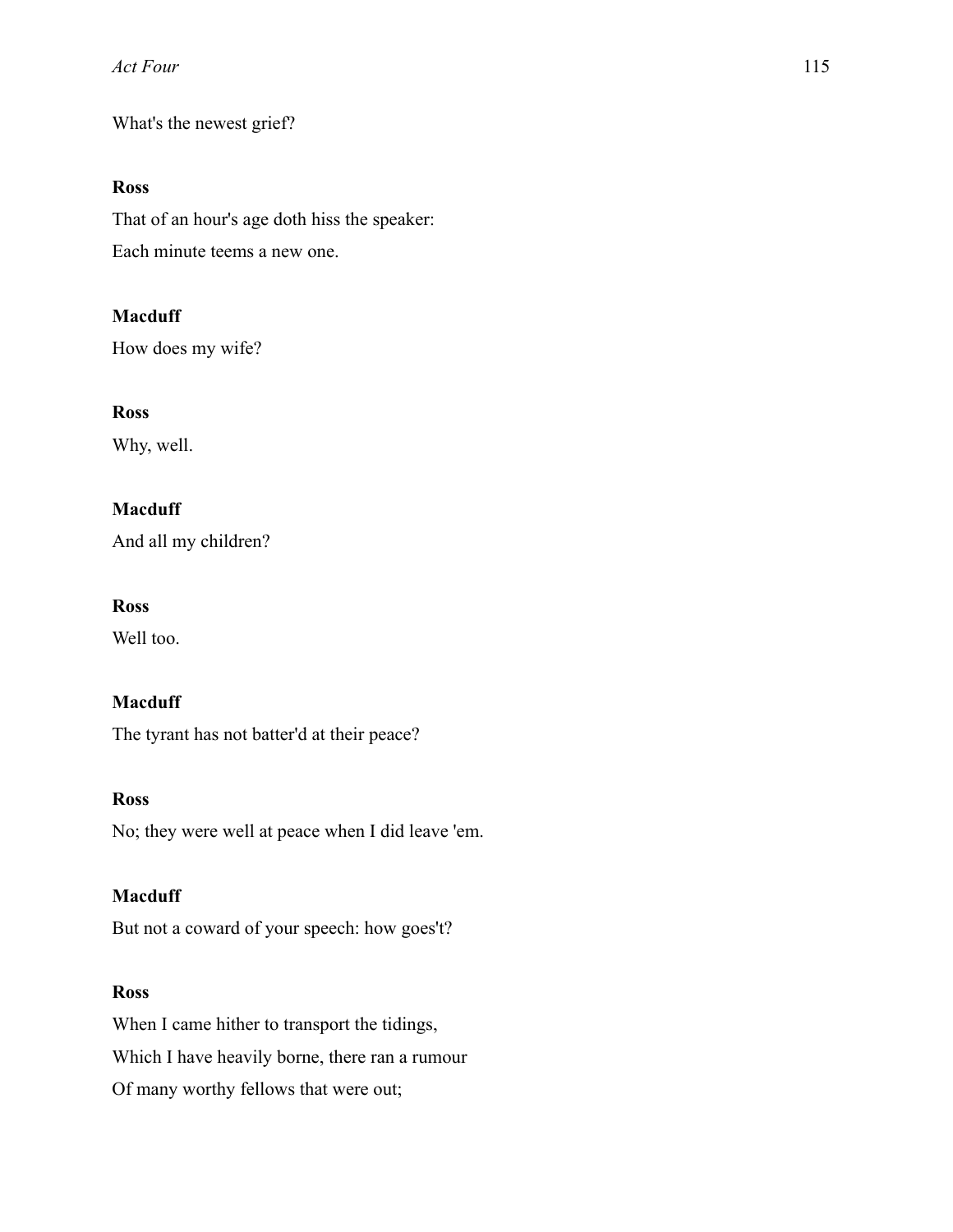What's the newest grief?

**Ross**

That of an hour's age doth hiss the speaker:

Each minute teems a new one.

**Macduff**

How does my wife?

**Ross**

Why, well.

**Macduff**

And all my children?

**Ross**

Well too.

**Macduff**

The tyrant has not batter'd at their peace?

**Ross**

No; they were well at peace when I did leave 'em.

**Macduff**

But not a coward of your speech: how goes't?

**Ross**

When I came hither to transport the tidings,

Which I have heavily borne, there ran a rumour

Of many worthy fellows that were out;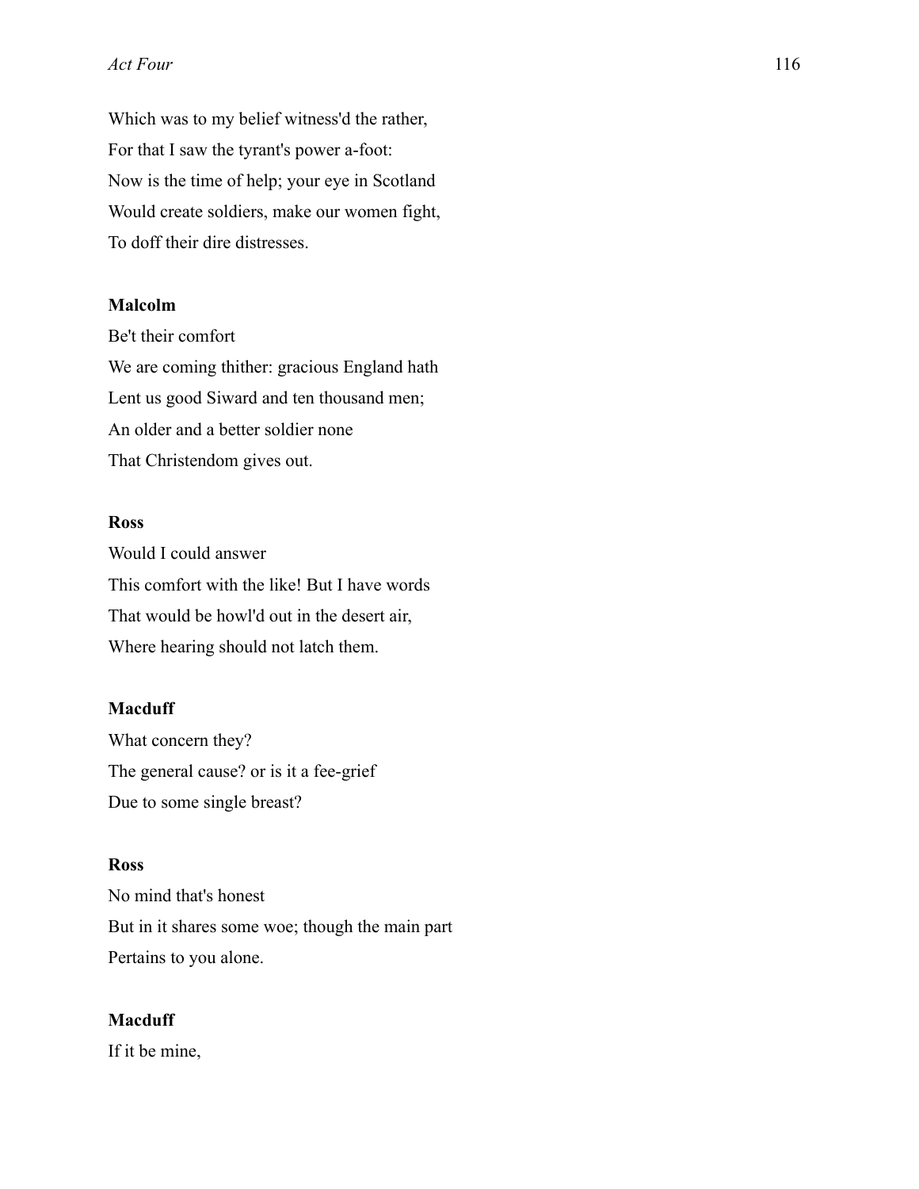Which was to my belief witness'd the rather,
For that I saw the tyrant's power a-foot:
Now is the time of help; your eye in Scotland
Would create soldiers, make our women fight,
To doff their dire distresses.

**Malcolm**
Be't their comfort
We are coming thither: gracious England hath
Lent us good Siward and ten thousand men;
An older and a better soldier none
That Christendom gives out.

**Ross**
Would I could answer
This comfort with the like! But I have words
That would be howl'd out in the desert air,
Where hearing should not latch them.

**Macduff**
What concern they?
The general cause? or is it a fee-grief
Due to some single breast?

**Ross**
No mind that's honest
But in it shares some woe; though the main part
Pertains to you alone.

**Macduff**
If it be mine,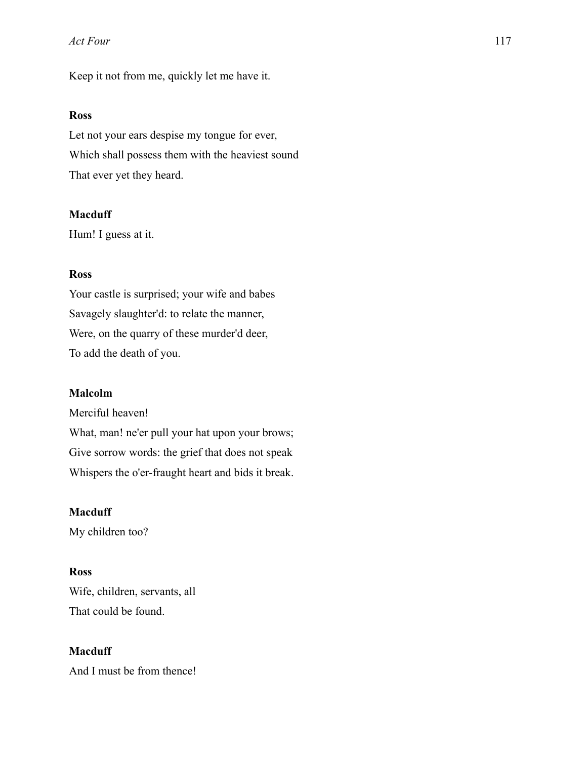Keep it not from me, quickly let me have it.

**Ross**

Let not your ears despise my tongue for ever,
Which shall possess them with the heaviest sound
That ever yet they heard.

**Macduff**

Hum! I guess at it.

**Ross**

Your castle is surprised; your wife and babes
Savagely slaughter'd: to relate the manner,
Were, on the quarry of these murder'd deer,
To add the death of you.

**Malcolm**

Merciful heaven!
What, man! ne'er pull your hat upon your brows;
Give sorrow words: the grief that does not speak
Whispers the o'er-fraught heart and bids it break.

**Macduff**

My children too?

**Ross**

Wife, children, servants, all
That could be found.

**Macduff**

And I must be from thence!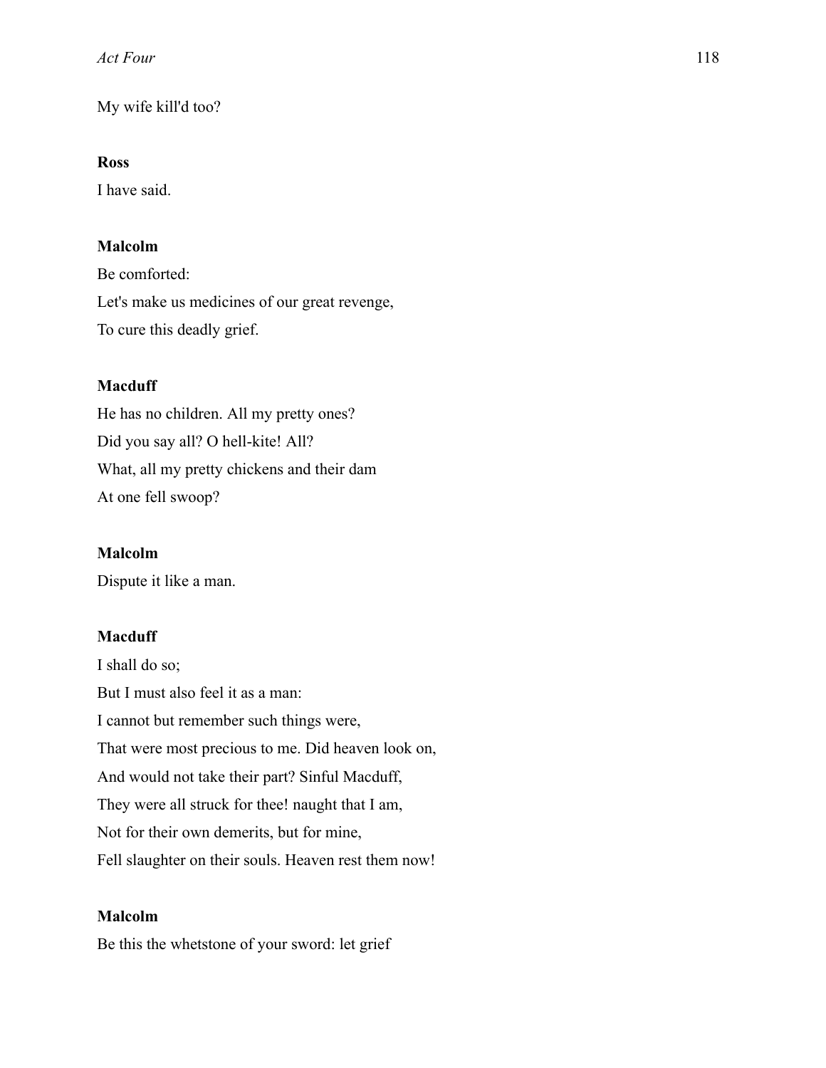My wife kill'd too?

**Ross**

I have said.

**Malcolm**

Be comforted:

Let's make us medicines of our great revenge,

To cure this deadly grief.

**Macduff**

He has no children. All my pretty ones?

Did you say all? O hell-kite! All?

What, all my pretty chickens and their dam

At one fell swoop?

**Malcolm**

Dispute it like a man.

**Macduff**

I shall do so;

But I must also feel it as a man:

I cannot but remember such things were,

That were most precious to me. Did heaven look on,

And would not take their part? Sinful Macduff,

They were all struck for thee! naught that I am,

Not for their own demerits, but for mine,

Fell slaughter on their souls. Heaven rest them now!

**Malcolm**

Be this the whetstone of your sword: let grief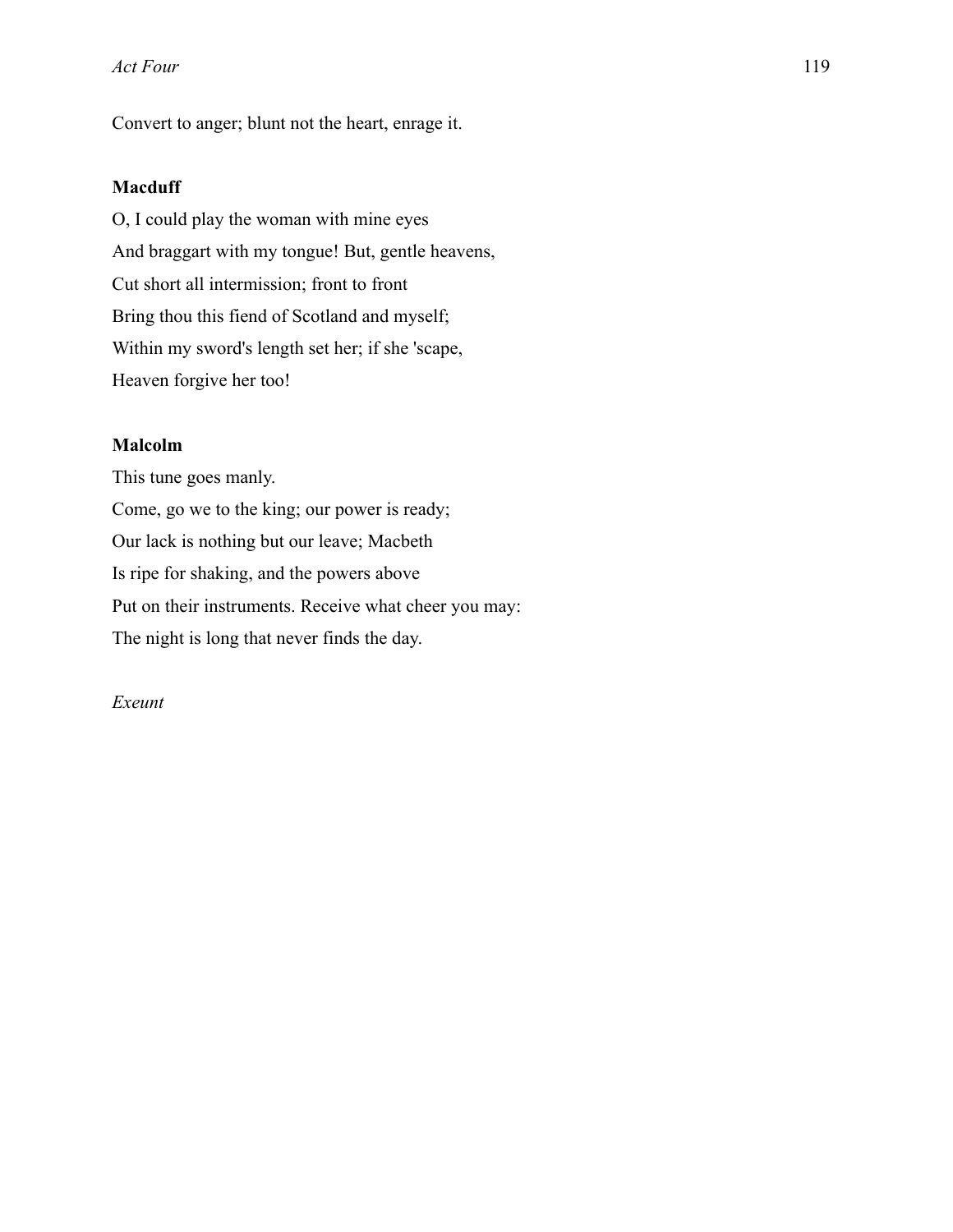Convert to anger; blunt not the heart, enrage it.

**Macduff**

O, I could play the woman with mine eyes
And braggart with my tongue! But, gentle heavens,
Cut short all intermission; front to front
Bring thou this fiend of Scotland and myself;
Within my sword's length set her; if she 'scape,
Heaven forgive her too!

**Malcolm**

This tune goes manly.
Come, go we to the king; our power is ready;
Our lack is nothing but our leave; Macbeth
Is ripe for shaking, and the powers above
Put on their instruments. Receive what cheer you may:
The night is long that never finds the day.

*Exeunt*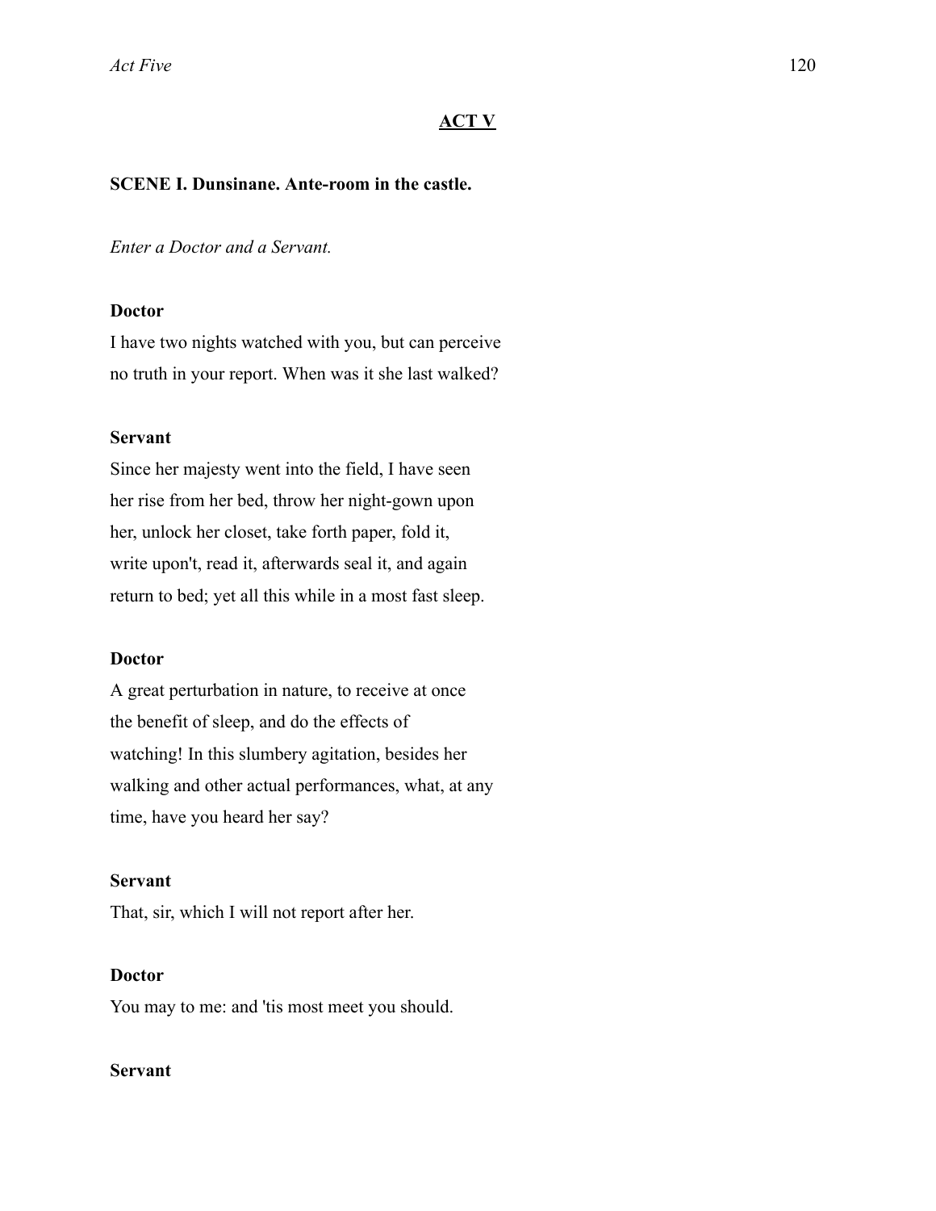## ACT V

### SCENE I. Dunsinane. Ante-room in the castle.

*Enter a Doctor and a Servant.*

**Doctor**

I have two nights watched with you, but can perceive
no truth in your report. When was it she last walked?

**Servant**

Since her majesty went into the field, I have seen
her rise from her bed, throw her night-gown upon
her, unlock her closet, take forth paper, fold it,
write upon't, read it, afterwards seal it, and again
return to bed; yet all this while in a most fast sleep.

**Doctor**

A great perturbation in nature, to receive at once
the benefit of sleep, and do the effects of
watching! In this slumbery agitation, besides her
walking and other actual performances, what, at any
time, have you heard her say?

**Servant**

That, sir, which I will not report after her.

**Doctor**

You may to me: and 'tis most meet you should.

**Servant**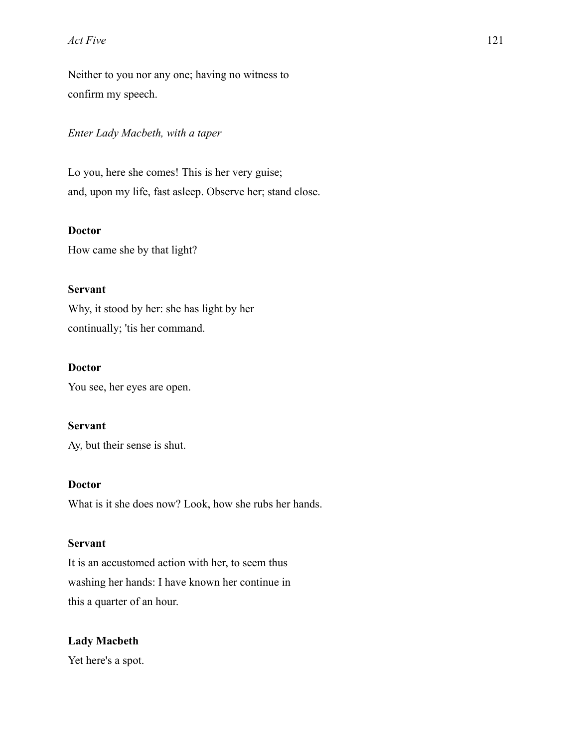Neither to you nor any one; having no witness to
confirm my speech.

*Enter Lady Macbeth, with a taper*

Lo you, here she comes! This is her very guise;
and, upon my life, fast asleep. Observe her; stand close.

**Doctor**

How came she by that light?

**Servant**

Why, it stood by her: she has light by her
continually; 'tis her command.

**Doctor**

You see, her eyes are open.

**Servant**

Ay, but their sense is shut.

**Doctor**

What is it she does now? Look, how she rubs her hands.

**Servant**

It is an accustomed action with her, to seem thus
washing her hands: I have known her continue in
this a quarter of an hour.

**Lady Macbeth**

Yet here's a spot.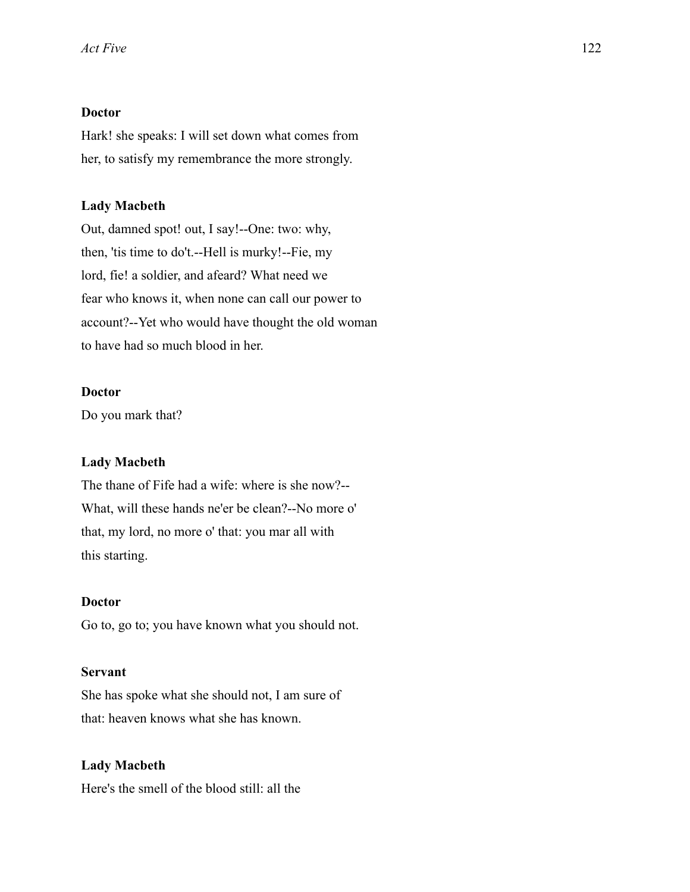**Doctor**

Hark! she speaks: I will set down what comes from
her, to satisfy my remembrance the more strongly.

**Lady Macbeth**

Out, damned spot! out, I say!--One: two: why,
then, 'tis time to do't.--Hell is murky!--Fie, my
lord, fie! a soldier, and afeard? What need we
fear who knows it, when none can call our power to
account?--Yet who would have thought the old woman
to have had so much blood in her.

**Doctor**

Do you mark that?

**Lady Macbeth**

The thane of Fife had a wife: where is she now?--
What, will these hands ne'er be clean?--No more o'
that, my lord, no more o' that: you mar all with
this starting.

**Doctor**

Go to, go to; you have known what you should not.

**Servant**

She has spoke what she should not, I am sure of
that: heaven knows what she has known.

**Lady Macbeth**

Here's the smell of the blood still: all the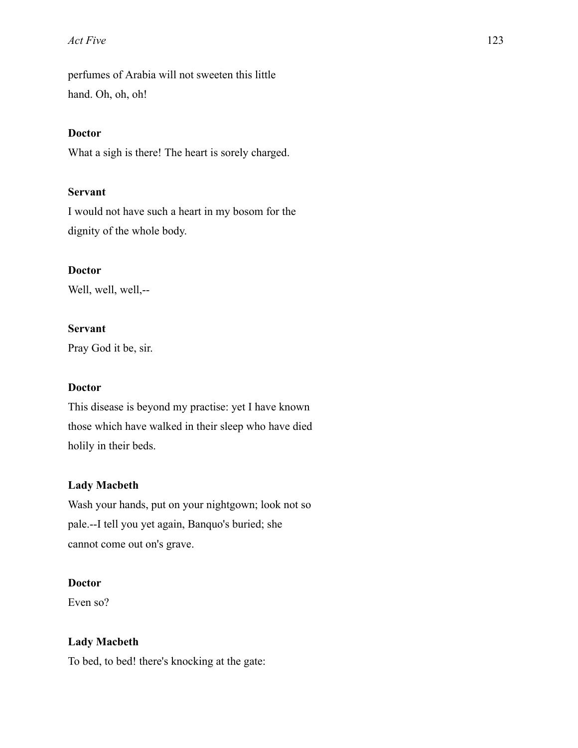perfumes of Arabia will not sweeten this little
hand. Oh, oh, oh!

**Doctor**

What a sigh is there! The heart is sorely charged.

**Servant**

I would not have such a heart in my bosom for the
dignity of the whole body.

**Doctor**

Well, well, well,--

**Servant**

Pray God it be, sir.

**Doctor**

This disease is beyond my practise: yet I have known
those which have walked in their sleep who have died
holily in their beds.

**Lady Macbeth**

Wash your hands, put on your nightgown; look not so
pale.--I tell you yet again, Banquo's buried; she
cannot come out on's grave.

**Doctor**

Even so?

**Lady Macbeth**

To bed, to bed! there's knocking at the gate: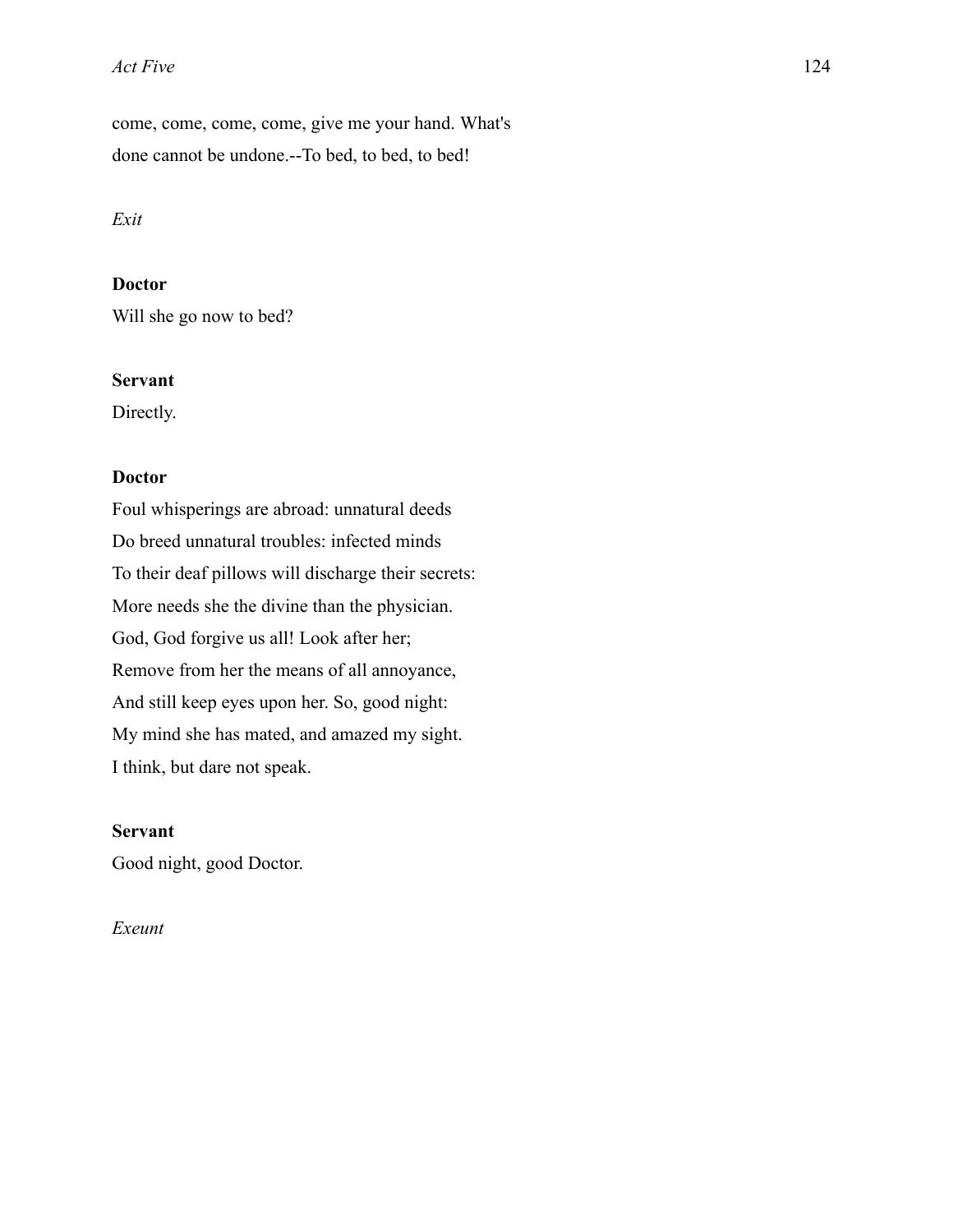come, come, come, come, give me your hand. What's
done cannot be undone.--To bed, to bed, to bed!

*Exit*

**Doctor**
Will she go now to bed?

**Servant**
Directly.

**Doctor**
Foul whisperings are abroad: unnatural deeds
Do breed unnatural troubles: infected minds
To their deaf pillows will discharge their secrets:
More needs she the divine than the physician.
God, God forgive us all! Look after her;
Remove from her the means of all annoyance,
And still keep eyes upon her. So, good night:
My mind she has mated, and amazed my sight.
I think, but dare not speak.

**Servant**
Good night, good Doctor.

*Exeunt*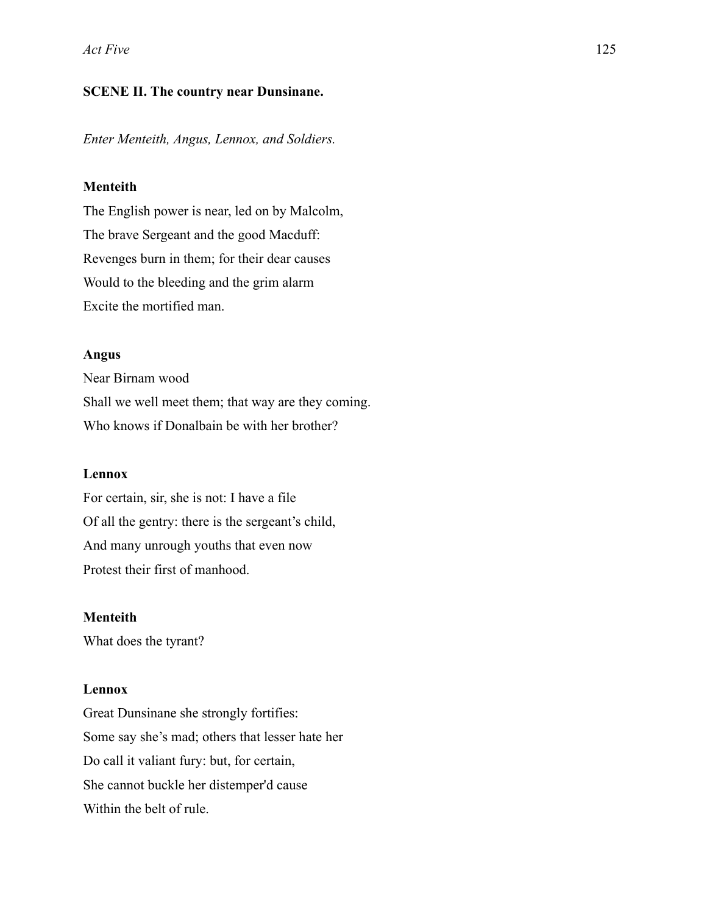**SCENE II. The country near Dunsinane.**

*Enter Menteith, Angus, Lennox, and Soldiers.*

**Menteith**

The English power is near, led on by Malcolm,
The brave Sergeant and the good Macduff:
Revenges burn in them; for their dear causes
Would to the bleeding and the grim alarm
Excite the mortified man.

**Angus**

Near Birnam wood
Shall we well meet them; that way are they coming.
Who knows if Donalbain be with her brother?

**Lennox**

For certain, sir, she is not: I have a file
Of all the gentry: there is the sergeant's child,
And many unrough youths that even now
Protest their first of manhood.

**Menteith**

What does the tyrant?

**Lennox**

Great Dunsinane she strongly fortifies:
Some say she's mad; others that lesser hate her
Do call it valiant fury: but, for certain,
She cannot buckle her distemper'd cause
Within the belt of rule.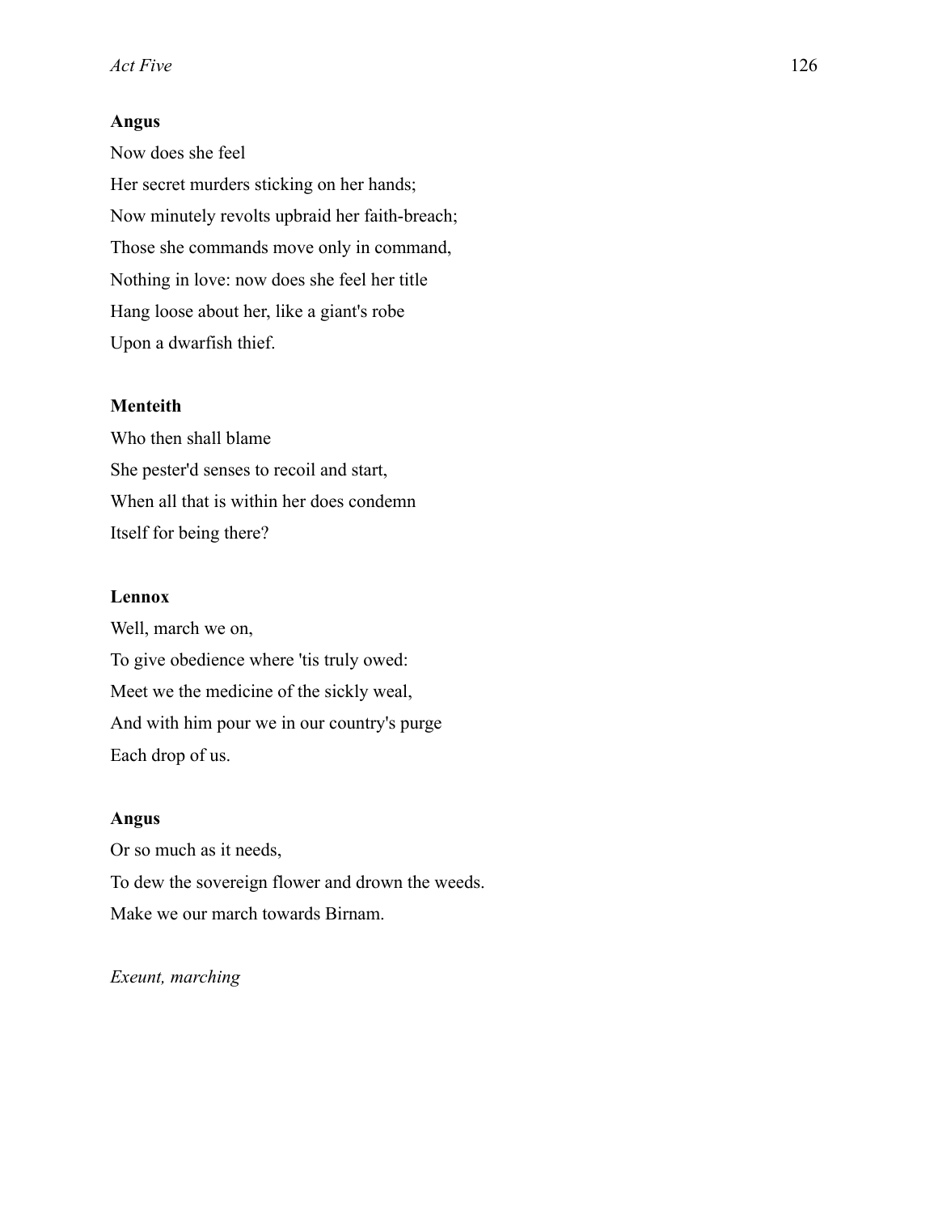**Angus**

Now does she feel
Her secret murders sticking on her hands;
Now minutely revolts upbraid her faith-breach;
Those she commands move only in command,
Nothing in love: now does she feel her title
Hang loose about her, like a giant's robe
Upon a dwarfish thief.

**Menteith**

Who then shall blame
She pester'd senses to recoil and start,
When all that is within her does condemn
Itself for being there?

**Lennox**

Well, march we on,
To give obedience where 'tis truly owed:
Meet we the medicine of the sickly weal,
And with him pour we in our country's purge
Each drop of us.

**Angus**

Or so much as it needs,
To dew the sovereign flower and drown the weeds.
Make we our march towards Birnam.

*Exeunt, marching*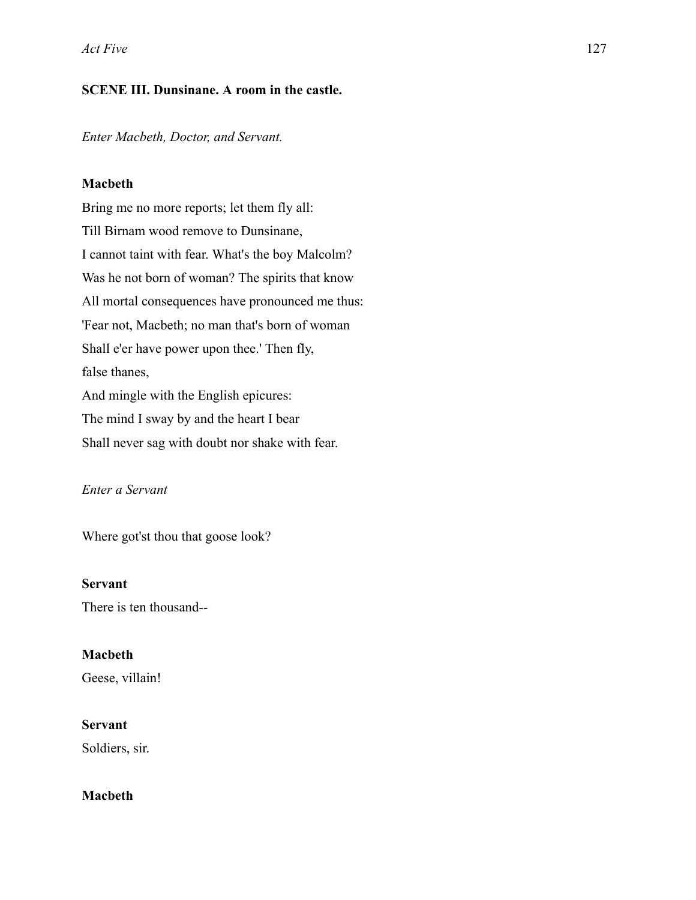**SCENE III. Dunsinane. A room in the castle.**

*Enter Macbeth, Doctor, and Servant.*

**Macbeth**

Bring me no more reports; let them fly all:
Till Birnam wood remove to Dunsinane,
I cannot taint with fear. What's the boy Malcolm?
Was he not born of woman? The spirits that know
All mortal consequences have pronounced me thus:
'Fear not, Macbeth; no man that's born of woman
Shall e'er have power upon thee.' Then fly,
false thanes,
And mingle with the English epicures:
The mind I sway by and the heart I bear
Shall never sag with doubt nor shake with fear.

*Enter a Servant*

Where got'st thou that goose look?

**Servant**

There is ten thousand--

**Macbeth**

Geese, villain!

**Servant**

Soldiers, sir.

**Macbeth**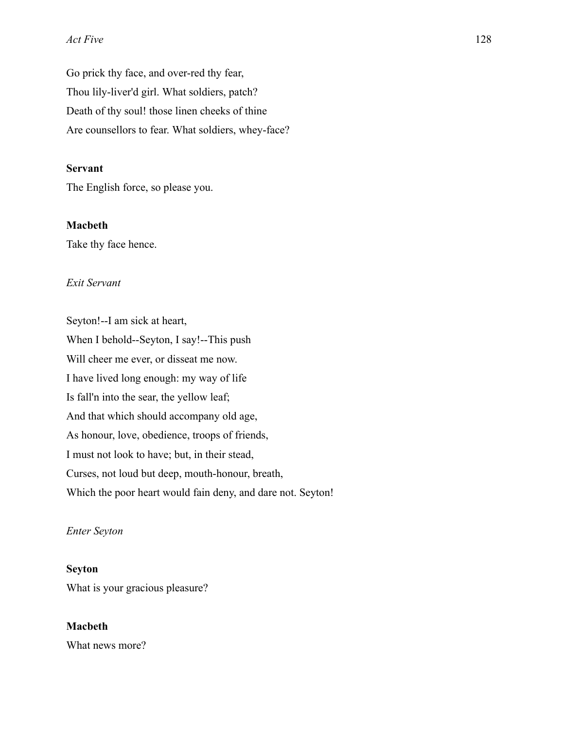Go prick thy face, and over-red thy fear,
Thou lily-liver'd girl. What soldiers, patch?
Death of thy soul! those linen cheeks of thine
Are counsellors to fear. What soldiers, whey-face?

**Servant**
The English force, so please you.

**Macbeth**
Take thy face hence.

*Exit Servant*

Seyton!--I am sick at heart,
When I behold--Seyton, I say!--This push
Will cheer me ever, or disseat me now.
I have lived long enough: my way of life
Is fall'n into the sear, the yellow leaf;
And that which should accompany old age,
As honour, love, obedience, troops of friends,
I must not look to have; but, in their stead,
Curses, not loud but deep, mouth-honour, breath,
Which the poor heart would fain deny, and dare not. Seyton!

*Enter Seyton*

**Seyton**
What is your gracious pleasure?

**Macbeth**
What news more?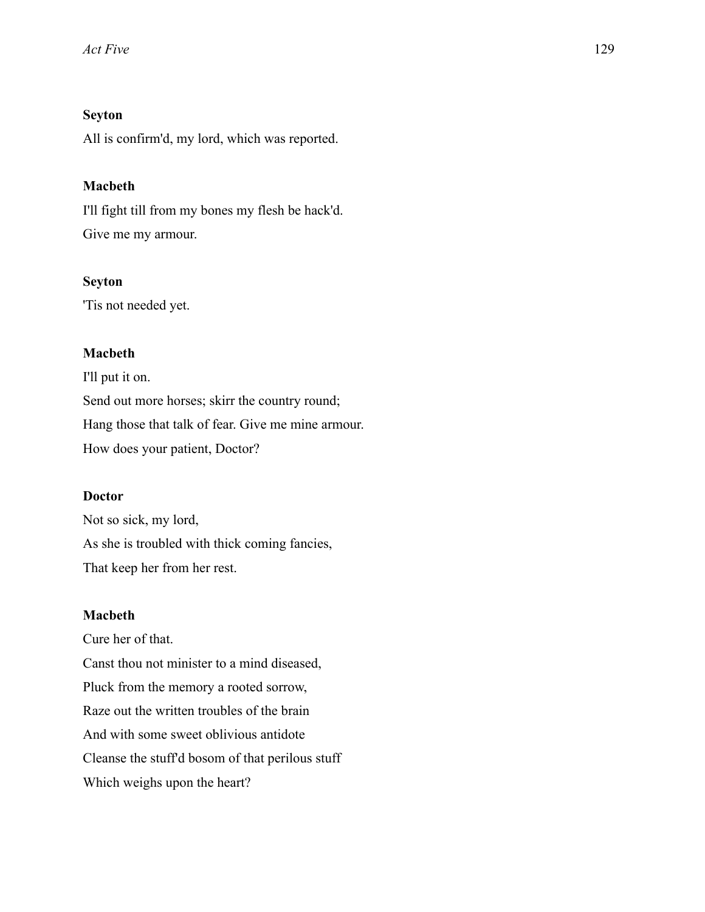**Seyton**

All is confirm'd, my lord, which was reported.

**Macbeth**

I'll fight till from my bones my flesh be hack'd.  
Give me my armour.

**Seyton**

'Tis not needed yet.

**Macbeth**

I'll put it on.  
Send out more horses; skirr the country round;  
Hang those that talk of fear. Give me mine armour.  
How does your patient, Doctor?

**Doctor**

Not so sick, my lord,  
As she is troubled with thick coming fancies,  
That keep her from her rest.

**Macbeth**

Cure her of that.  
Canst thou not minister to a mind diseased,  
Pluck from the memory a rooted sorrow,  
Raze out the written troubles of the brain  
And with some sweet oblivious antidote  
Cleanse the stuff'd bosom of that perilous stuff  
Which weighs upon the heart?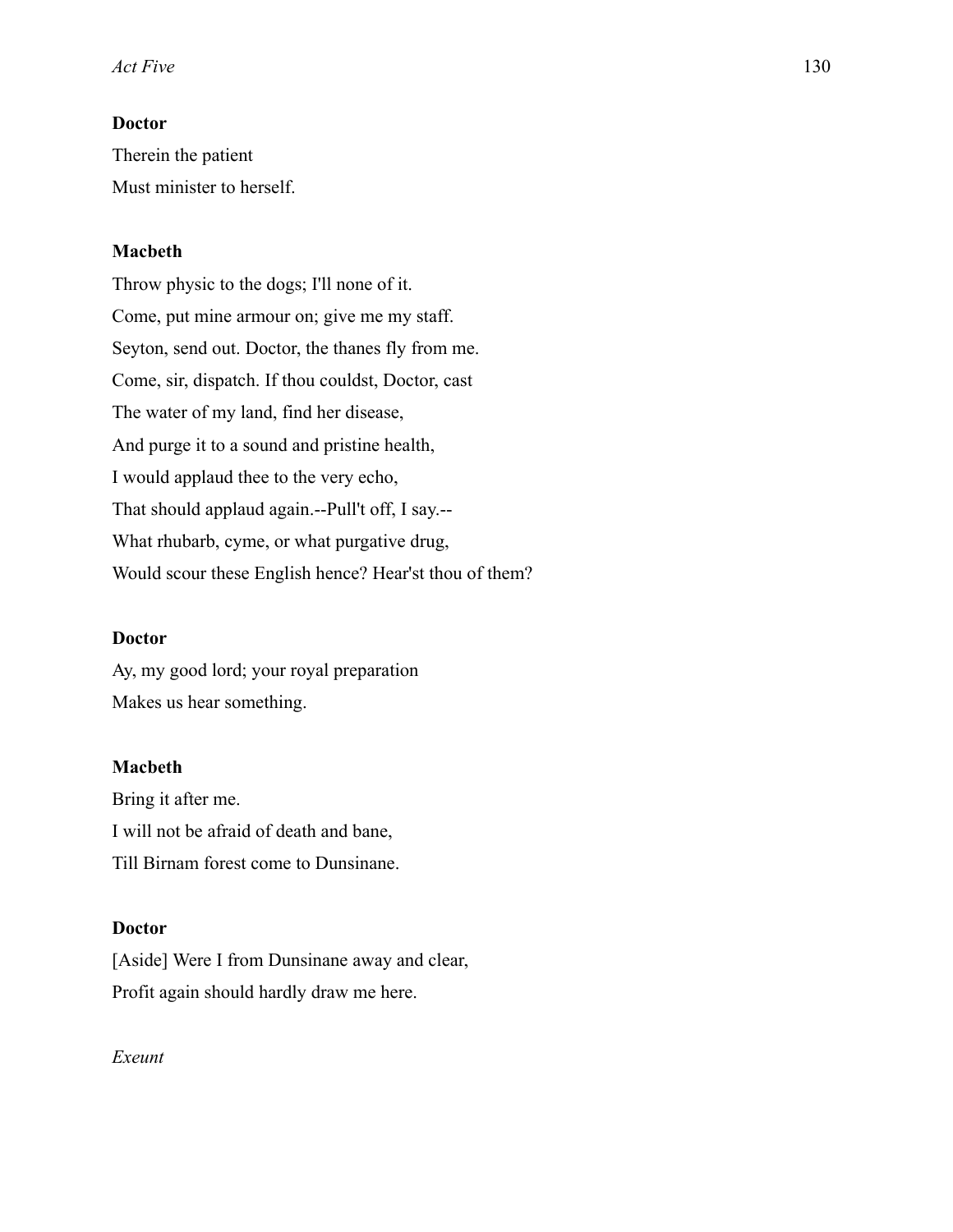**Doctor**

Therein the patient
Must minister to herself.

**Macbeth**

Throw physic to the dogs; I'll none of it.
Come, put mine armour on; give me my staff.
Seyton, send out. Doctor, the thanes fly from me.
Come, sir, dispatch. If thou couldst, Doctor, cast
The water of my land, find her disease,
And purge it to a sound and pristine health,
I would applaud thee to the very echo,
That should applaud again.--Pull't off, I say.--
What rhubarb, cyme, or what purgative drug,
Would scour these English hence? Hear'st thou of them?

**Doctor**

Ay, my good lord; your royal preparation
Makes us hear something.

**Macbeth**

Bring it after me.
I will not be afraid of death and bane,
Till Birnam forest come to Dunsinane.

**Doctor**

[Aside] Were I from Dunsinane away and clear,
Profit again should hardly draw me here.

*Exeunt*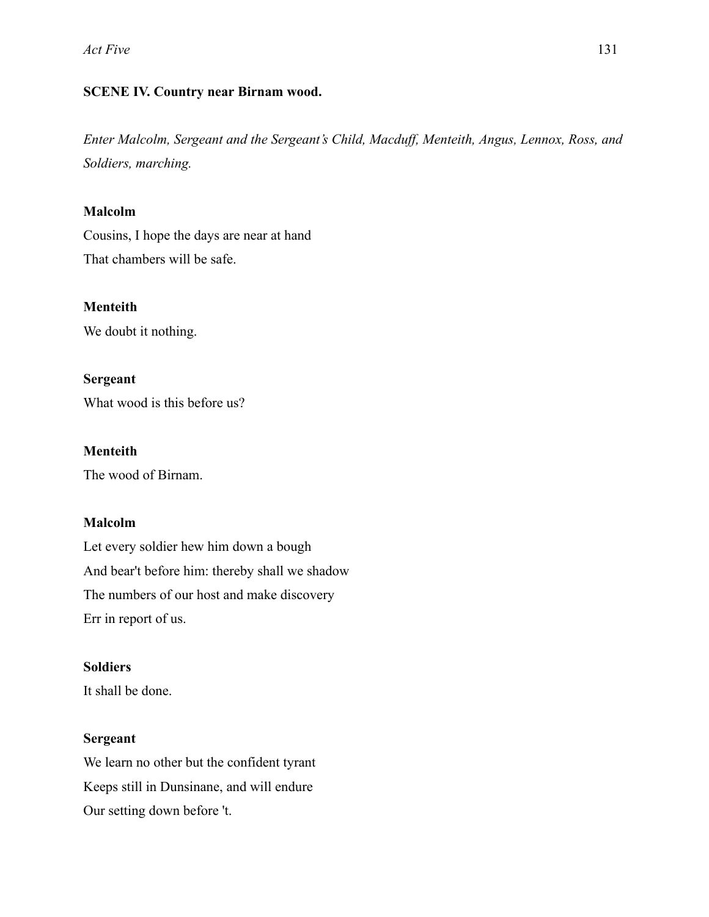**SCENE IV. Country near Birnam wood.**

*Enter Malcolm, Sergeant and the Sergeant's Child, Macduff, Menteith, Angus, Lennox, Ross, and Soldiers, marching.*

**Malcolm**

Cousins, I hope the days are near at hand
That chambers will be safe.

**Menteith**

We doubt it nothing.

**Sergeant**

What wood is this before us?

**Menteith**

The wood of Birnam.

**Malcolm**

Let every soldier hew him down a bough
And bear't before him: thereby shall we shadow
The numbers of our host and make discovery
Err in report of us.

**Soldiers**

It shall be done.

**Sergeant**

We learn no other but the confident tyrant
Keeps still in Dunsinane, and will endure
Our setting down before 't.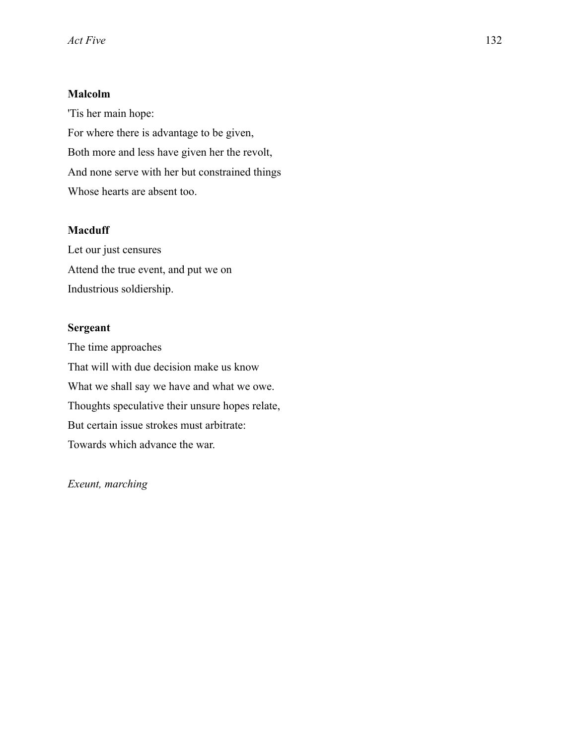**Malcolm**

'Tis her main hope:  
For where there is advantage to be given,  
Both more and less have given her the revolt,  
And none serve with her but constrained things  
Whose hearts are absent too.

**Macduff**

Let our just censures  
Attend the true event, and put we on  
Industrious soldiership.

**Sergeant**

The time approaches  
That will with due decision make us know  
What we shall say we have and what we owe.  
Thoughts speculative their unsure hopes relate,  
But certain issue strokes must arbitrate:  
Towards which advance the war.

*Exeunt, marching*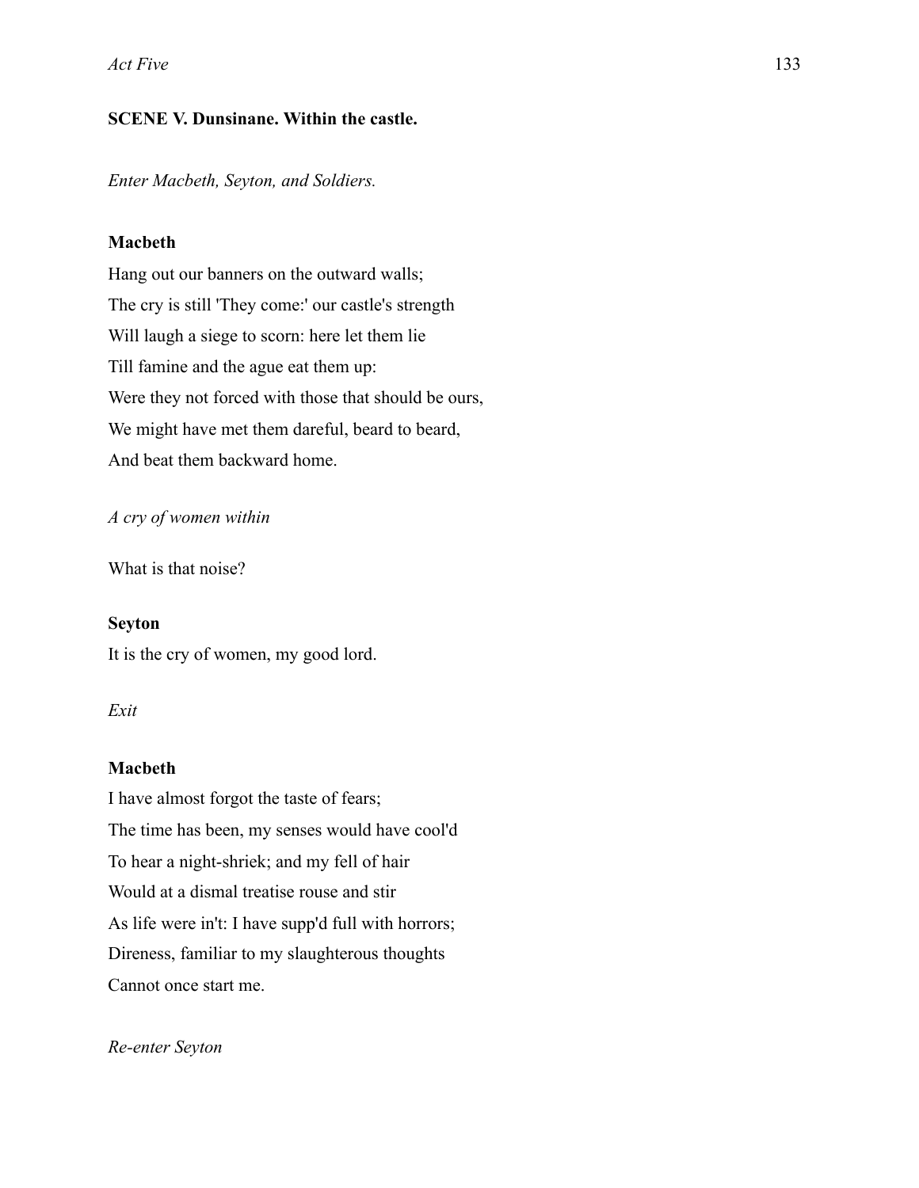**SCENE V. Dunsinane. Within the castle.**

*Enter Macbeth, Seyton, and Soldiers.*

**Macbeth**

Hang out our banners on the outward walls;
The cry is still 'They come:' our castle's strength
Will laugh a siege to scorn: here let them lie
Till famine and the ague eat them up:
Were they not forced with those that should be ours,
We might have met them dareful, beard to beard,
And beat them backward home.

*A cry of women within*

What is that noise?

**Seyton**

It is the cry of women, my good lord.

*Exit*

**Macbeth**

I have almost forgot the taste of fears;
The time has been, my senses would have cool'd
To hear a night-shriek; and my fell of hair
Would at a dismal treatise rouse and stir
As life were in't: I have supp'd full with horrors;
Direness, familiar to my slaughterous thoughts
Cannot once start me.

*Re-enter Seyton*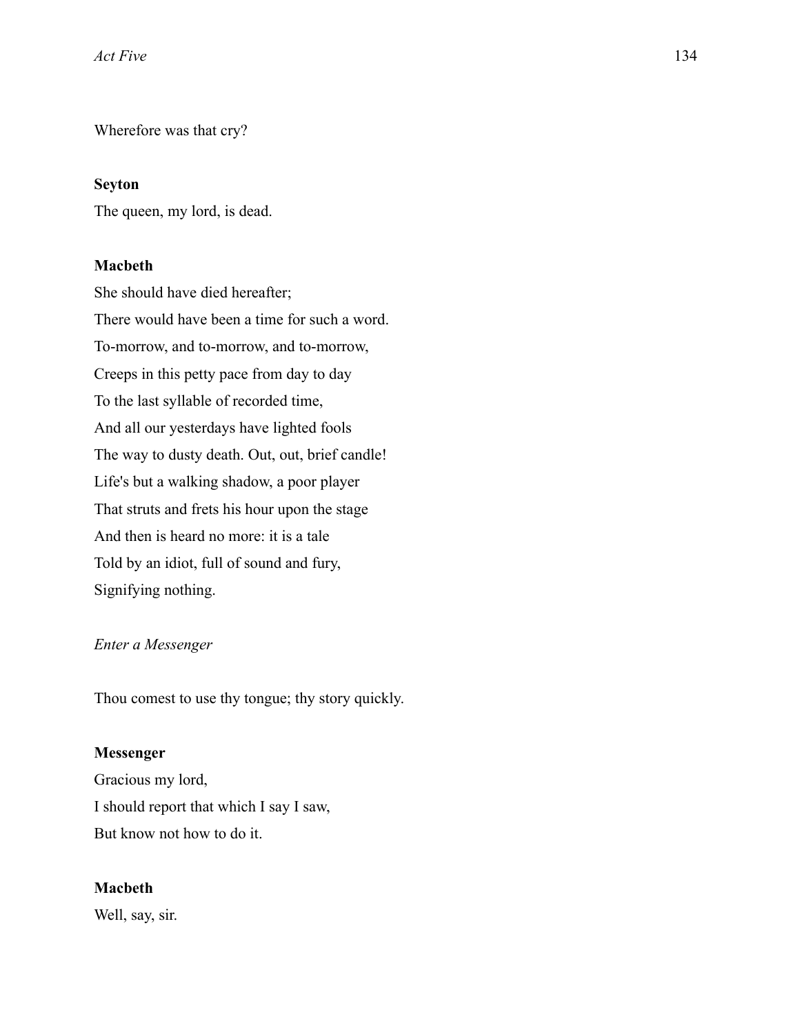Wherefore was that cry?

**Seyton**

The queen, my lord, is dead.

**Macbeth**

She should have died hereafter;  
There would have been a time for such a word.  
To-morrow, and to-morrow, and to-morrow,  
Creeps in this petty pace from day to day  
To the last syllable of recorded time,  
And all our yesterdays have lighted fools  
The way to dusty death. Out, out, brief candle!  
Life's but a walking shadow, a poor player  
That struts and frets his hour upon the stage  
And then is heard no more: it is a tale  
Told by an idiot, full of sound and fury,  
Signifying nothing.

*Enter a Messenger*

Thou comest to use thy tongue; thy story quickly.

**Messenger**

Gracious my lord,  
I should report that which I say I saw,  
But know not how to do it.

**Macbeth**

Well, say, sir.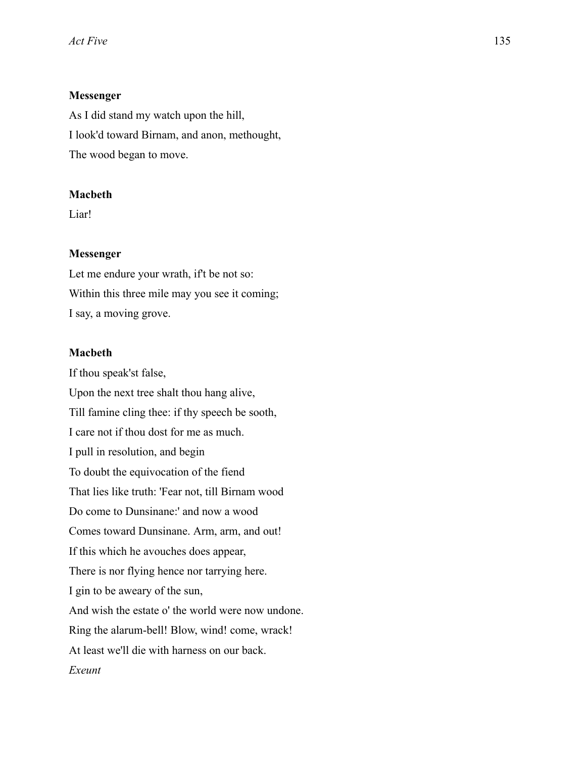**Messenger**

As I did stand my watch upon the hill,  
I look'd toward Birnam, and anon, methought,  
The wood began to move.

**Macbeth**

Liar!

**Messenger**

Let me endure your wrath, if't be not so:  
Within this three mile may you see it coming;  
I say, a moving grove.

**Macbeth**

If thou speak'st false,  
Upon the next tree shalt thou hang alive,  
Till famine cling thee: if thy speech be sooth,  
I care not if thou dost for me as much.  
I pull in resolution, and begin  
To doubt the equivocation of the fiend  
That lies like truth: 'Fear not, till Birnam wood  
Do come to Dunsinane:' and now a wood  
Comes toward Dunsinane. Arm, arm, and out!  
If this which he avouches does appear,  
There is nor flying hence nor tarrying here.  
I gin to be aweary of the sun,  
And wish the estate o' the world were now undone.  
Ring the alarum-bell! Blow, wind! come, wrack!  
At least we'll die with harness on our back.  
*Exeunt*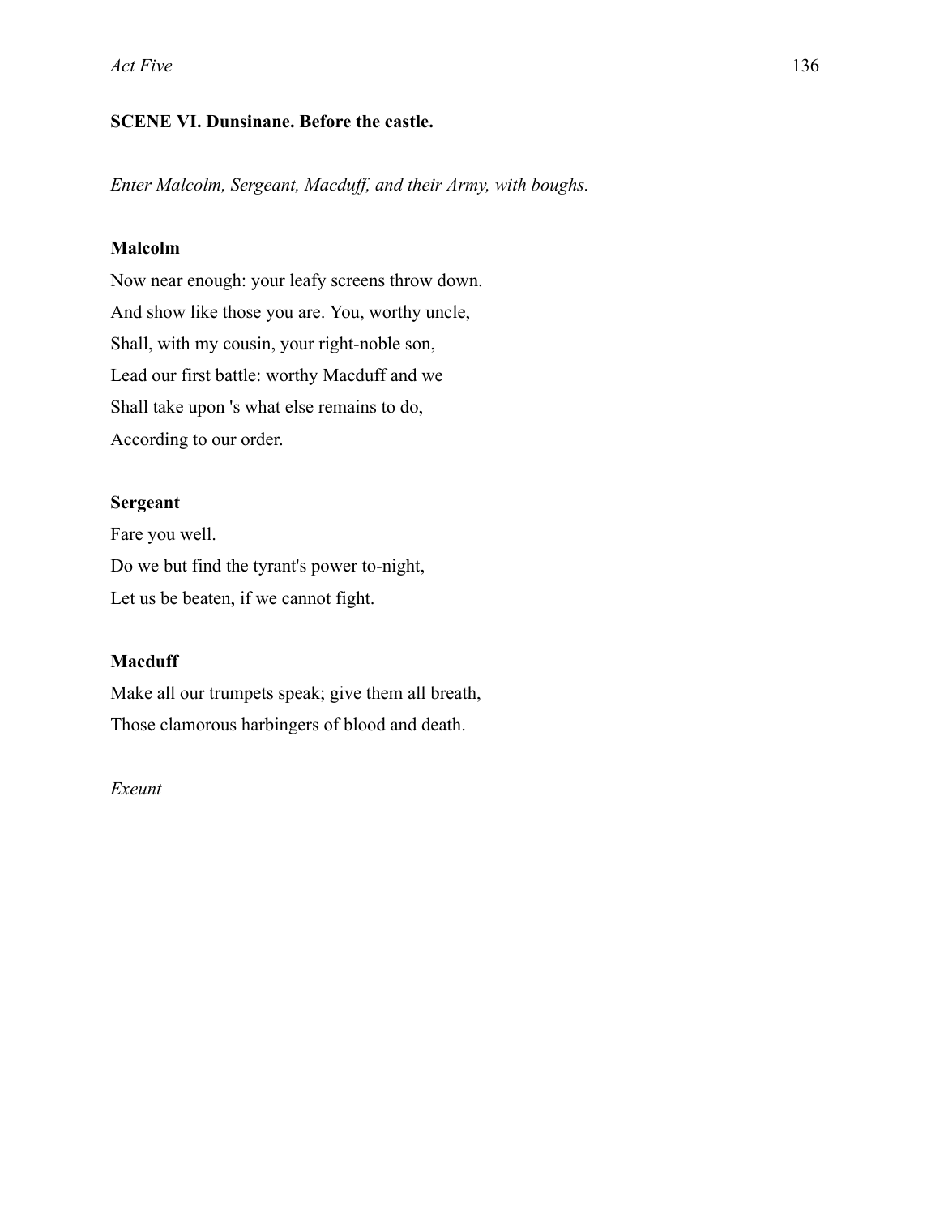**SCENE VI. Dunsinane. Before the castle.**

*Enter Malcolm, Sergeant, Macduff, and their Army, with boughs.*

**Malcolm**

Now near enough: your leafy screens throw down.
And show like those you are. You, worthy uncle,
Shall, with my cousin, your right-noble son,
Lead our first battle: worthy Macduff and we
Shall take upon 's what else remains to do,
According to our order.

**Sergeant**

Fare you well.
Do we but find the tyrant's power to-night,
Let us be beaten, if we cannot fight.

**Macduff**

Make all our trumpets speak; give them all breath,
Those clamorous harbingers of blood and death.

*Exeunt*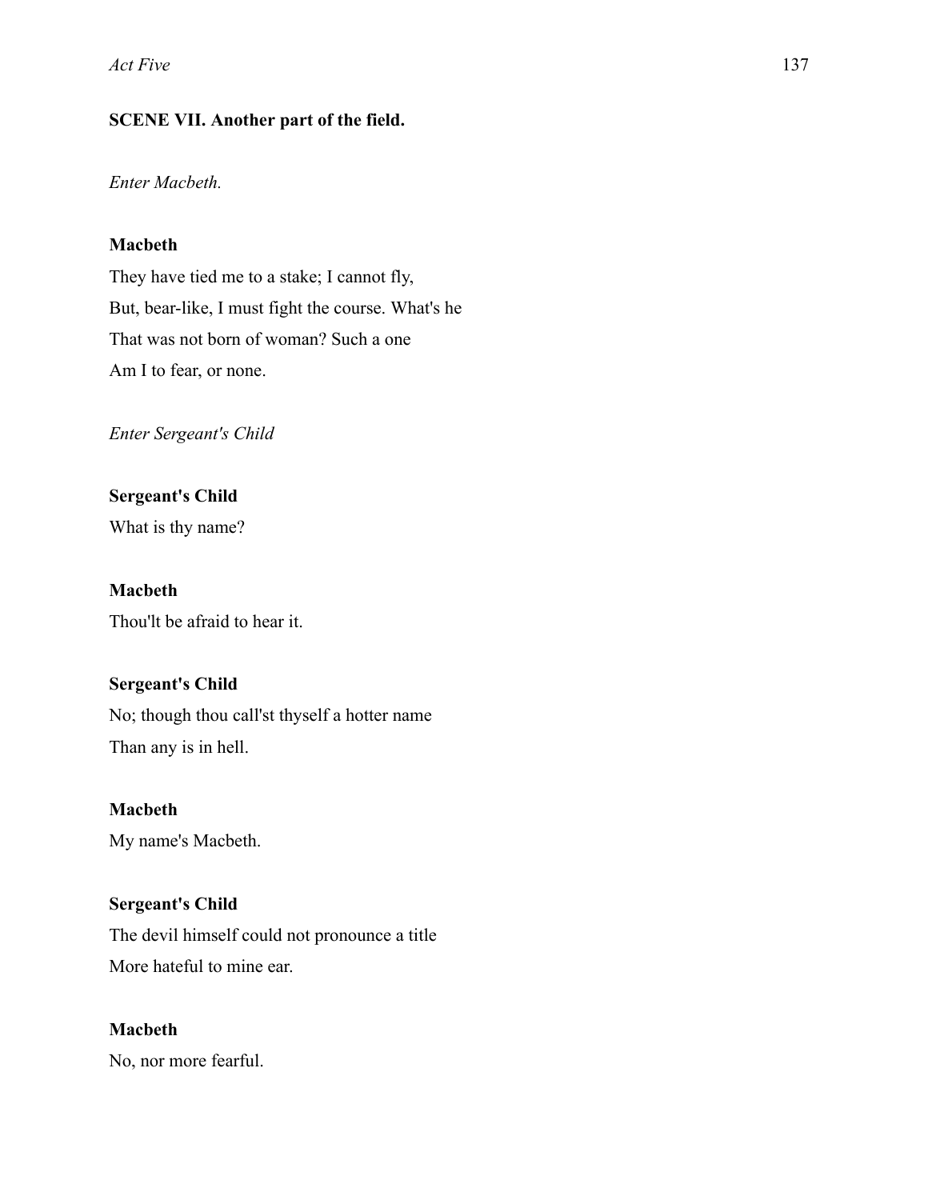**SCENE VII. Another part of the field.**

*Enter Macbeth.*

**Macbeth**

They have tied me to a stake; I cannot fly,

But, bear-like, I must fight the course. What's he

That was not born of woman? Such a one

Am I to fear, or none.

*Enter Sergeant's Child*

**Sergeant's Child**

What is thy name?

**Macbeth**

Thou'lt be afraid to hear it.

**Sergeant's Child**

No; though thou call'st thyself a hotter name

Than any is in hell.

**Macbeth**

My name's Macbeth.

**Sergeant's Child**

The devil himself could not pronounce a title

More hateful to mine ear.

**Macbeth**

No, nor more fearful.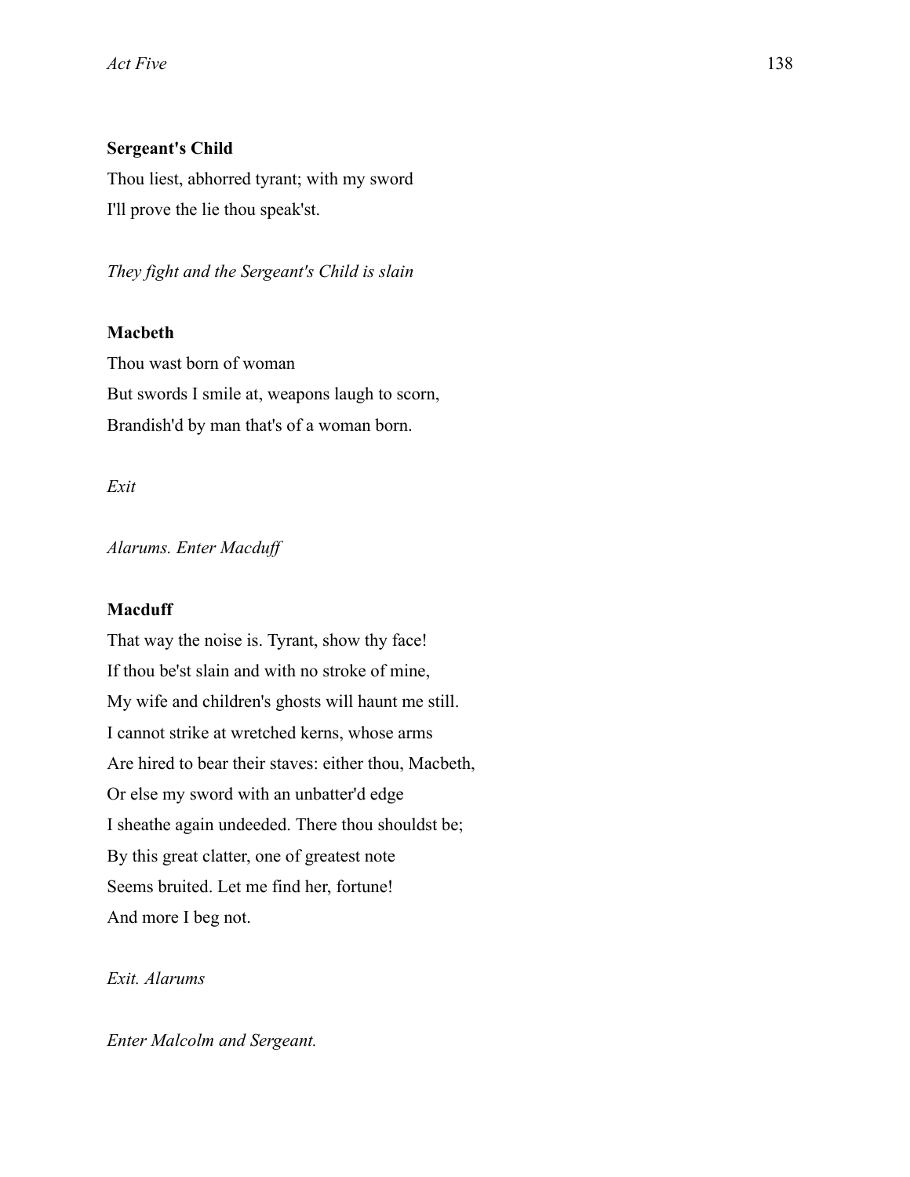**Sergeant's Child**

Thou liest, abhorred tyrant; with my sword
I'll prove the lie thou speak'st.

*They fight and the Sergeant's Child is slain*

**Macbeth**

Thou wast born of woman
But swords I smile at, weapons laugh to scorn,
Brandish'd by man that's of a woman born.

*Exit*

*Alarums. Enter Macduff*

**Macduff**

That way the noise is. Tyrant, show thy face!
If thou be'st slain and with no stroke of mine,
My wife and children's ghosts will haunt me still.
I cannot strike at wretched kerns, whose arms
Are hired to bear their staves: either thou, Macbeth,
Or else my sword with an unbatter'd edge
I sheathe again undeeded. There thou shouldst be;
By this great clatter, one of greatest note
Seems bruited. Let me find her, fortune!
And more I beg not.

*Exit. Alarums*

*Enter Malcolm and Sergeant.*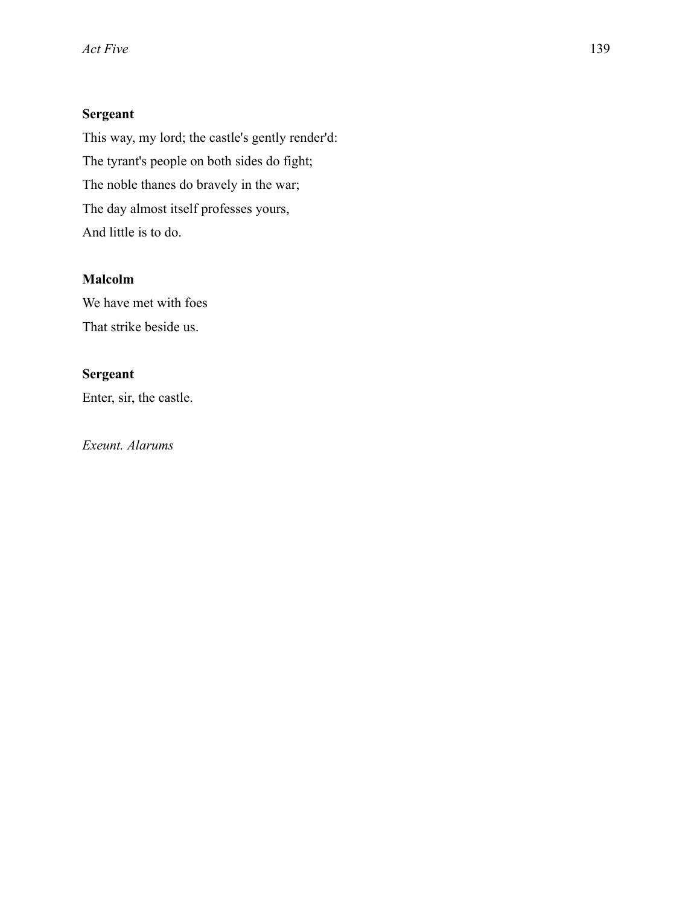**Sergeant**

This way, my lord; the castle's gently render'd:
The tyrant's people on both sides do fight;
The noble thanes do bravely in the war;
The day almost itself professes yours,
And little is to do.

**Malcolm**

We have met with foes
That strike beside us.

**Sergeant**

Enter, sir, the castle.

*Exeunt. Alarums*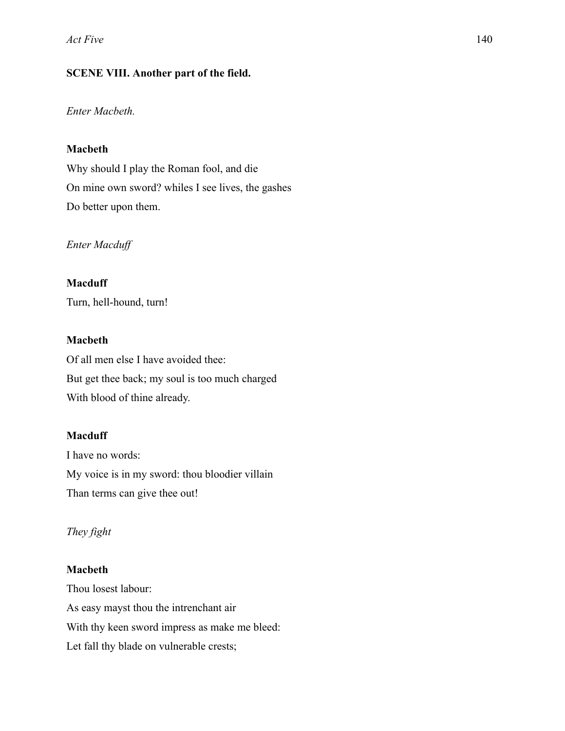## SCENE VIII. Another part of the field.

*Enter Macbeth.*

**Macbeth**

Why should I play the Roman fool, and die
On mine own sword? whiles I see lives, the gashes
Do better upon them.

*Enter Macduff*

**Macduff**

Turn, hell-hound, turn!

**Macbeth**

Of all men else I have avoided thee:
But get thee back; my soul is too much charged
With blood of thine already.

**Macduff**

I have no words:
My voice is in my sword: thou bloodier villain
Than terms can give thee out!

*They fight*

**Macbeth**

Thou losest labour:
As easy mayst thou the intrenchant air
With thy keen sword impress as make me bleed:
Let fall thy blade on vulnerable crests;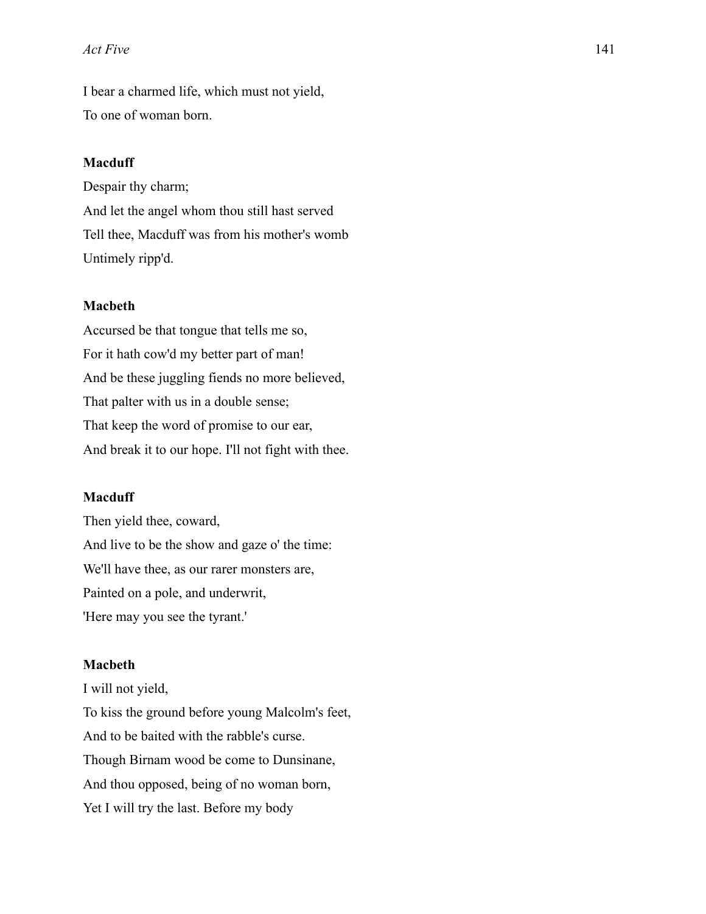I bear a charmed life, which must not yield,
To one of woman born.

**Macduff**

Despair thy charm;
And let the angel whom thou still hast served
Tell thee, Macduff was from his mother's womb
Untimely ripp'd.

**Macbeth**

Accursed be that tongue that tells me so,
For it hath cow'd my better part of man!
And be these juggling fiends no more believed,
That palter with us in a double sense;
That keep the word of promise to our ear,
And break it to our hope. I'll not fight with thee.

**Macduff**

Then yield thee, coward,
And live to be the show and gaze o' the time:
We'll have thee, as our rarer monsters are,
Painted on a pole, and underwrit,
'Here may you see the tyrant.'

**Macbeth**

I will not yield,
To kiss the ground before young Malcolm's feet,
And to be baited with the rabble's curse.
Though Birnam wood be come to Dunsinane,
And thou opposed, being of no woman born,
Yet I will try the last. Before my body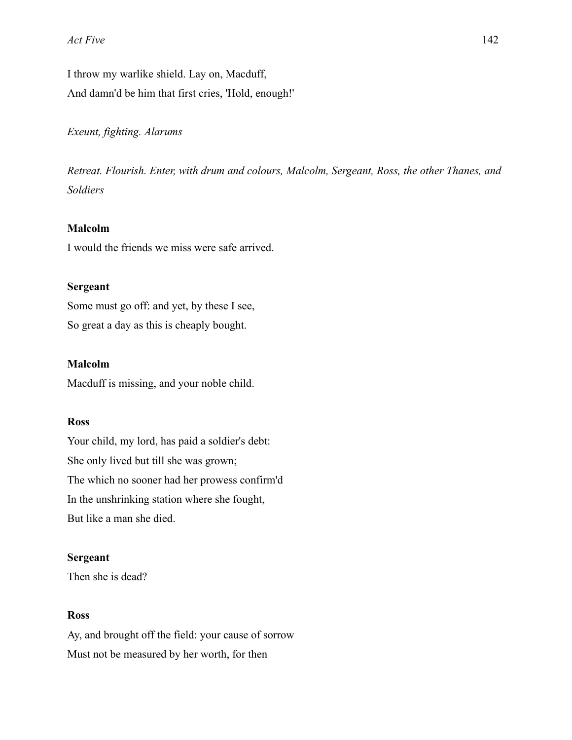I throw my warlike shield. Lay on, Macduff,
And damn'd be him that first cries, 'Hold, enough!'

*Exeunt, fighting. Alarums*

*Retreat. Flourish. Enter, with drum and colours, Malcolm, Sergeant, Ross, the other Thanes, and Soldiers*

**Malcolm**
I would the friends we miss were safe arrived.

**Sergeant**
Some must go off: and yet, by these I see,
So great a day as this is cheaply bought.

**Malcolm**
Macduff is missing, and your noble child.

**Ross**
Your child, my lord, has paid a soldier's debt:
She only lived but till she was grown;
The which no sooner had her prowess confirm'd
In the unshrinking station where she fought,
But like a man she died.

**Sergeant**
Then she is dead?

**Ross**
Ay, and brought off the field: your cause of sorrow
Must not be measured by her worth, for then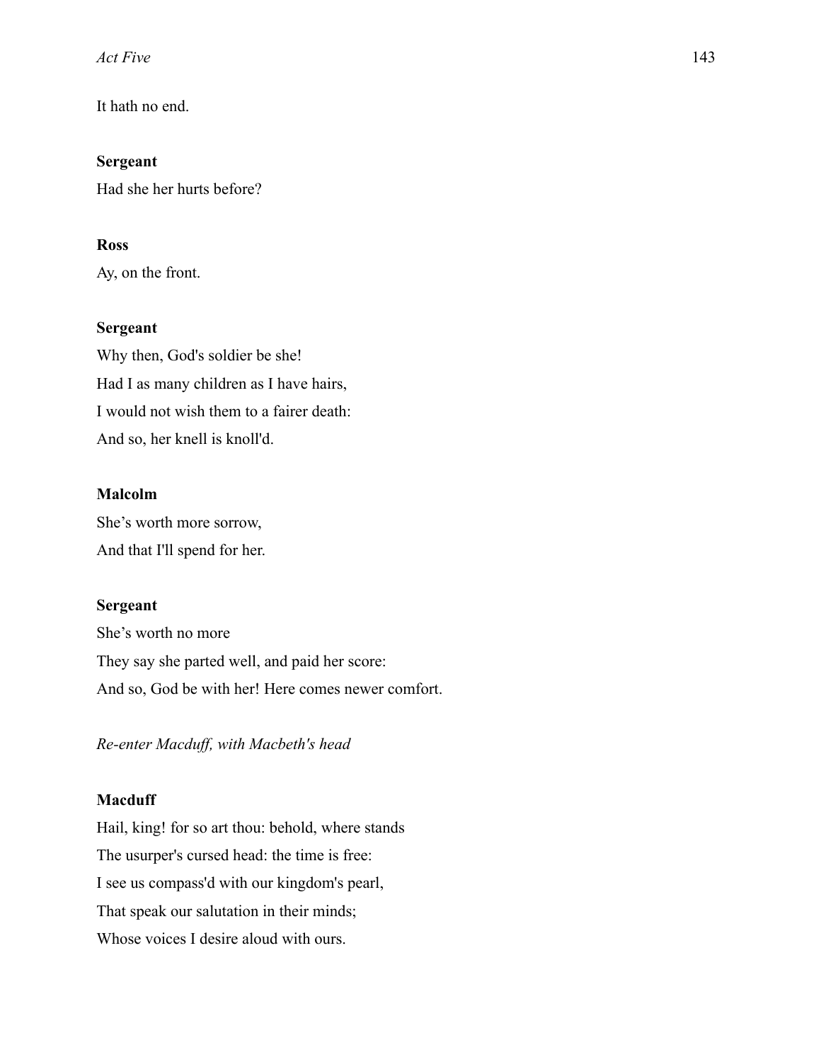It hath no end.

**Sergeant**

Had she her hurts before?

**Ross**

Ay, on the front.

**Sergeant**

Why then, God's soldier be she!

Had I as many children as I have hairs,

I would not wish them to a fairer death:

And so, her knell is knoll'd.

**Malcolm**

She’s worth more sorrow,

And that I'll spend for her.

**Sergeant**

She’s worth no more

They say she parted well, and paid her score:

And so, God be with her! Here comes newer comfort.

*Re-enter Macduff, with Macbeth's head*

**Macduff**

Hail, king! for so art thou: behold, where stands

The usurper's cursed head: the time is free:

I see us compass'd with our kingdom's pearl,

That speak our salutation in their minds;

Whose voices I desire aloud with ours.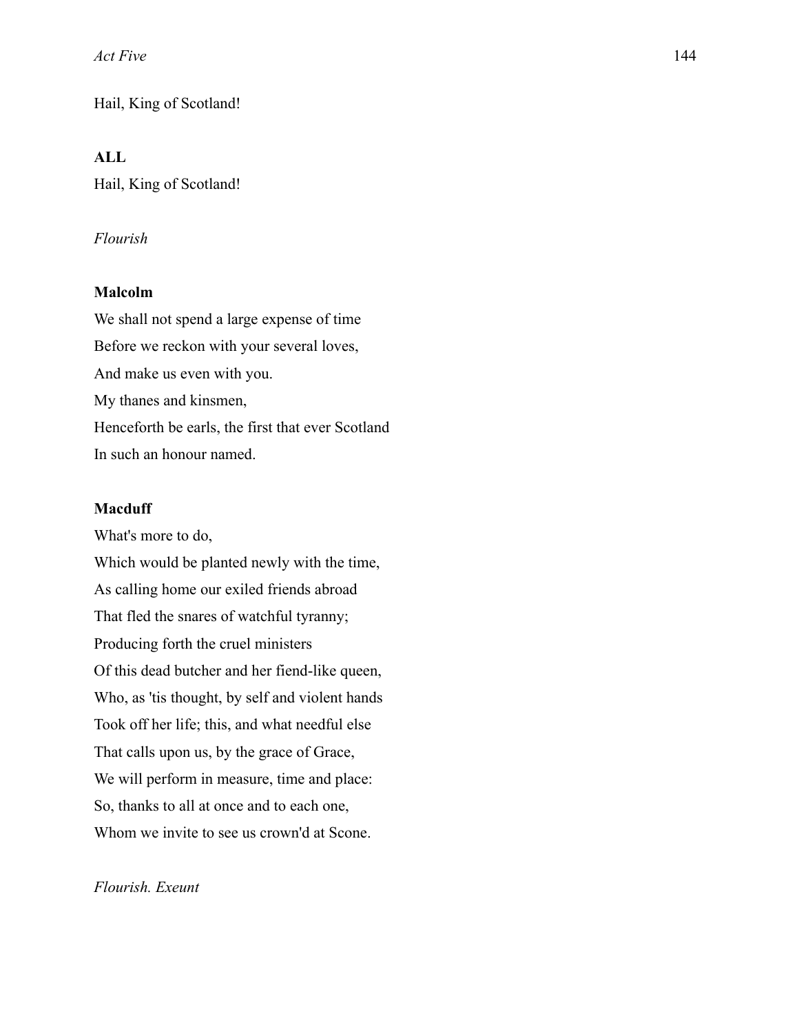Hail, King of Scotland!

**ALL**

Hail, King of Scotland!

*Flourish*

**Malcolm**

We shall not spend a large expense of time  
Before we reckon with your several loves,  
And make us even with you.  
My thanes and kinsmen,  
Henceforth be earls, the first that ever Scotland  
In such an honour named.

**Macduff**

What's more to do,  
Which would be planted newly with the time,  
As calling home our exiled friends abroad  
That fled the snares of watchful tyranny;  
Producing forth the cruel ministers  
Of this dead butcher and her fiend-like queen,  
Who, as 'tis thought, by self and violent hands  
Took off her life; this, and what needful else  
That calls upon us, by the grace of Grace,  
We will perform in measure, time and place:  
So, thanks to all at once and to each one,  
Whom we invite to see us crown'd at Scone.

*Flourish. Exeunt*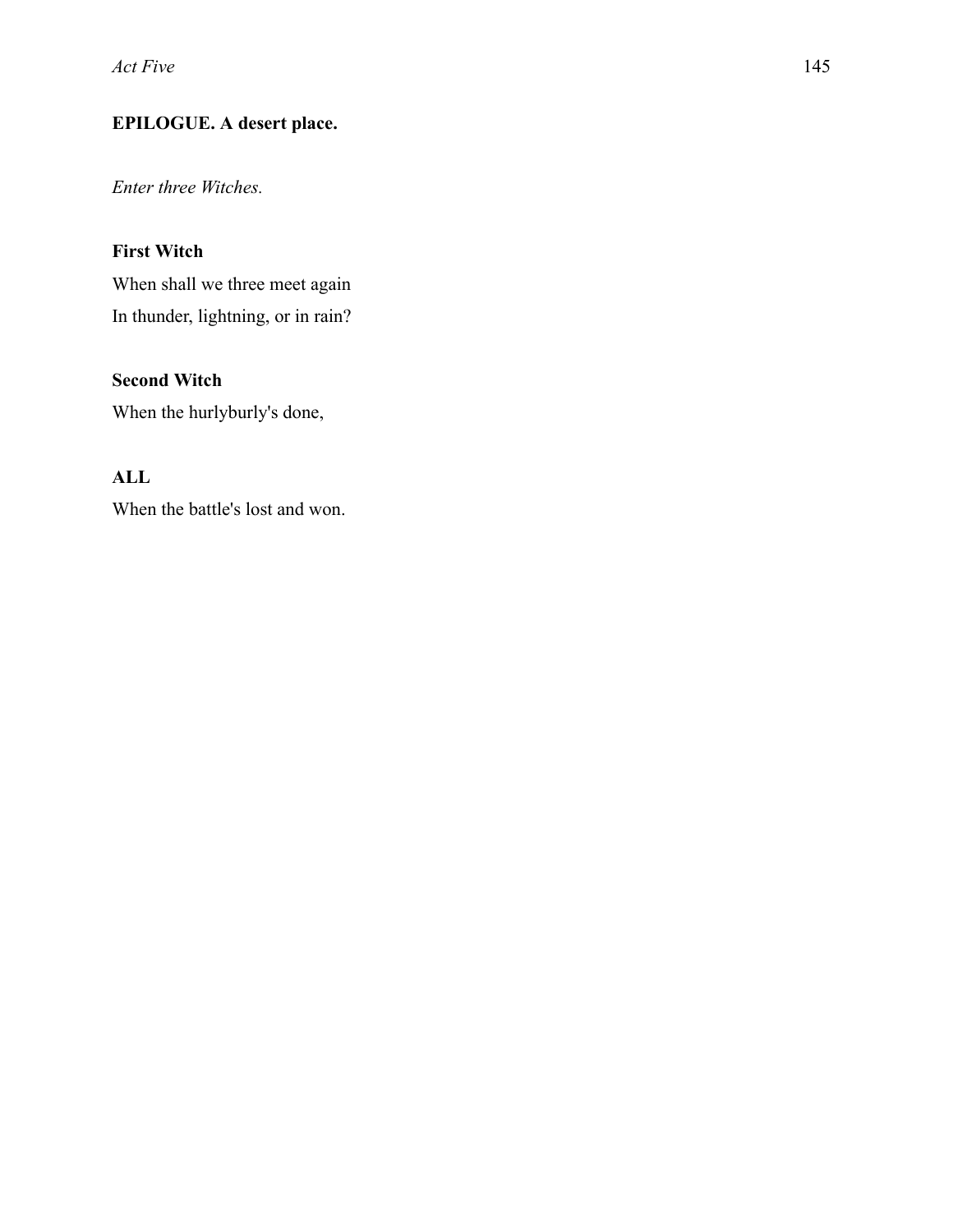**EPILOGUE. A desert place.**

*Enter three Witches.*

**First Witch**

When shall we three meet again

In thunder, lightning, or in rain?

**Second Witch**

When the hurlyburly's done,

**ALL**

When the battle's lost and won.